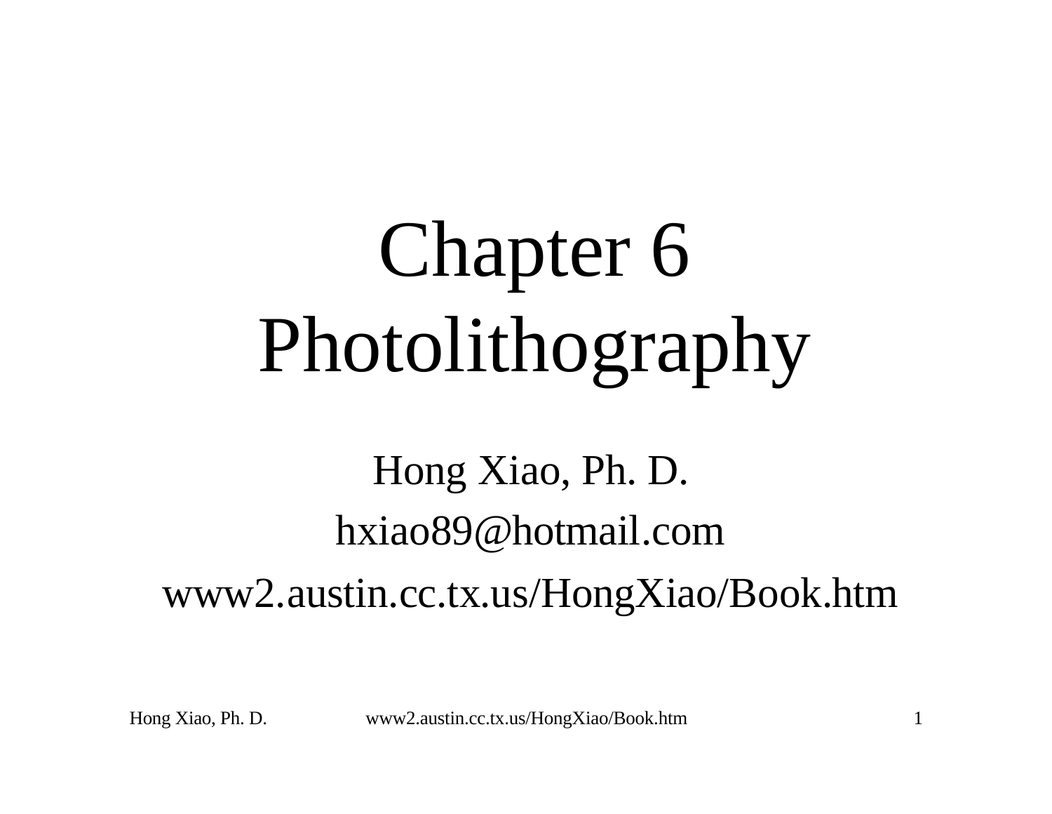# Chapter 6 Photolithography

Hong Xiao, Ph. D.

hxiao89@hotmail.com

www2.austin.cc.tx.us/HongXiao/Book.htm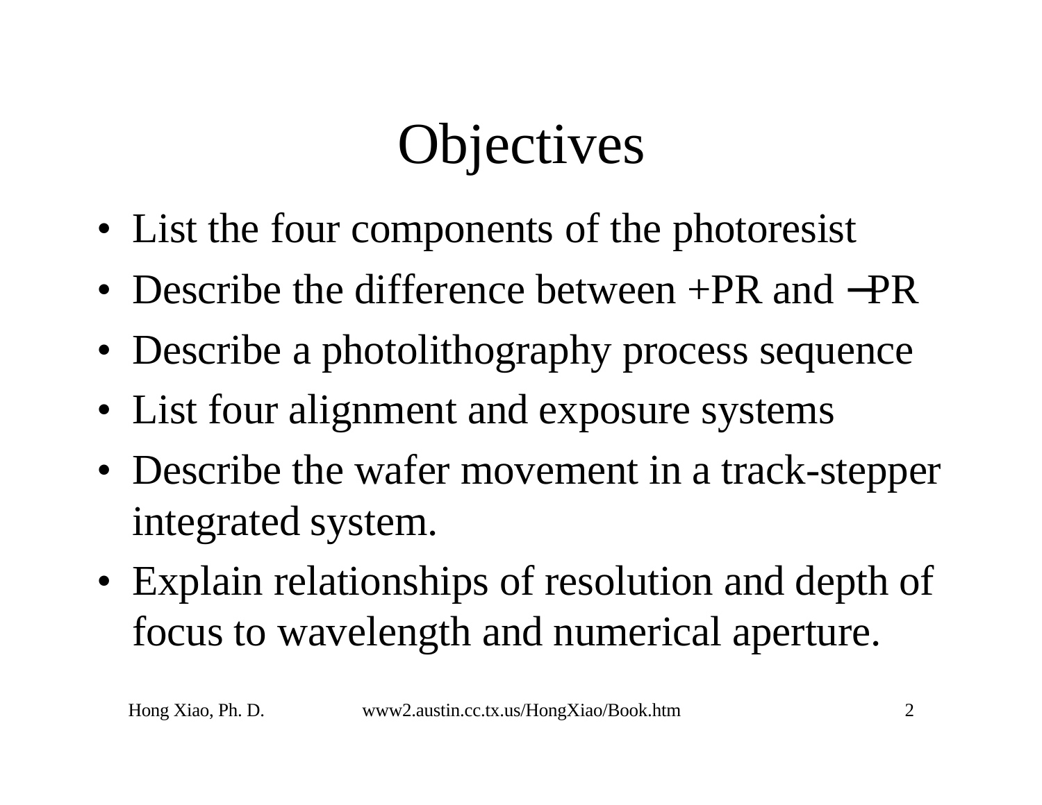# Objectives

- List the four components of the photoresist
- Describe the difference between +PR and −PR
- Describe a photolithography process sequence
- List four alignment and exposure systems
- Describe the wafer movement in a track-stepper integrated system.
- Explain relationships of resolution and depth of focus to wavelength and numerical aperture.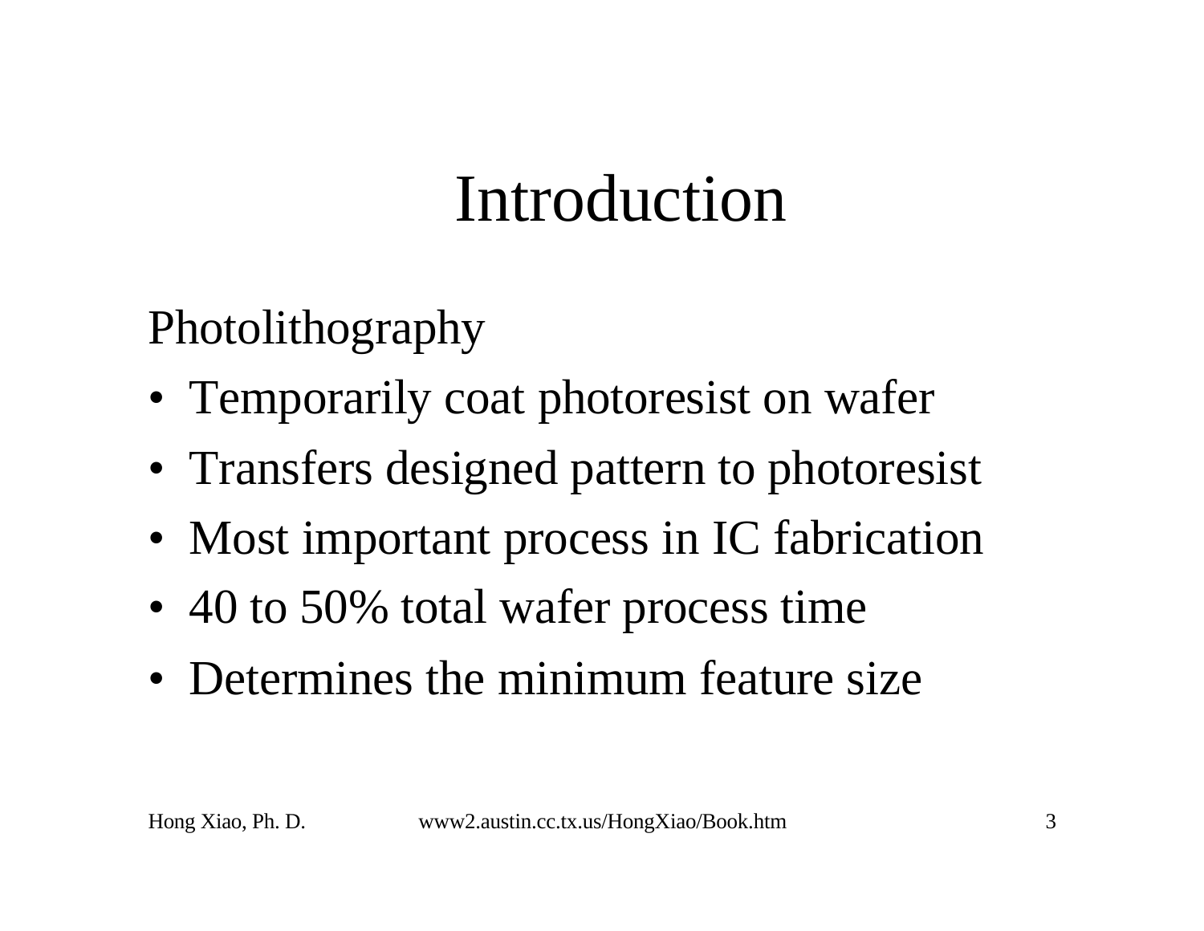# Introduction

Photolithography

- Temporarily coat photoresist on wafer
- Transfers designed pattern to photoresist
- Most important process in IC fabrication
- 40 to 50% total wafer process time
- Determines the minimum feature size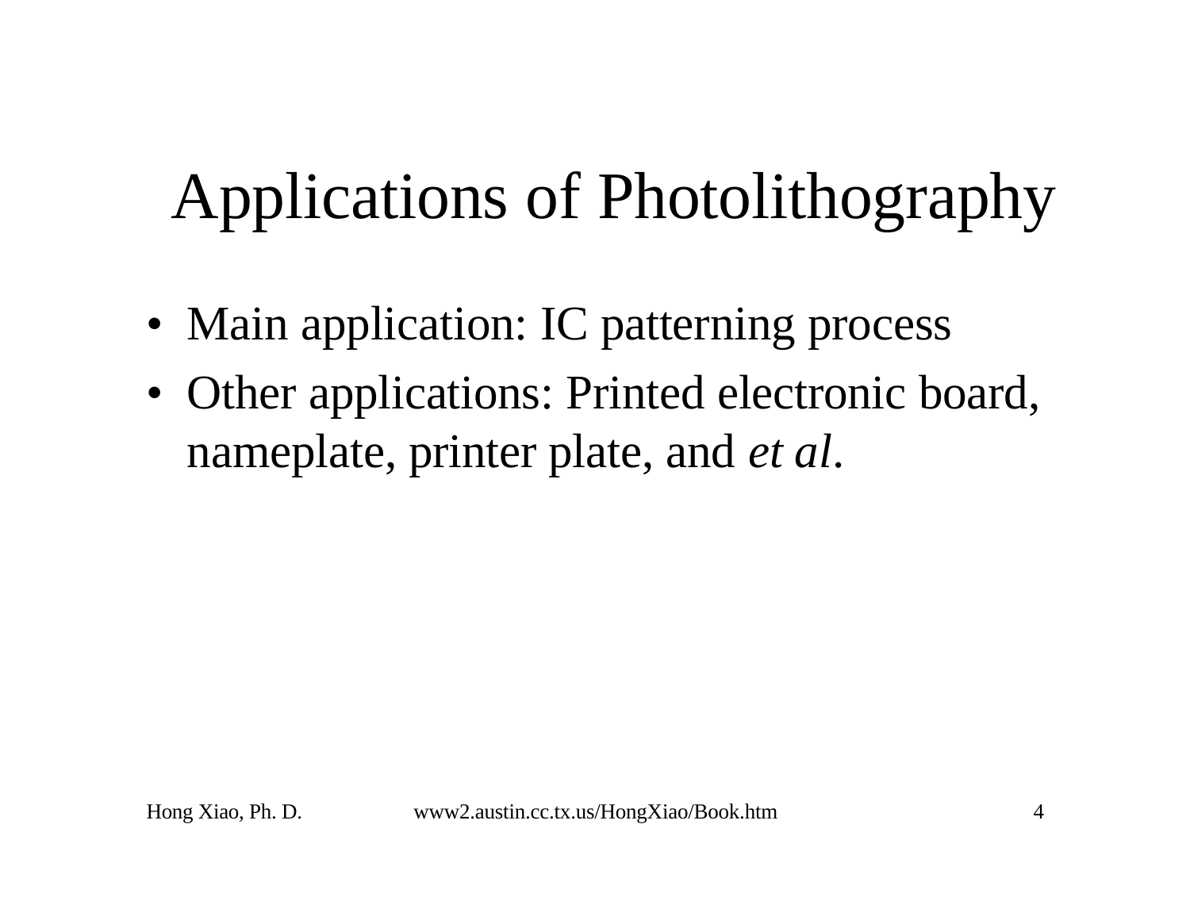# Applications of Photolithography

- Main application: IC patterning process
- Other applications: Printed electronic board, nameplate, printer plate, and *et al*.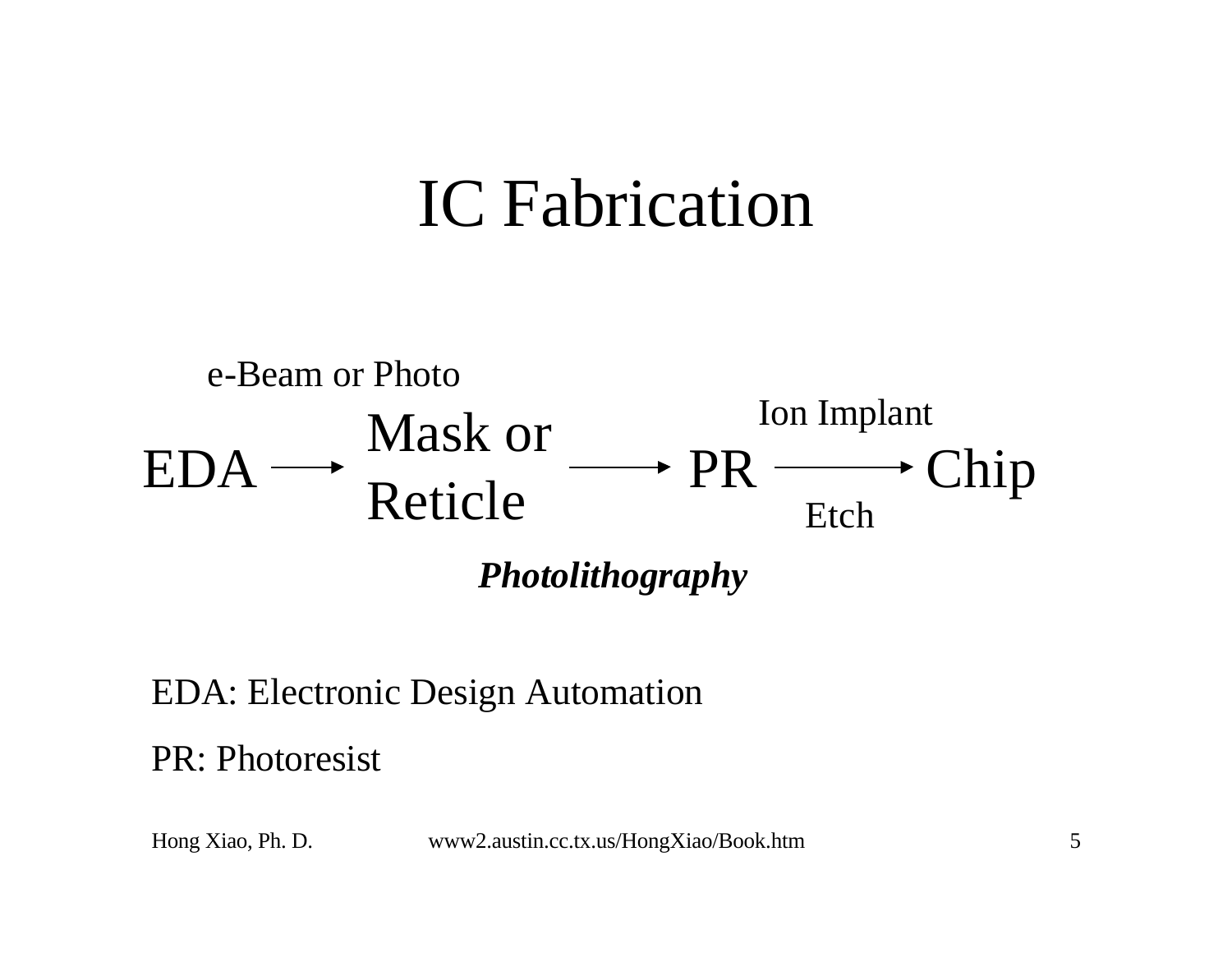# IC Fabrication

e-Beam or Photo

EDA → Mask or Reticle → PR → Chip

Ion Implant / Etch (PR → Chip)

***Photolithography***

EDA: Electronic Design Automation

PR: Photoresist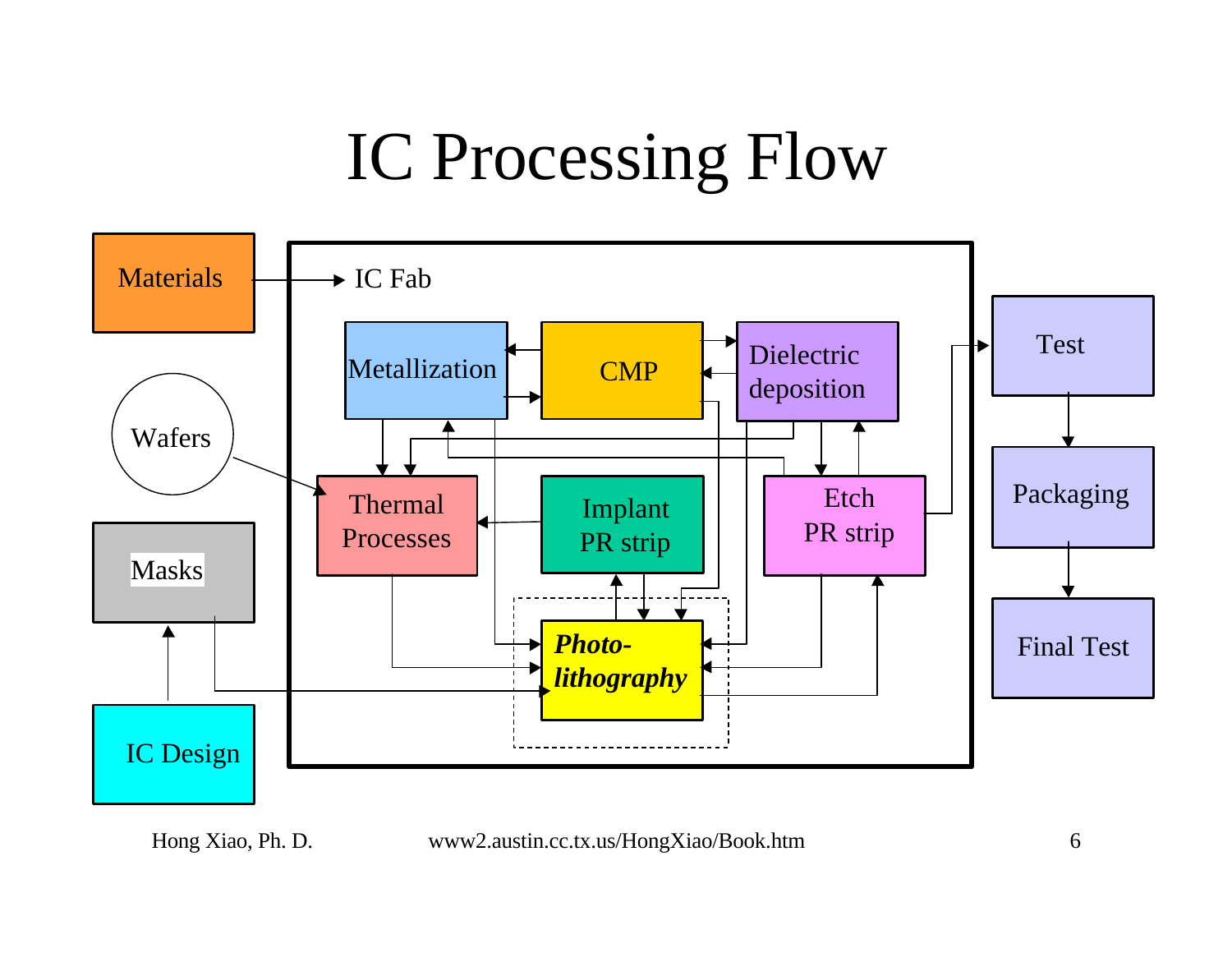# IC Processing Flow

Materials

IC Fab

Metallization

CMP

Dielectric deposition

Wafers

Thermal Processes

Implant PR strip

Etch PR strip

Test

Packaging

Final Test

Masks

***Photo-lithography***

IC Design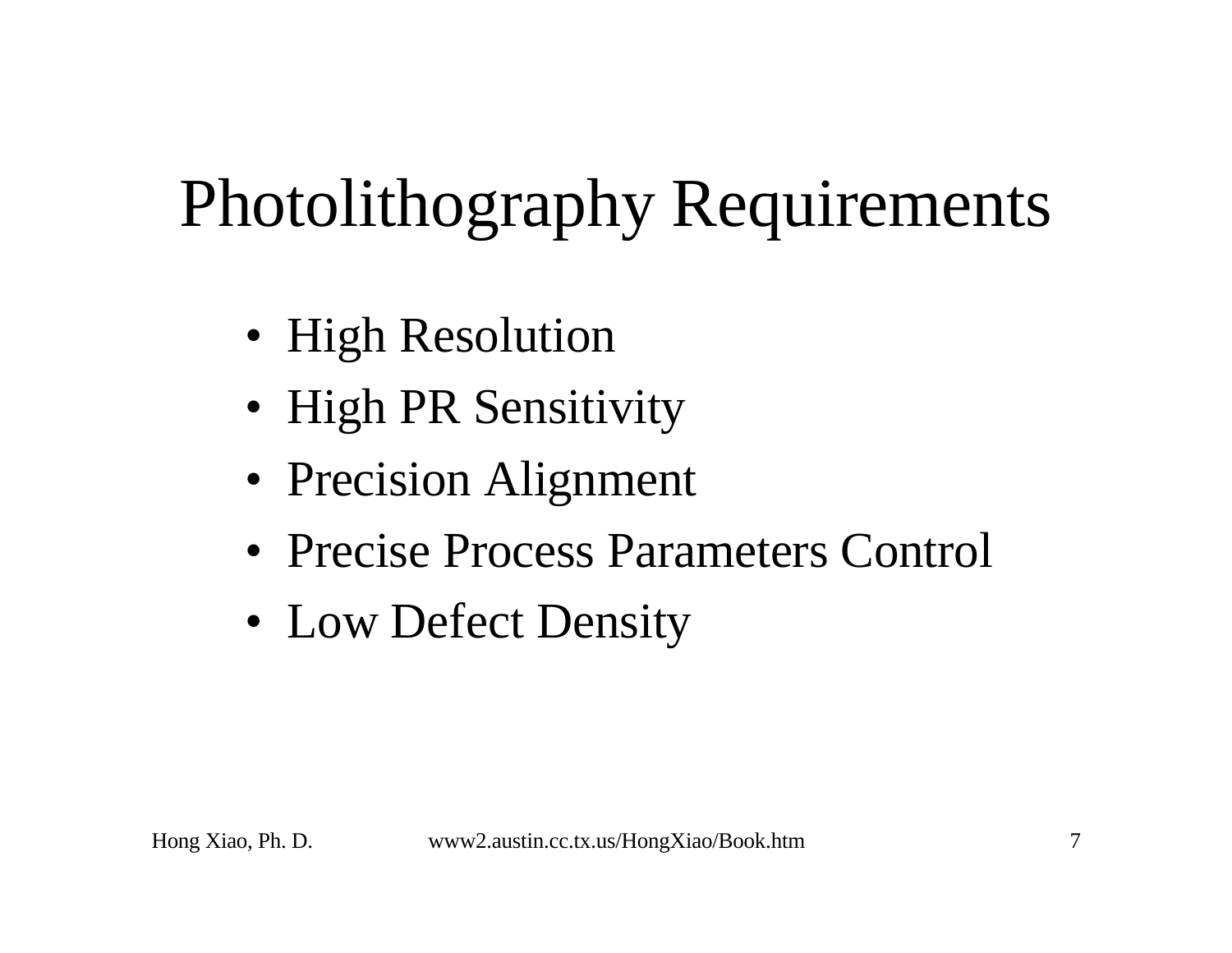# Photolithography Requirements

- High Resolution
- High PR Sensitivity
- Precision Alignment
- Precise Process Parameters Control
- Low Defect Density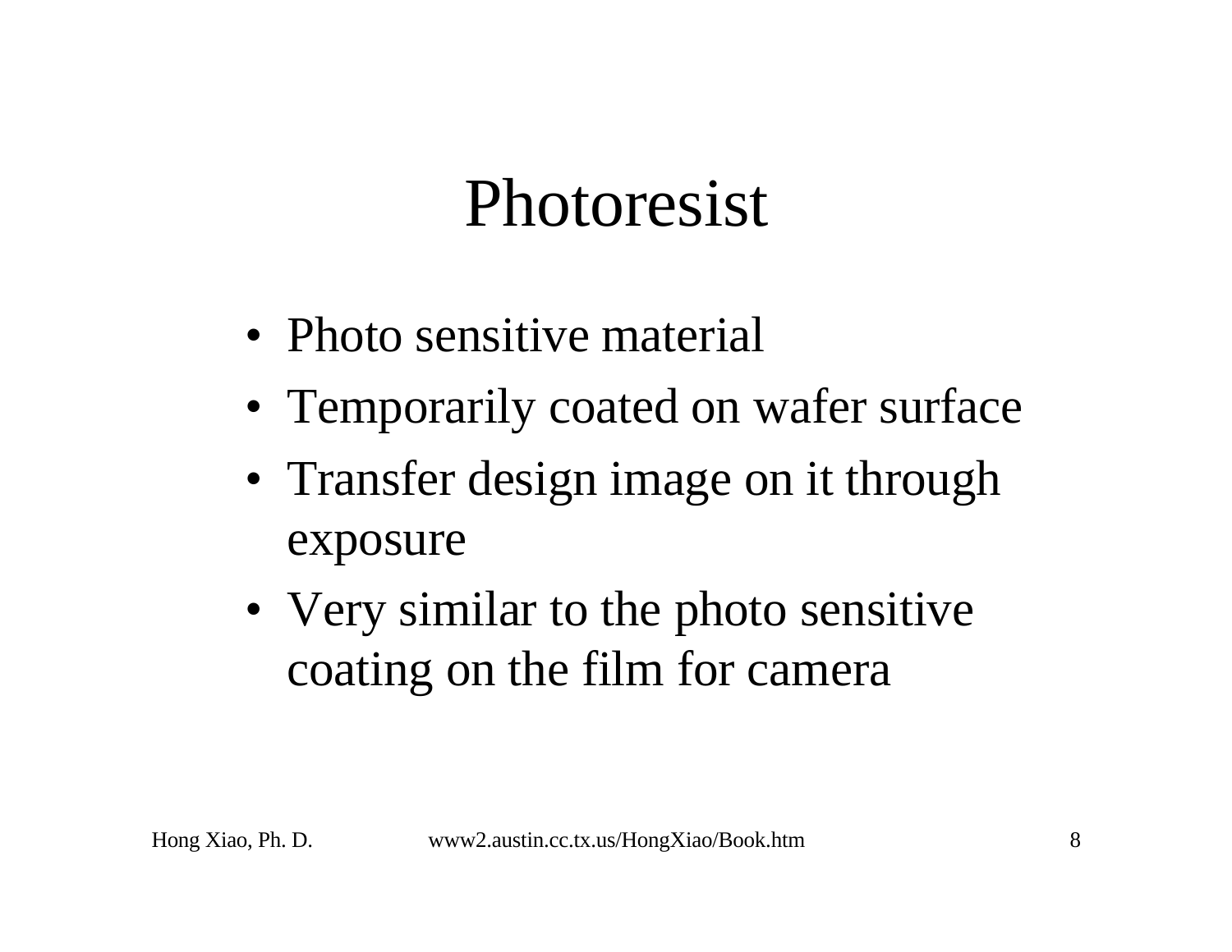# Photoresist

- Photo sensitive material
- Temporarily coated on wafer surface
- Transfer design image on it through exposure
- Very similar to the photo sensitive coating on the film for camera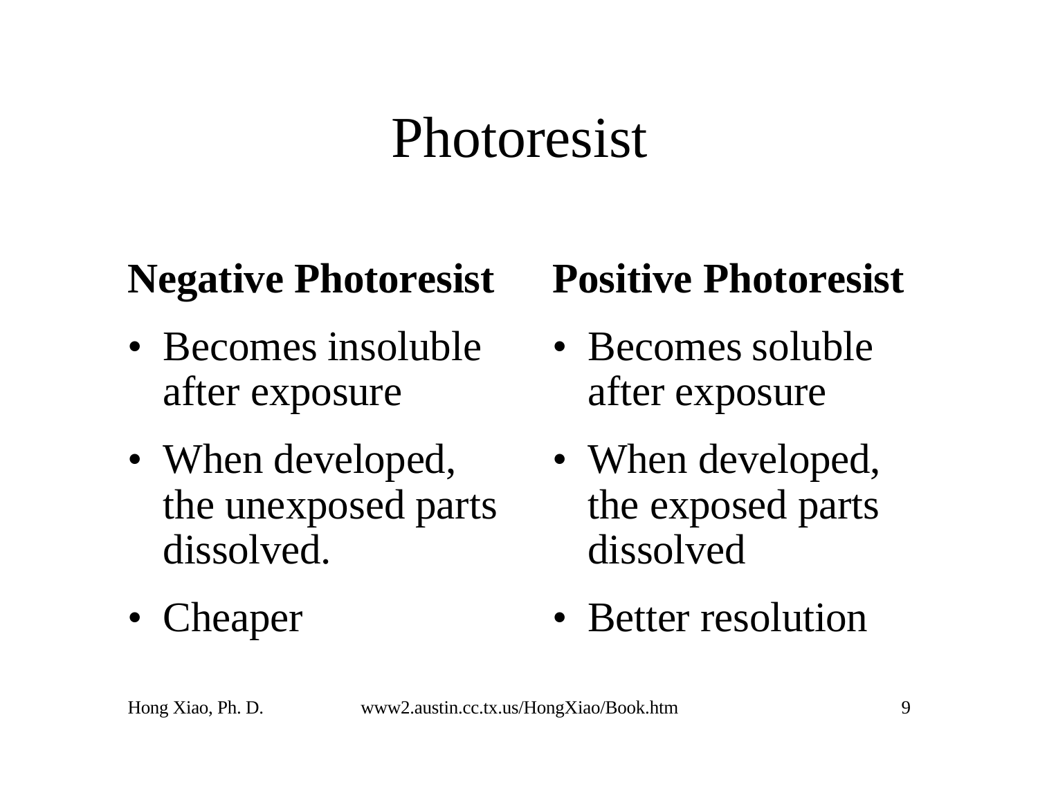# Photoresist

**Negative Photoresist**

- Becomes insoluble after exposure
- When developed, the unexposed parts dissolved.
- Cheaper

**Positive Photoresist**

- Becomes soluble after exposure
- When developed, the exposed parts dissolved
- Better resolution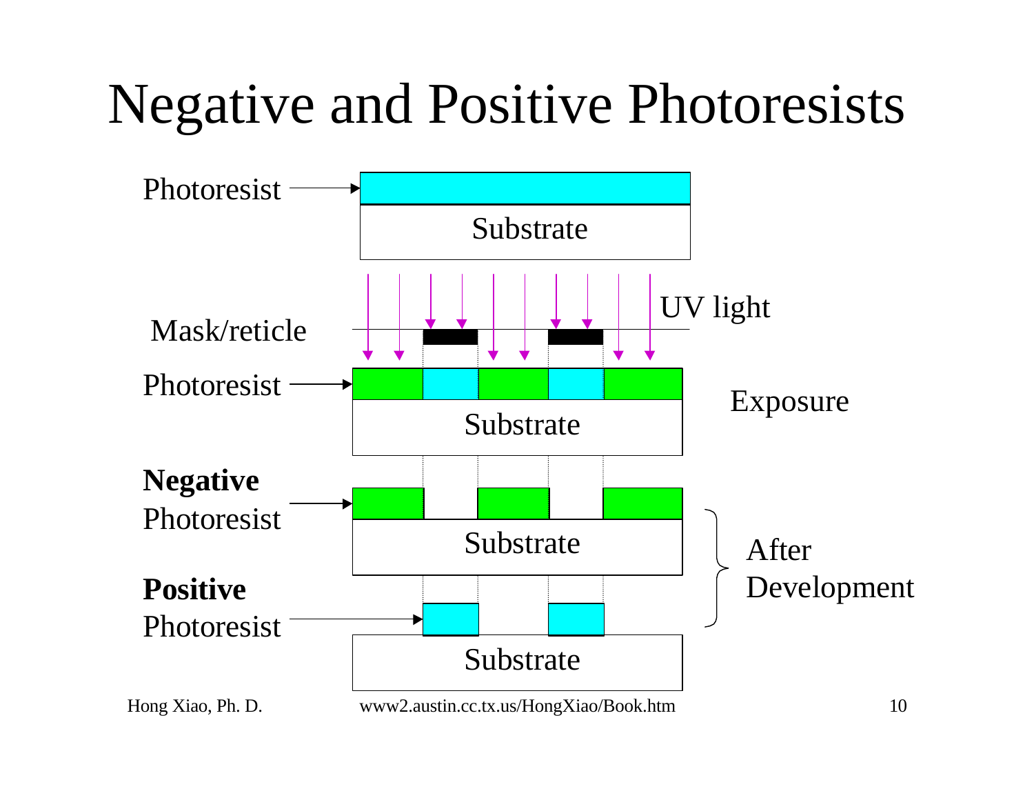# Negative and Positive Photoresists

Photoresist

Substrate

UV light

Mask/reticle

Photoresist

Substrate

Exposure

**Negative** Photoresist

Substrate

**Positive** Photoresist

Substrate

After Development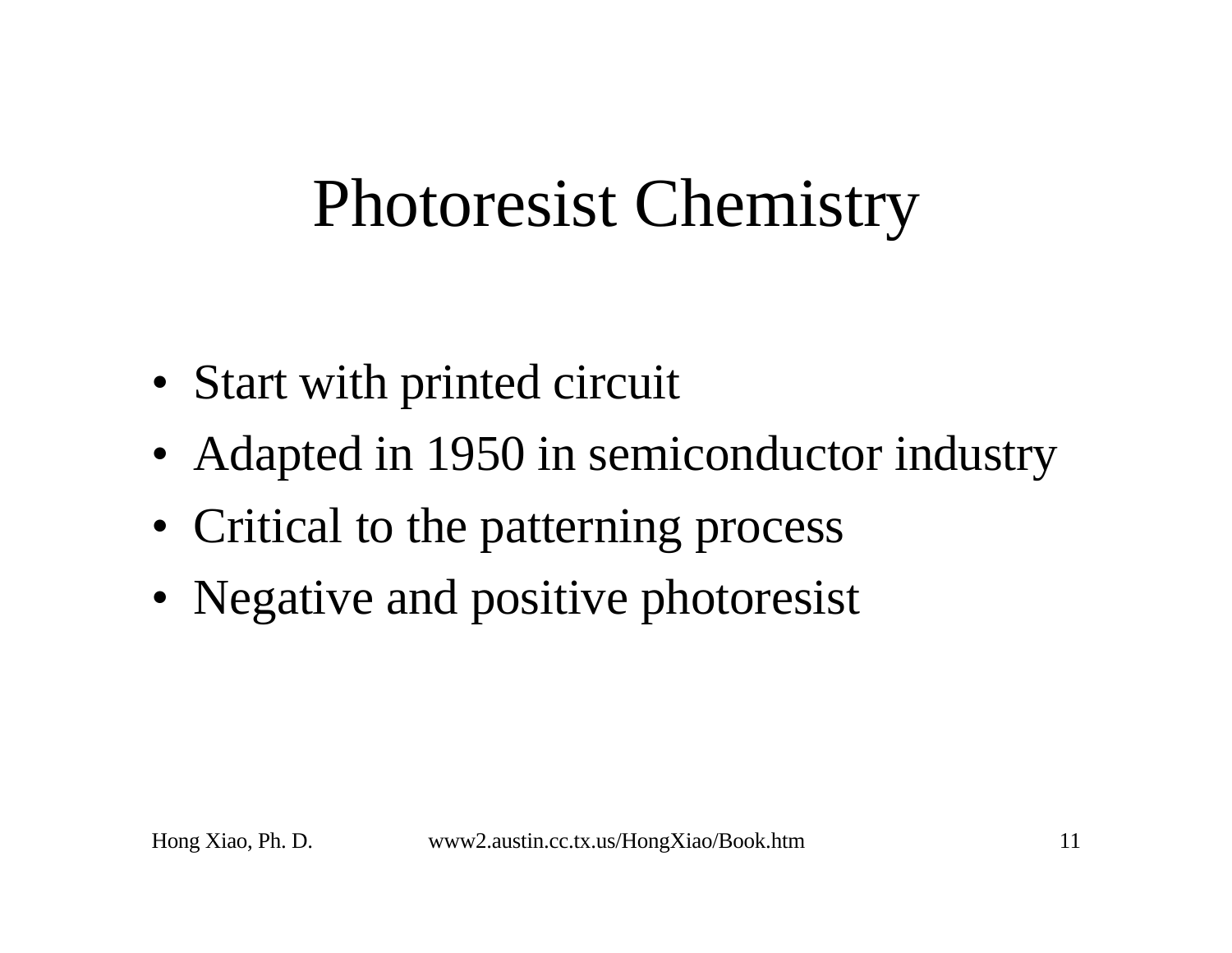# Photoresist Chemistry

- Start with printed circuit
- Adapted in 1950 in semiconductor industry
- Critical to the patterning process
- Negative and positive photoresist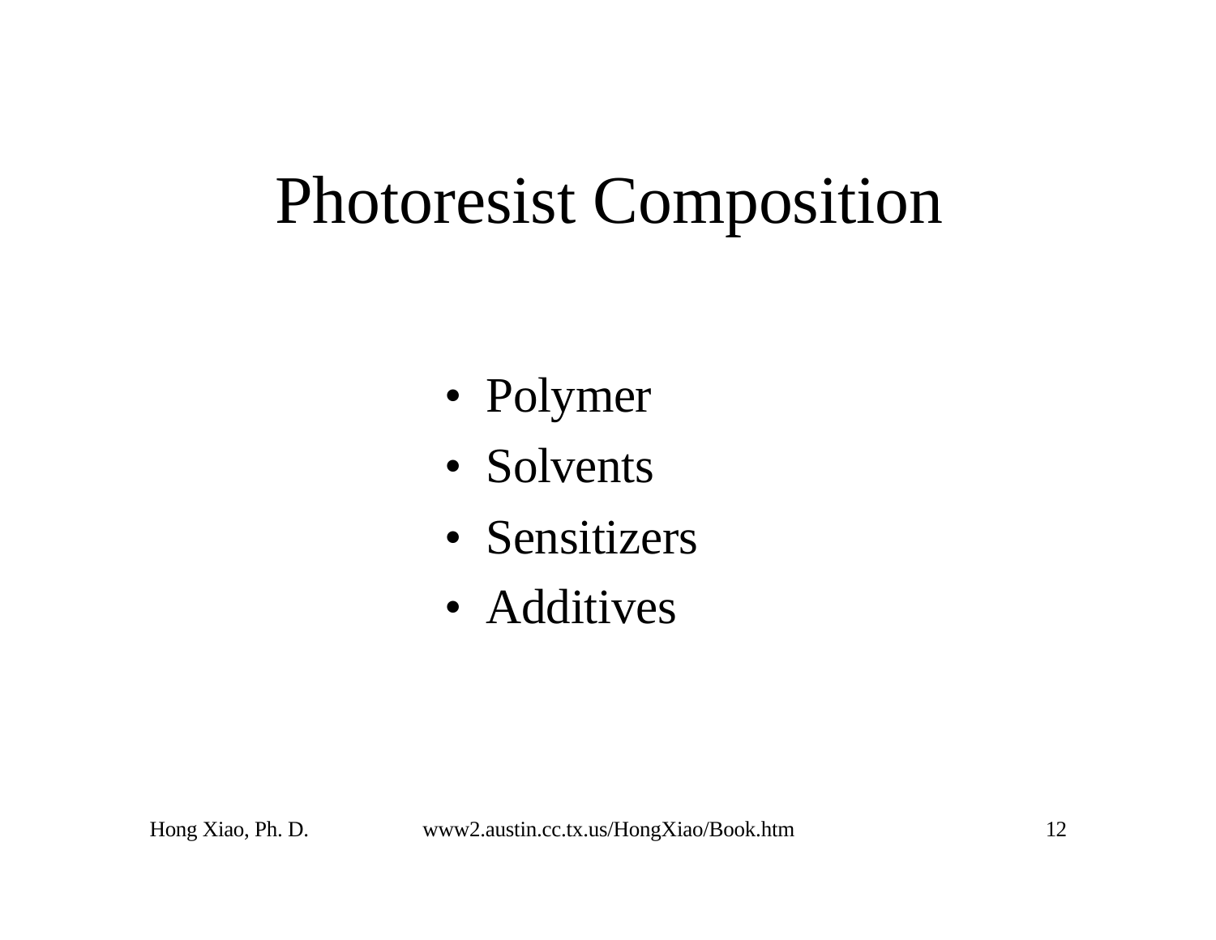# Photoresist Composition

- Polymer
- Solvents
- Sensitizers
- Additives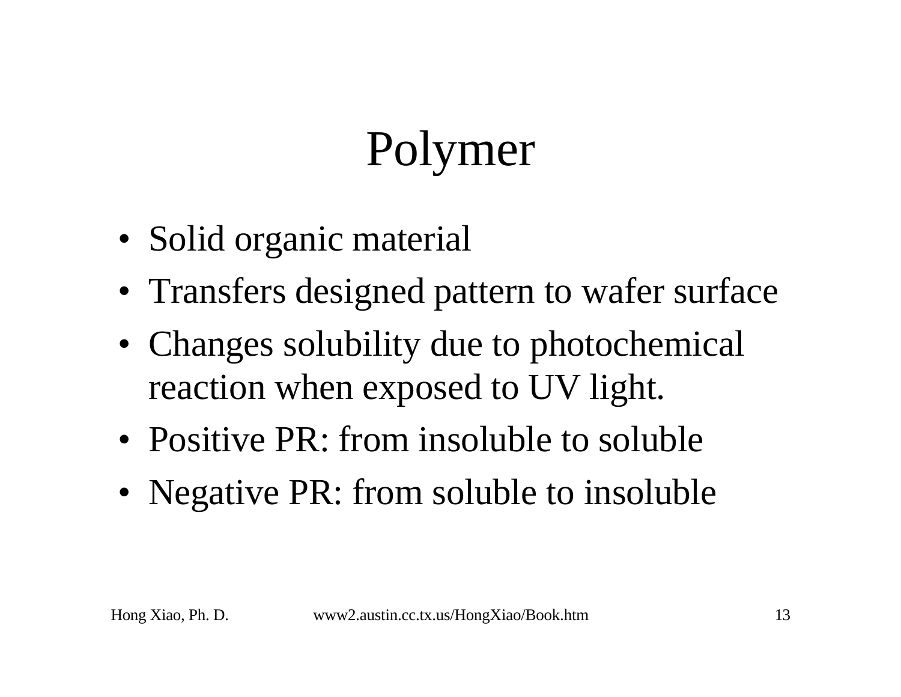# Polymer

- Solid organic material
- Transfers designed pattern to wafer surface
- Changes solubility due to photochemical reaction when exposed to UV light.
- Positive PR: from insoluble to soluble
- Negative PR: from soluble to insoluble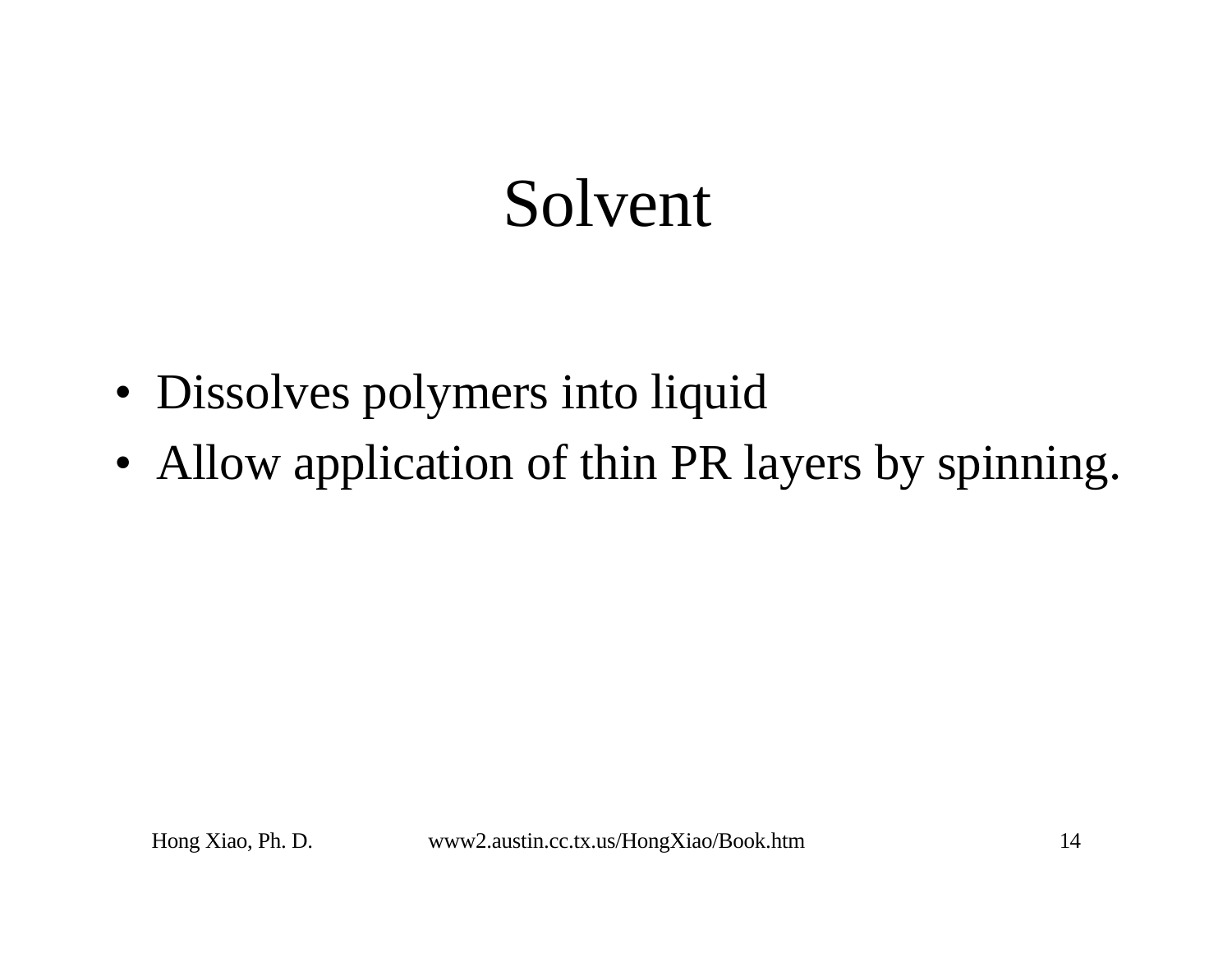# Solvent

- Dissolves polymers into liquid
- Allow application of thin PR layers by spinning.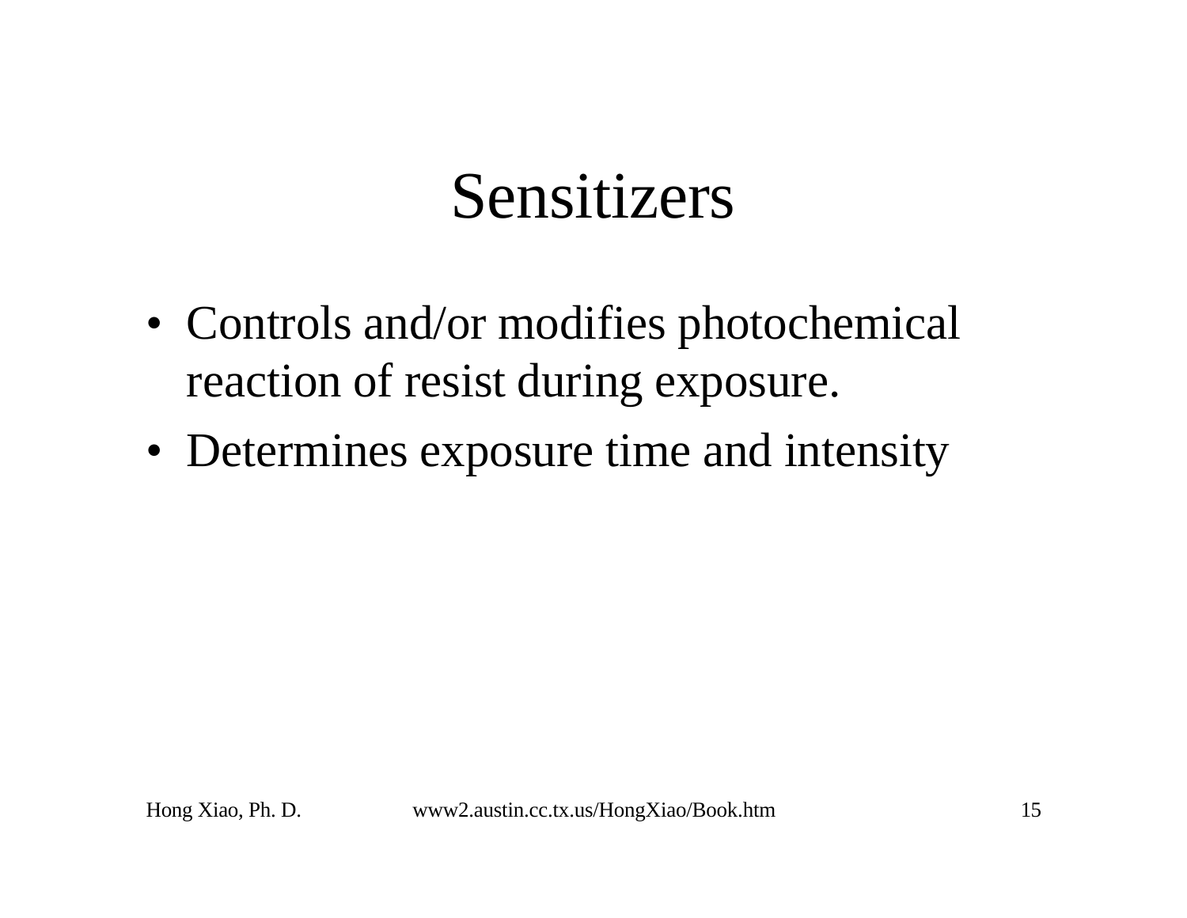# Sensitizers

- Controls and/or modifies photochemical reaction of resist during exposure.
- Determines exposure time and intensity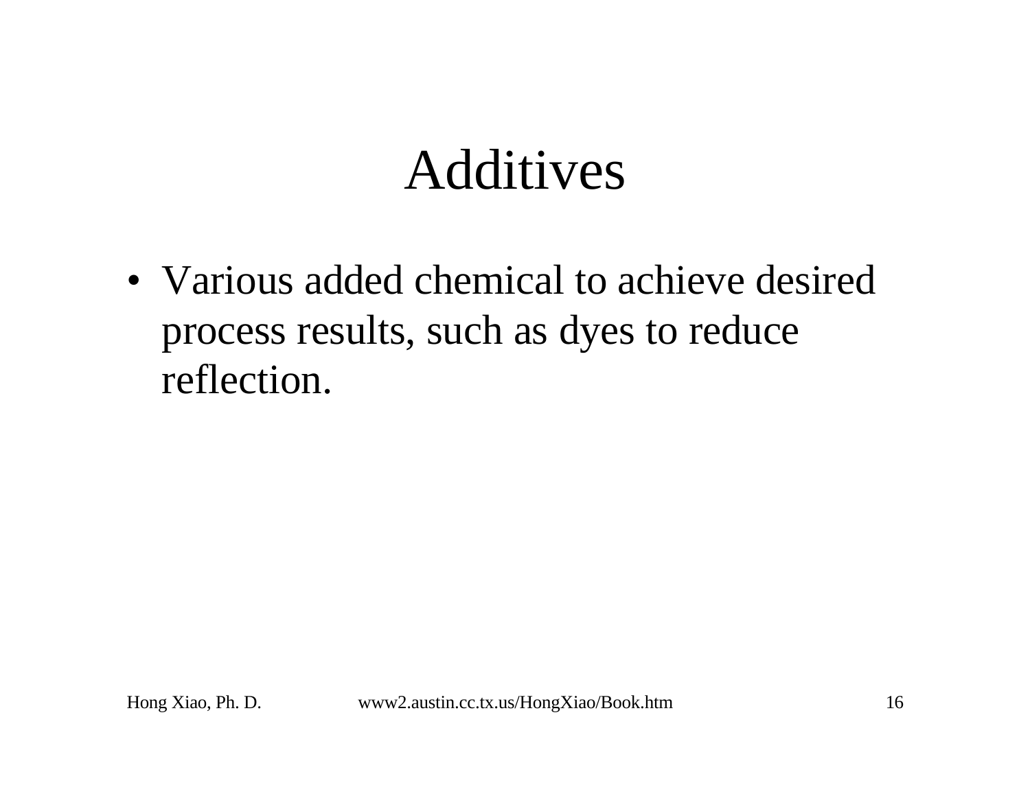# Additives

- Various added chemical to achieve desired process results, such as dyes to reduce reflection.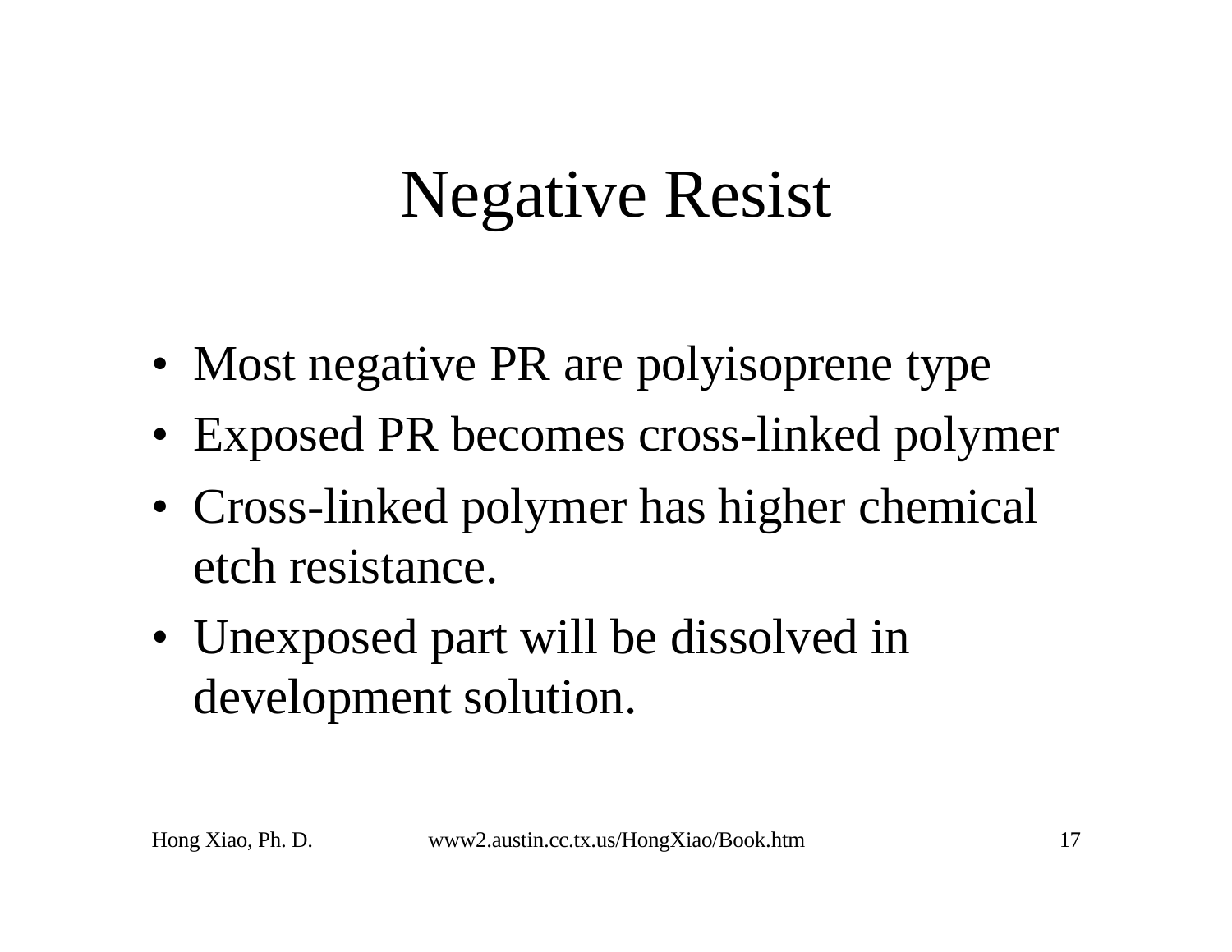# Negative Resist

- Most negative PR are polyisoprene type
- Exposed PR becomes cross-linked polymer
- Cross-linked polymer has higher chemical etch resistance.
- Unexposed part will be dissolved in development solution.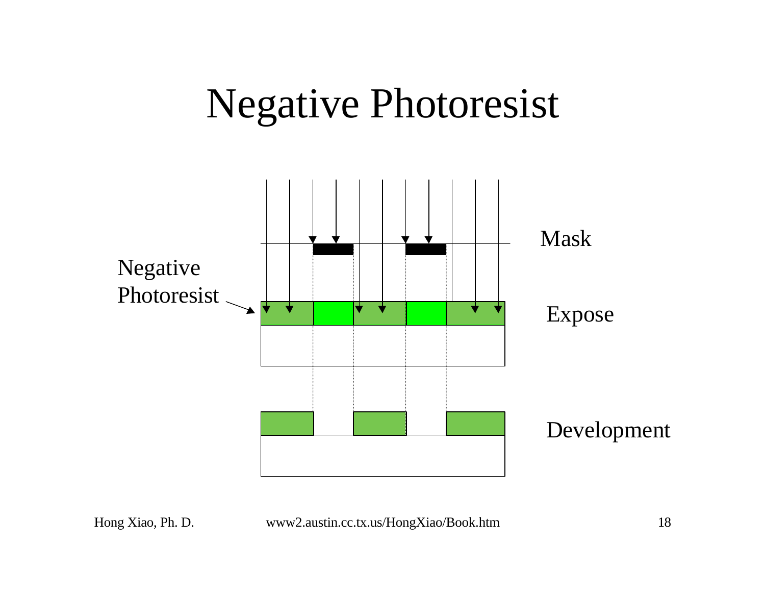# Negative Photoresist

Negative Photoresist

Mask

Expose

Development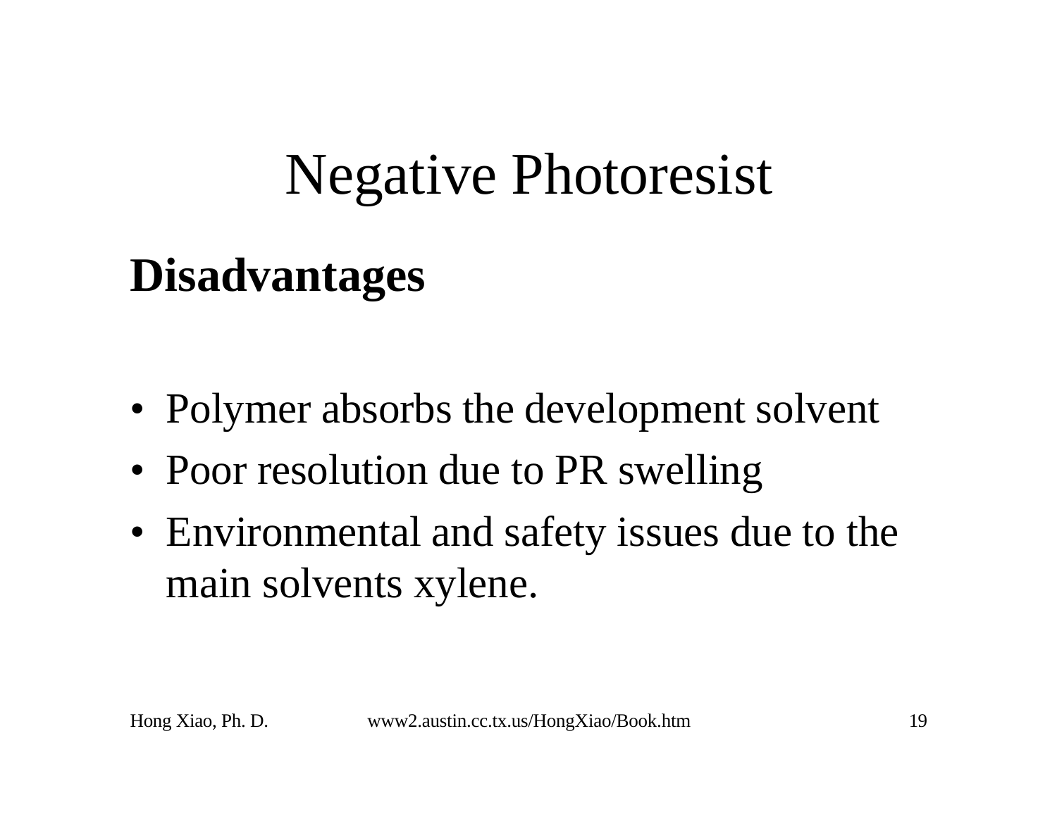# Negative Photoresist

## Disadvantages

- Polymer absorbs the development solvent
- Poor resolution due to PR swelling
- Environmental and safety issues due to the main solvents xylene.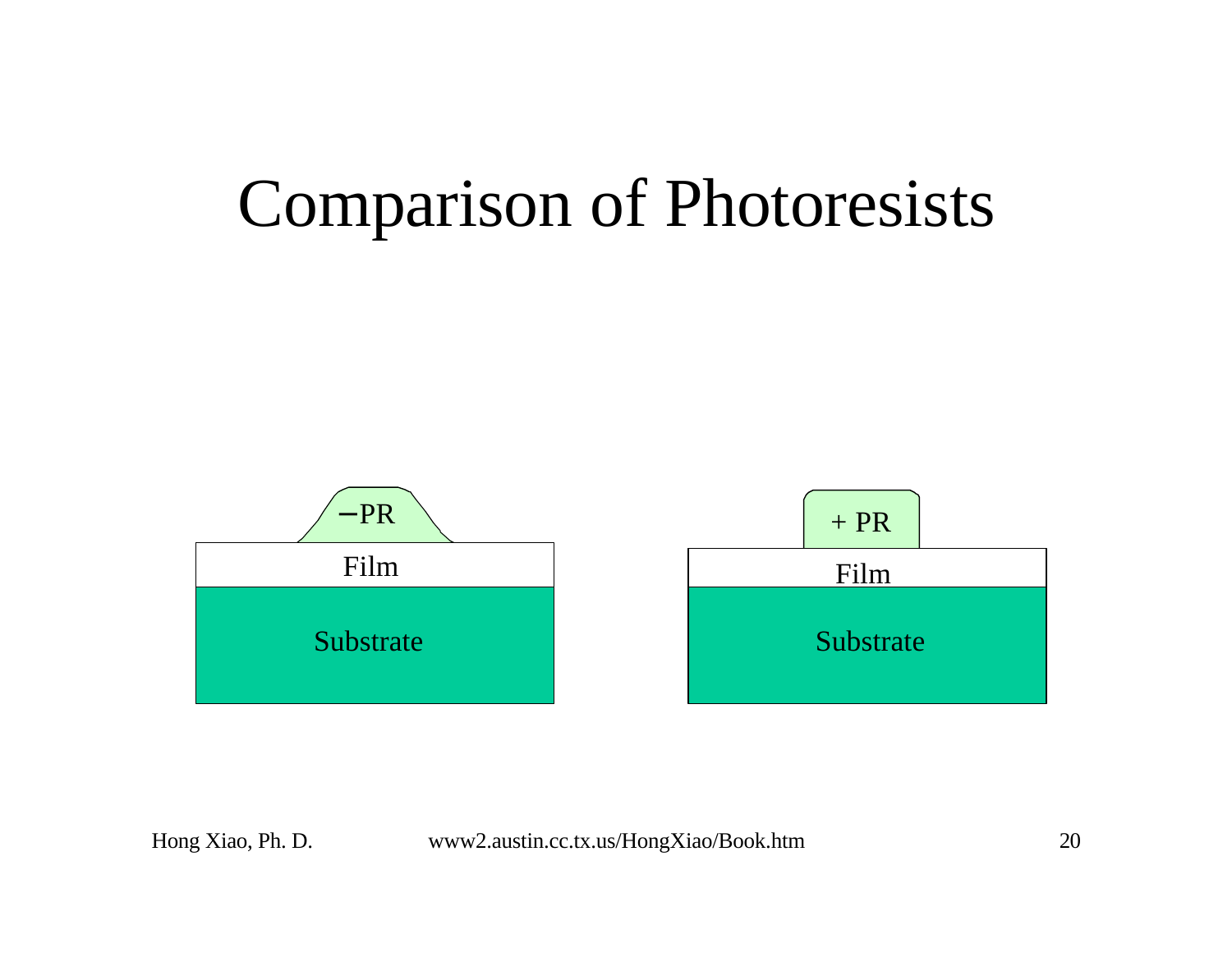# Comparison of Photoresists

−PR

Film

Substrate

+ PR

Film

Substrate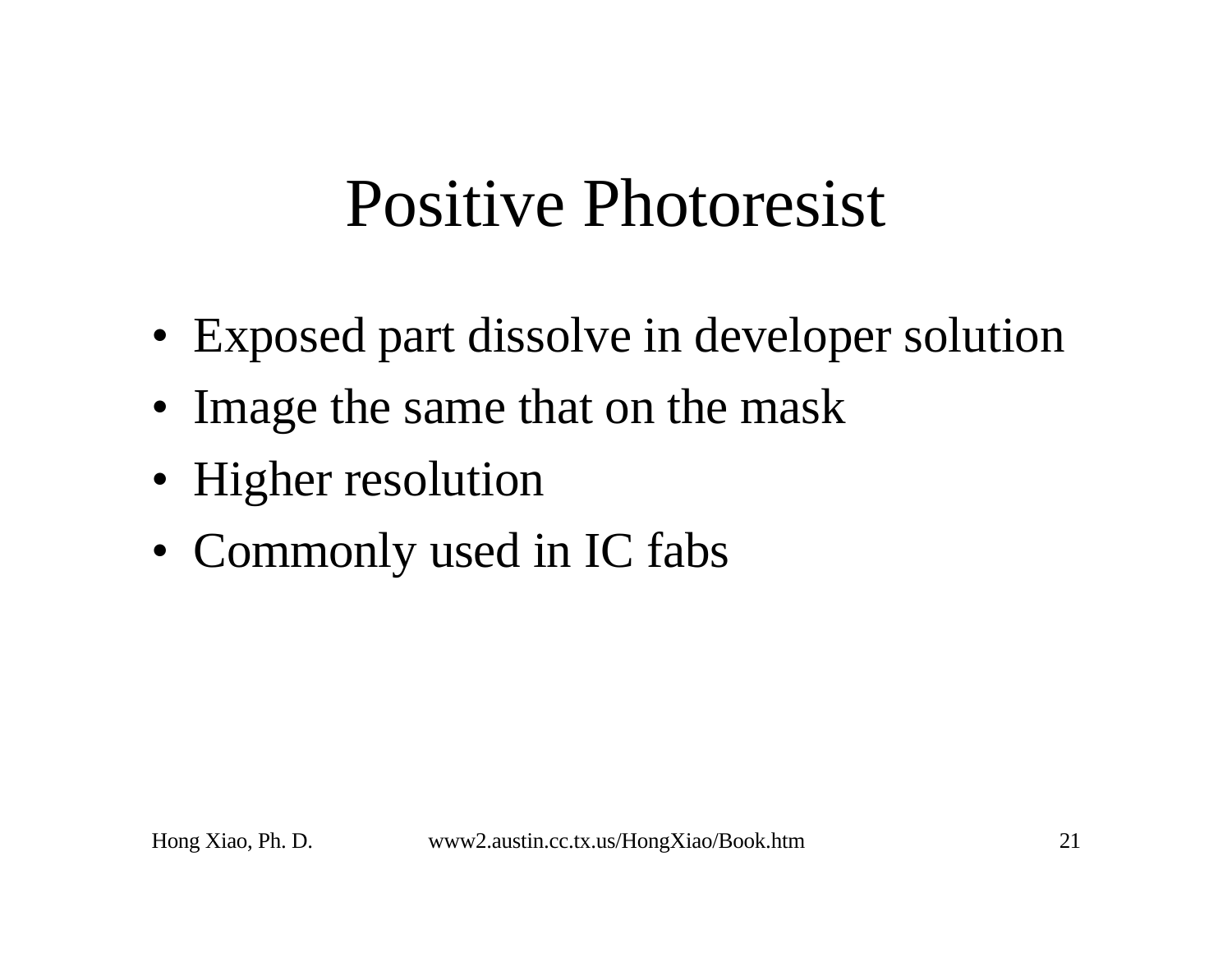# Positive Photoresist

- Exposed part dissolve in developer solution
- Image the same that on the mask
- Higher resolution
- Commonly used in IC fabs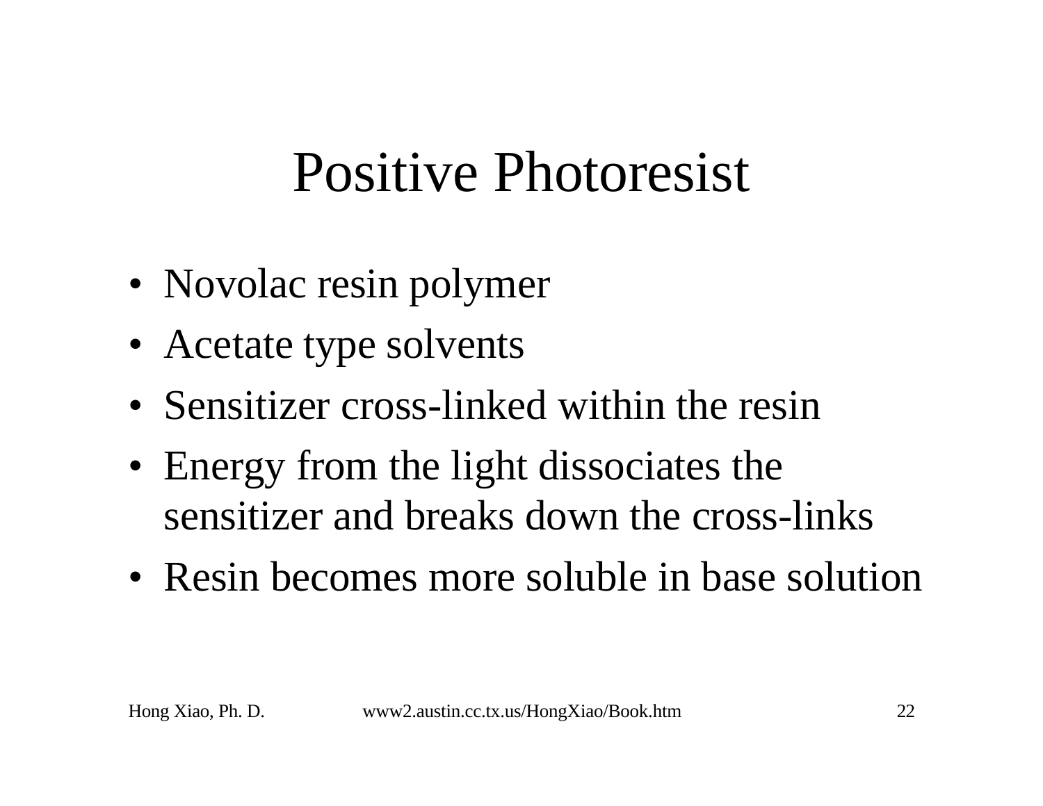# Positive Photoresist

- Novolac resin polymer
- Acetate type solvents
- Sensitizer cross-linked within the resin
- Energy from the light dissociates the sensitizer and breaks down the cross-links
- Resin becomes more soluble in base solution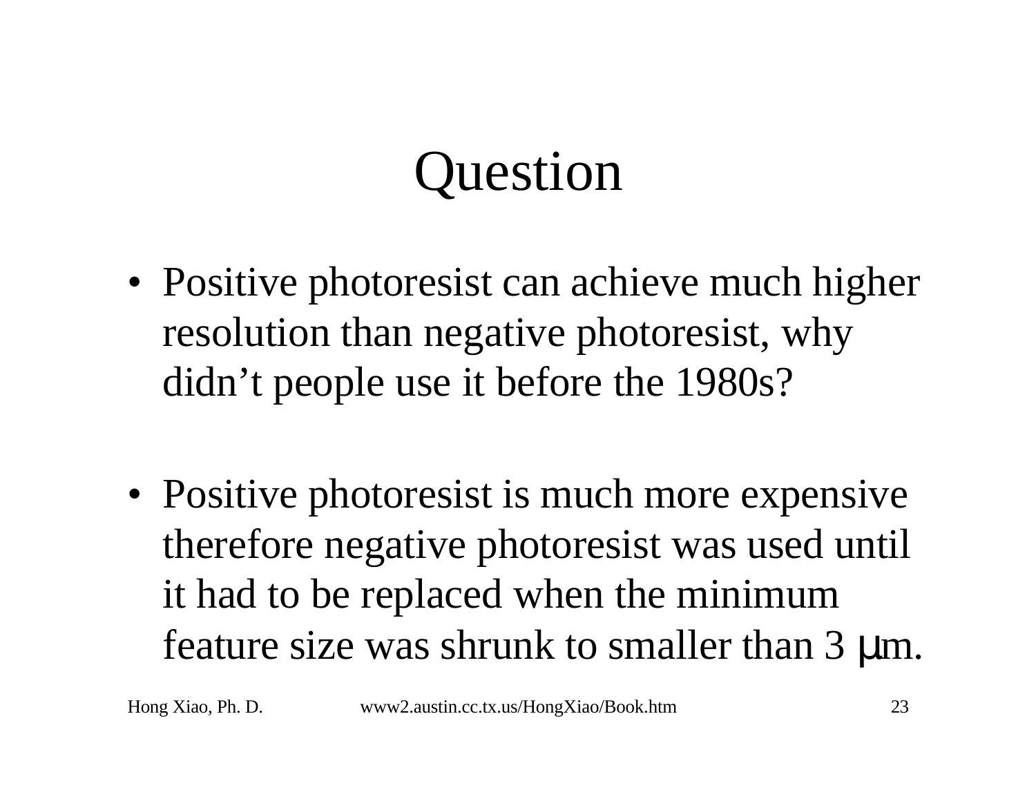# Question

- Positive photoresist can achieve much higher resolution than negative photoresist, why didn't people use it before the 1980s?

- Positive photoresist is much more expensive therefore negative photoresist was used until it had to be replaced when the minimum feature size was shrunk to smaller than 3 μm.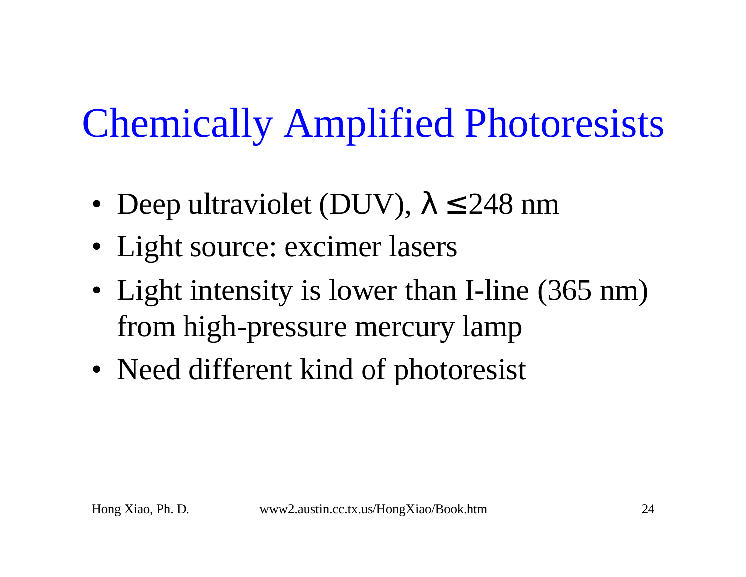# Chemically Amplified Photoresists

- Deep ultraviolet (DUV), $\lambda \leq 248$ nm
- Light source: excimer lasers
- Light intensity is lower than I-line (365 nm) from high-pressure mercury lamp
- Need different kind of photoresist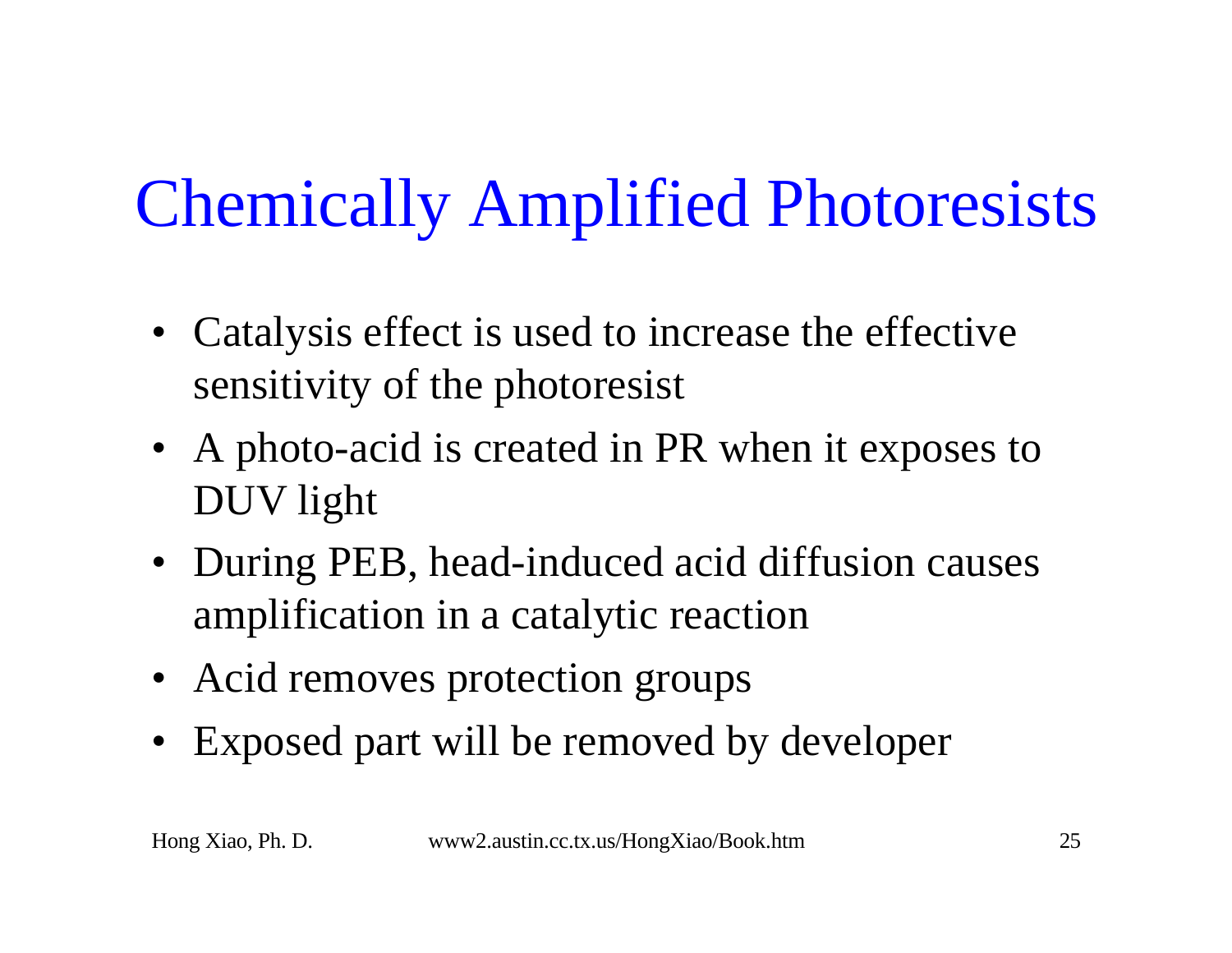# Chemically Amplified Photoresists

- Catalysis effect is used to increase the effective sensitivity of the photoresist
- A photo-acid is created in PR when it exposes to DUV light
- During PEB, head-induced acid diffusion causes amplification in a catalytic reaction
- Acid removes protection groups
- Exposed part will be removed by developer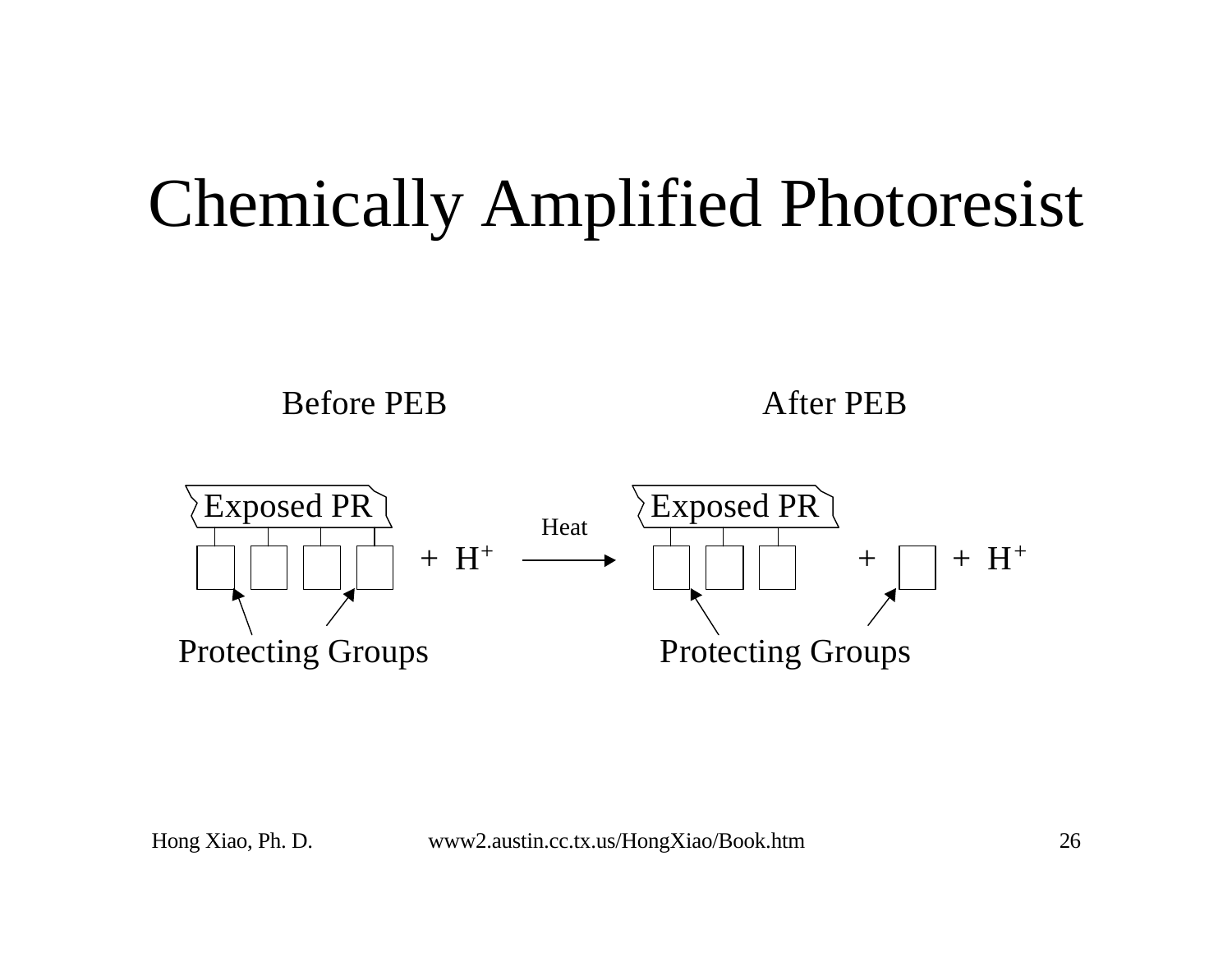# Chemically Amplified Photoresist

Before PEB

Exposed PR

$+ \; H^+$

Protecting Groups

Heat

After PEB

Exposed PR

$+ \quad + \; H^+$

Protecting Groups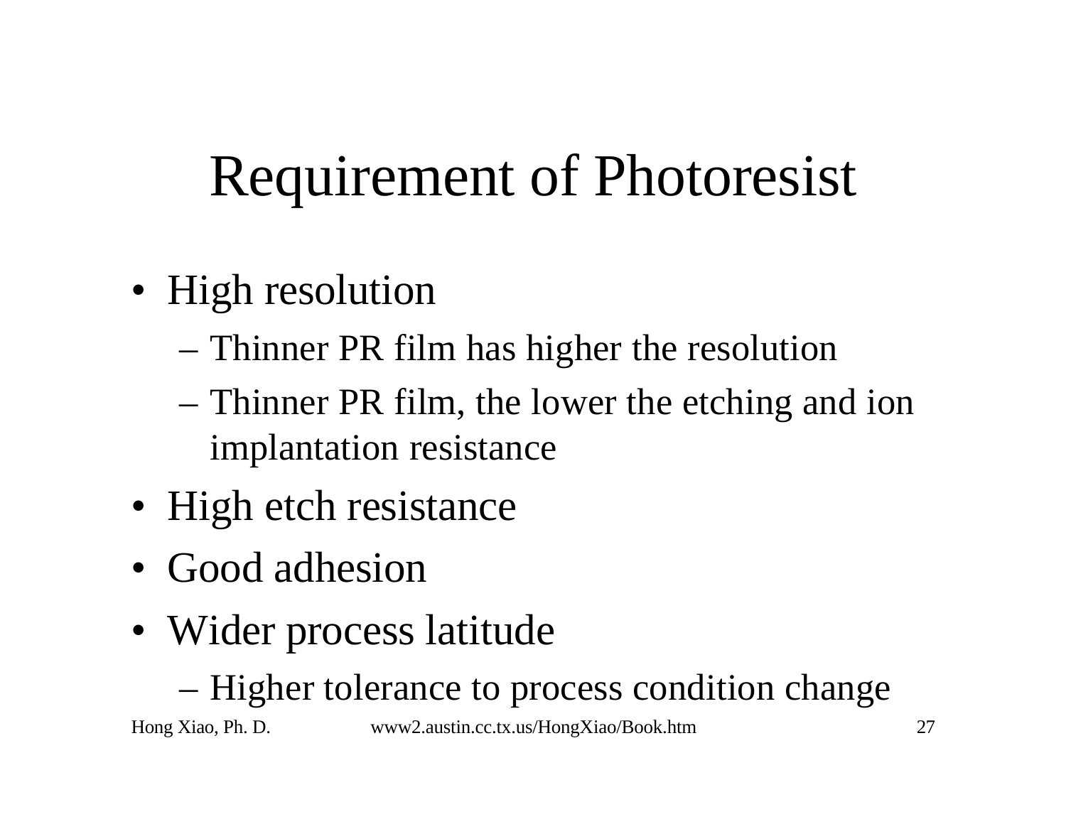# Requirement of Photoresist

- High resolution
  - Thinner PR film has higher the resolution
  - Thinner PR film, the lower the etching and ion implantation resistance
- High etch resistance
- Good adhesion
- Wider process latitude
  - Higher tolerance to process condition change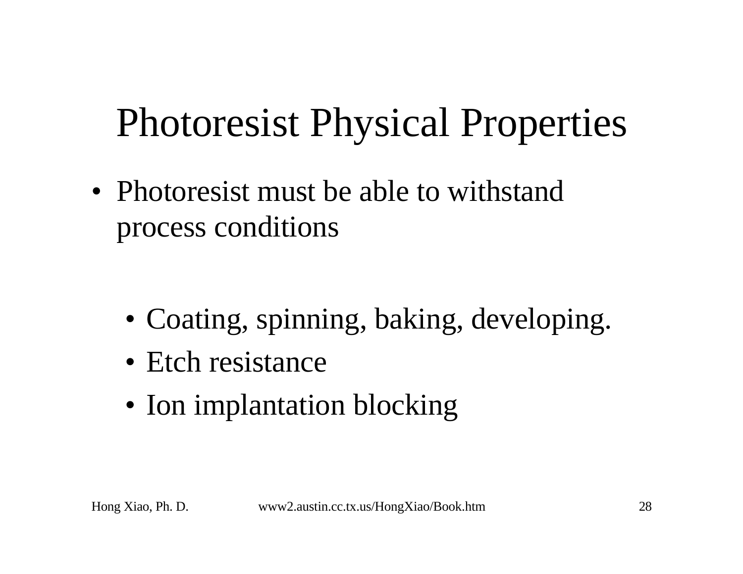# Photoresist Physical Properties

- Photoresist must be able to withstand process conditions
  - Coating, spinning, baking, developing.
  - Etch resistance
  - Ion implantation blocking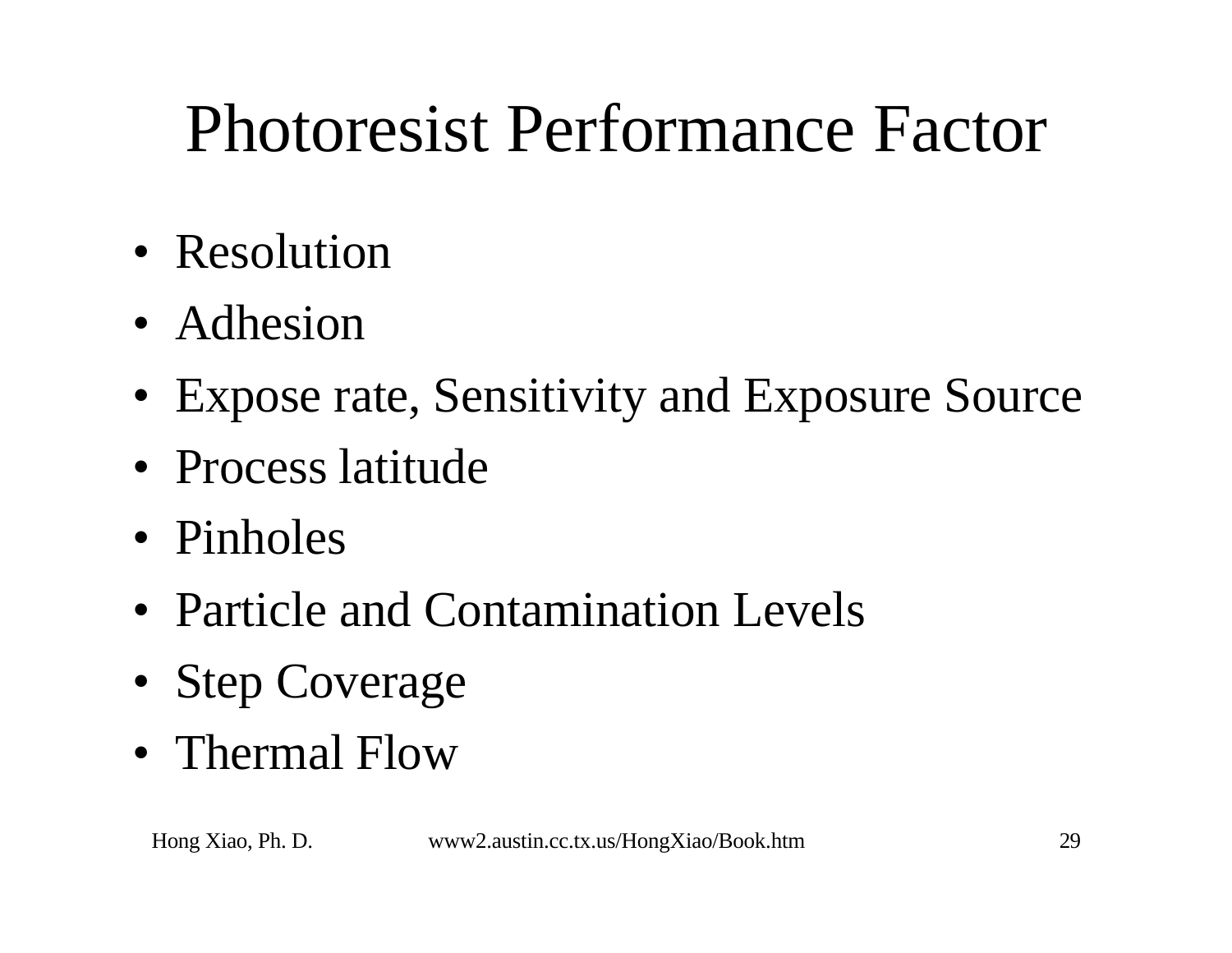# Photoresist Performance Factor

- Resolution
- Adhesion
- Expose rate, Sensitivity and Exposure Source
- Process latitude
- Pinholes
- Particle and Contamination Levels
- Step Coverage
- Thermal Flow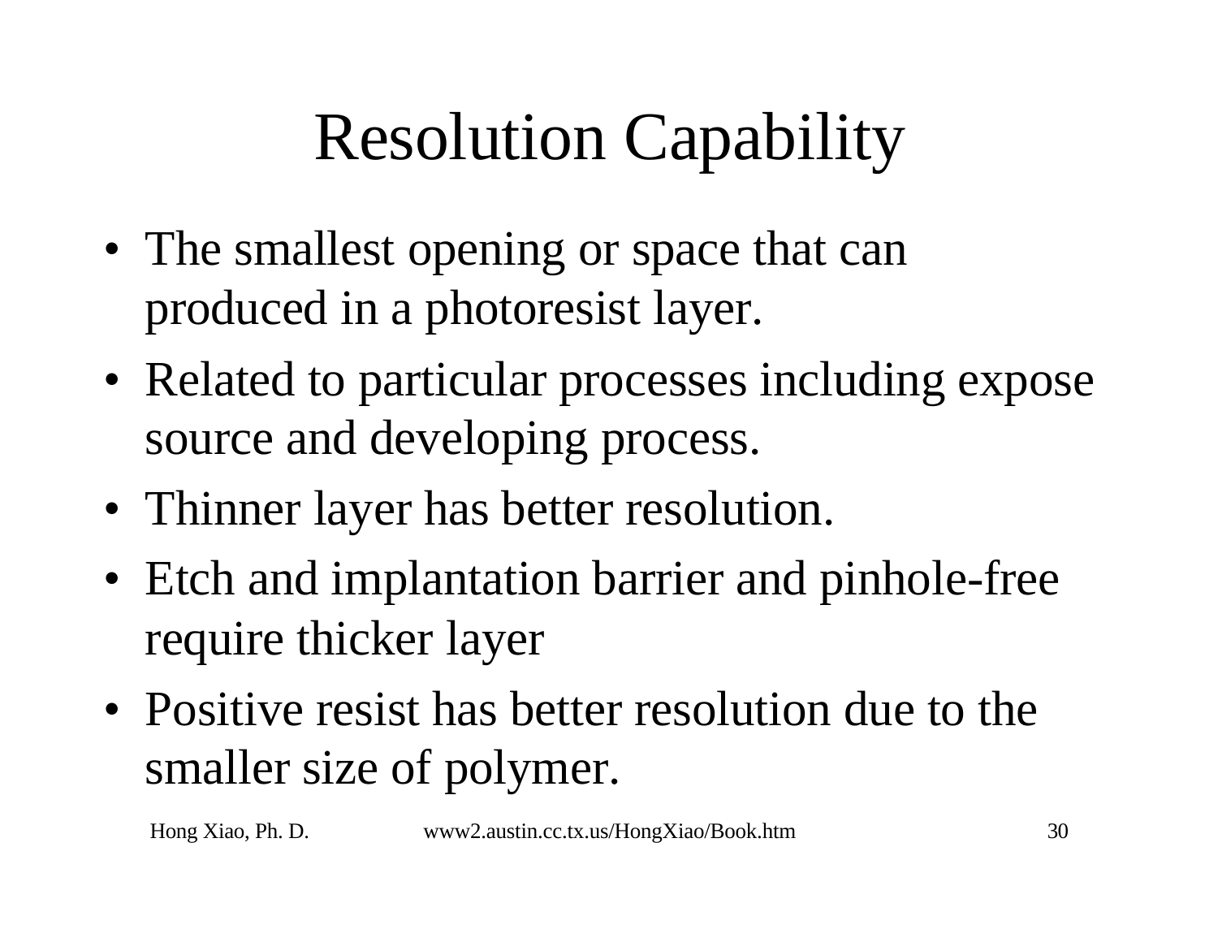# Resolution Capability

- The smallest opening or space that can produced in a photoresist layer.
- Related to particular processes including expose source and developing process.
- Thinner layer has better resolution.
- Etch and implantation barrier and pinhole-free require thicker layer
- Positive resist has better resolution due to the smaller size of polymer.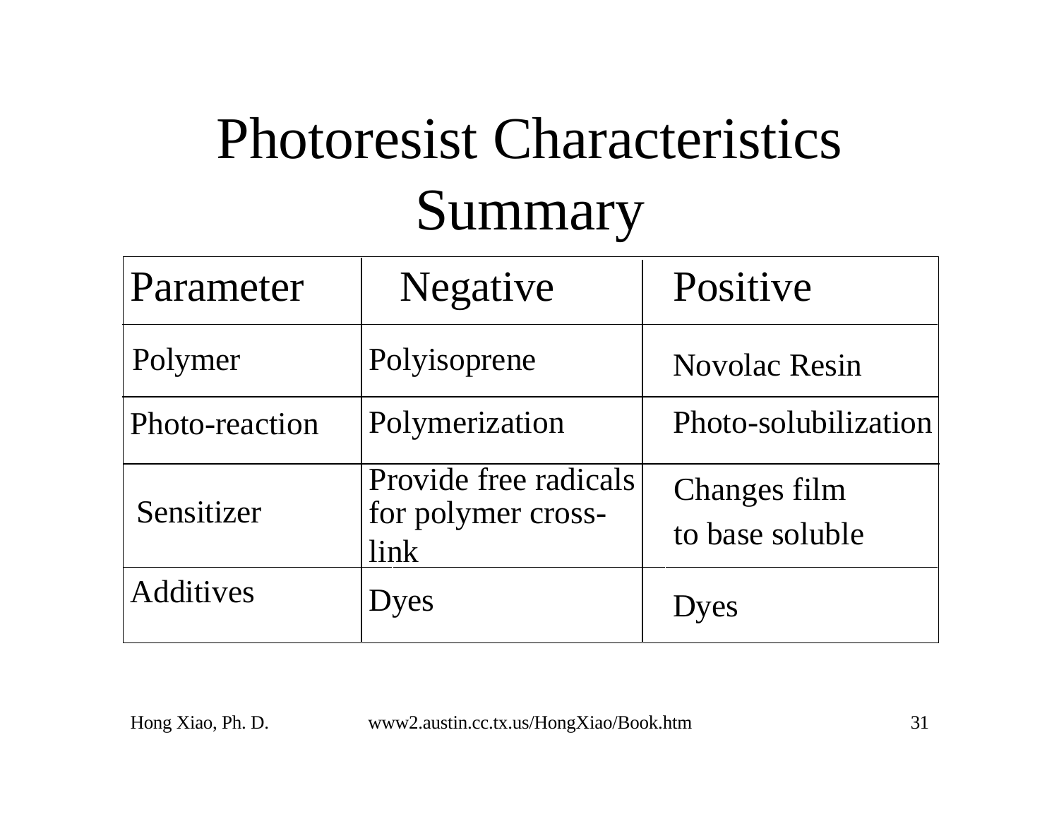# Photoresist Characteristics Summary

| Parameter | Negative | Positive |
|---|---|---|
| Polymer | Polyisoprene | Novolac Resin |
| Photo-reaction | Polymerization | Photo-solubilization |
| Sensitizer | Provide free radicals for polymer cross-link | Changes film to base soluble |
| Additives | Dyes | Dyes |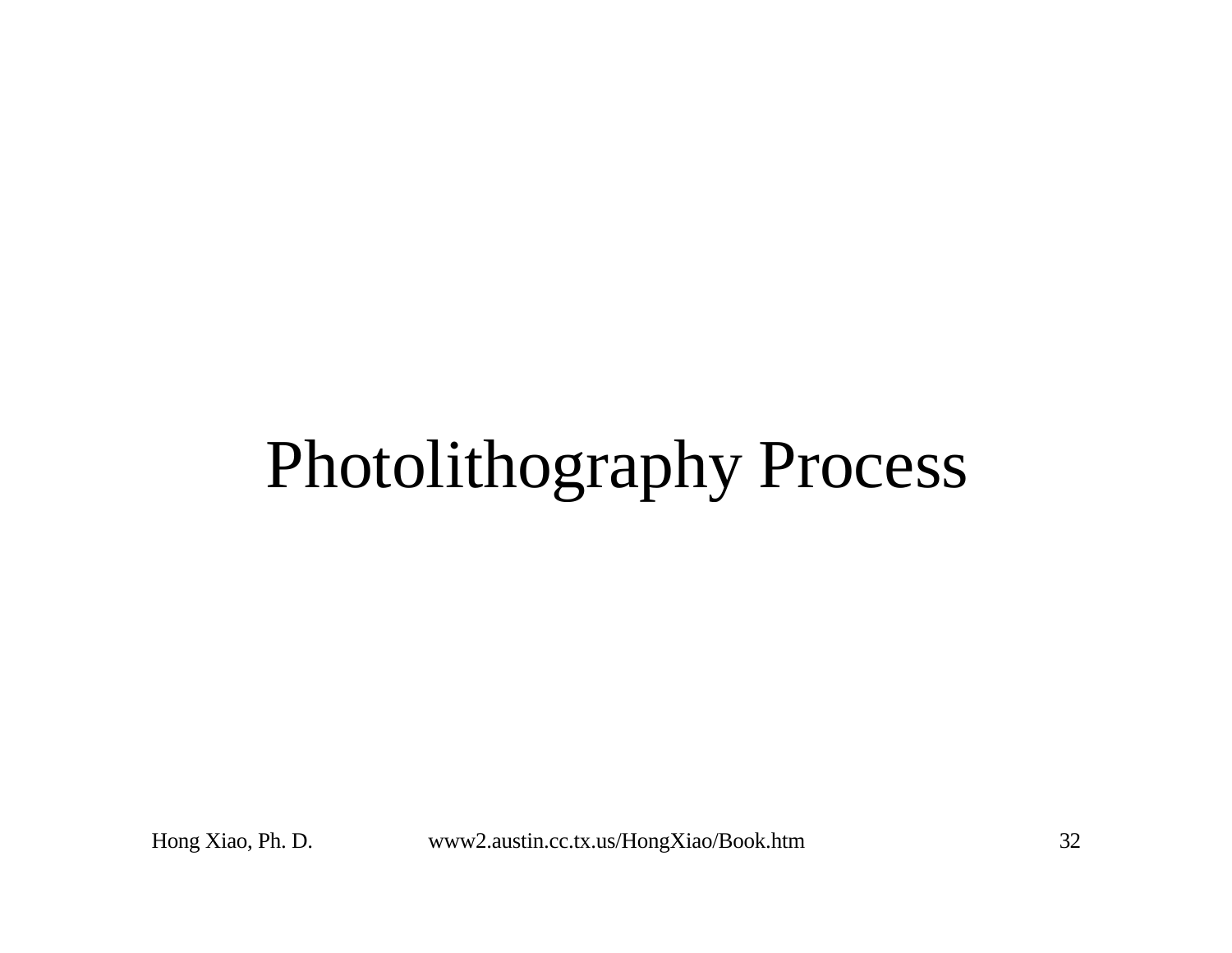# Photolithography Process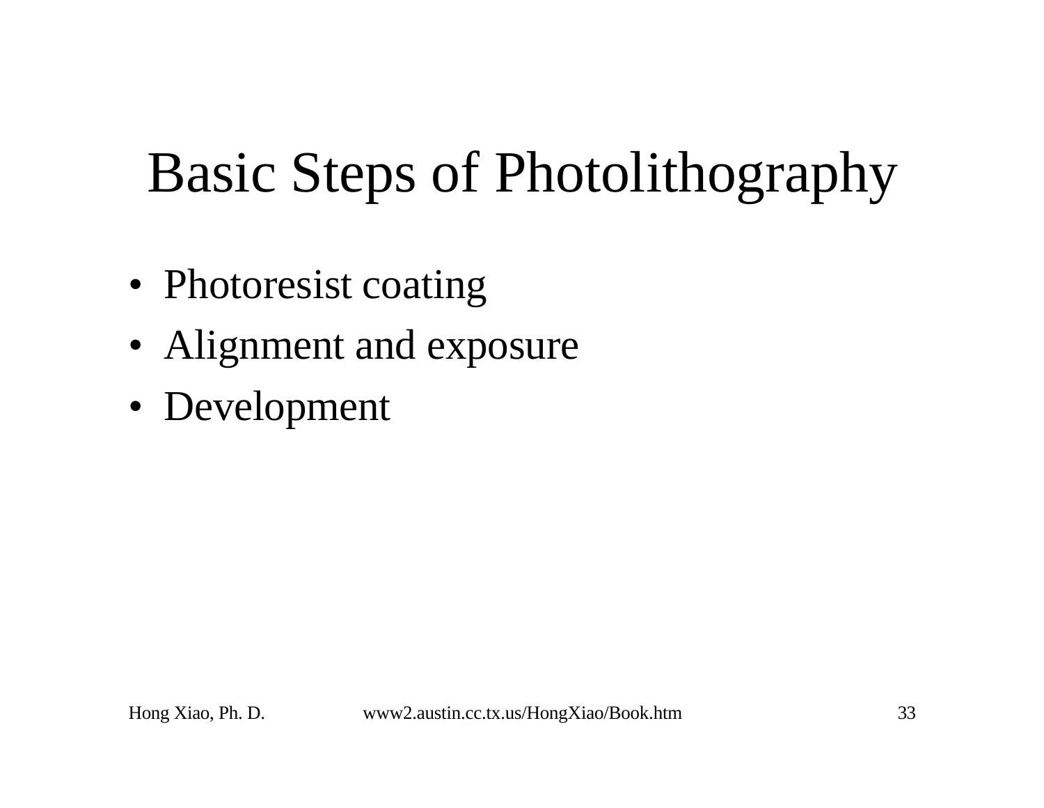# Basic Steps of Photolithography

- Photoresist coating
- Alignment and exposure
- Development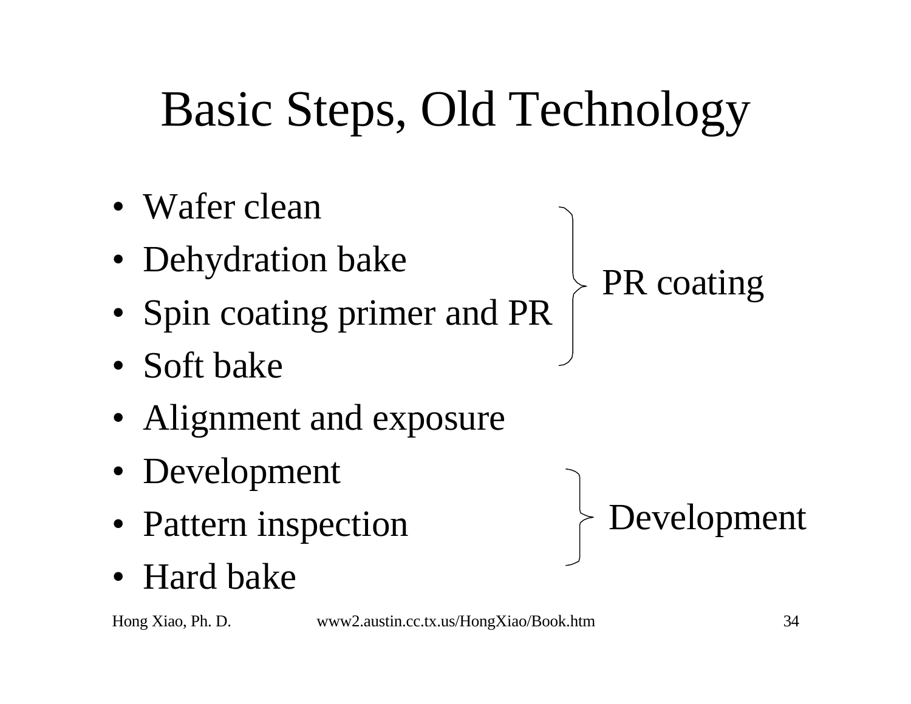# Basic Steps, Old Technology

- Wafer clean
- Dehydration bake
- Spin coating primer and PR
- Soft bake
- Alignment and exposure
- Development
- Pattern inspection
- Hard bake

PR coating (Dehydration bake, Spin coating primer and PR, Soft bake)

Development (Development, Pattern inspection, Hard bake)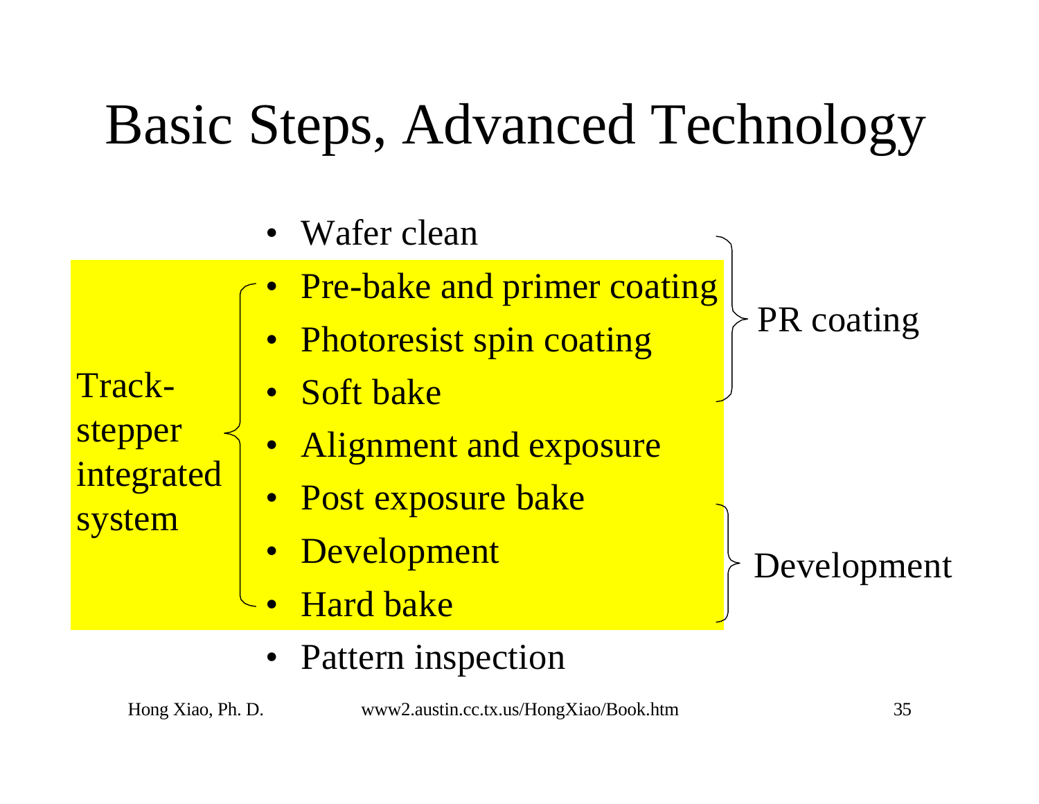# Basic Steps, Advanced Technology

- Wafer clean
- Pre-bake and primer coating
- Photoresist spin coating
- Soft bake
- Alignment and exposure
- Post exposure bake
- Development
- Hard bake
- Pattern inspection

Track-stepper integrated system: Pre-bake and primer coating through Hard bake

PR coating: Wafer clean, Pre-bake and primer coating, Photoresist spin coating, Soft bake

Development: Post exposure bake, Development, Hard bake

Hong Xiao, Ph. D. www2.austin.cc.tx.us/HongXiao/Book.htm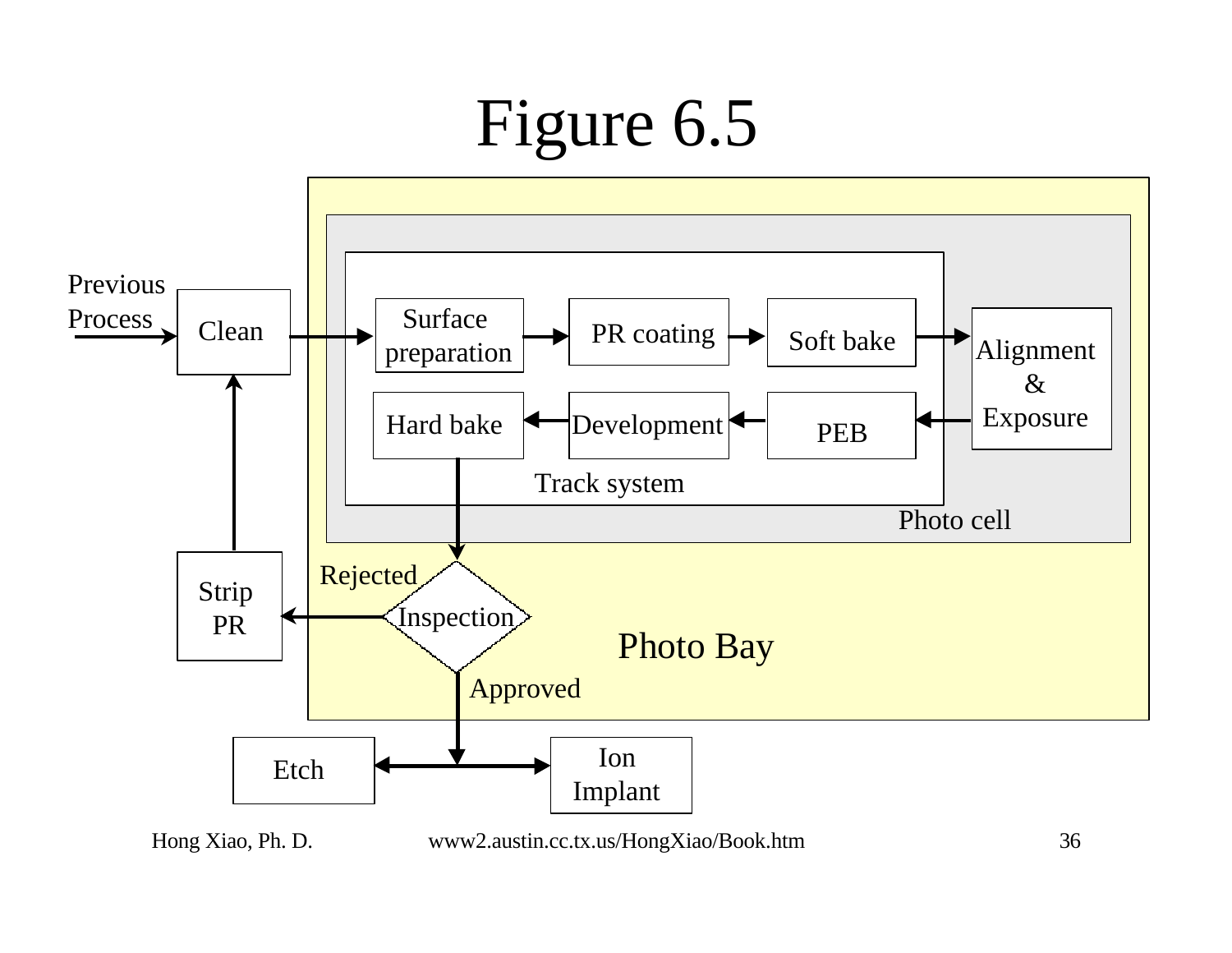# Figure 6.5

Previous Process → Clean → Surface preparation → PR coating → Soft bake → Alignment & Exposure → PEB → Development → Hard bake → Inspection

Track system

Photo cell

Photo Bay

Inspection: Rejected → Strip PR → Clean

Inspection: Approved → Etch / Ion Implant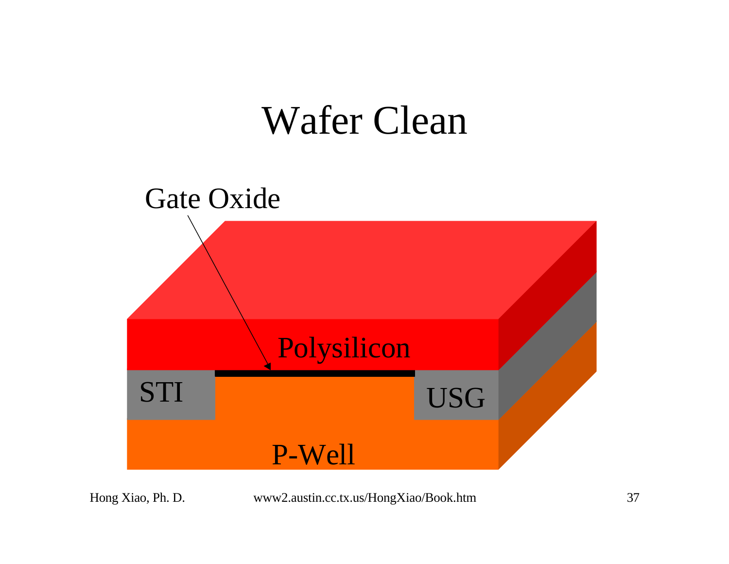# Wafer Clean

Gate Oxide

Polysilicon

STI

USG

P-Well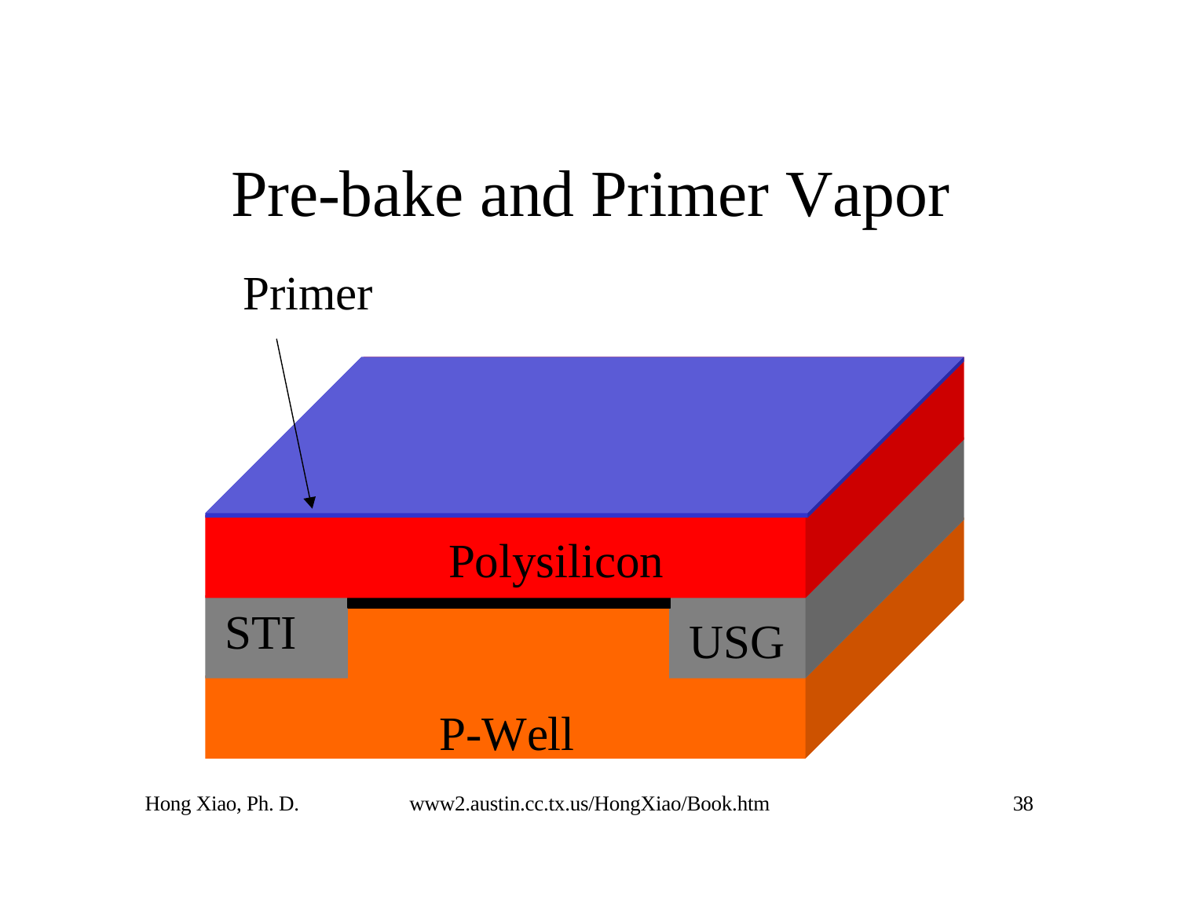# Pre-bake and Primer Vapor

Primer

Polysilicon

STI

USG

P-Well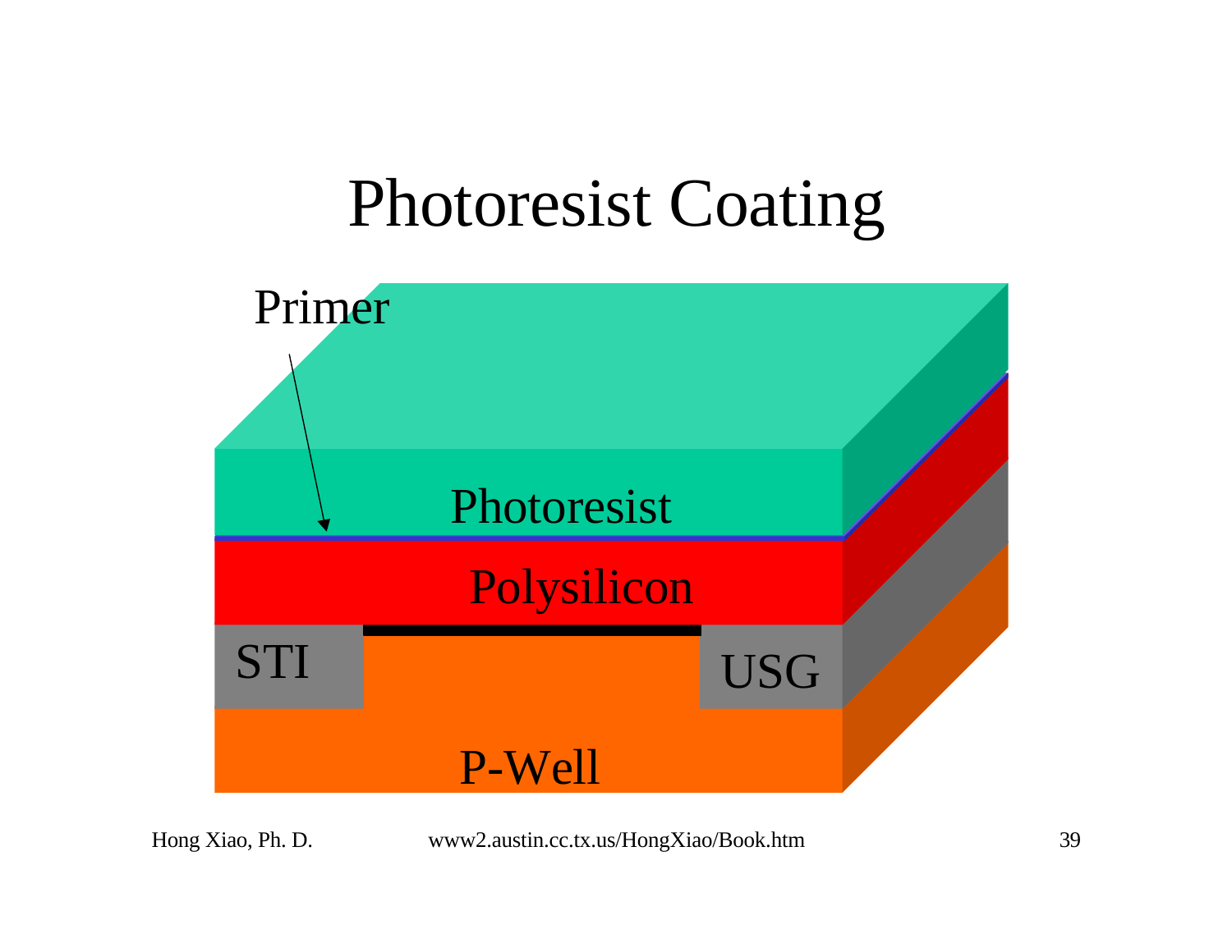# Photoresist Coating

Primer

Photoresist

Polysilicon

STI

USG

P-Well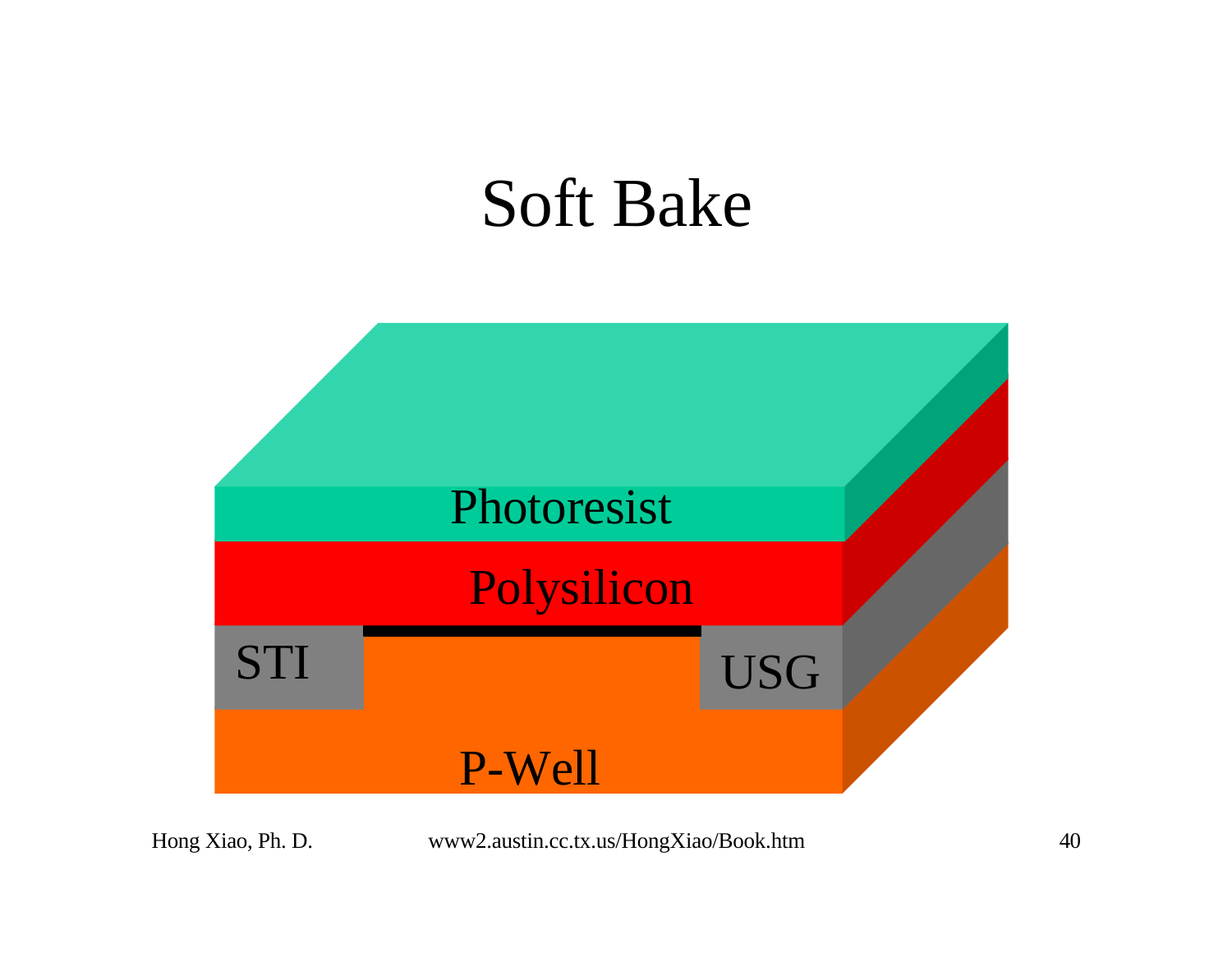# Soft Bake

Photoresist

Polysilicon

STI

USG

P-Well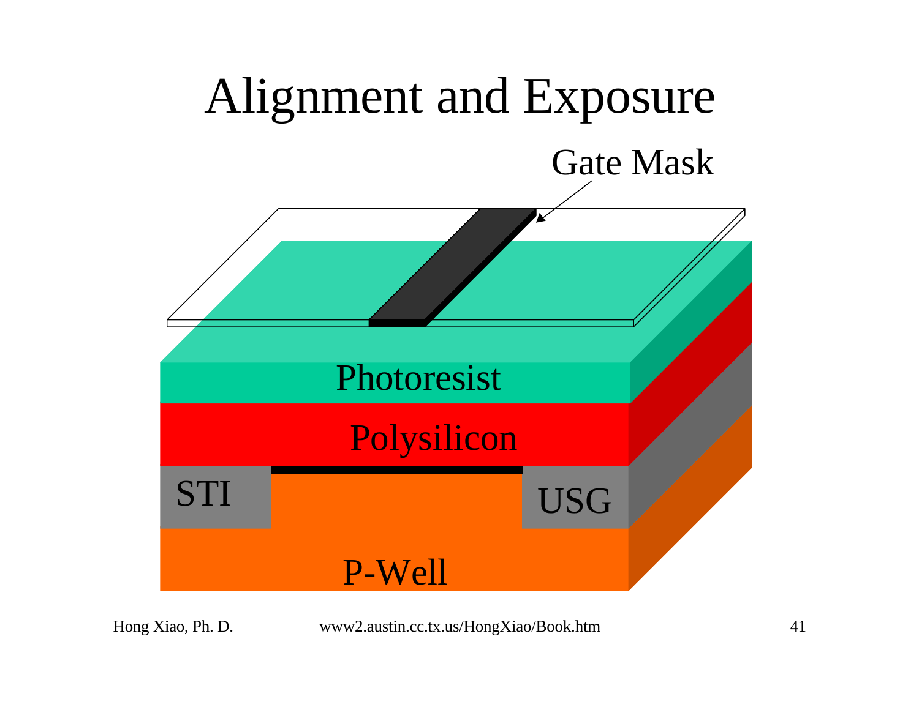# Alignment and Exposure

Gate Mask

Photoresist

Polysilicon

STI

USG

P-Well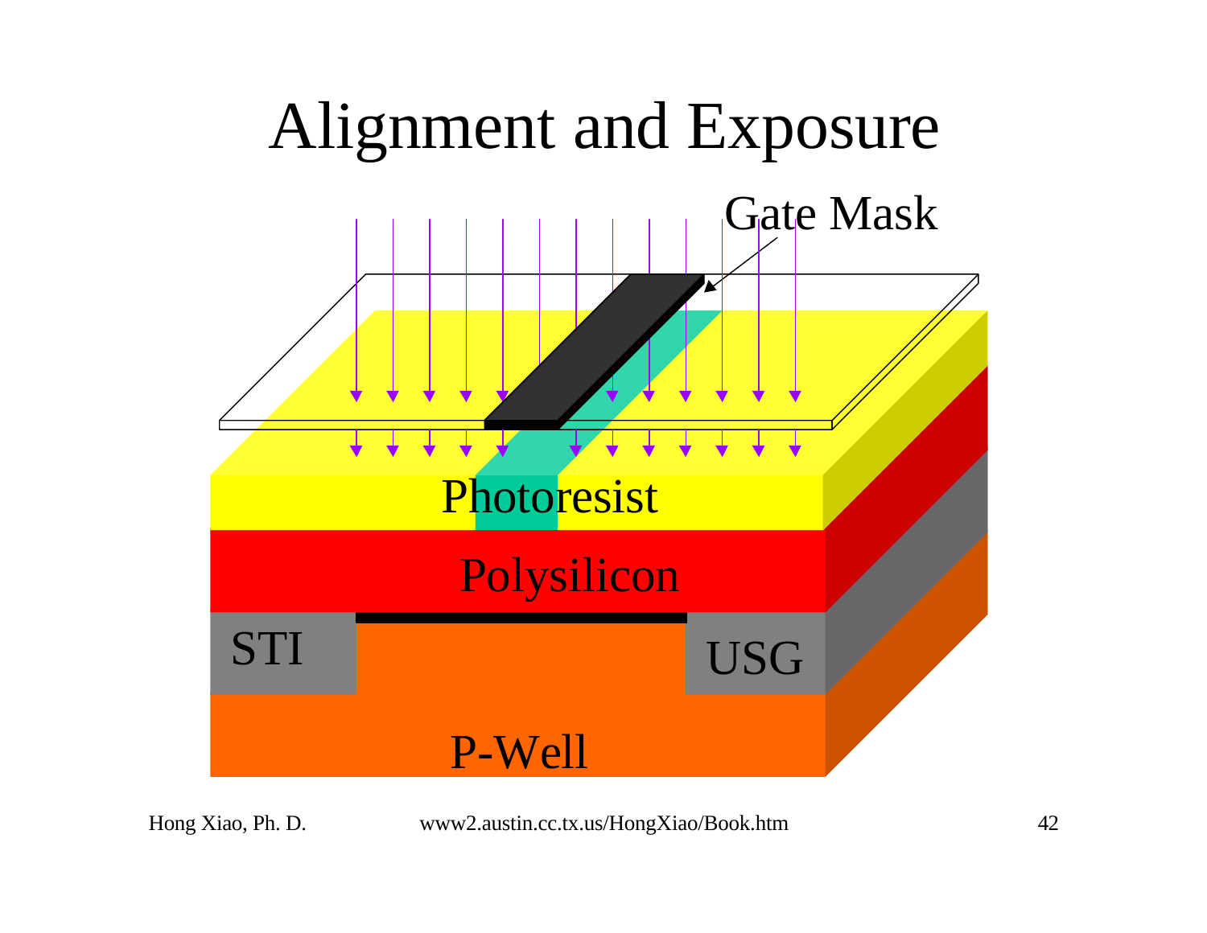# Alignment and Exposure

Gate Mask

Photoresist

Polysilicon

STI

USG

P-Well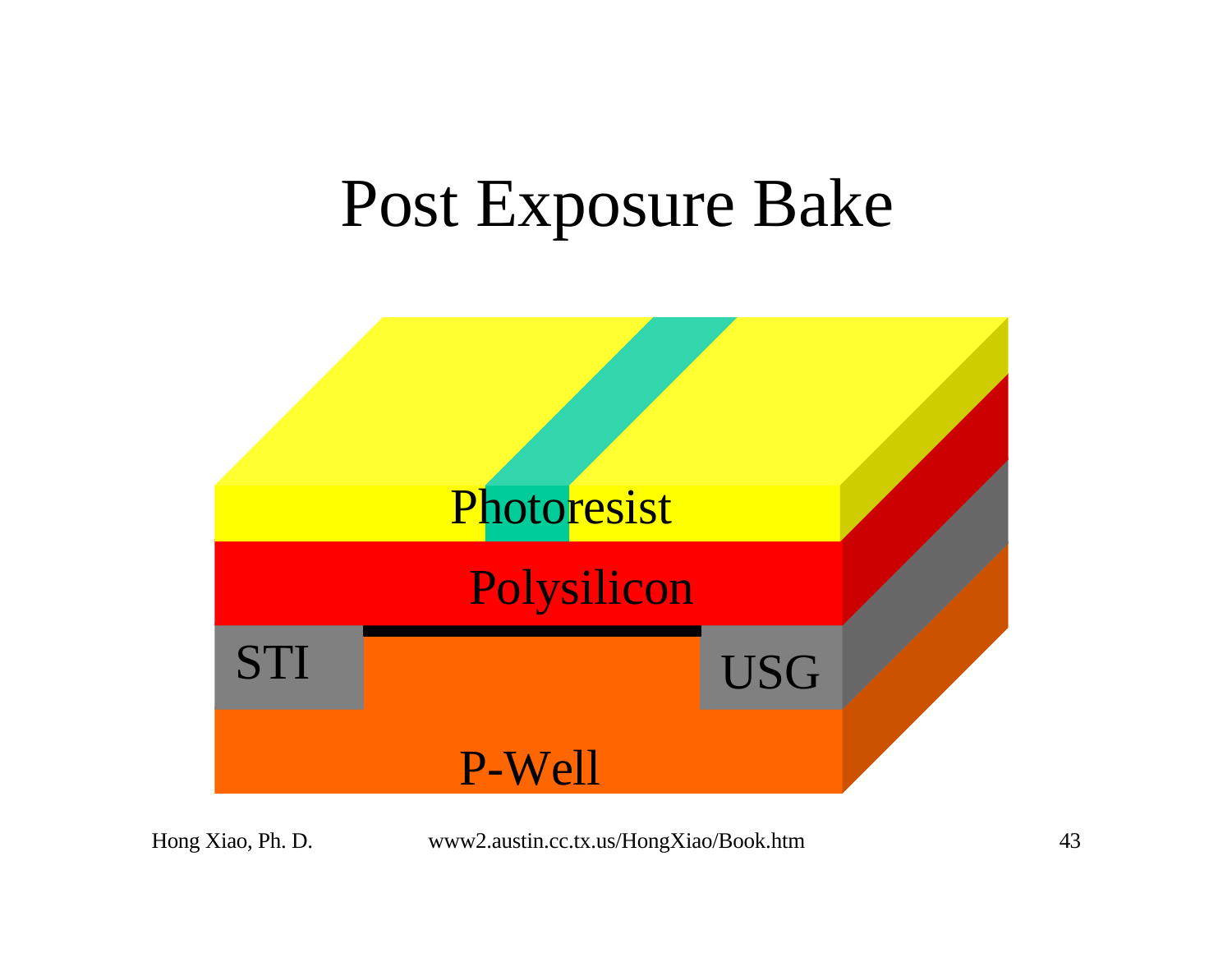# Post Exposure Bake

Photoresist

Polysilicon

STI

USG

P-Well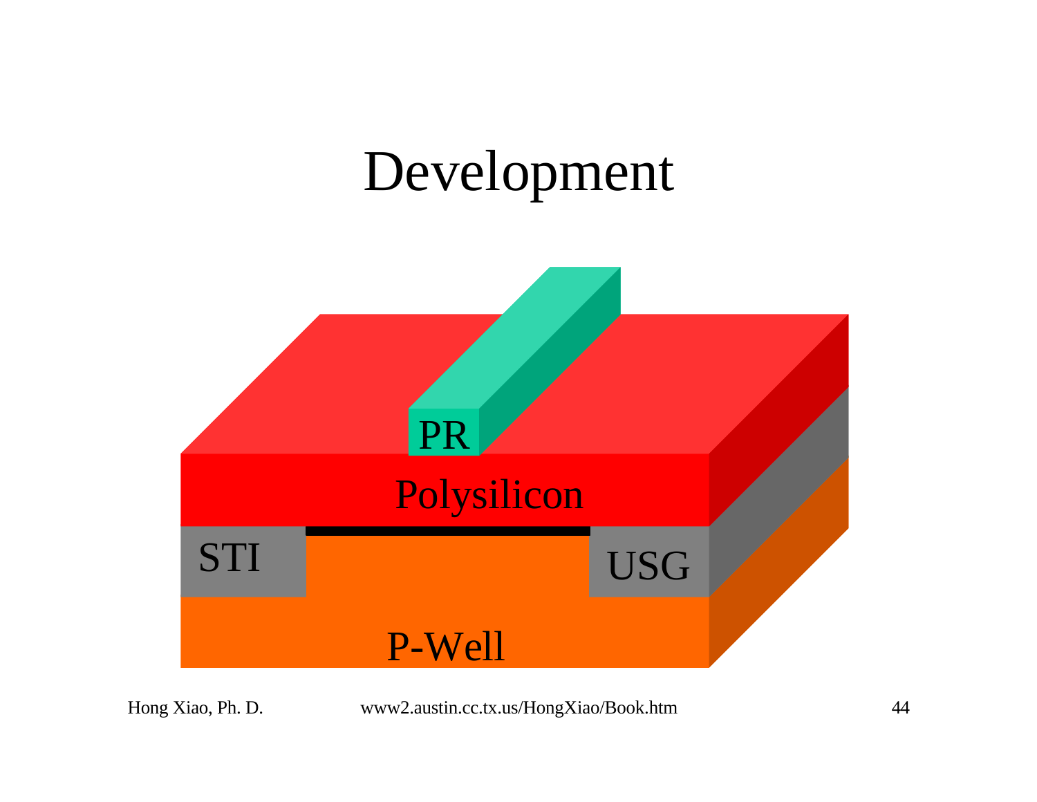# Development

PR

Polysilicon

STI

USG

P-Well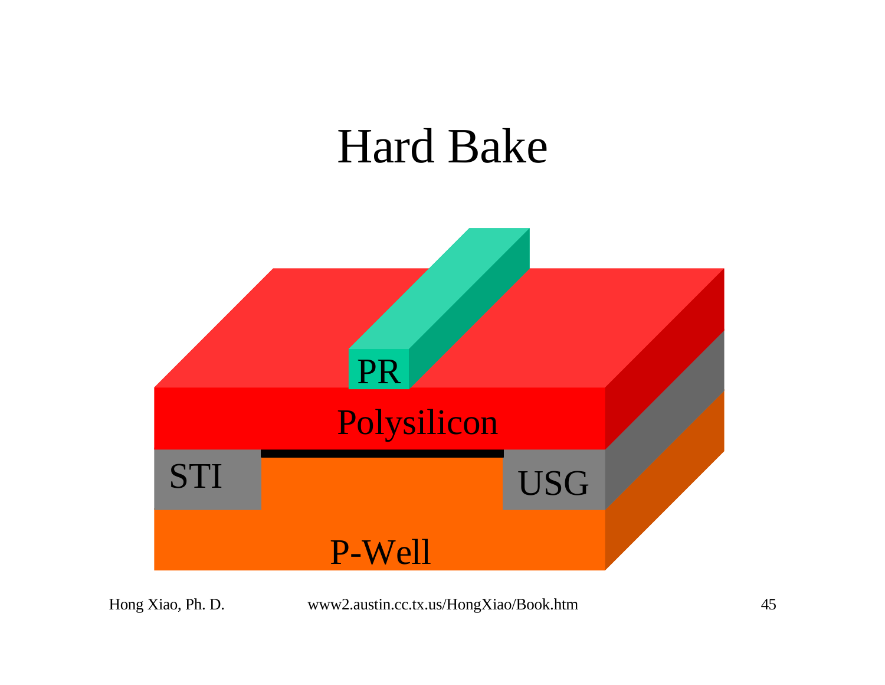# Hard Bake

PR

Polysilicon

STI

USG

P-Well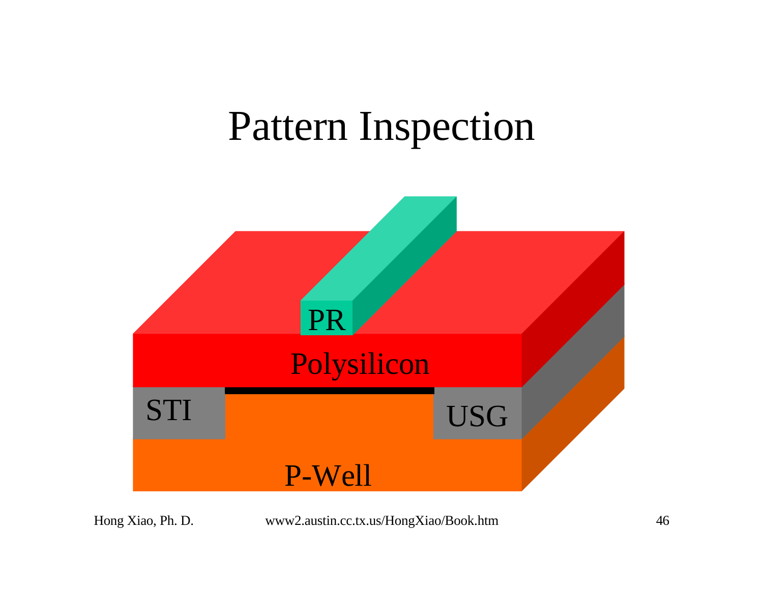# Pattern Inspection

PR

Polysilicon

STI

USG

P-Well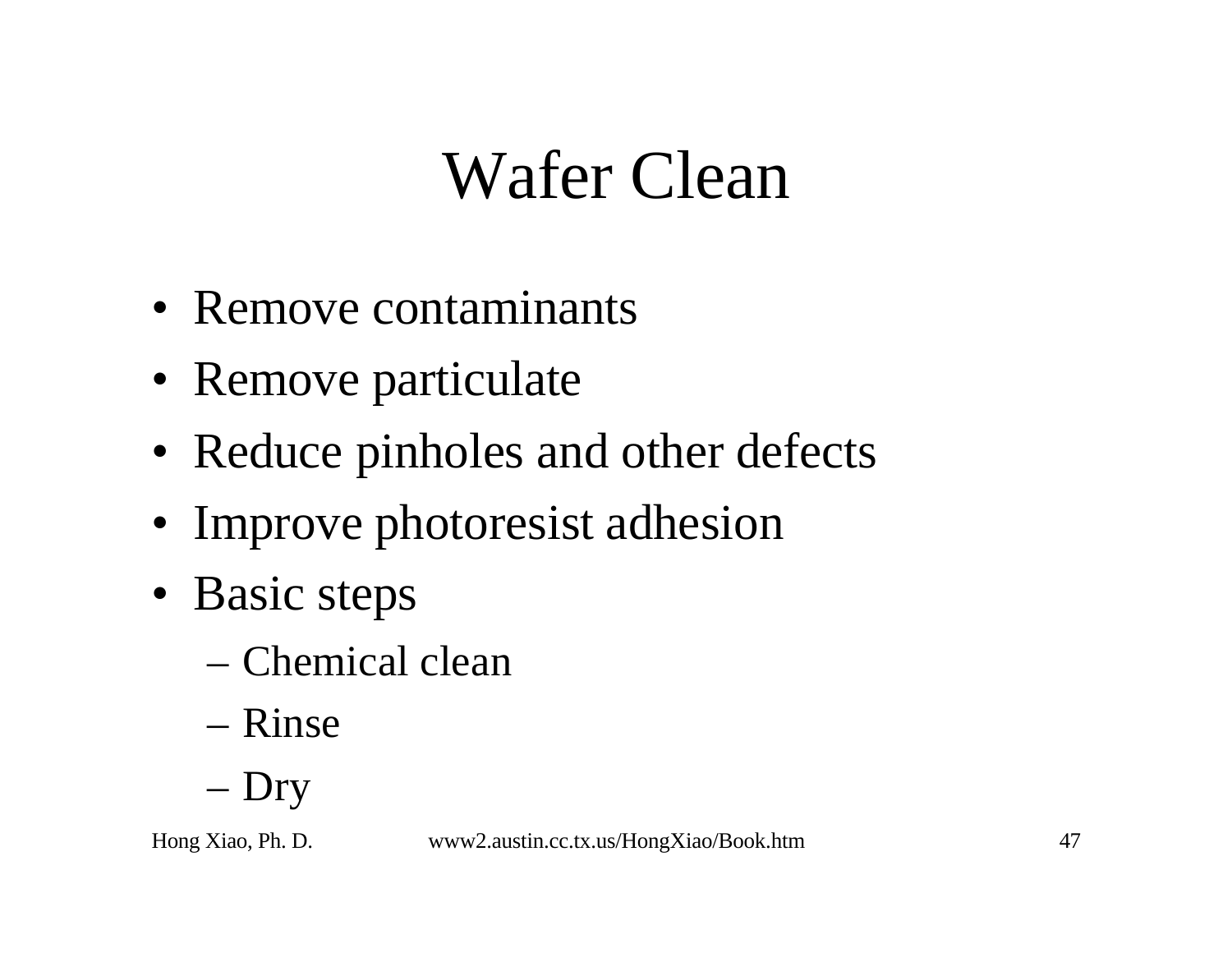# Wafer Clean

- Remove contaminants
- Remove particulate
- Reduce pinholes and other defects
- Improve photoresist adhesion
- Basic steps
  - Chemical clean
  - Rinse
  - Dry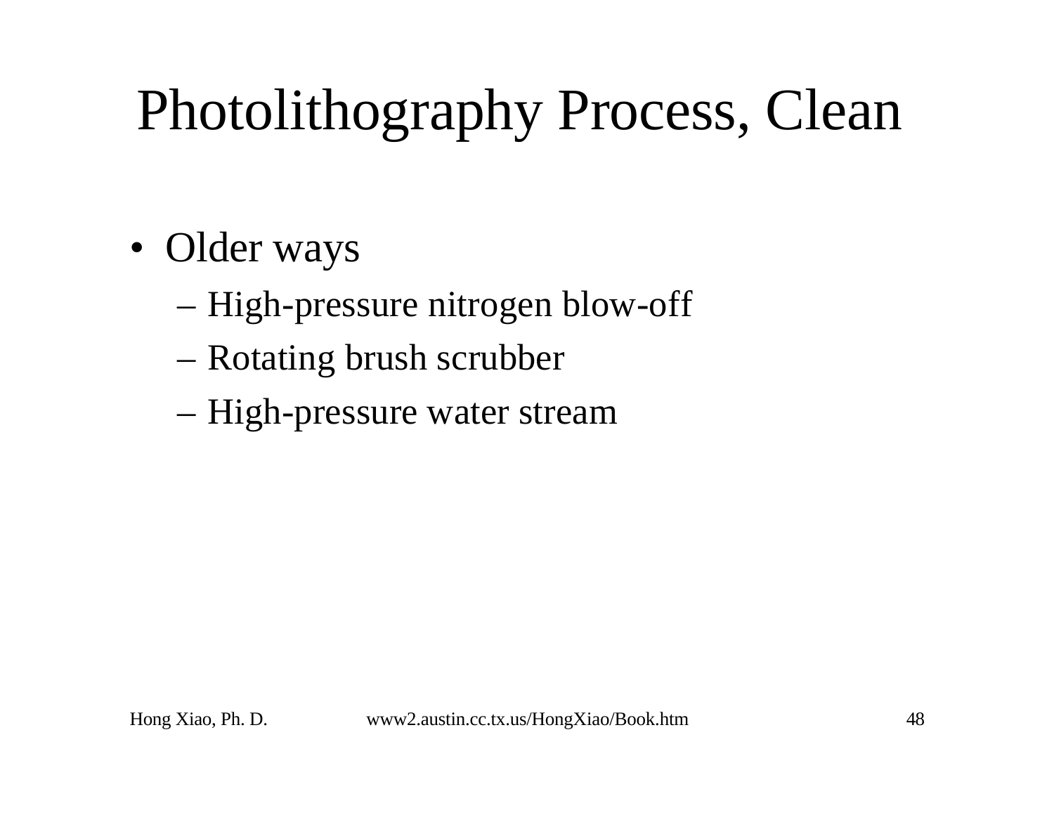# Photolithography Process, Clean

- Older ways
  - High-pressure nitrogen blow-off
  - Rotating brush scrubber
  - High-pressure water stream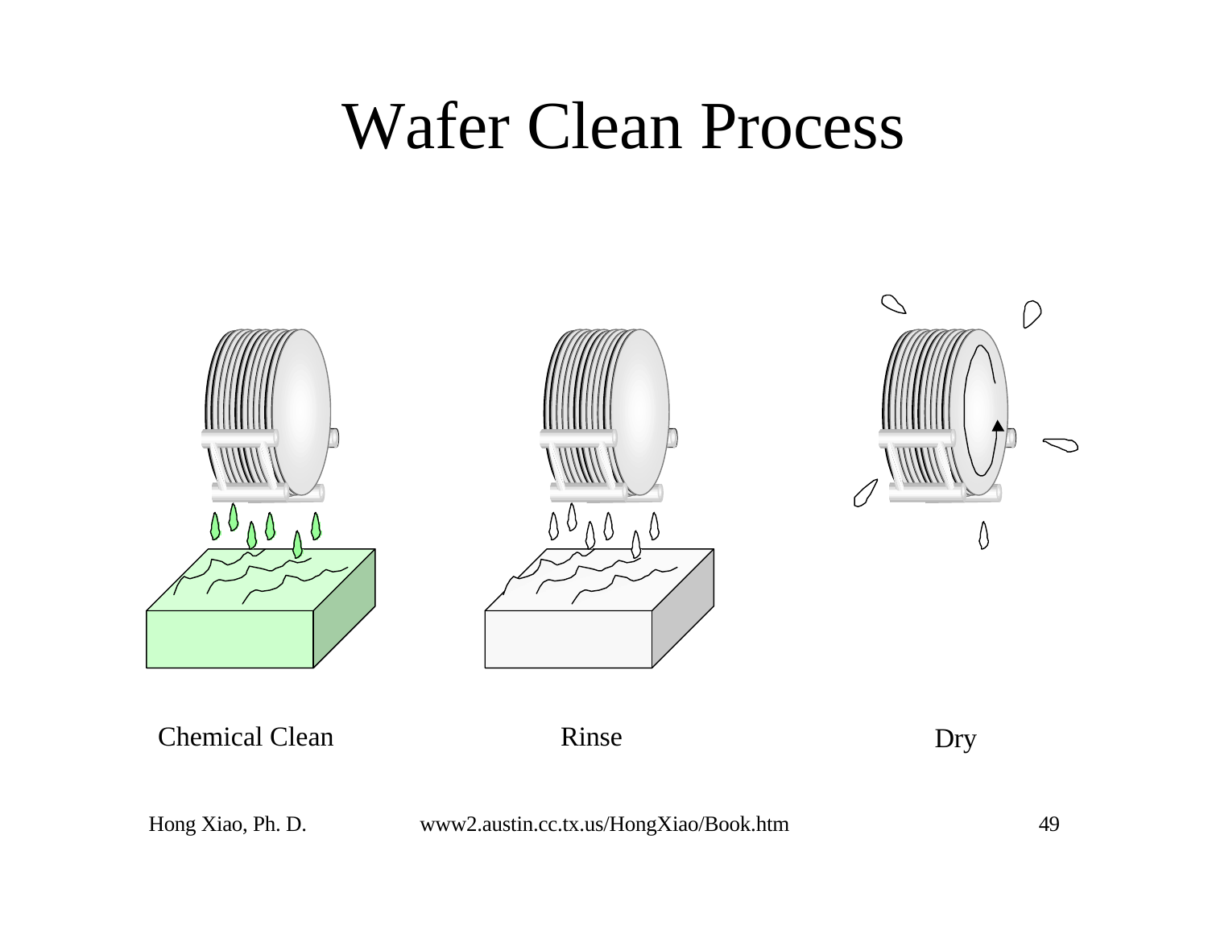# Wafer Clean Process

Chemical Clean

Rinse

Dry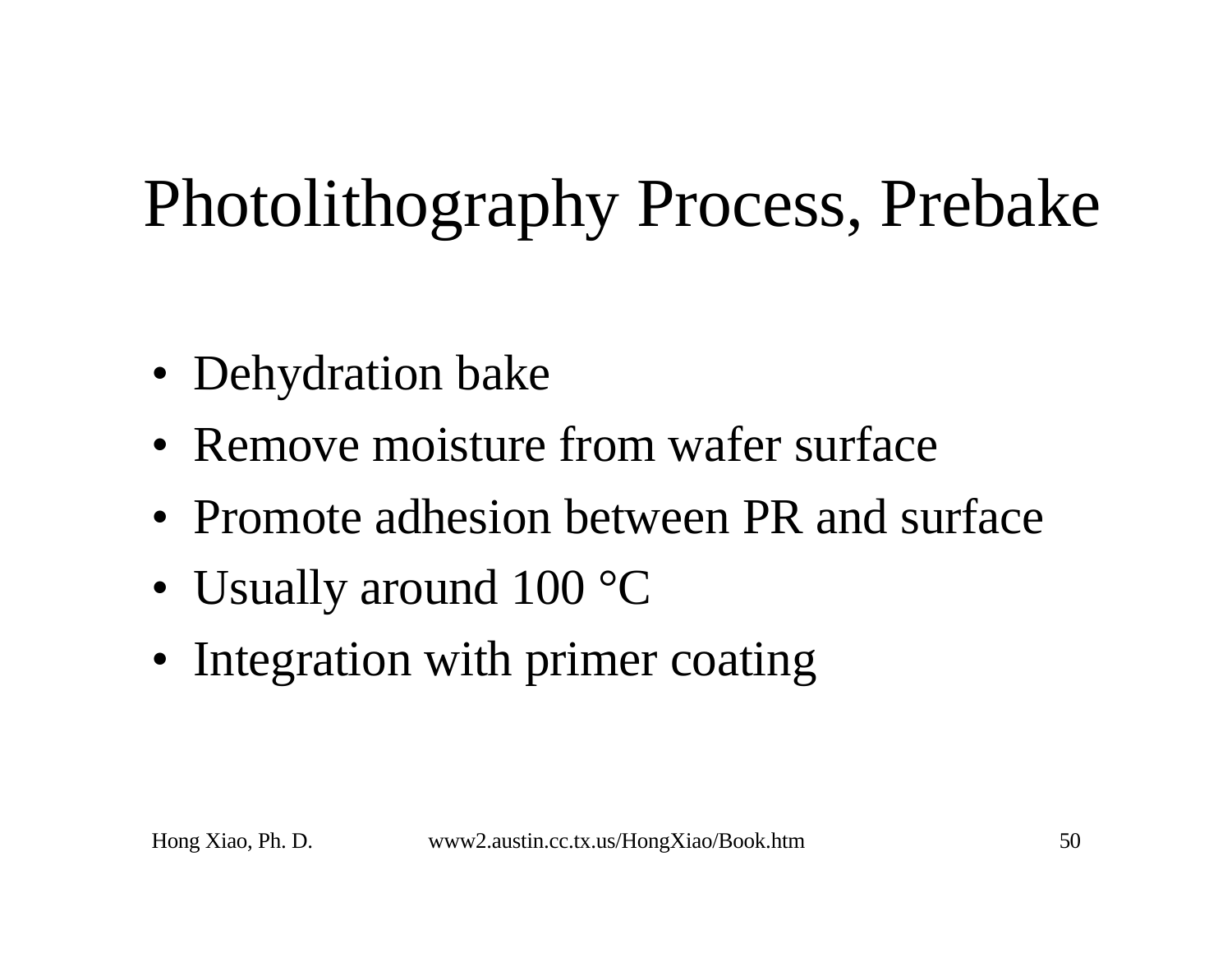# Photolithography Process, Prebake

- Dehydration bake
- Remove moisture from wafer surface
- Promote adhesion between PR and surface
- Usually around 100 °C
- Integration with primer coating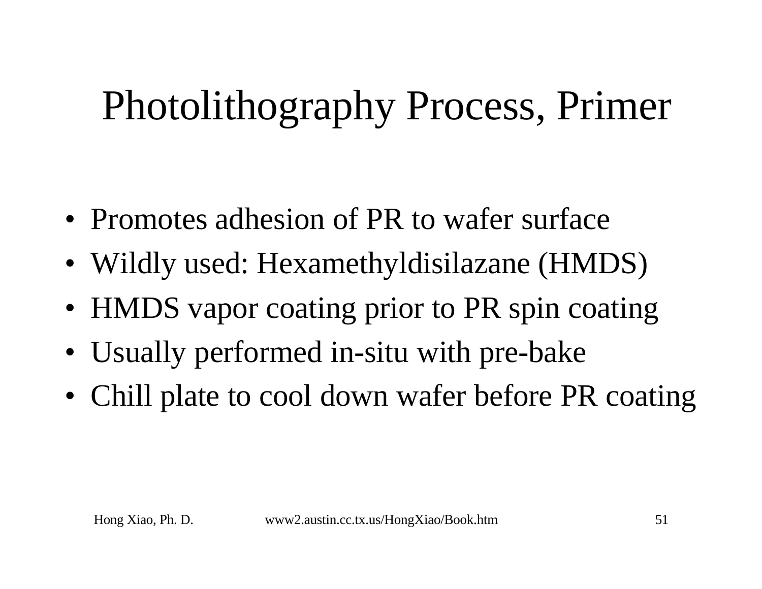# Photolithography Process, Primer

- Promotes adhesion of PR to wafer surface
- Wildly used: Hexamethyldisilazane (HMDS)
- HMDS vapor coating prior to PR spin coating
- Usually performed in-situ with pre-bake
- Chill plate to cool down wafer before PR coating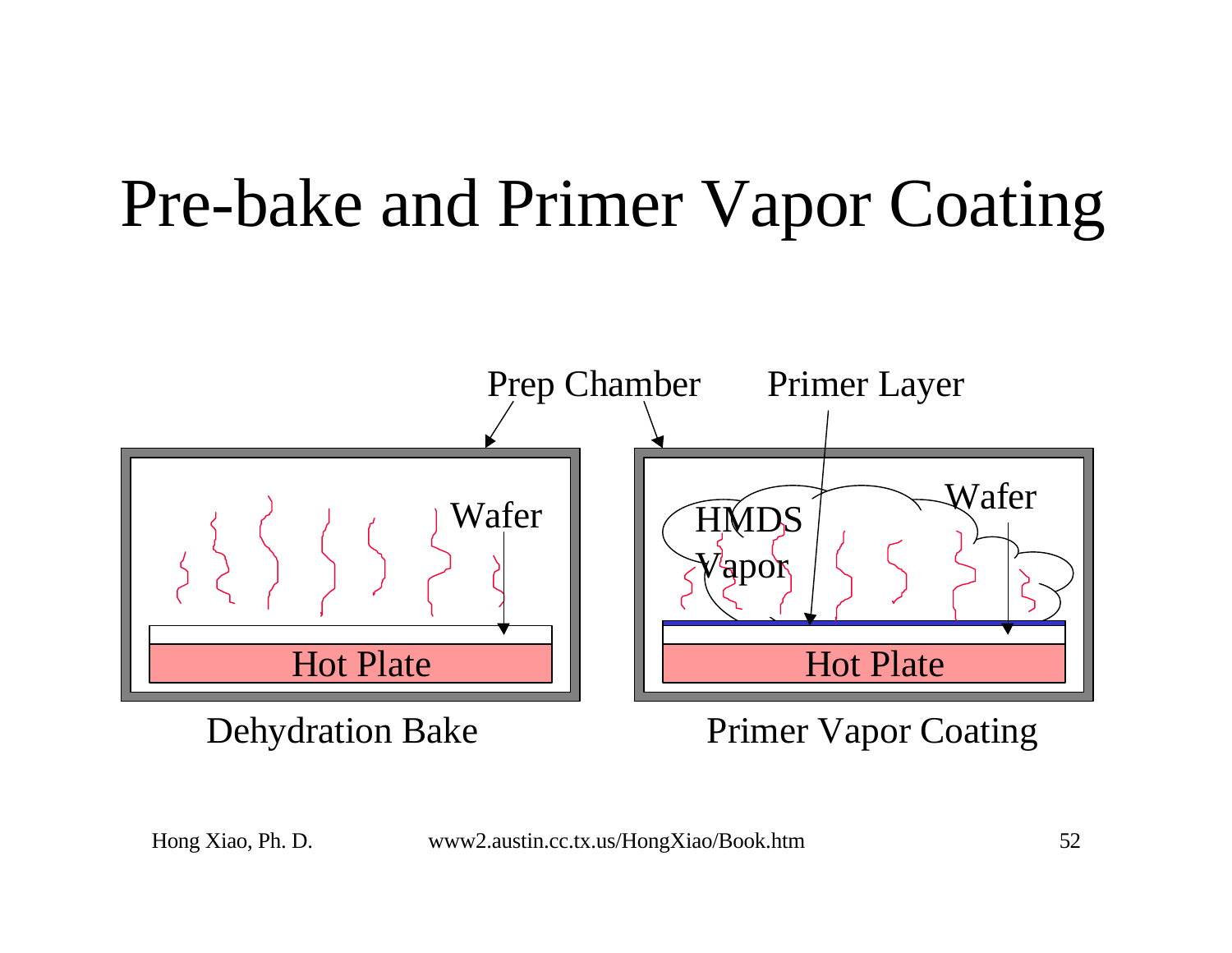# Pre-bake and Primer Vapor Coating

Prep Chamber

Primer Layer

Wafer

Hot Plate

HMDS Vapor

Wafer

Hot Plate

Dehydration Bake

Primer Vapor Coating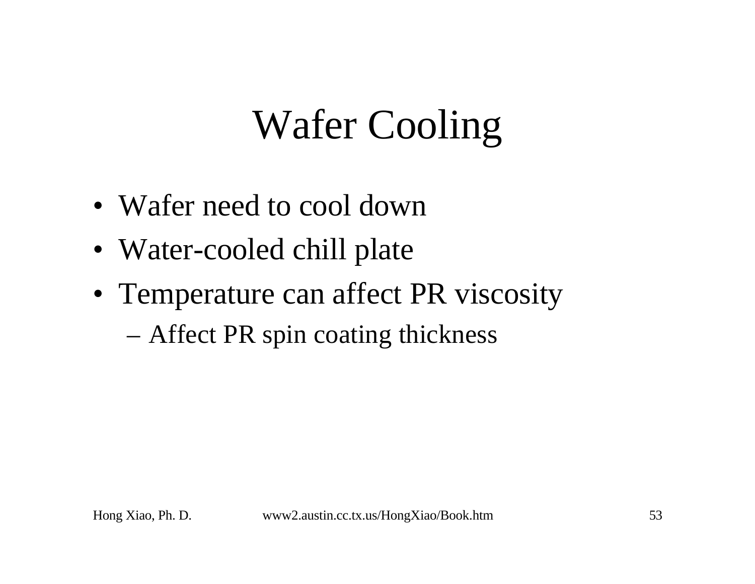# Wafer Cooling

- Wafer need to cool down
- Water-cooled chill plate
- Temperature can affect PR viscosity
  - Affect PR spin coating thickness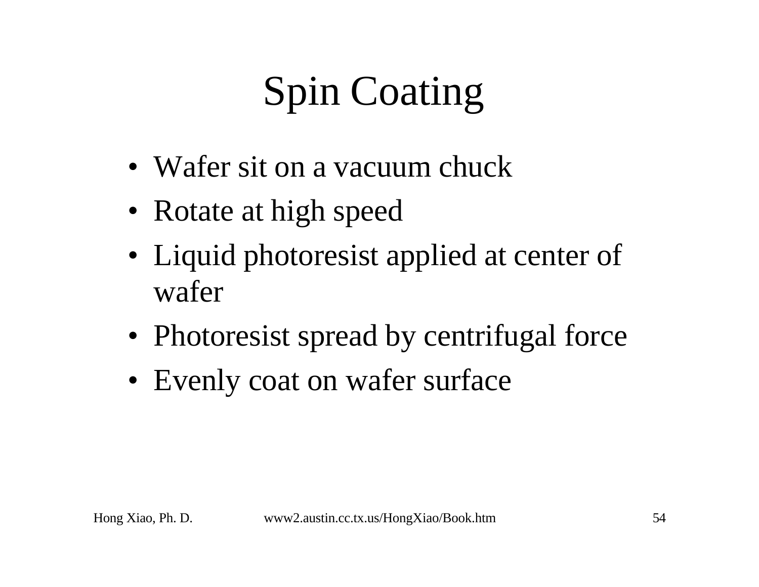# Spin Coating

- Wafer sit on a vacuum chuck
- Rotate at high speed
- Liquid photoresist applied at center of wafer
- Photoresist spread by centrifugal force
- Evenly coat on wafer surface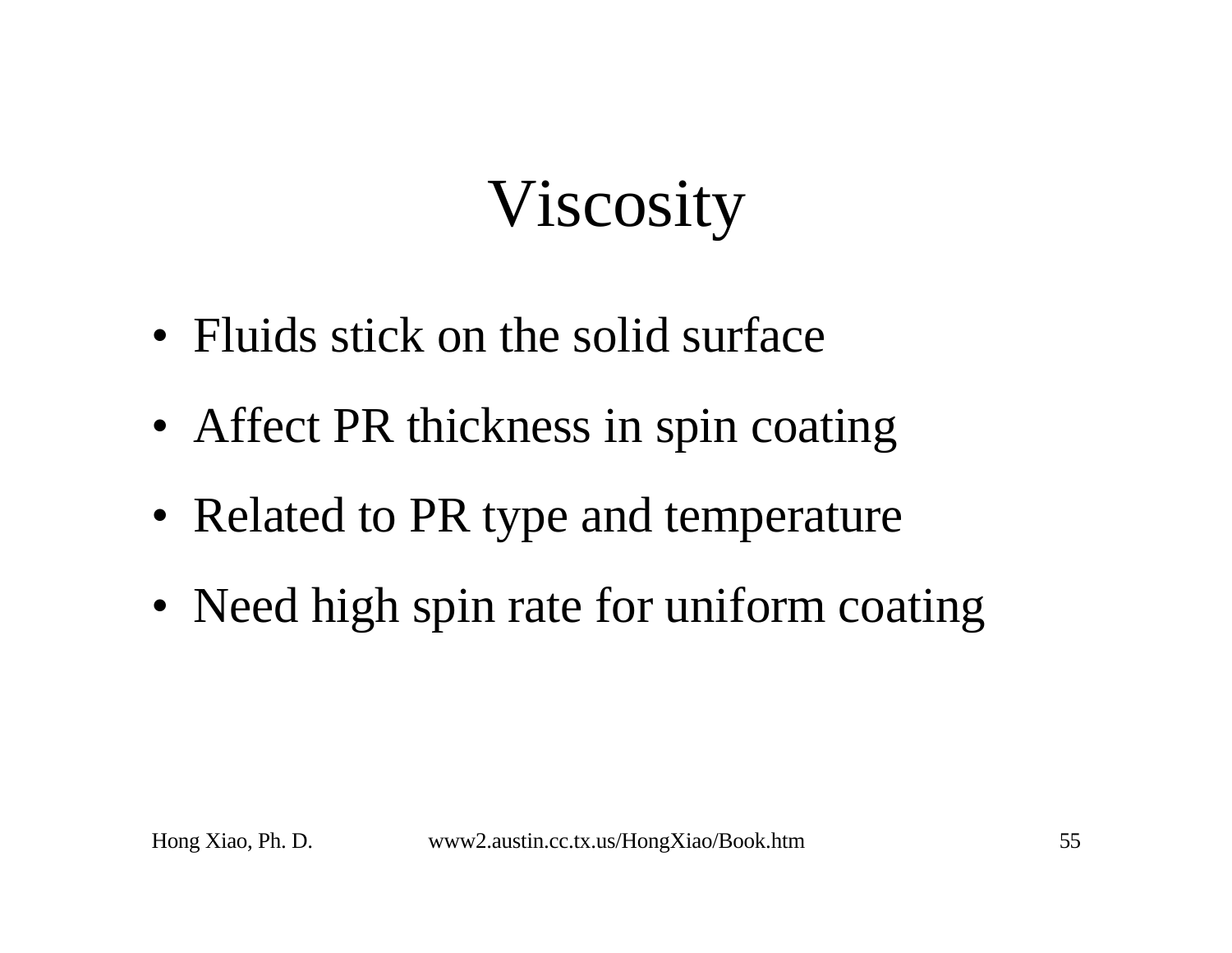# Viscosity

- Fluids stick on the solid surface
- Affect PR thickness in spin coating
- Related to PR type and temperature
- Need high spin rate for uniform coating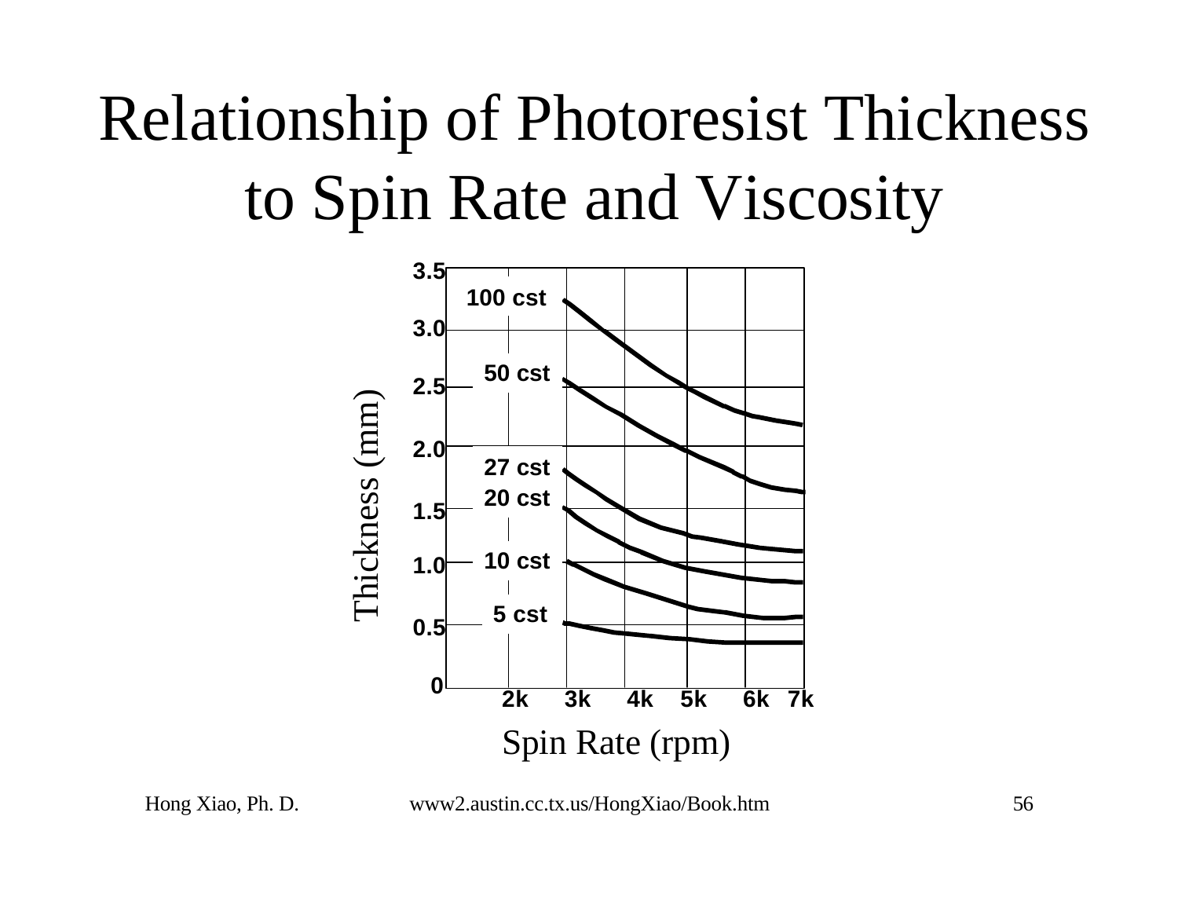# Relationship of Photoresist Thickness to Spin Rate and Viscosity

Thickness (mm)

3.5
3.0
2.5
2.0
1.5
1.0
0.5
0

100 cst
50 cst
27 cst
20 cst
10 cst
5 cst

2k 3k 4k 5k 6k 7k

Spin Rate (rpm)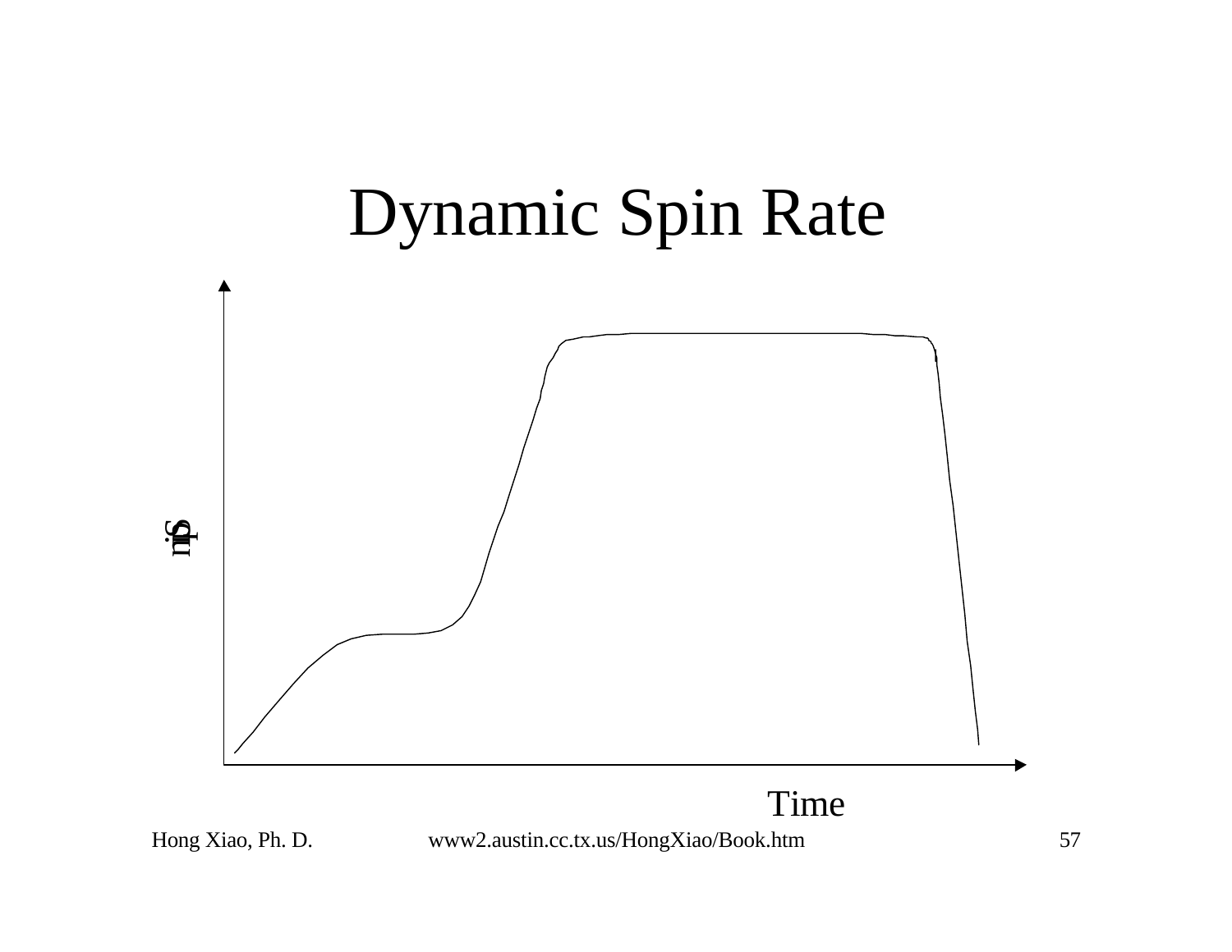# Dynamic Spin Rate

Spin

Time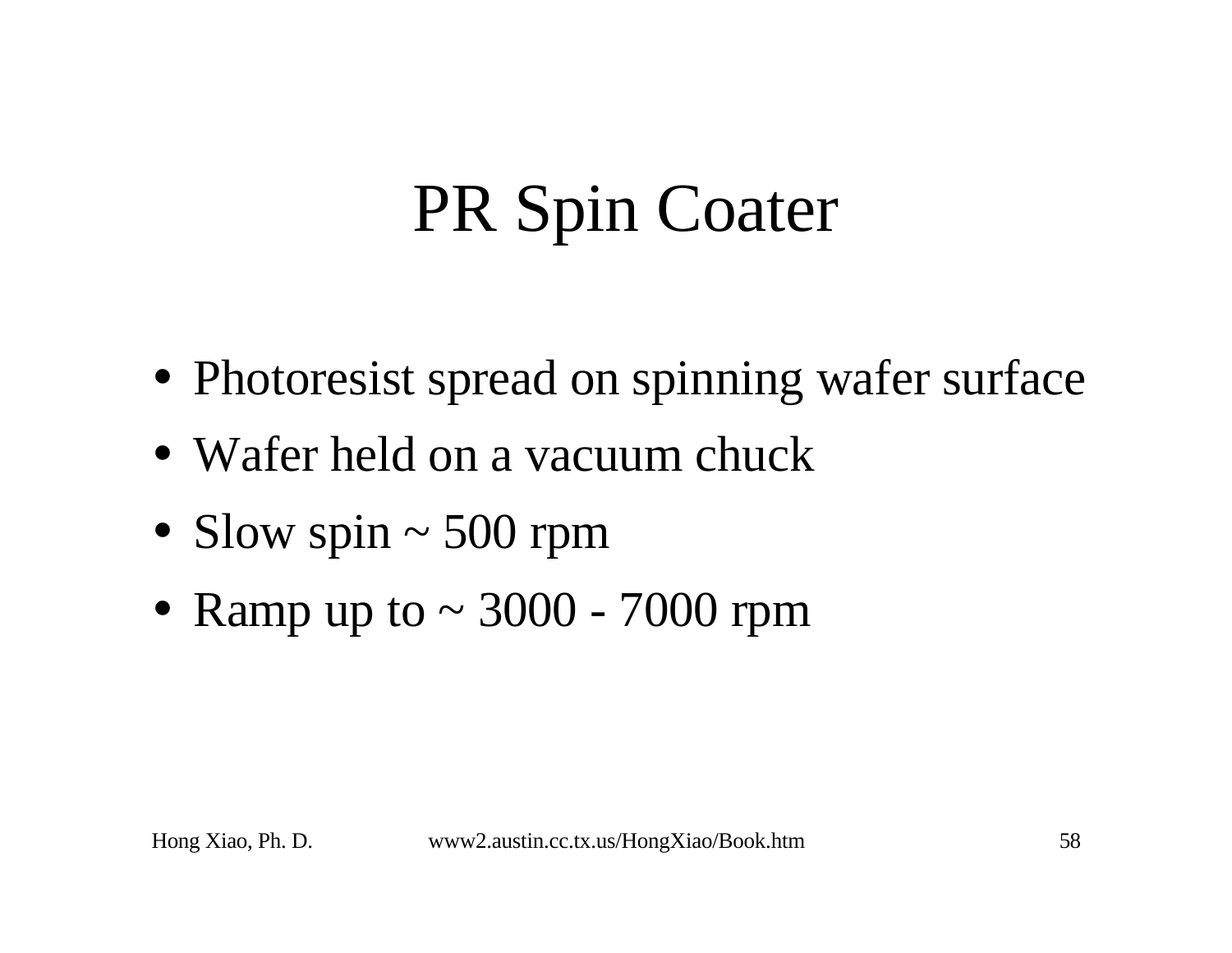# PR Spin Coater

- Photoresist spread on spinning wafer surface
- Wafer held on a vacuum chuck
- Slow spin ~ 500 rpm
- Ramp up to ~ 3000 - 7000 rpm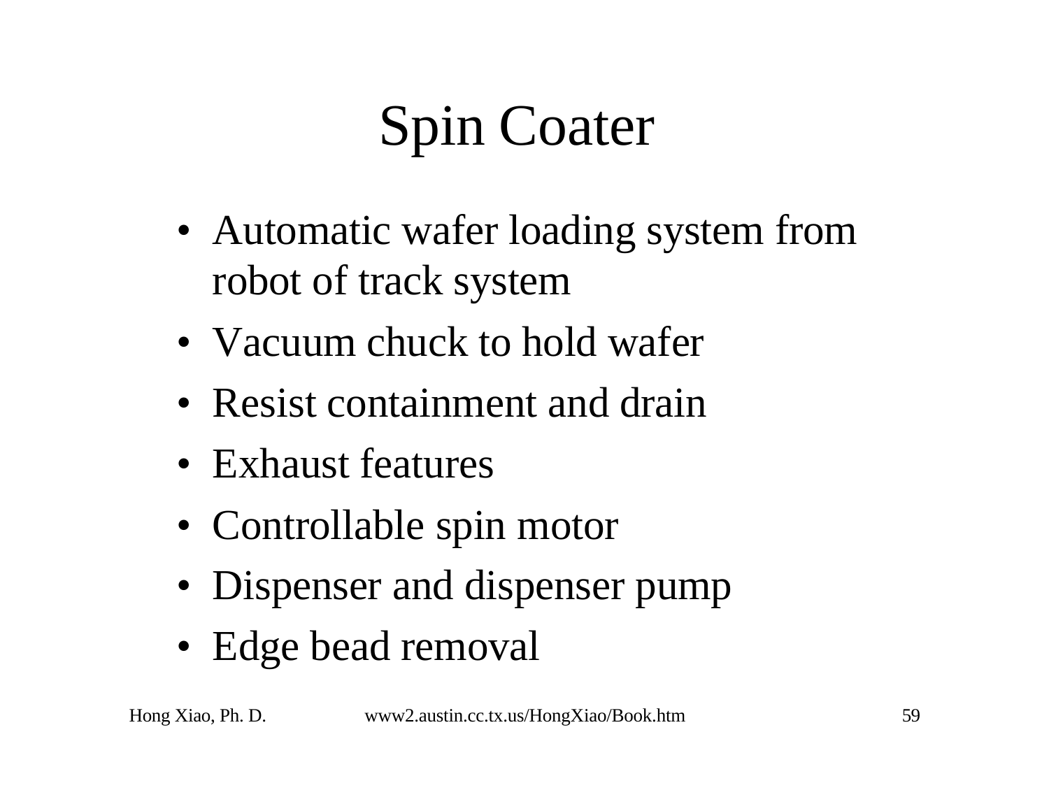# Spin Coater

- Automatic wafer loading system from robot of track system
- Vacuum chuck to hold wafer
- Resist containment and drain
- Exhaust features
- Controllable spin motor
- Dispenser and dispenser pump
- Edge bead removal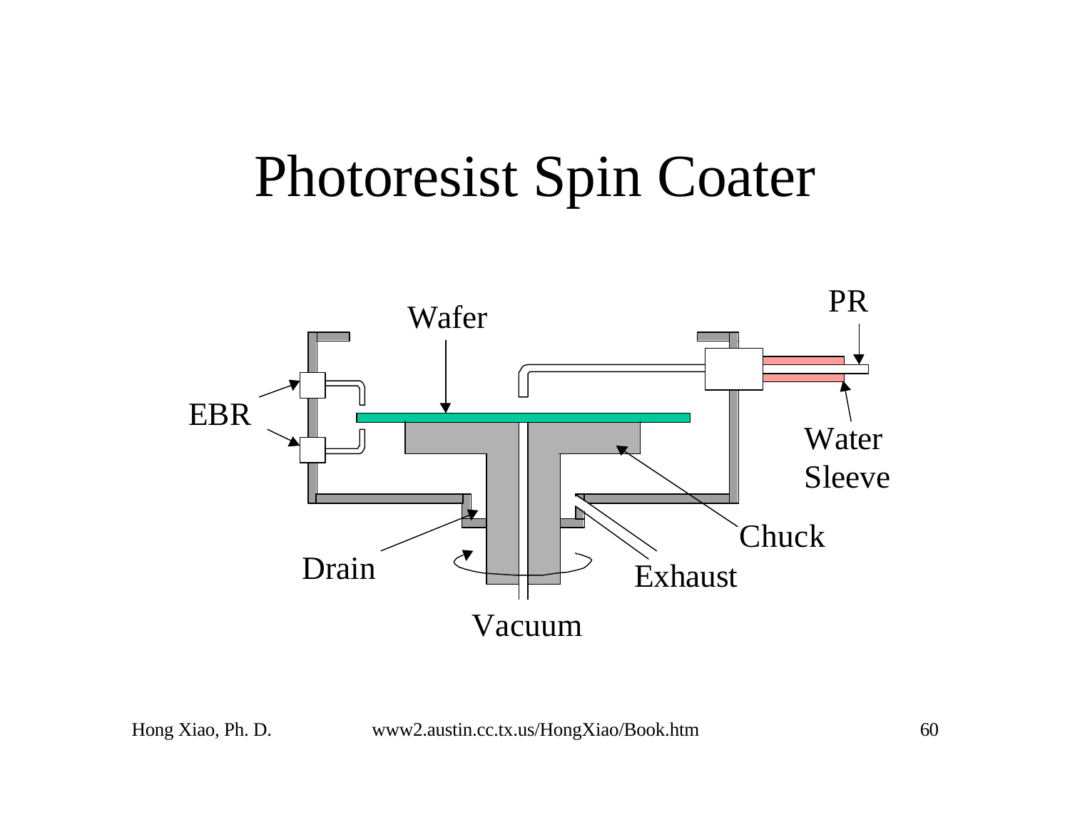# Photoresist Spin Coater

PR

Wafer

EBR

Water Sleeve

Chuck

Drain

Exhaust

Vacuum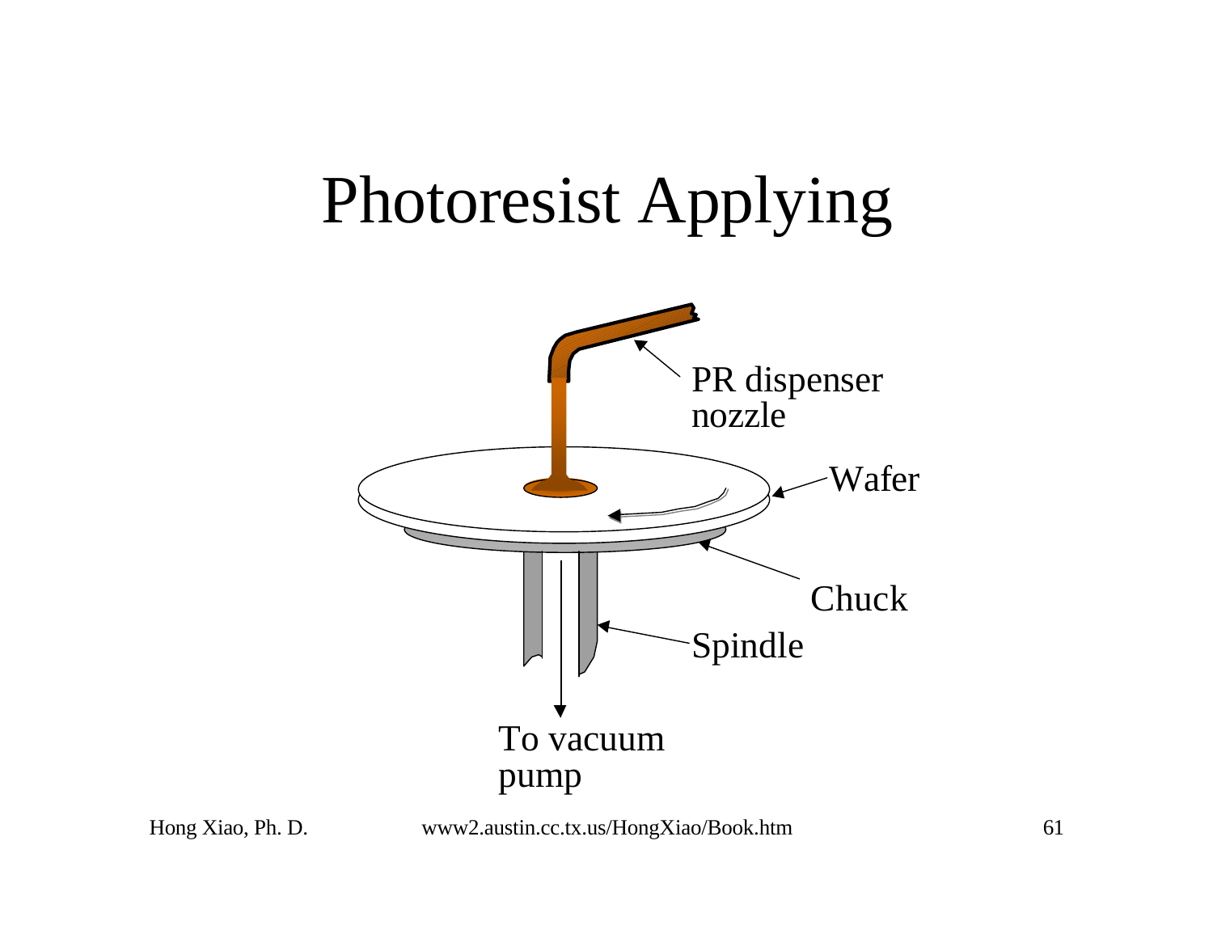# Photoresist Applying

PR dispenser nozzle

Wafer

Chuck

Spindle

To vacuum pump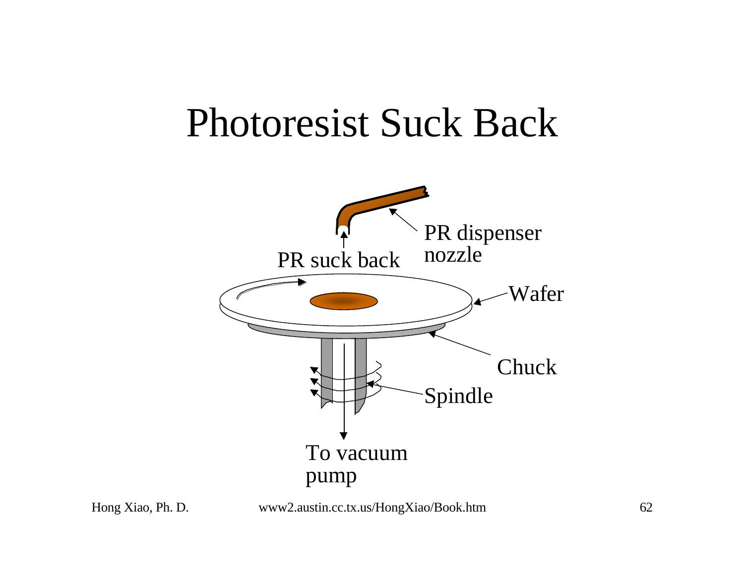# Photoresist Suck Back

PR dispenser nozzle

PR suck back

Wafer

Chuck

Spindle

To vacuum pump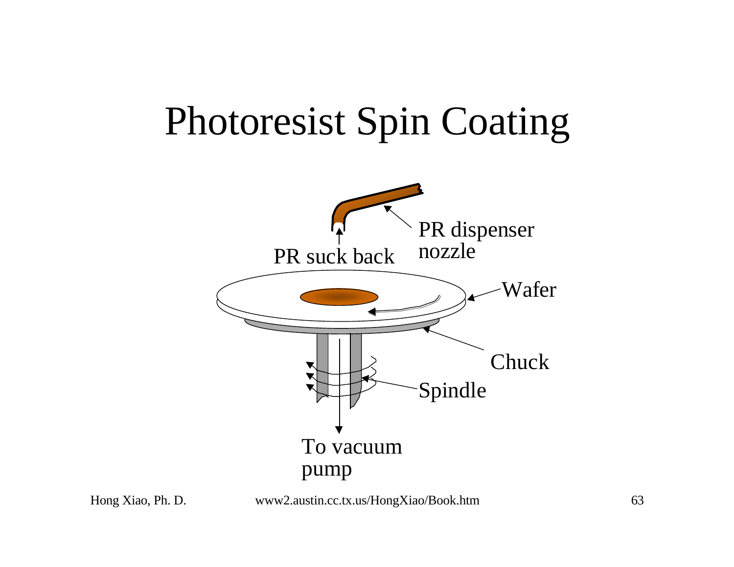# Photoresist Spin Coating

PR dispenser nozzle

PR suck back

Wafer

Chuck

Spindle

To vacuum pump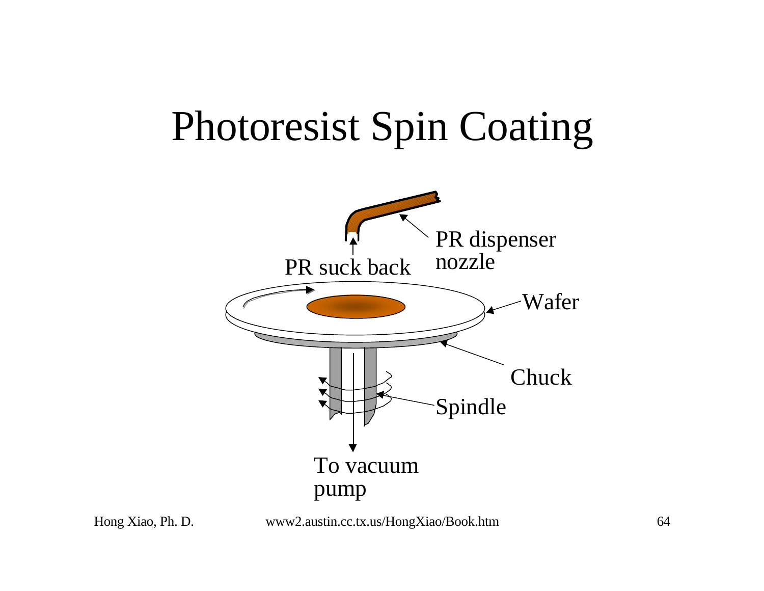# Photoresist Spin Coating

PR dispenser nozzle

PR suck back

Wafer

Chuck

Spindle

To vacuum pump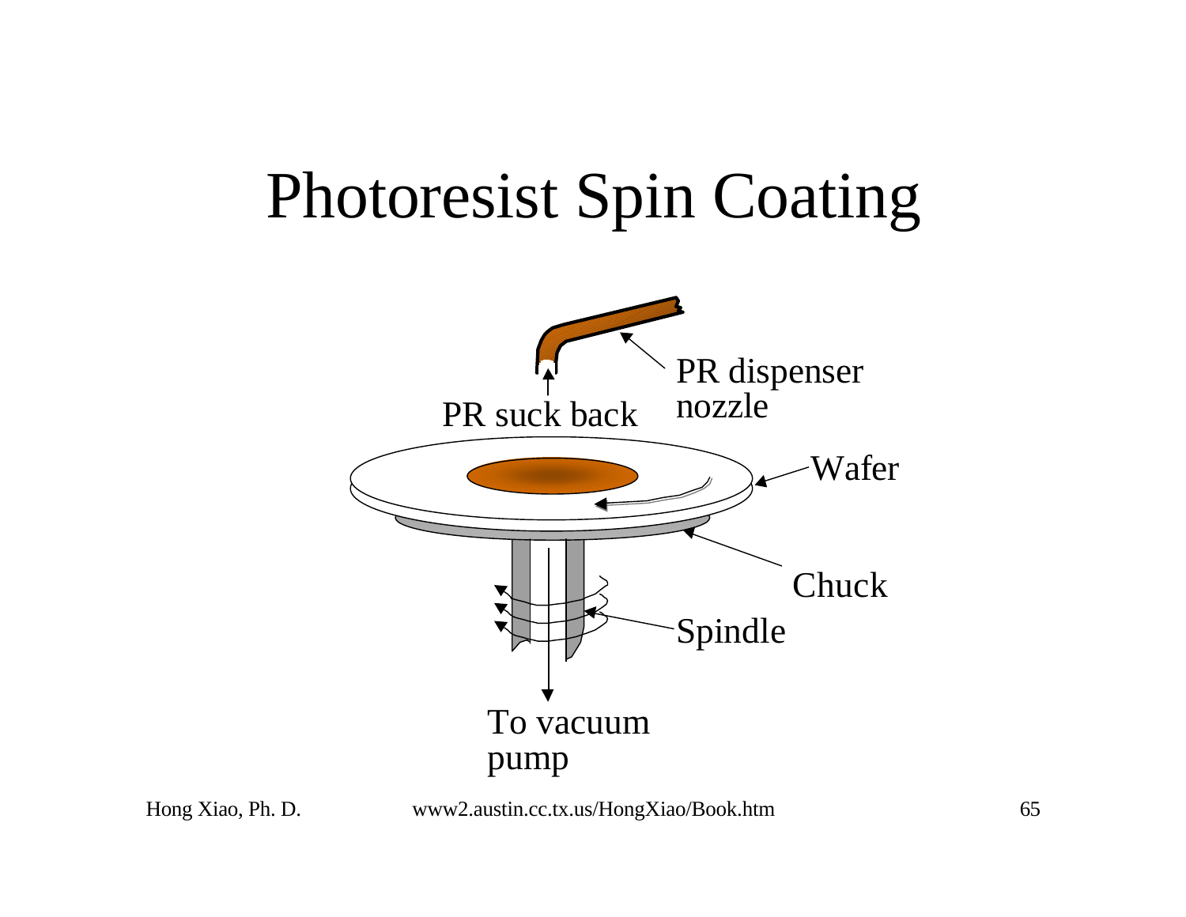# Photoresist Spin Coating

PR dispenser nozzle

PR suck back

Wafer

Chuck

Spindle

To vacuum pump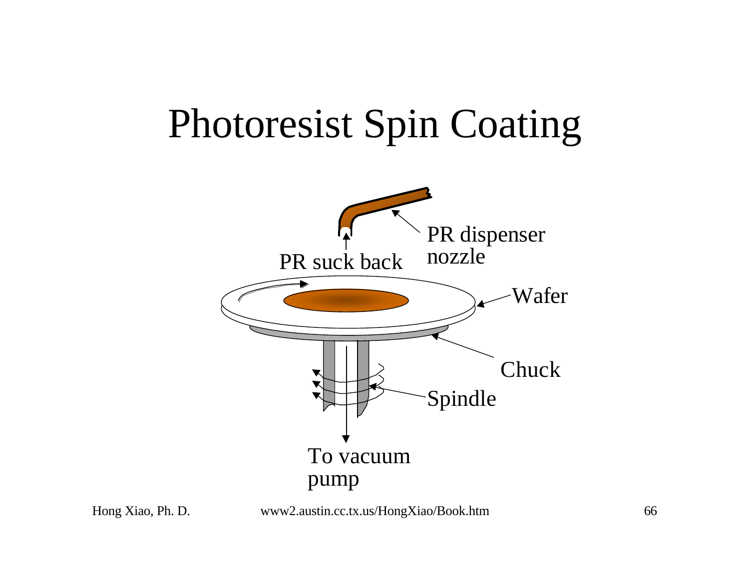# Photoresist Spin Coating

PR dispenser nozzle

PR suck back

Wafer

Chuck

Spindle

To vacuum pump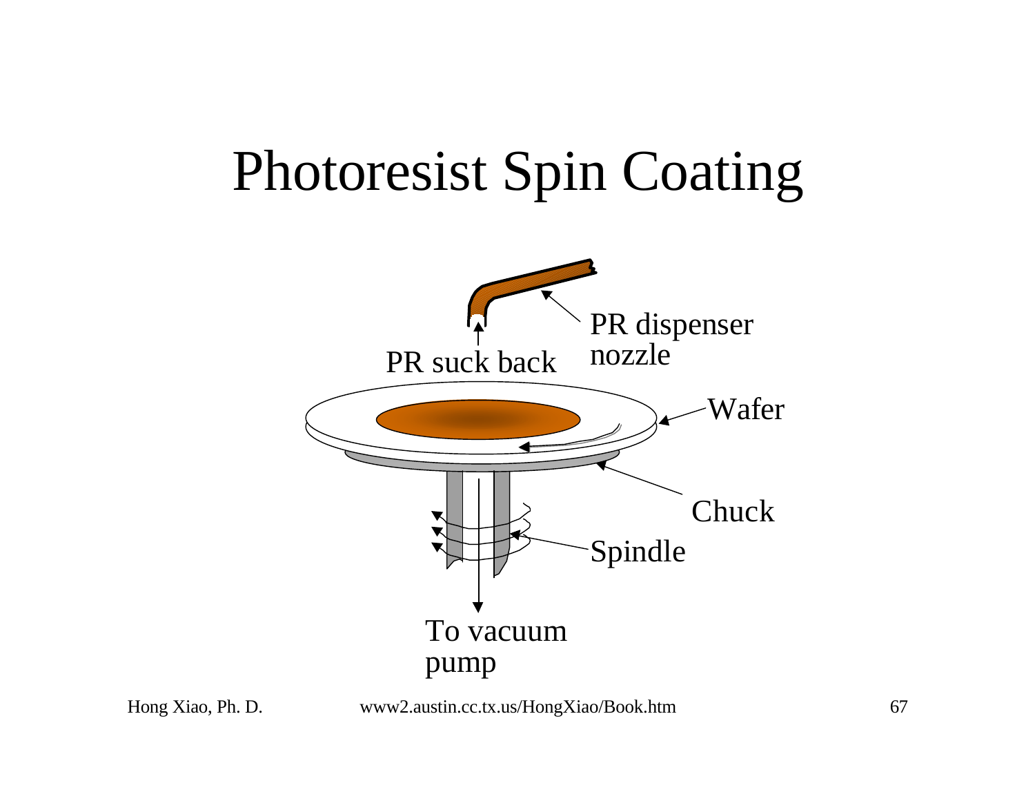# Photoresist Spin Coating

PR dispenser nozzle

PR suck back

Wafer

Chuck

Spindle

To vacuum pump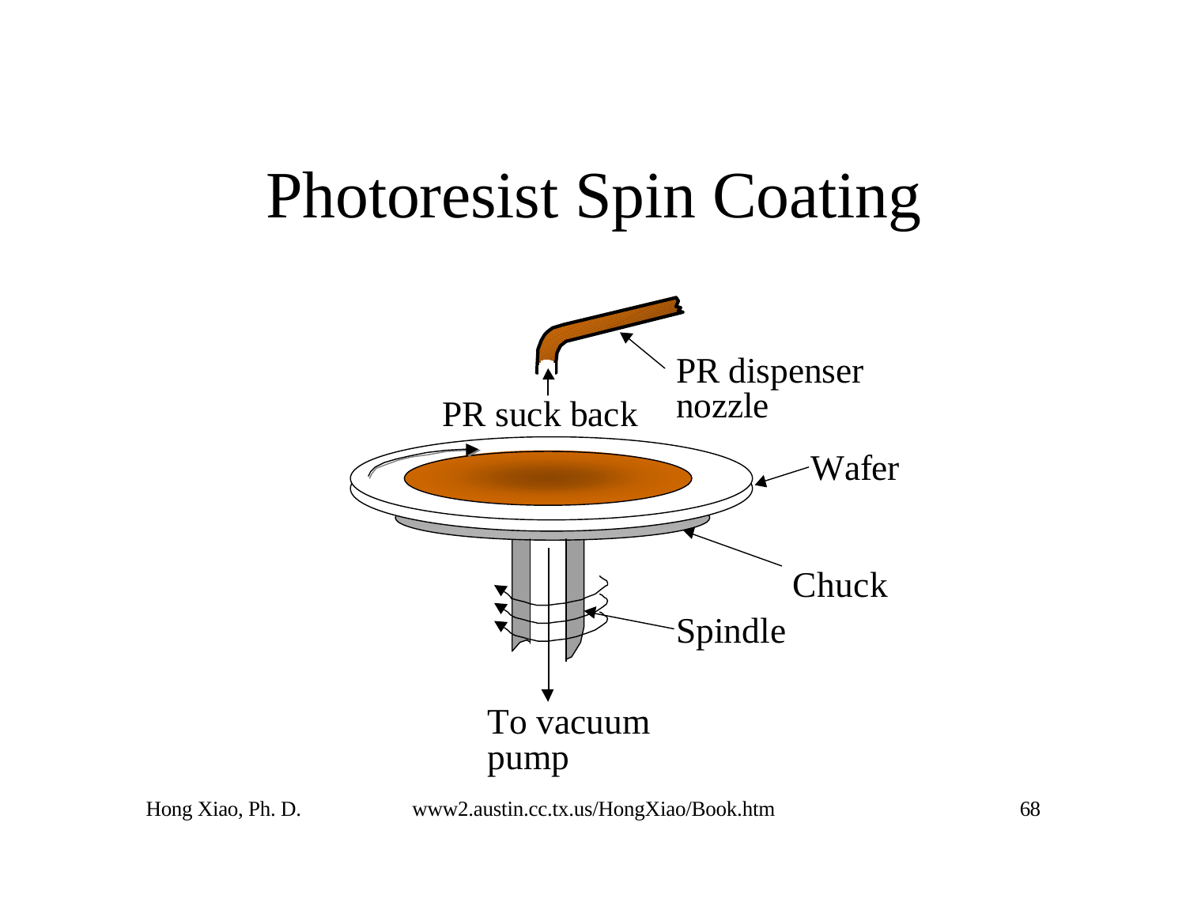# Photoresist Spin Coating

PR dispenser nozzle

PR suck back

Wafer

Chuck

Spindle

To vacuum pump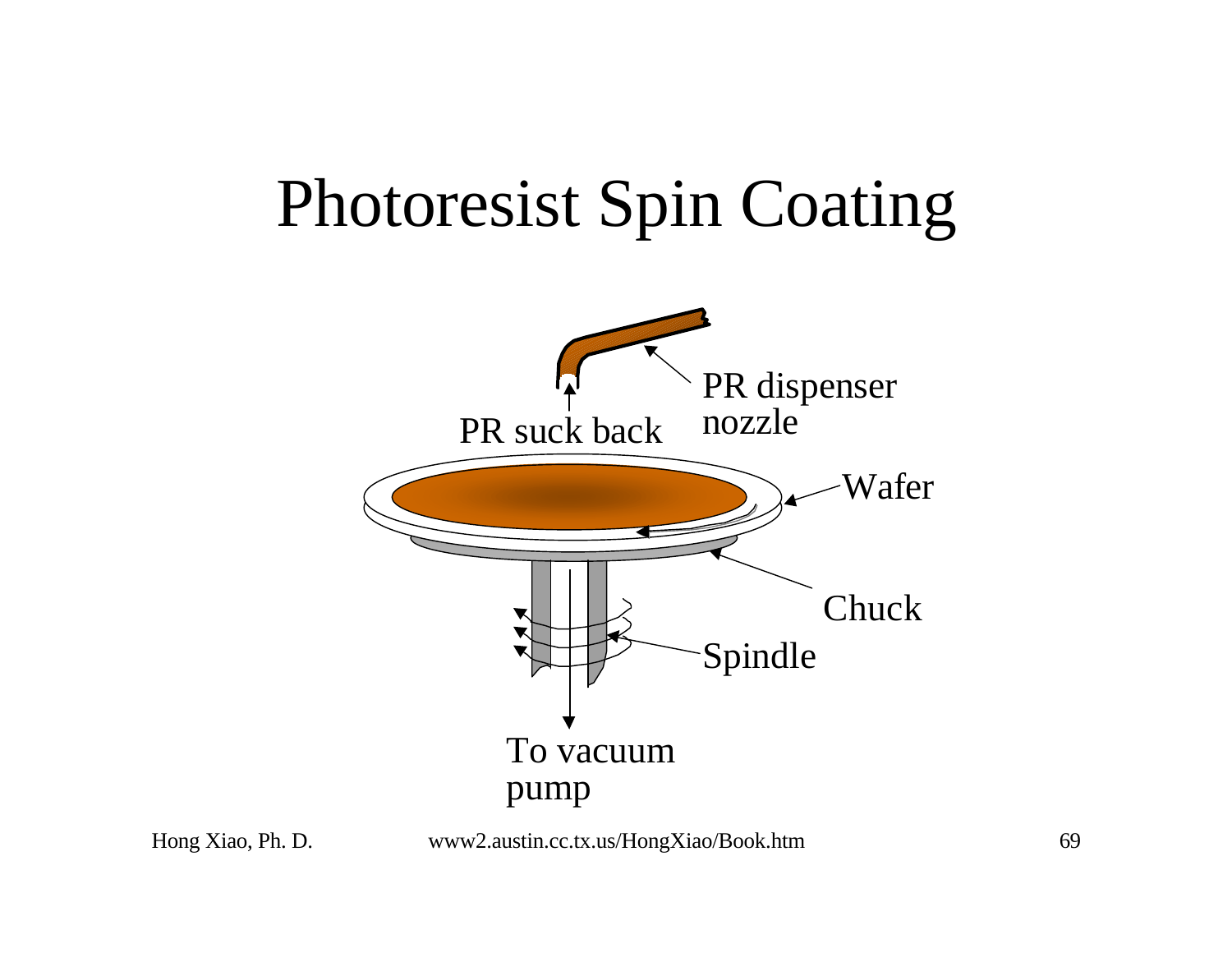# Photoresist Spin Coating

PR dispenser nozzle

PR suck back

Wafer

Chuck

Spindle

To vacuum pump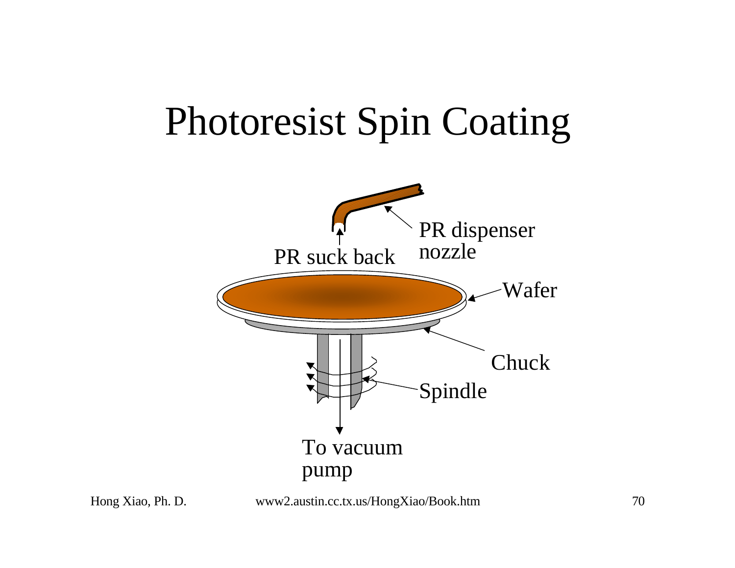# Photoresist Spin Coating

PR dispenser nozzle

PR suck back

Wafer

Chuck

Spindle

To vacuum pump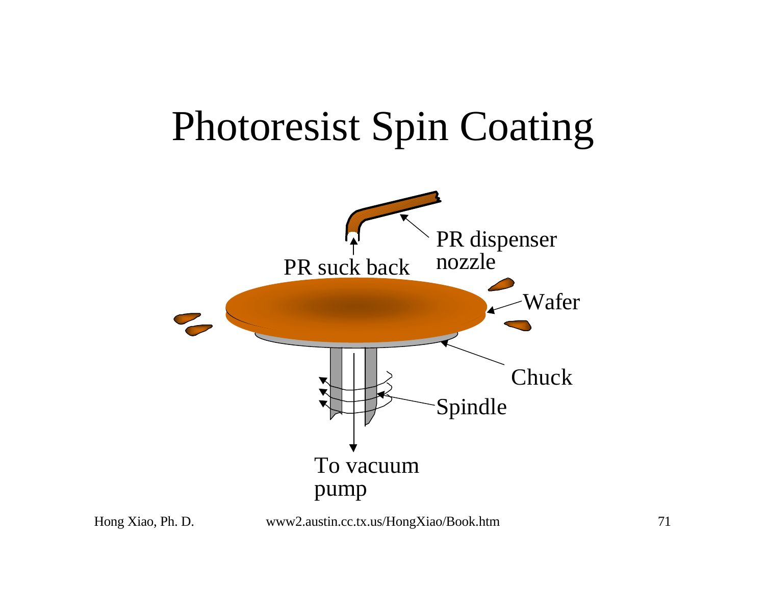# Photoresist Spin Coating

PR dispenser nozzle

PR suck back

Wafer

Chuck

Spindle

To vacuum pump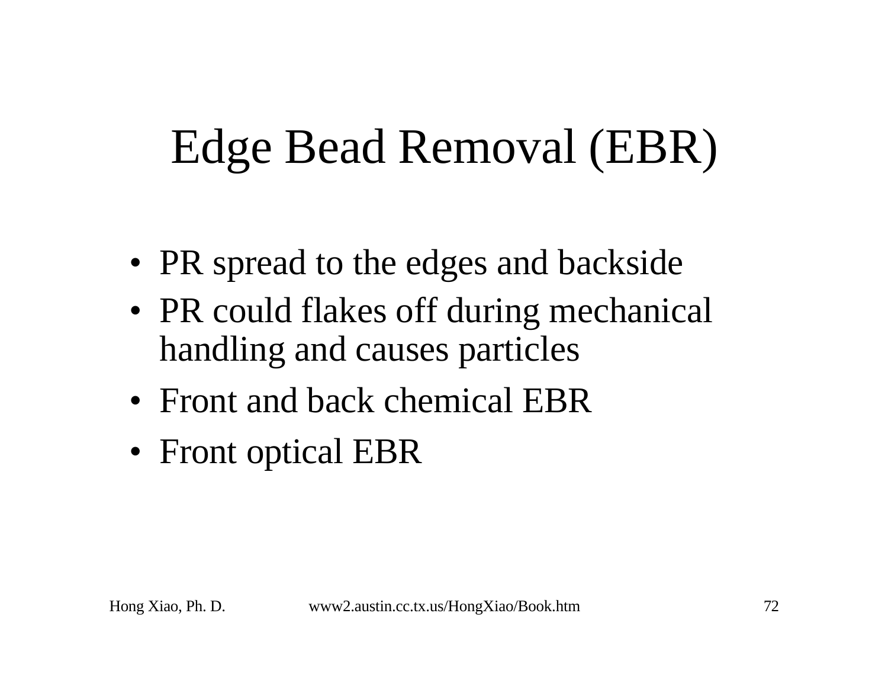# Edge Bead Removal (EBR)

- PR spread to the edges and backside
- PR could flakes off during mechanical handling and causes particles
- Front and back chemical EBR
- Front optical EBR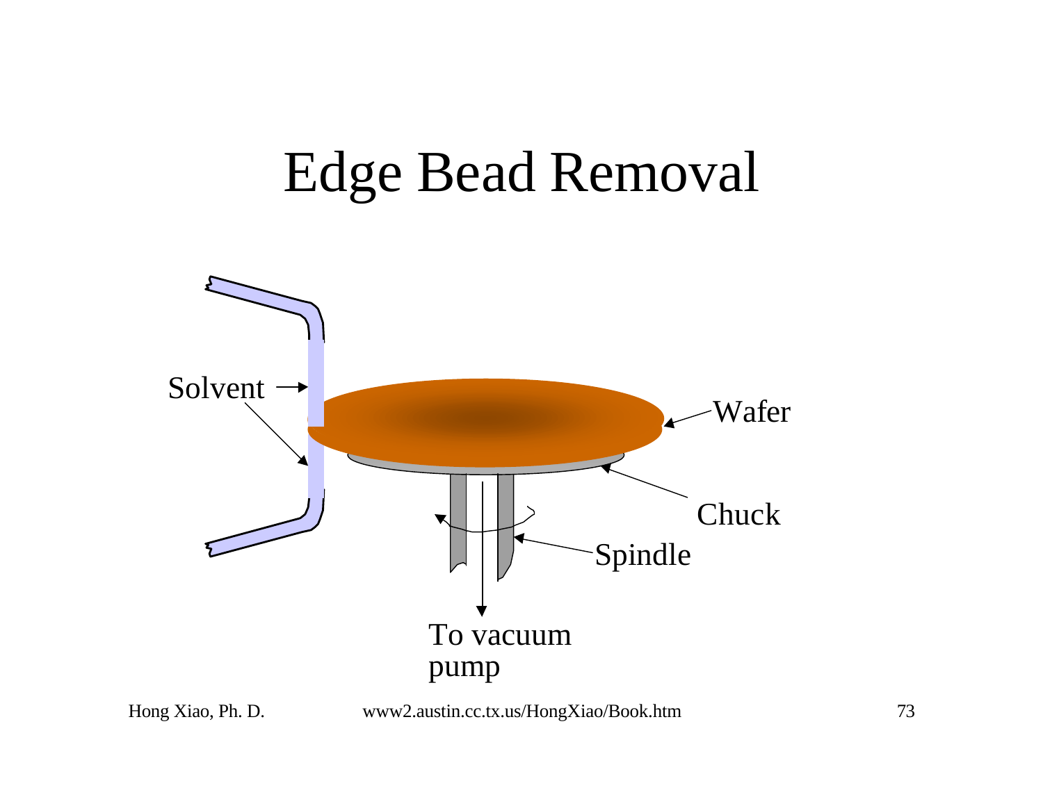# Edge Bead Removal

Solvent

Wafer

Chuck

Spindle

To vacuum pump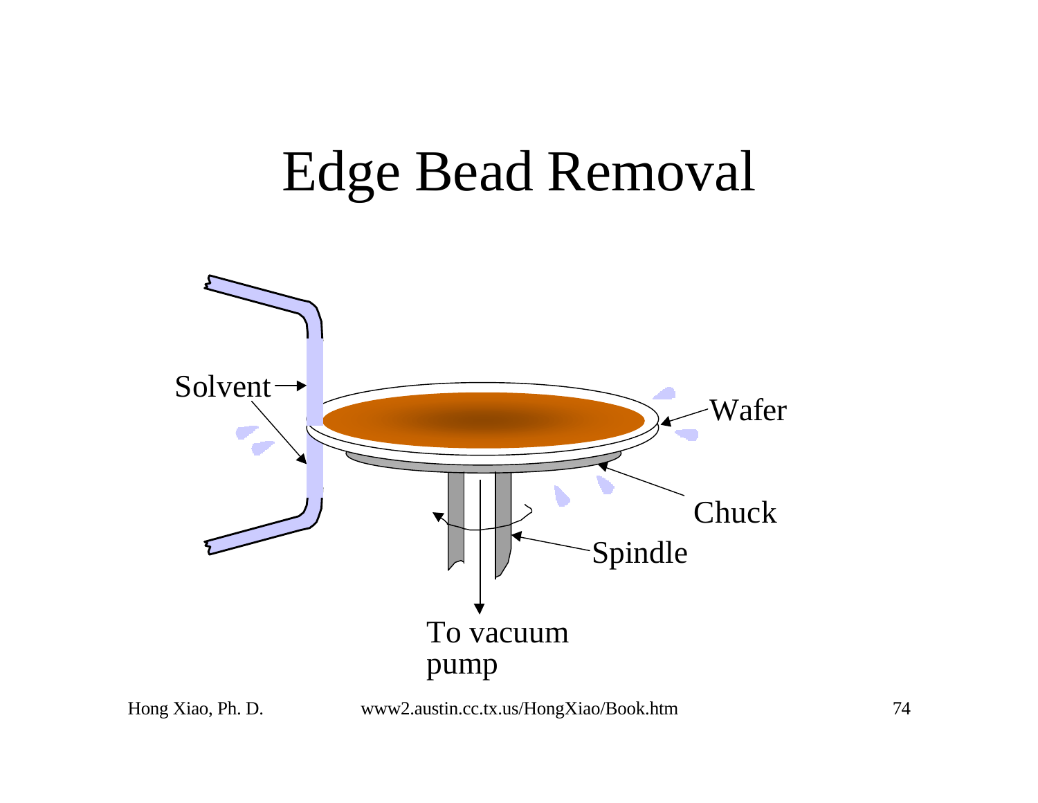# Edge Bead Removal

Solvent

Wafer

Chuck

Spindle

To vacuum pump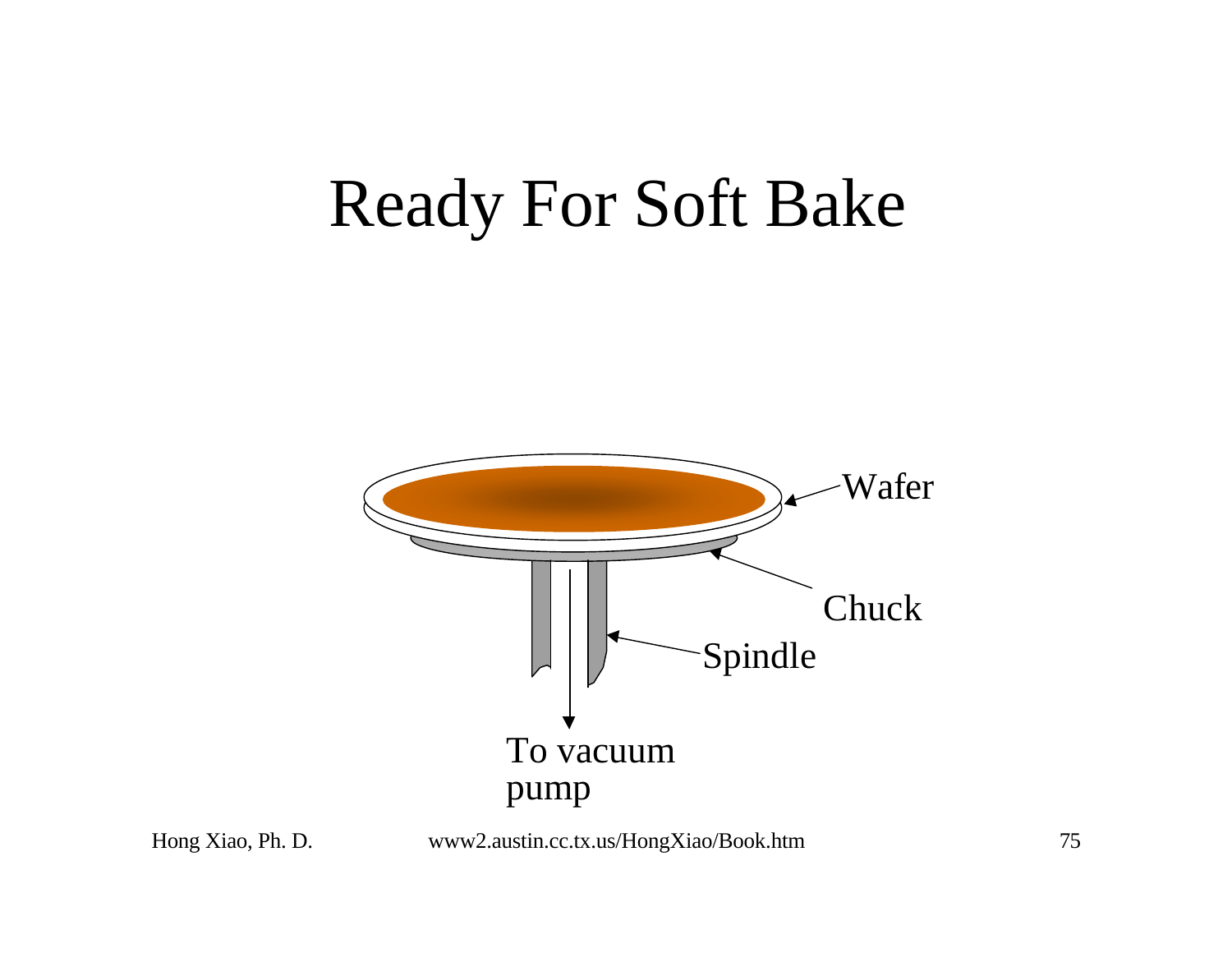# Ready For Soft Bake

Wafer

Chuck

Spindle

To vacuum pump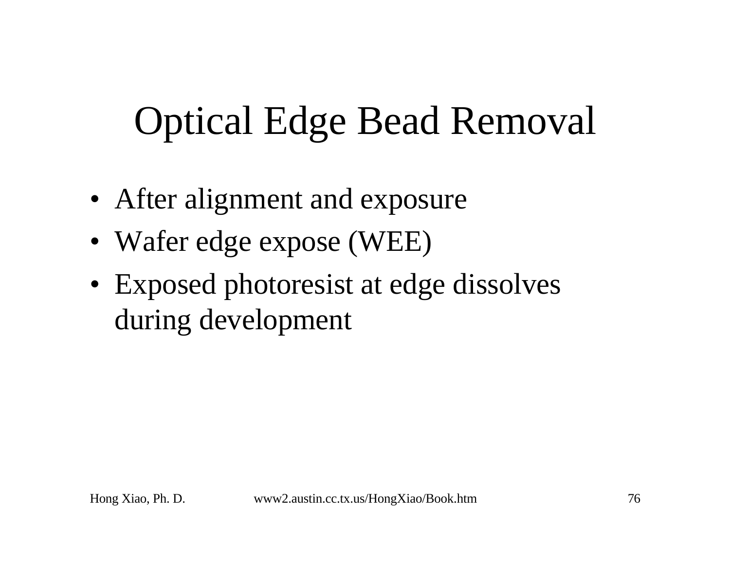# Optical Edge Bead Removal

- After alignment and exposure
- Wafer edge expose (WEE)
- Exposed photoresist at edge dissolves during development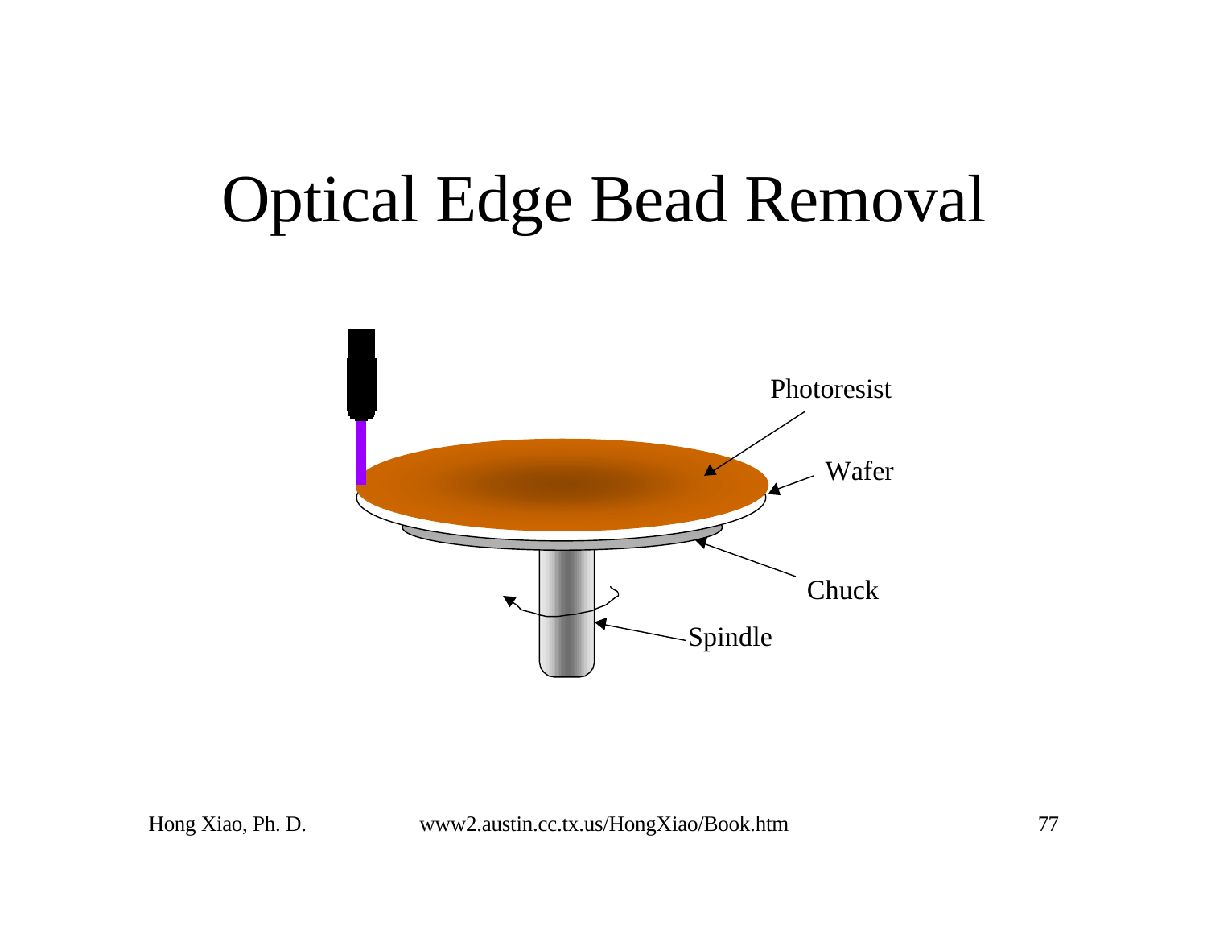# Optical Edge Bead Removal

Photoresist

Wafer

Chuck

Spindle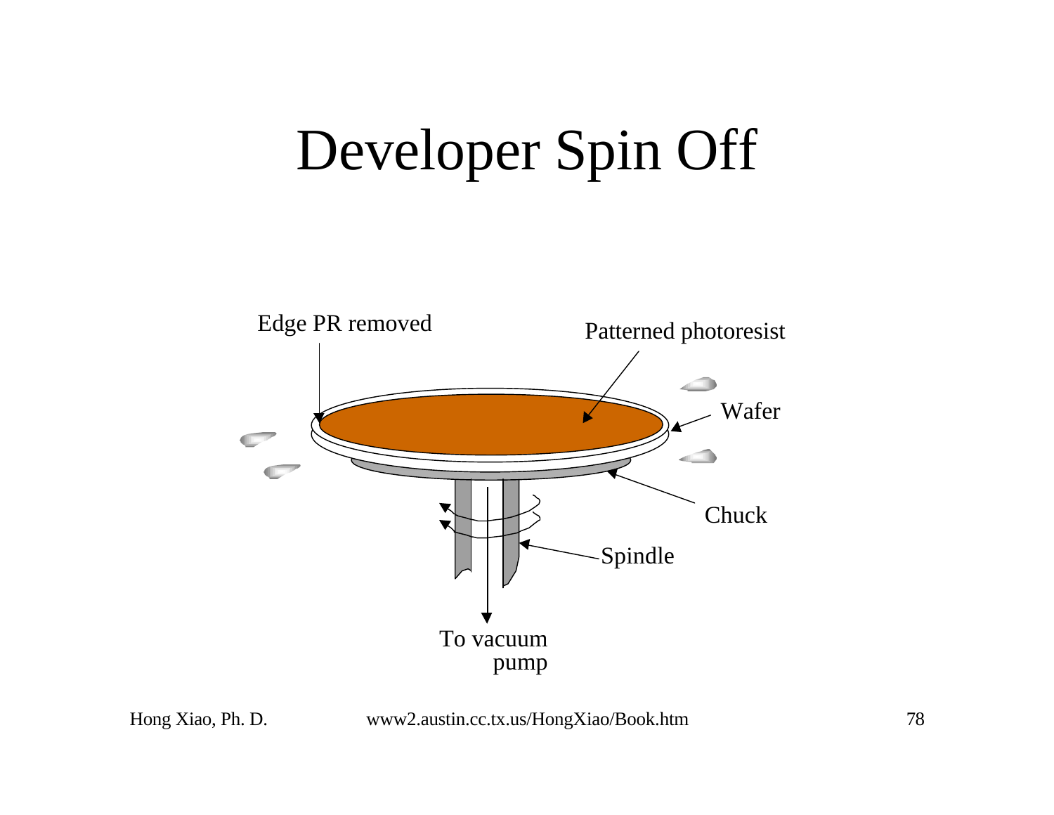# Developer Spin Off

Edge PR removed

Patterned photoresist

Wafer

Chuck

Spindle

To vacuum pump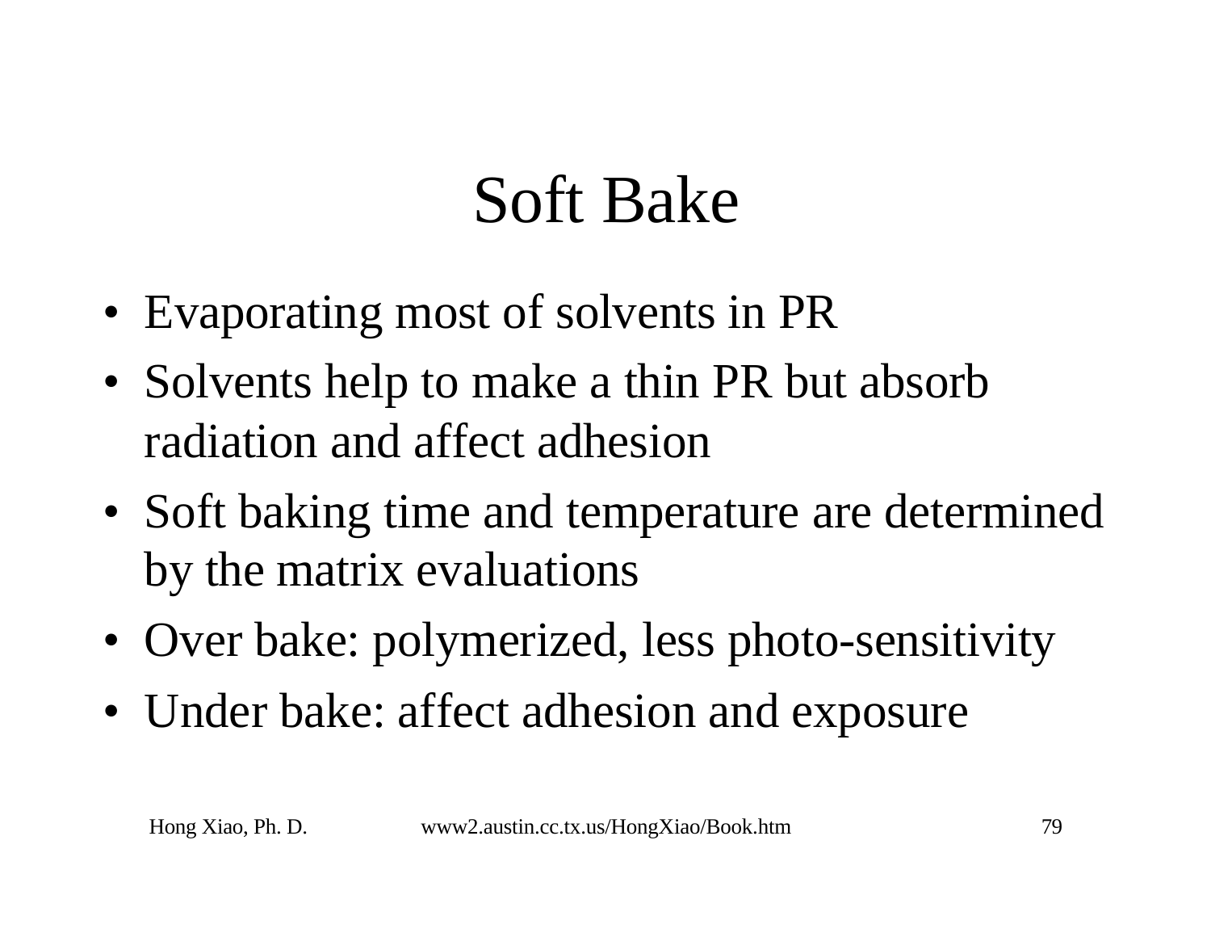# Soft Bake

- Evaporating most of solvents in PR
- Solvents help to make a thin PR but absorb radiation and affect adhesion
- Soft baking time and temperature are determined by the matrix evaluations
- Over bake: polymerized, less photo-sensitivity
- Under bake: affect adhesion and exposure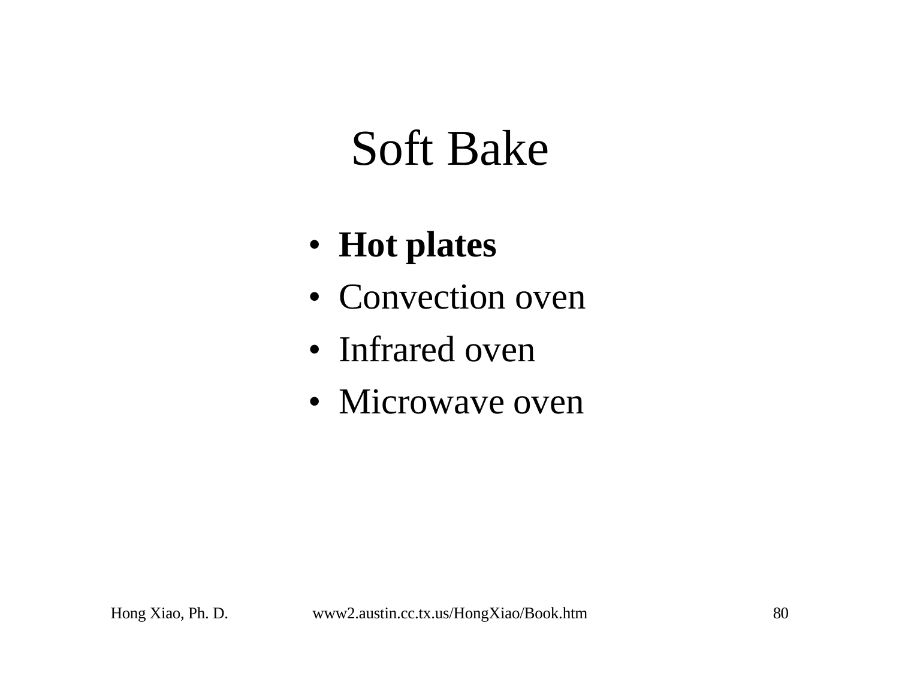# Soft Bake

- **Hot plates**
- Convection oven
- Infrared oven
- Microwave oven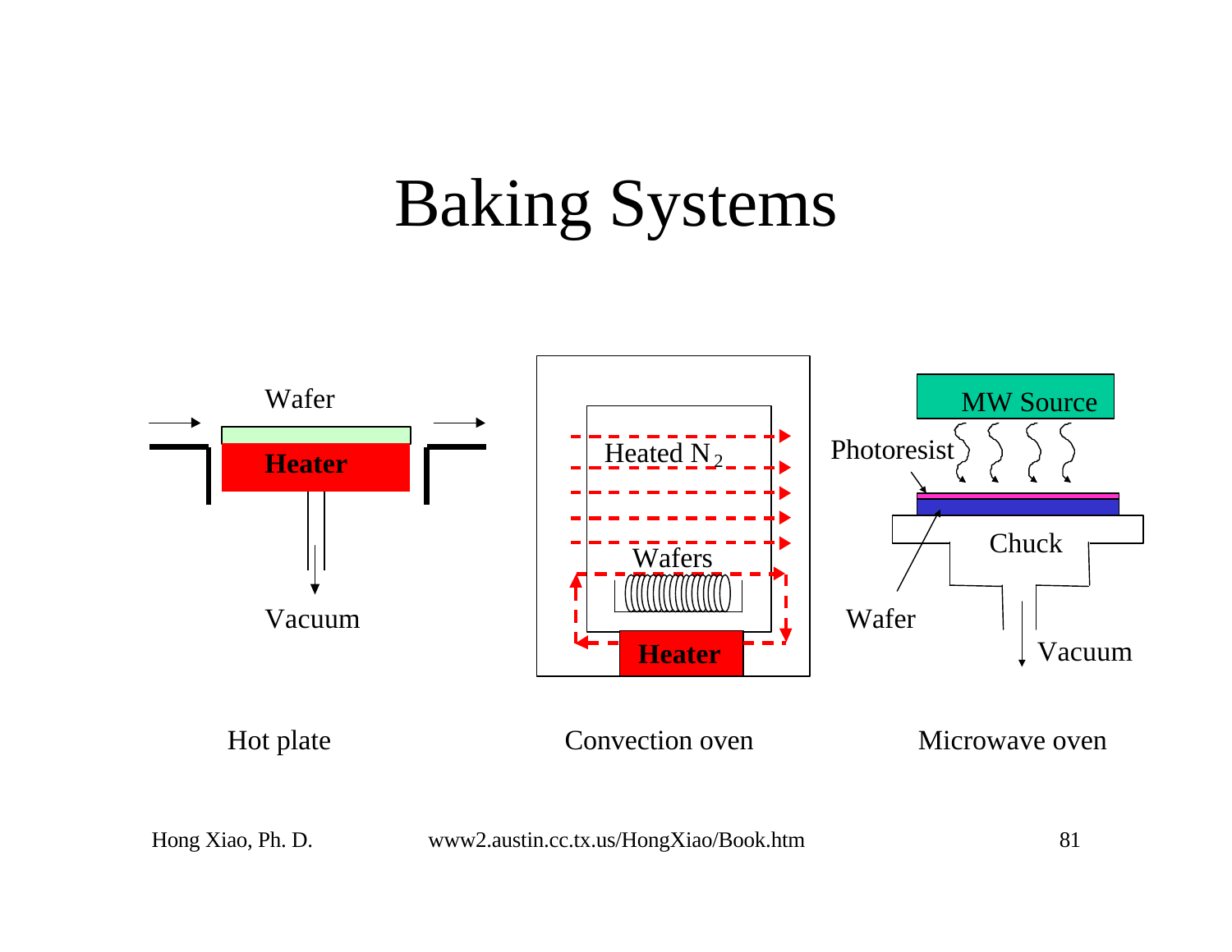# Baking Systems

Wafer

Heater

Vacuum

Hot plate

Heated $N_2$

Wafers

Heater

Convection oven

MW Source

Photoresist

Chuck

Wafer

Vacuum

Microwave oven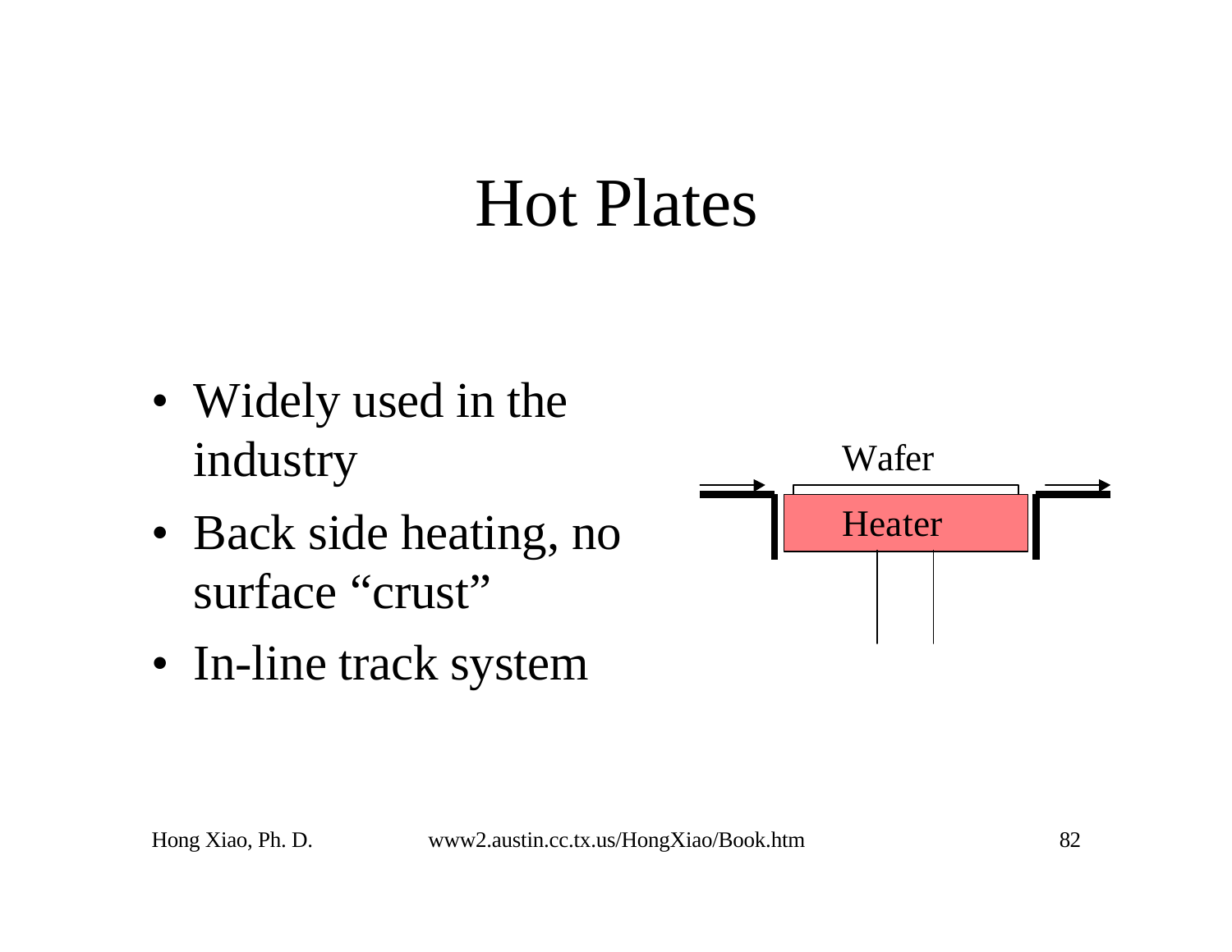# Hot Plates

- Widely used in the industry
- Back side heating, no surface "crust"
- In-line track system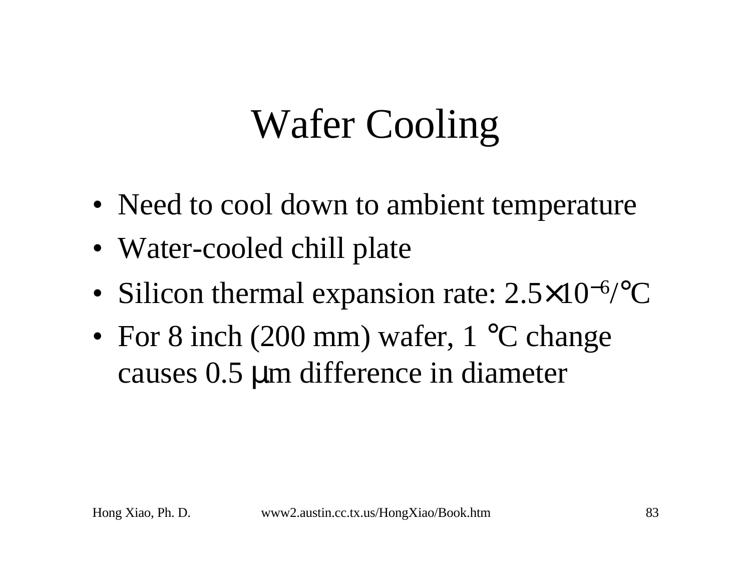# Wafer Cooling

- Need to cool down to ambient temperature
- Water-cooled chill plate
- Silicon thermal expansion rate: $2.5\times10^{-6}/°C$
- For 8 inch (200 mm) wafer, 1 °C change causes 0.5 μm difference in diameter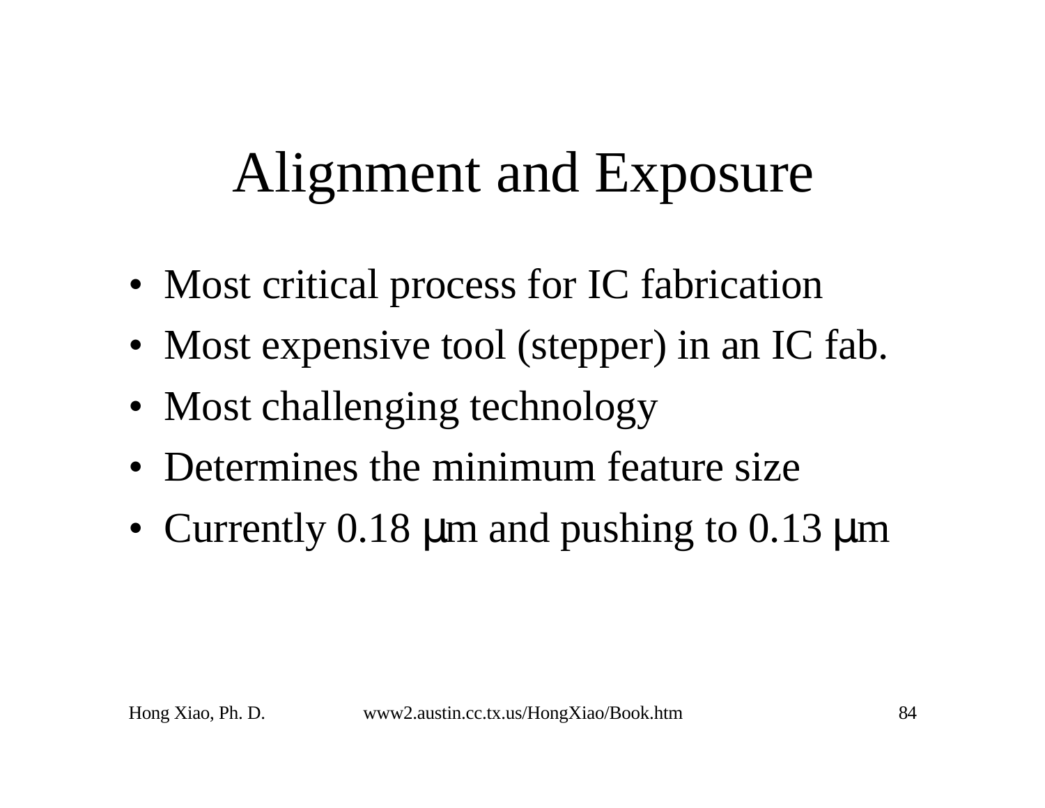# Alignment and Exposure

- Most critical process for IC fabrication
- Most expensive tool (stepper) in an IC fab.
- Most challenging technology
- Determines the minimum feature size
- Currently 0.18 μm and pushing to 0.13 μm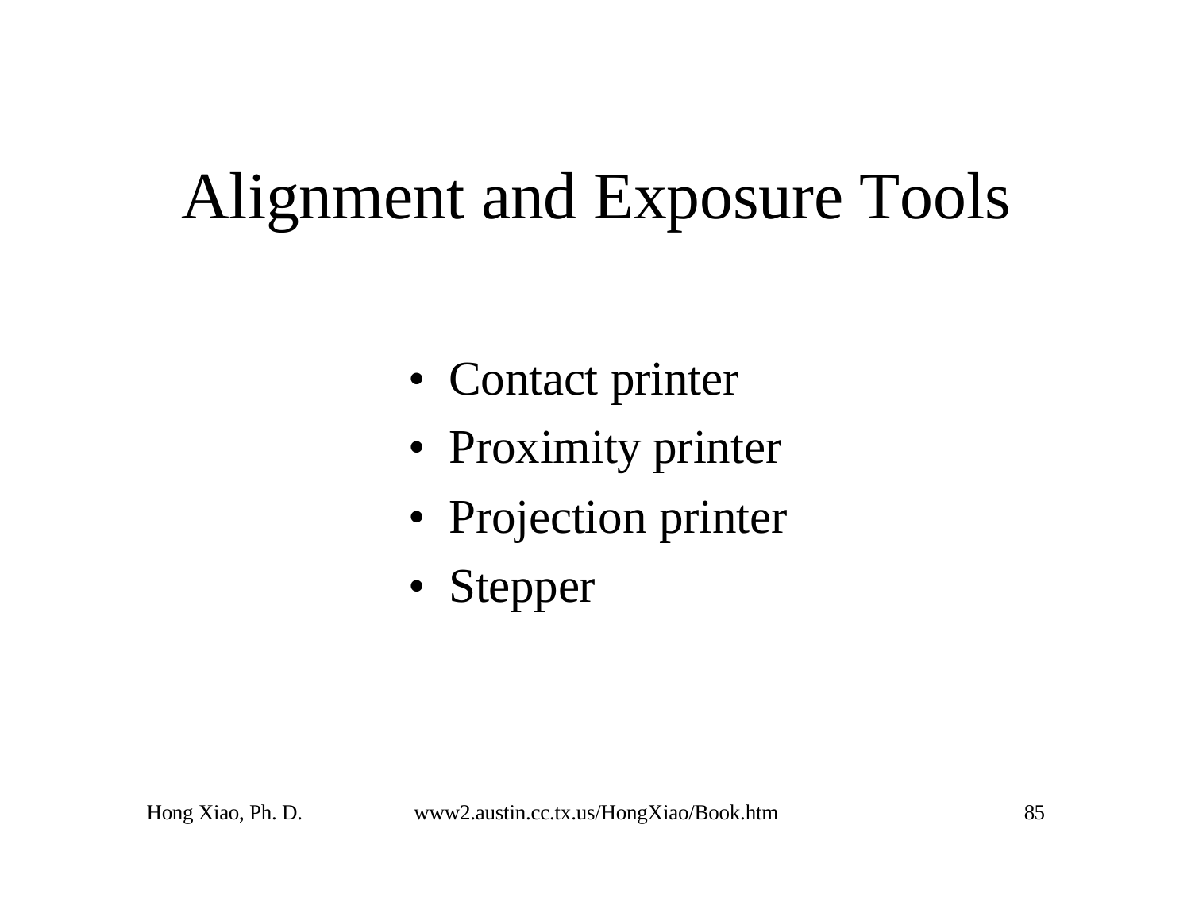# Alignment and Exposure Tools

- Contact printer
- Proximity printer
- Projection printer
- Stepper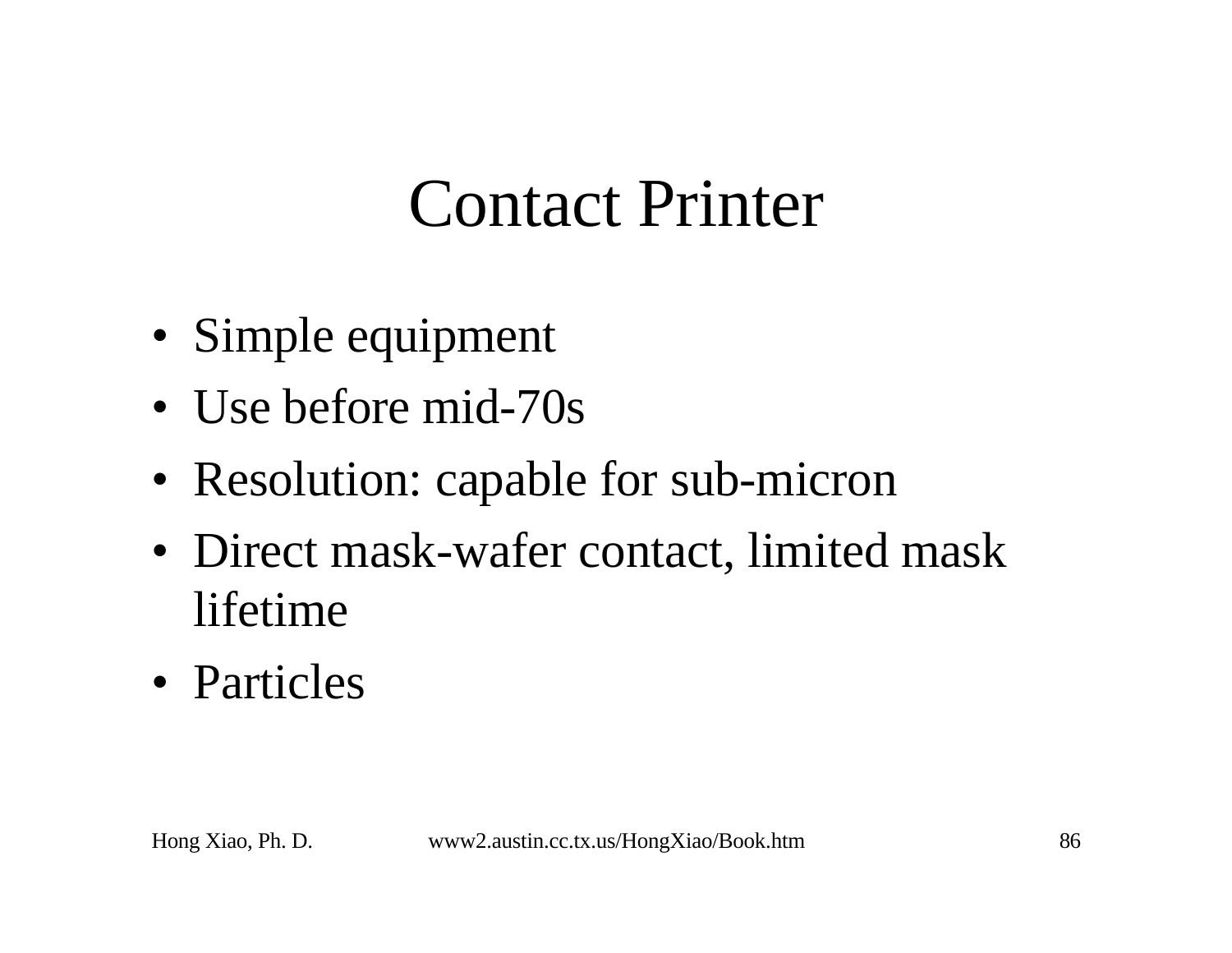# Contact Printer

- Simple equipment
- Use before mid-70s
- Resolution: capable for sub-micron
- Direct mask-wafer contact, limited mask lifetime
- Particles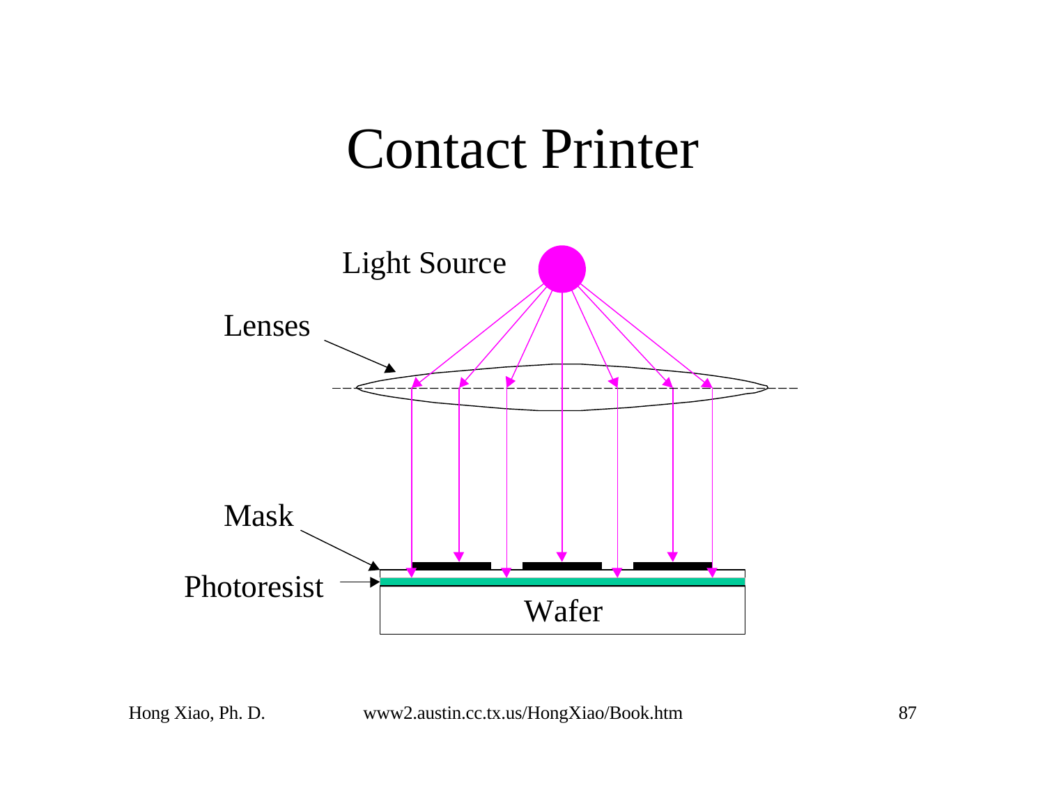# Contact Printer

Light Source

Lenses

Mask

Photoresist

Wafer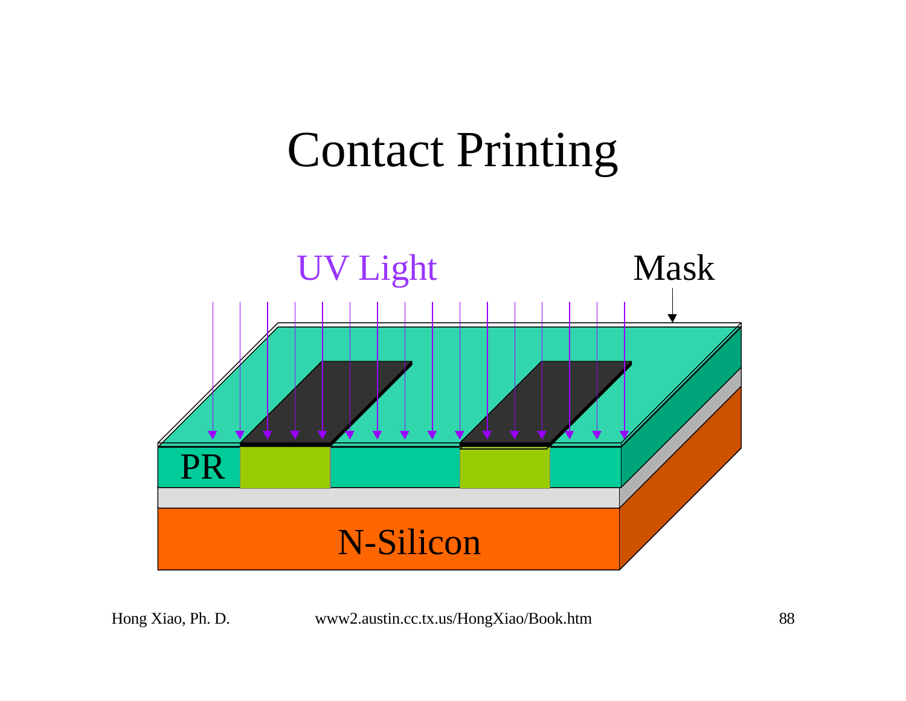# Contact Printing

UV Light

Mask

PR

N-Silicon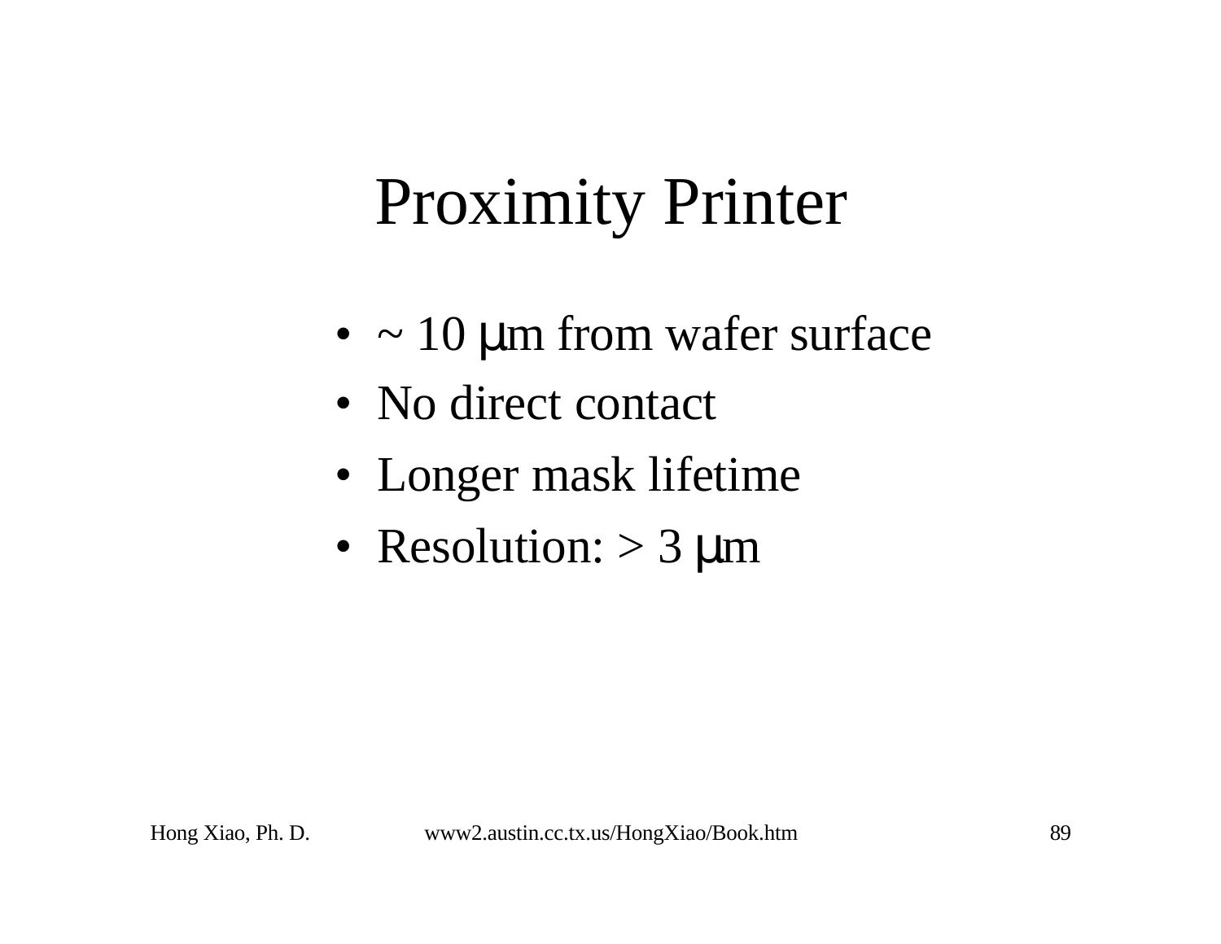# Proximity Printer

- ~ 10 μm from wafer surface
- No direct contact
- Longer mask lifetime
- Resolution: > 3 μm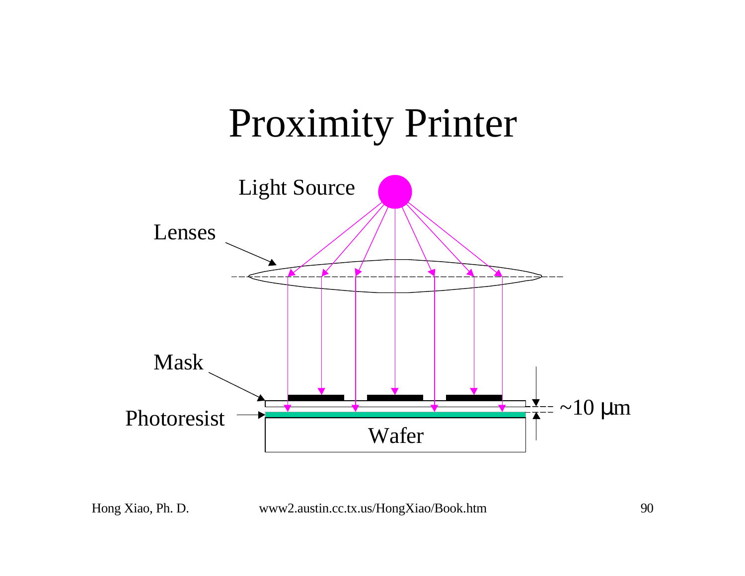# Proximity Printer

Light Source

Lenses

Mask

Photoresist

Wafer

~10 μm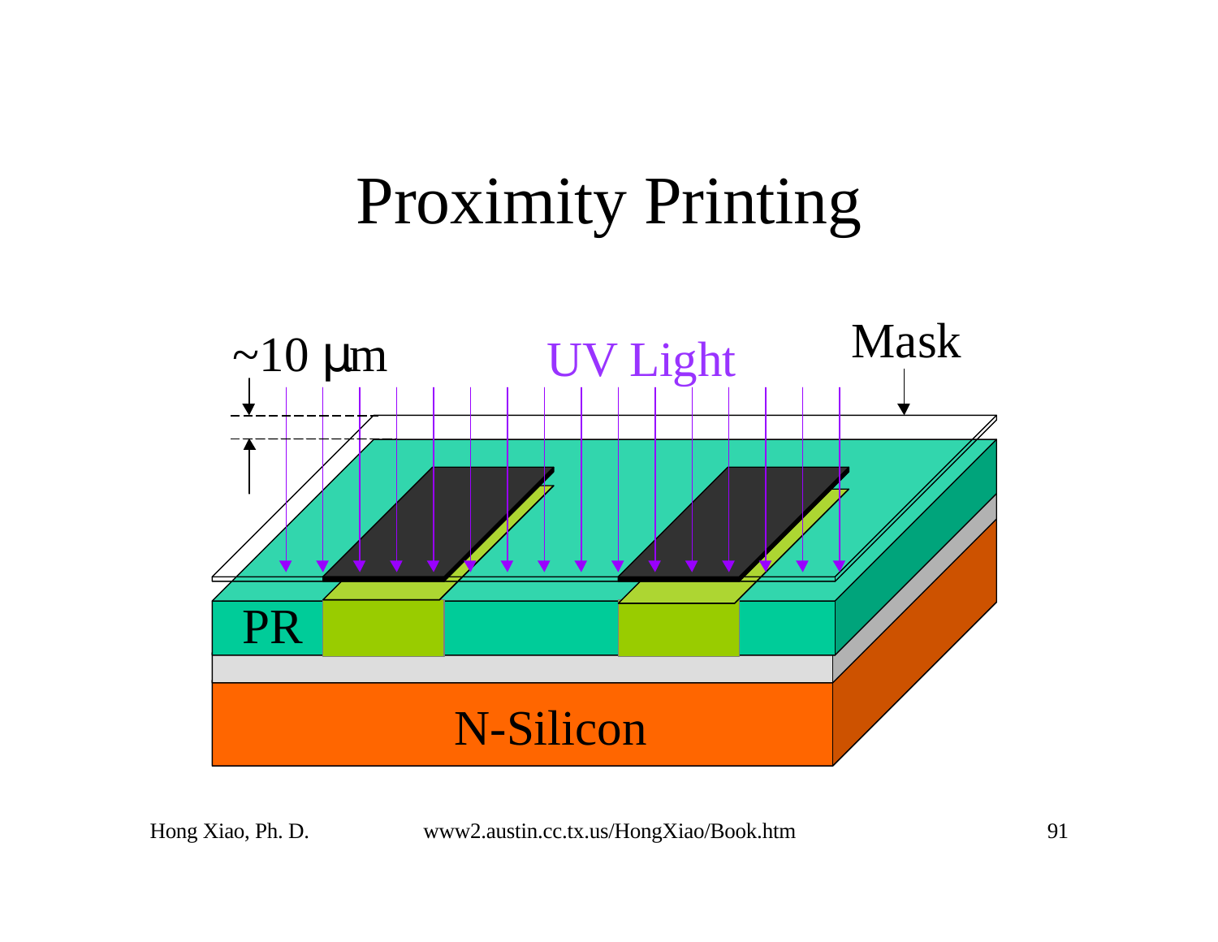# Proximity Printing

~10 μm

UV Light

Mask

PR

N-Silicon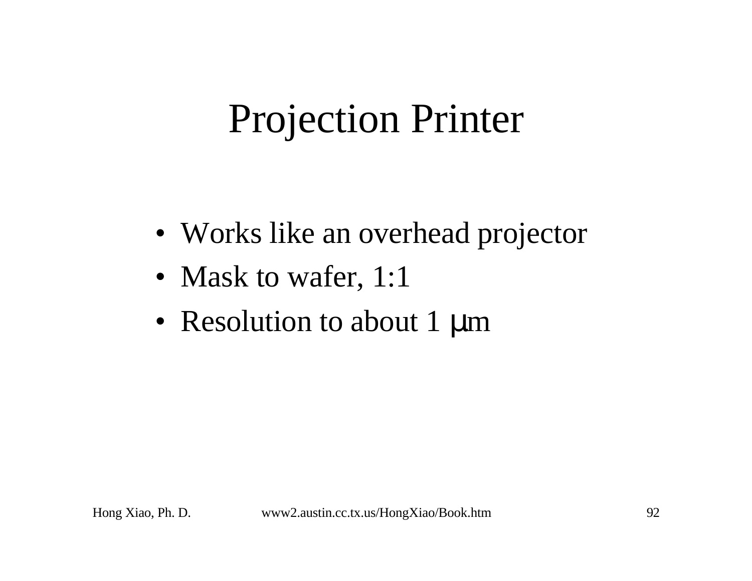# Projection Printer

- Works like an overhead projector
- Mask to wafer, 1:1
- Resolution to about 1 μm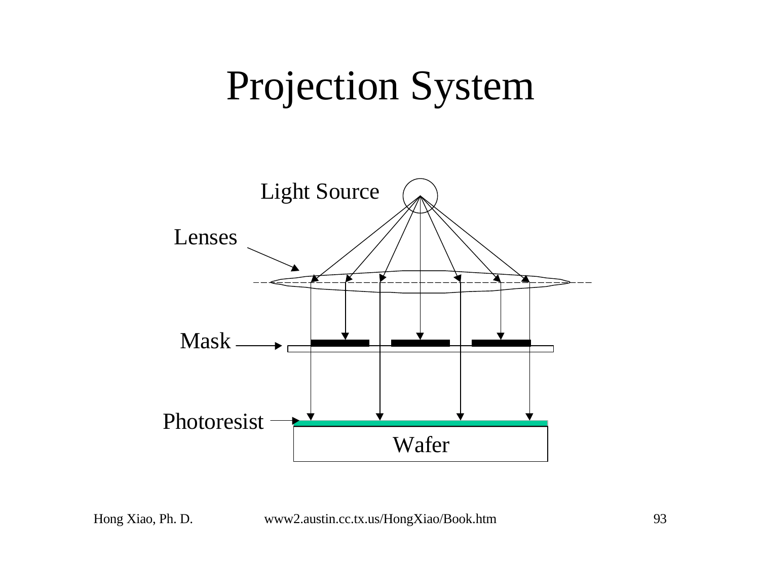# Projection System

Light Source

Lenses

Mask

Photoresist

Wafer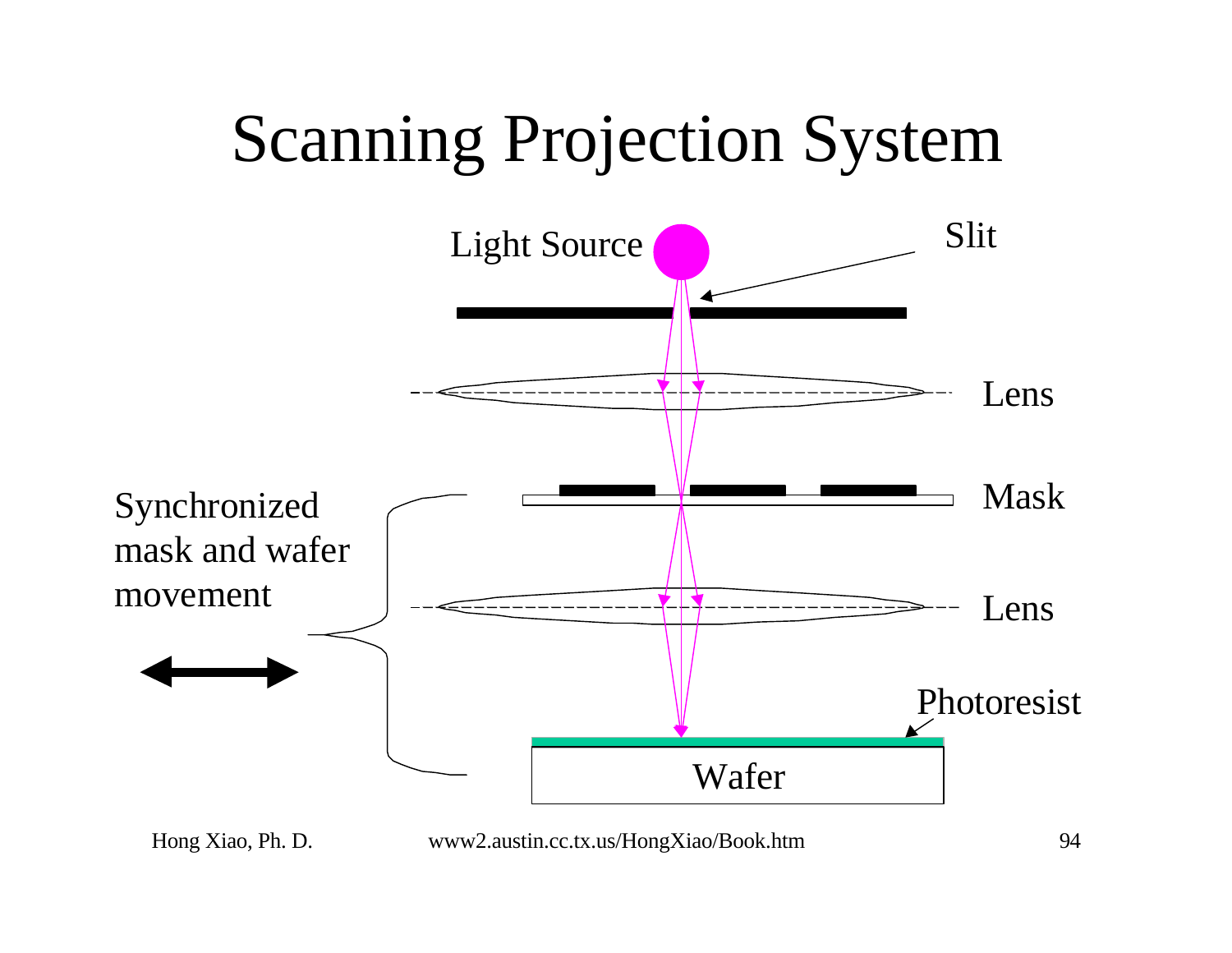# Scanning Projection System

Light Source

Slit

Lens

Mask

Synchronized mask and wafer movement

Lens

Photoresist

Wafer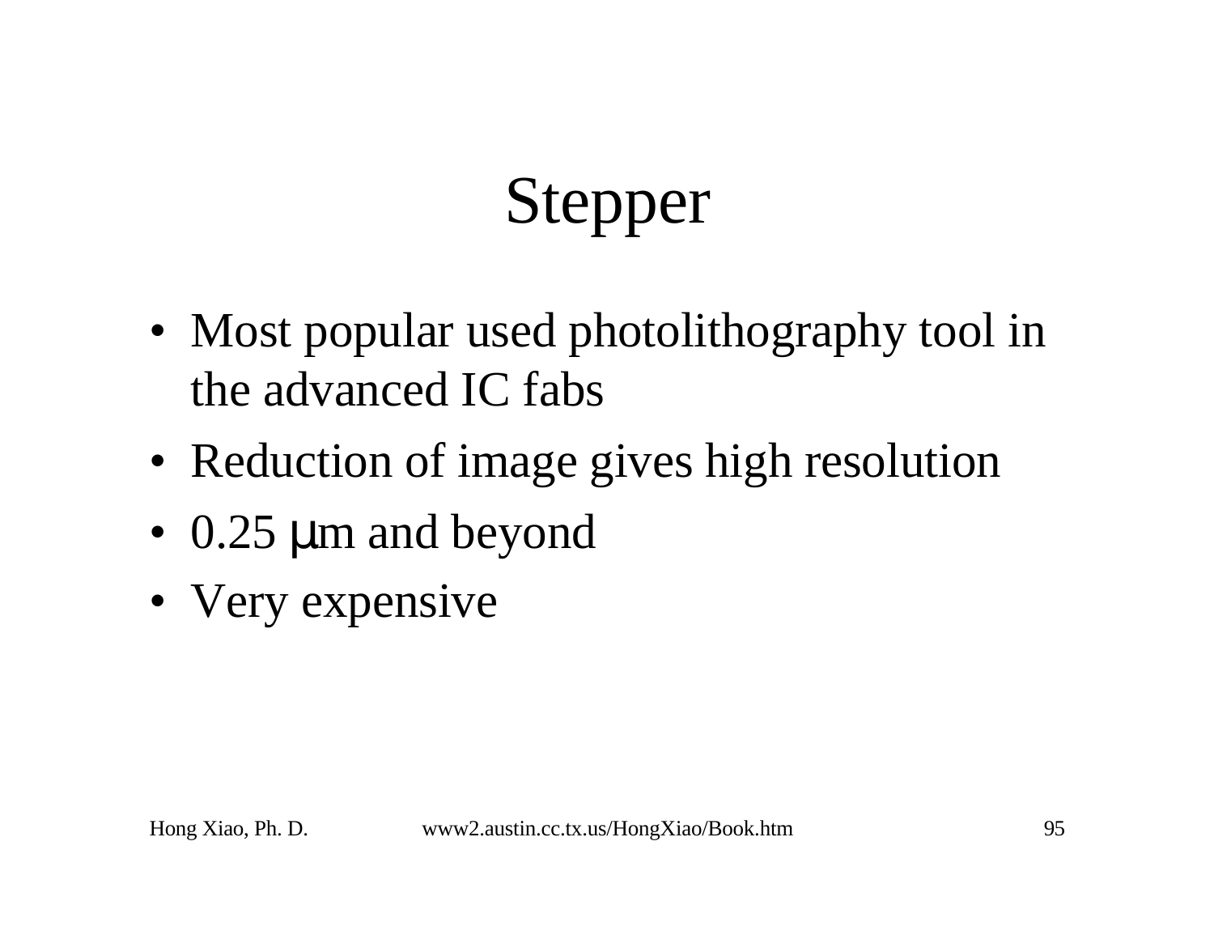# Stepper

- Most popular used photolithography tool in the advanced IC fabs
- Reduction of image gives high resolution
- 0.25 μm and beyond
- Very expensive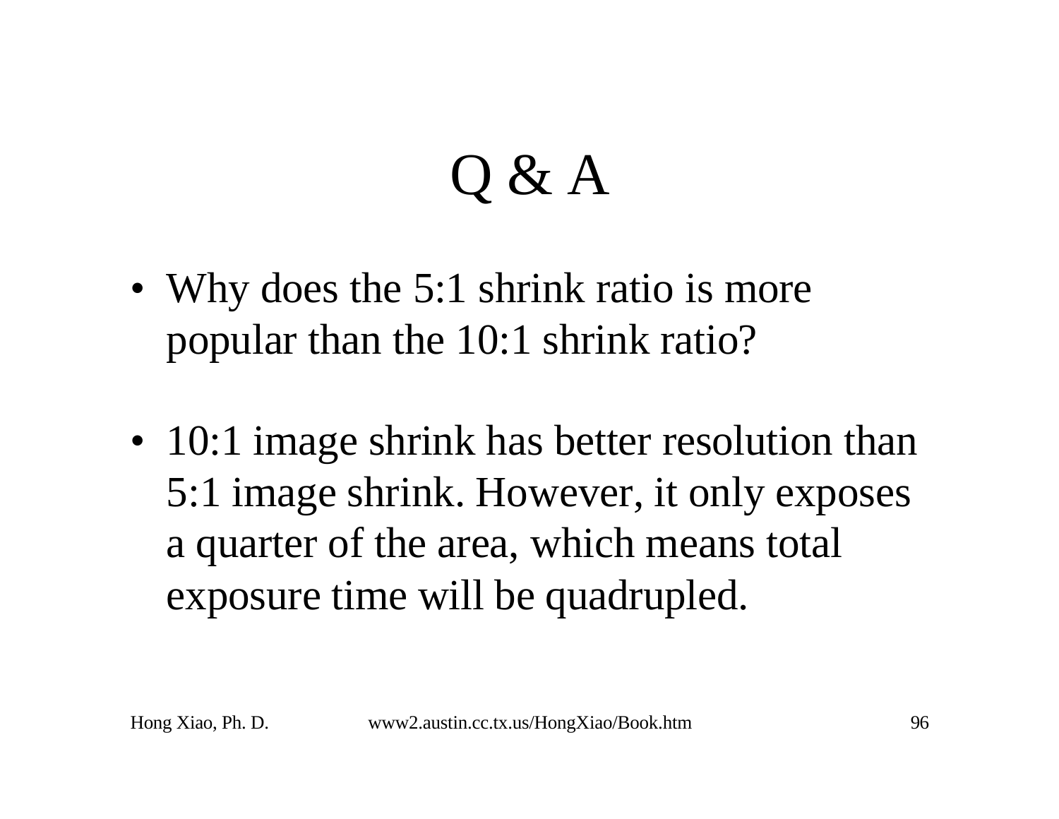# Q & A

- Why does the 5:1 shrink ratio is more popular than the 10:1 shrink ratio?

- 10:1 image shrink has better resolution than 5:1 image shrink. However, it only exposes a quarter of the area, which means total exposure time will be quadrupled.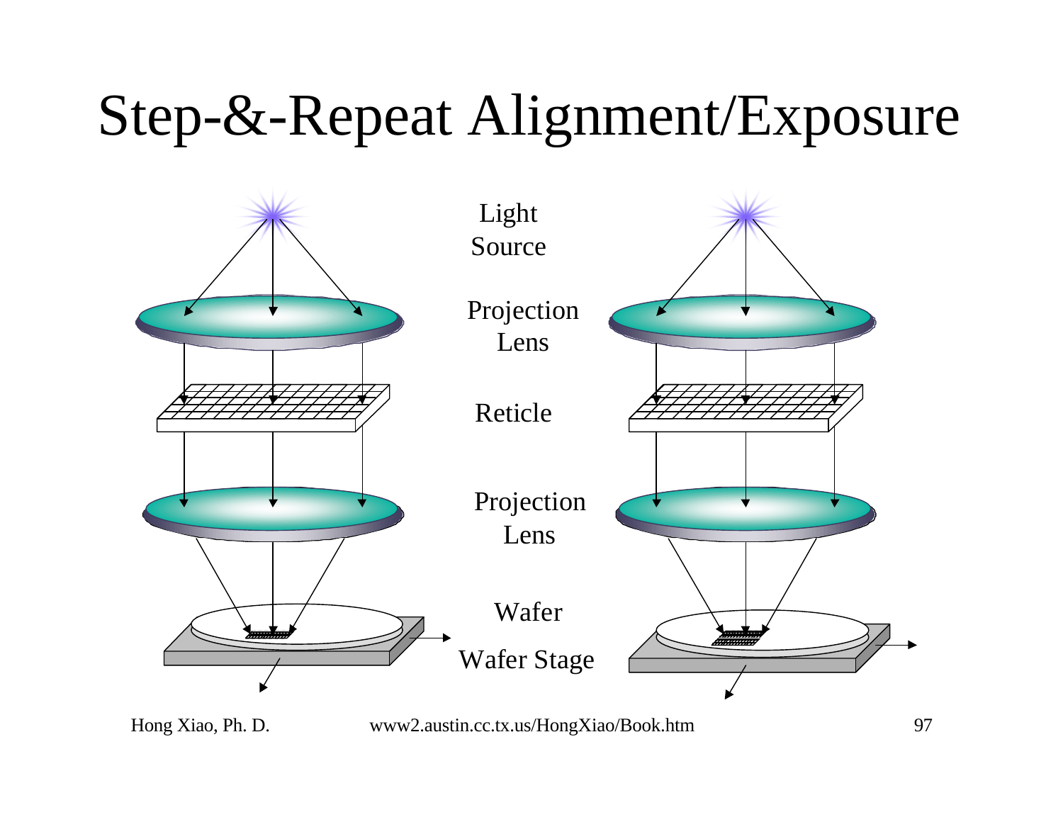# Step-&-Repeat Alignment/Exposure

Light Source

Projection Lens

Reticle

Projection Lens

Wafer

Wafer Stage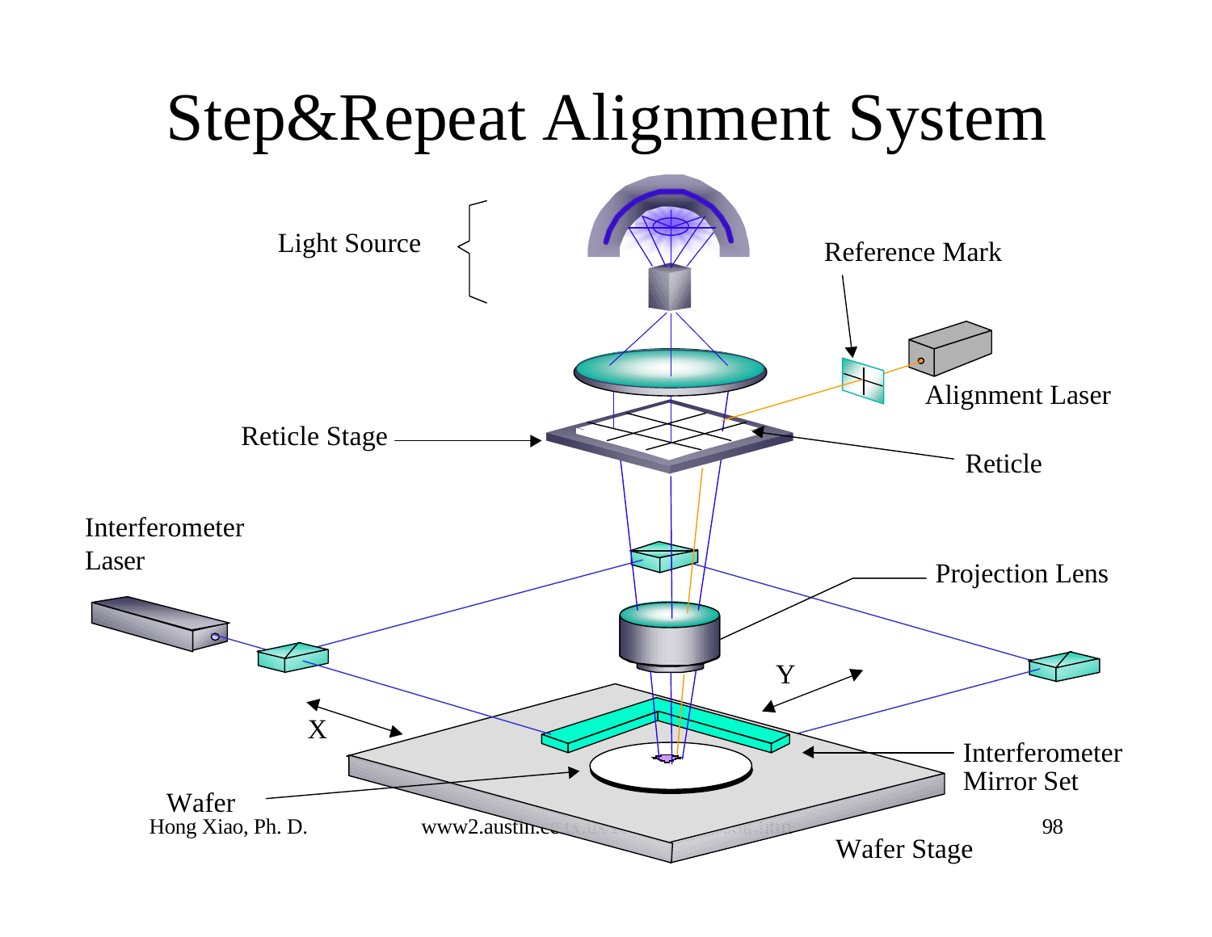# Step&Repeat Alignment System

Light Source

Reference Mark

Alignment Laser

Reticle Stage

Reticle

Interferometer Laser

Projection Lens

Y

X

Interferometer Mirror Set

Wafer

Wafer Stage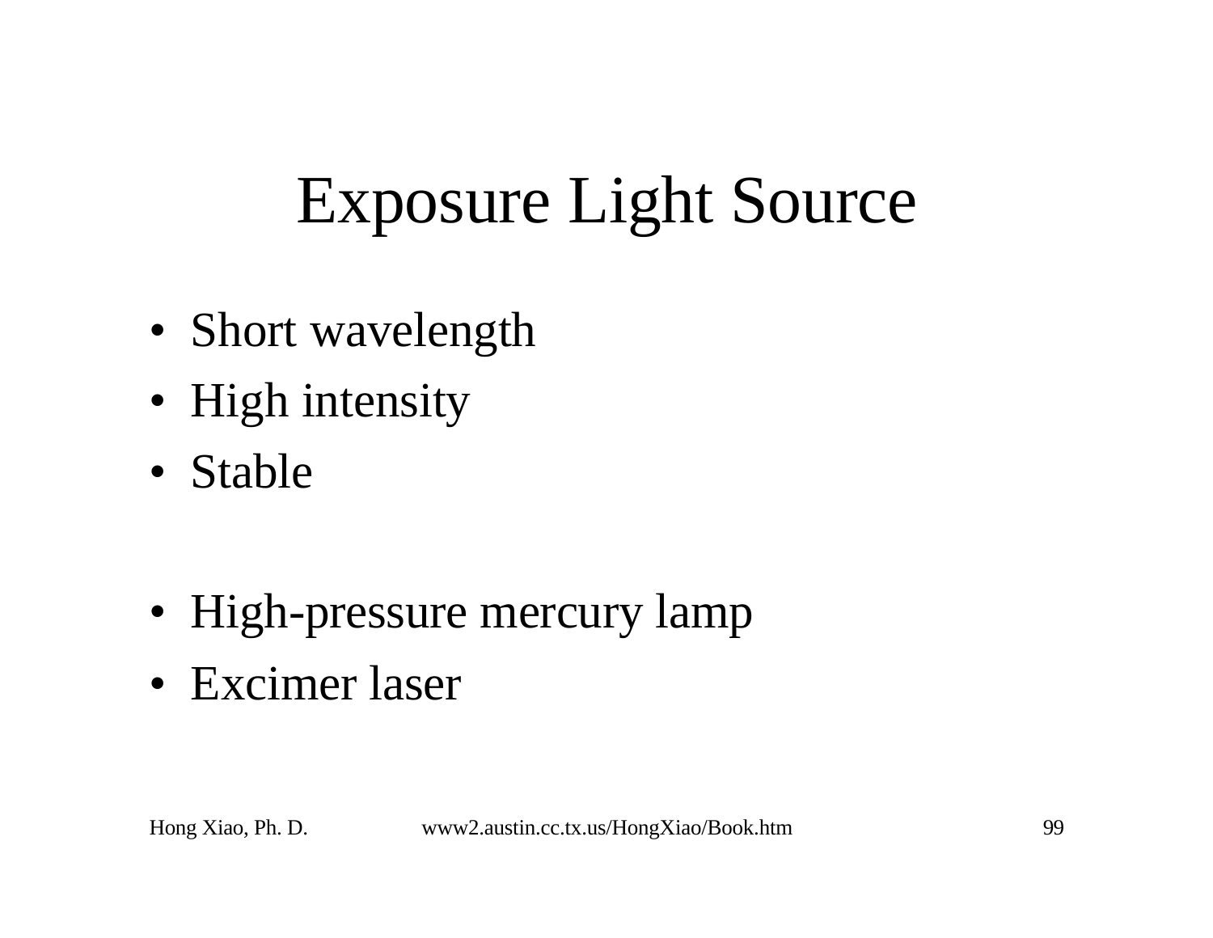# Exposure Light Source

- Short wavelength
- High intensity
- Stable

- High-pressure mercury lamp
- Excimer laser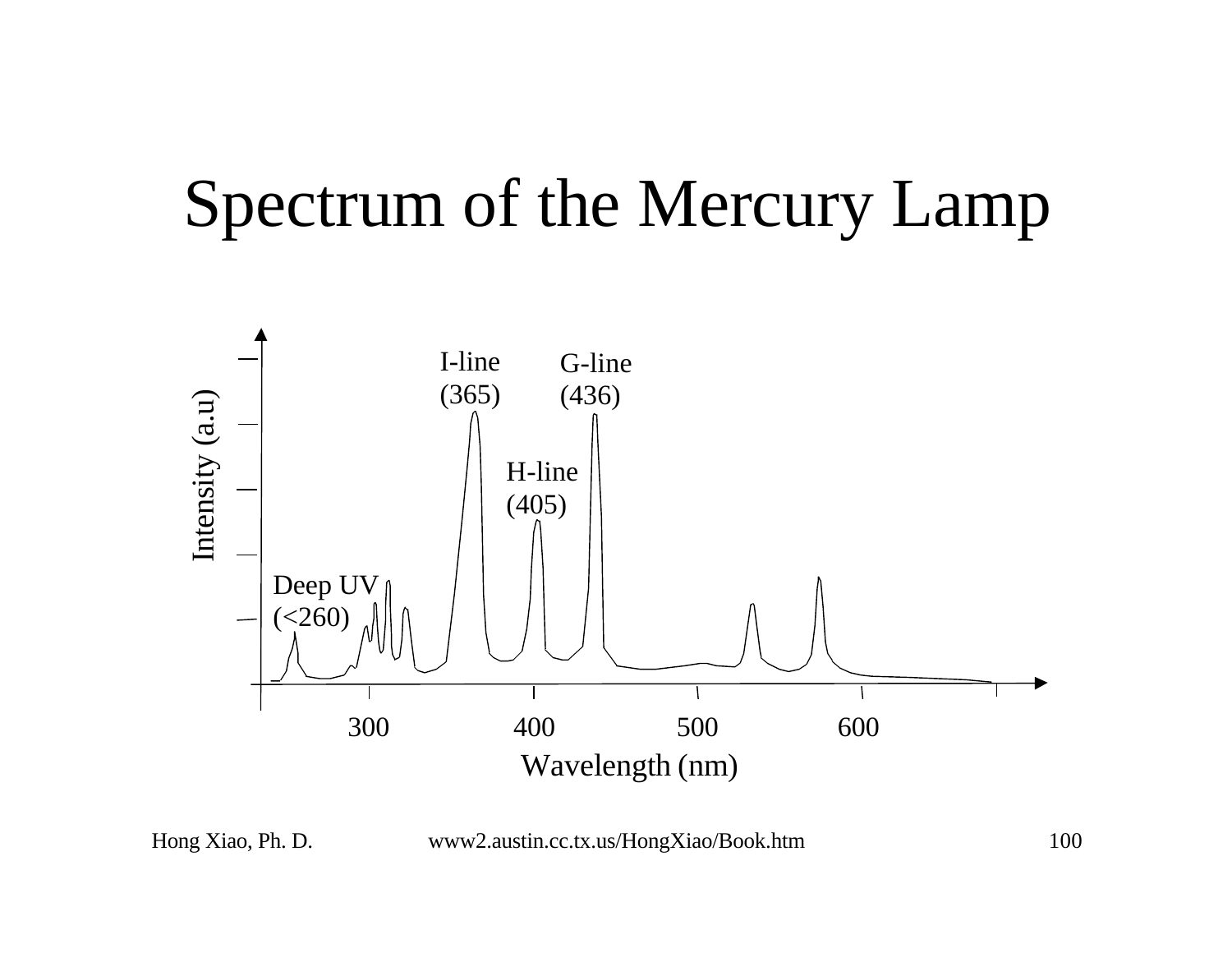# Spectrum of the Mercury Lamp

Intensity (a.u)

I-line (365)

G-line (436)

H-line (405)

Deep UV (<260)

300 400 500 600

Wavelength (nm)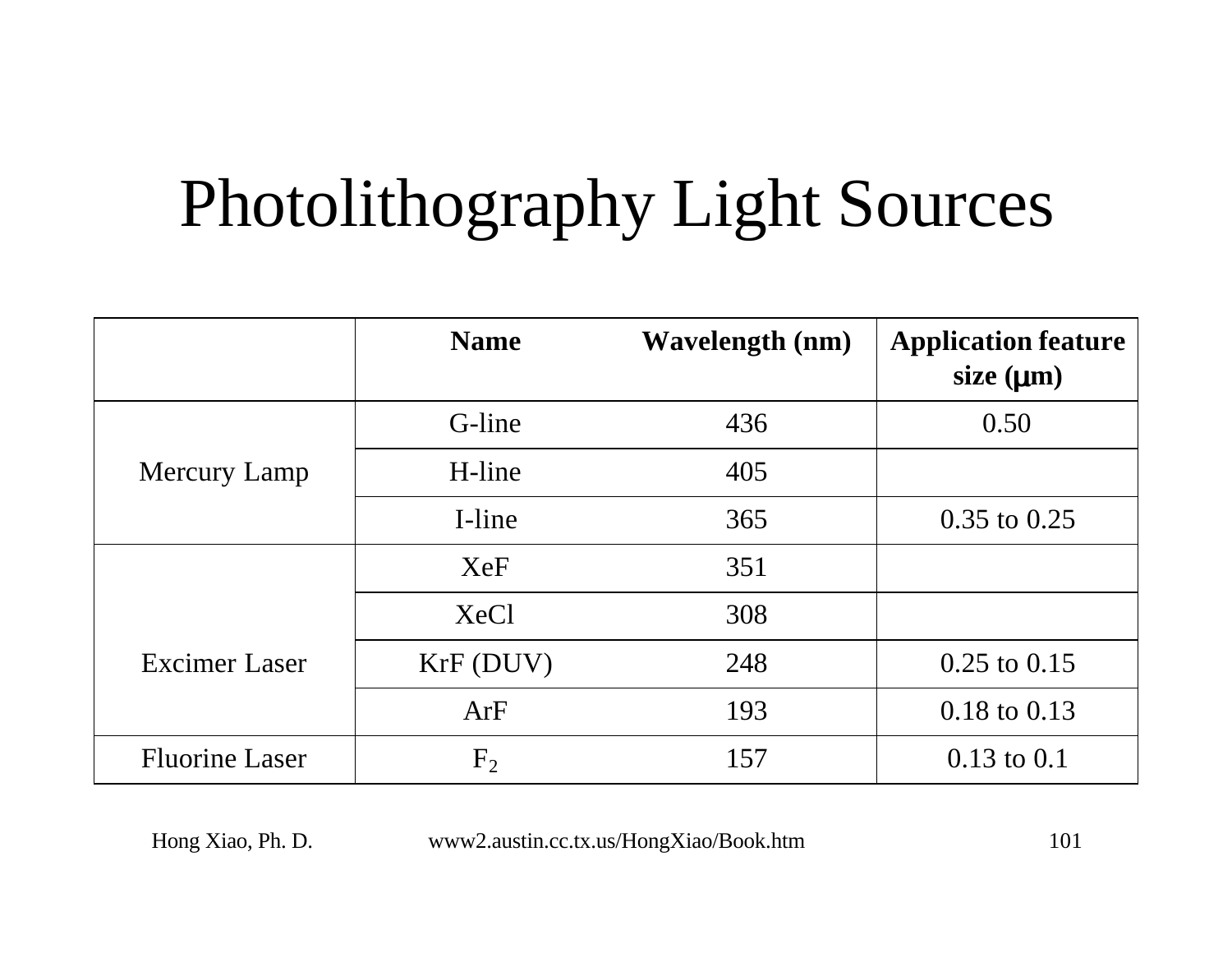# Photolithography Light Sources

| | Name | Wavelength (nm) | Application feature size (μm) |
|---|---|---|---|
| Mercury Lamp | G-line | 436 | 0.50 |
| | H-line | 405 | |
| | I-line | 365 | 0.35 to 0.25 |
| Excimer Laser | XeF | 351 | |
| | XeCl | 308 | |
| | KrF (DUV) | 248 | 0.25 to 0.15 |
| | ArF | 193 | 0.18 to 0.13 |
| Fluorine Laser | $F_2$ | 157 | 0.13 to 0.1 |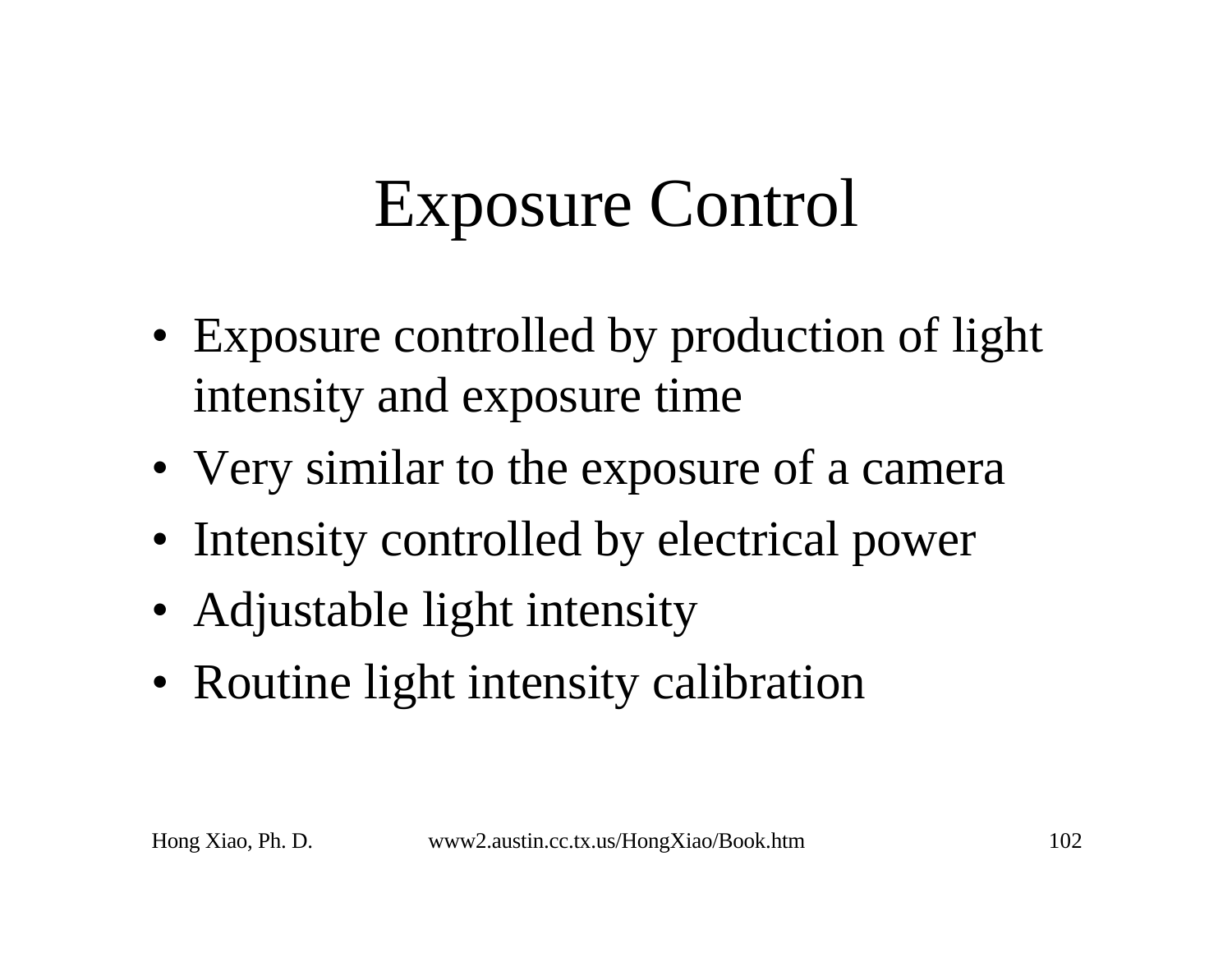# Exposure Control

- Exposure controlled by production of light intensity and exposure time
- Very similar to the exposure of a camera
- Intensity controlled by electrical power
- Adjustable light intensity
- Routine light intensity calibration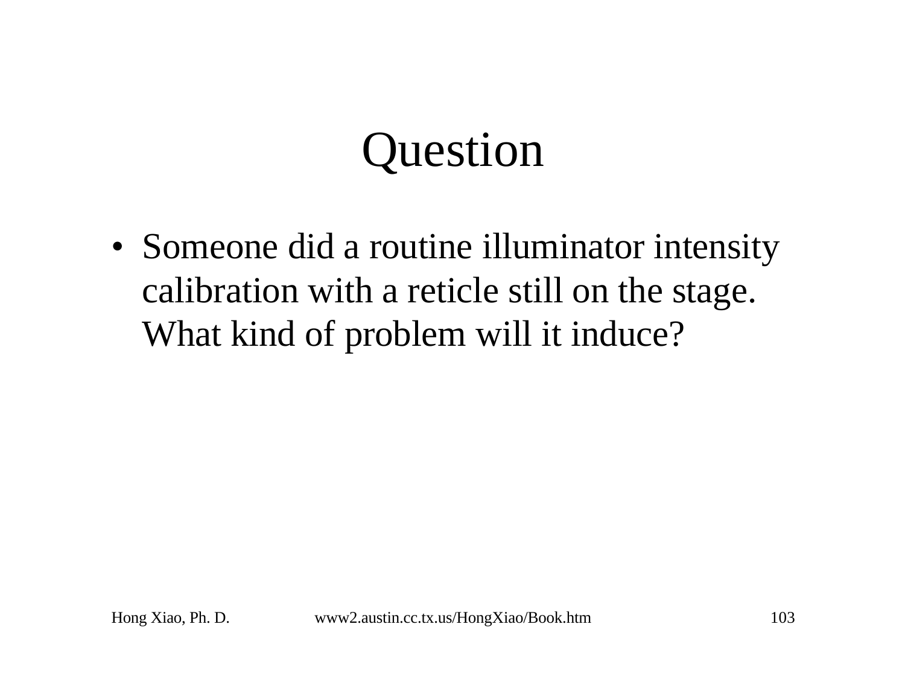# Question

- Someone did a routine illuminator intensity calibration with a reticle still on the stage. What kind of problem will it induce?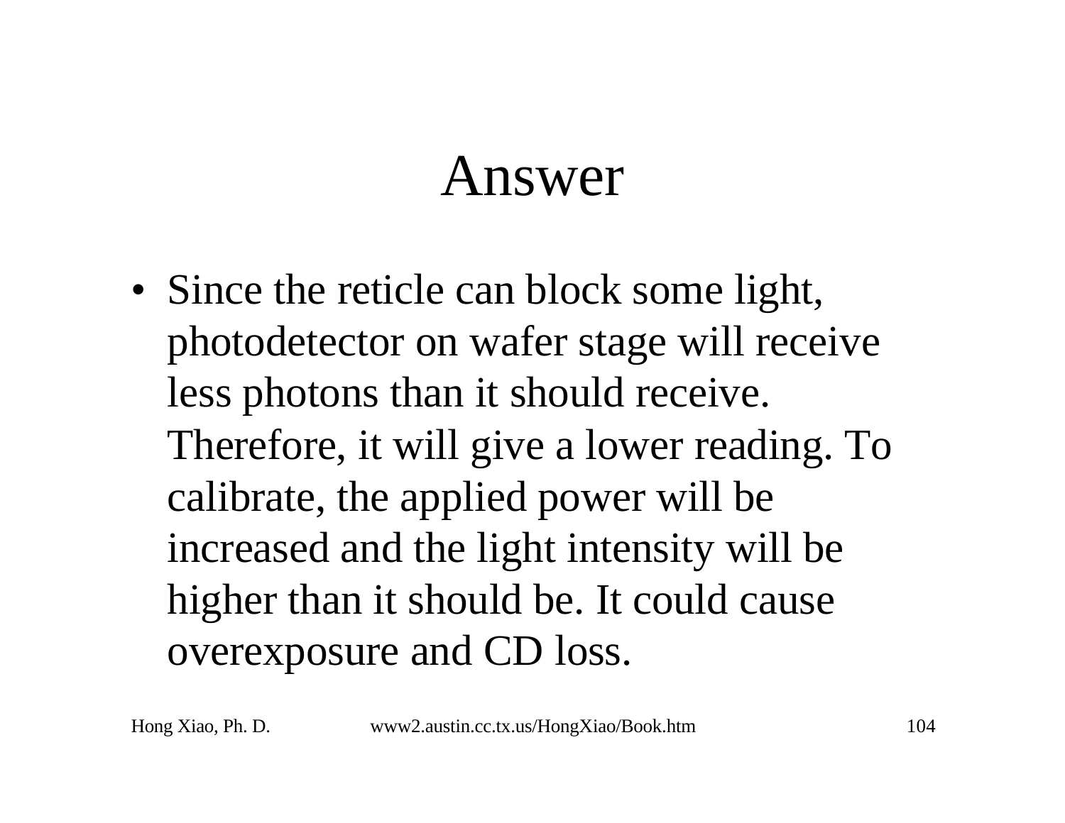# Answer

- Since the reticle can block some light, photodetector on wafer stage will receive less photons than it should receive. Therefore, it will give a lower reading. To calibrate, the applied power will be increased and the light intensity will be higher than it should be. It could cause overexposure and CD loss.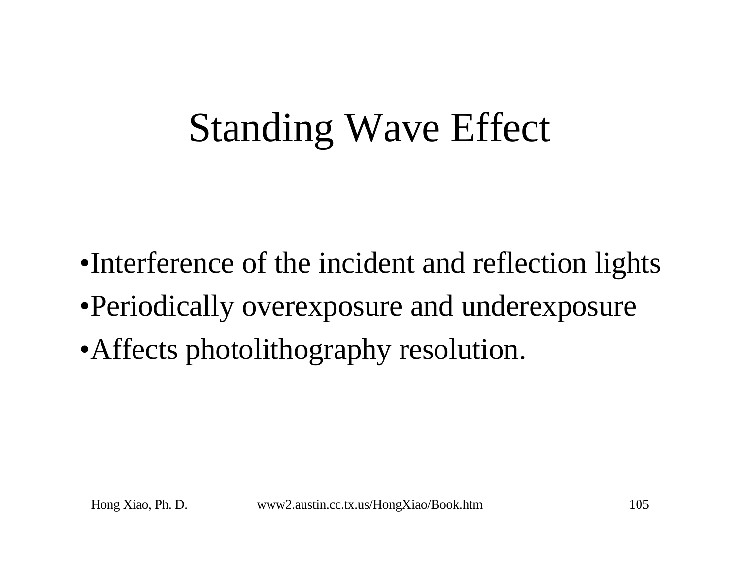# Standing Wave Effect

- Interference of the incident and reflection lights
- Periodically overexposure and underexposure
- Affects photolithography resolution.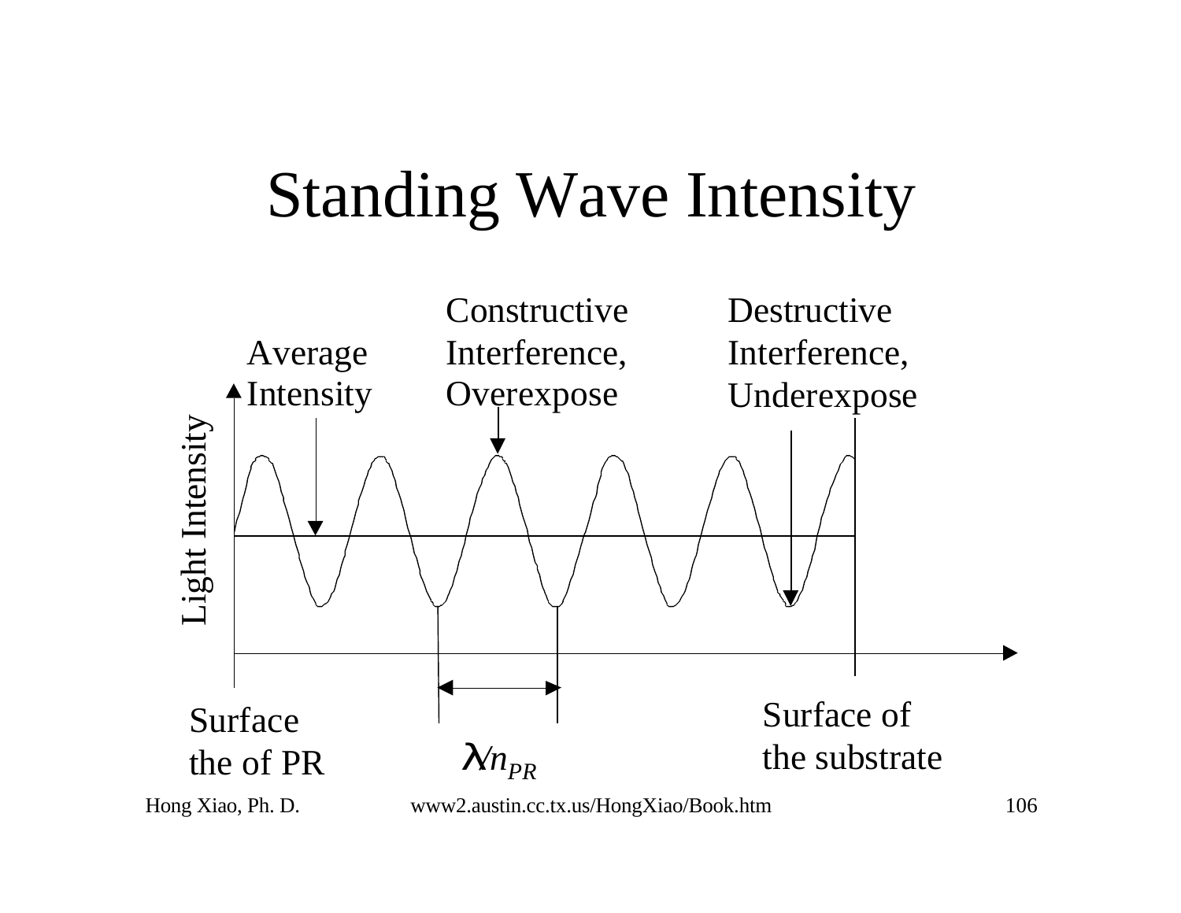# Standing Wave Intensity

Average Intensity

Constructive Interference, Overexpose

Destructive Interference, Underexpose

Light Intensity

Surface the of PR

$\lambda/n_{PR}$

Surface of the substrate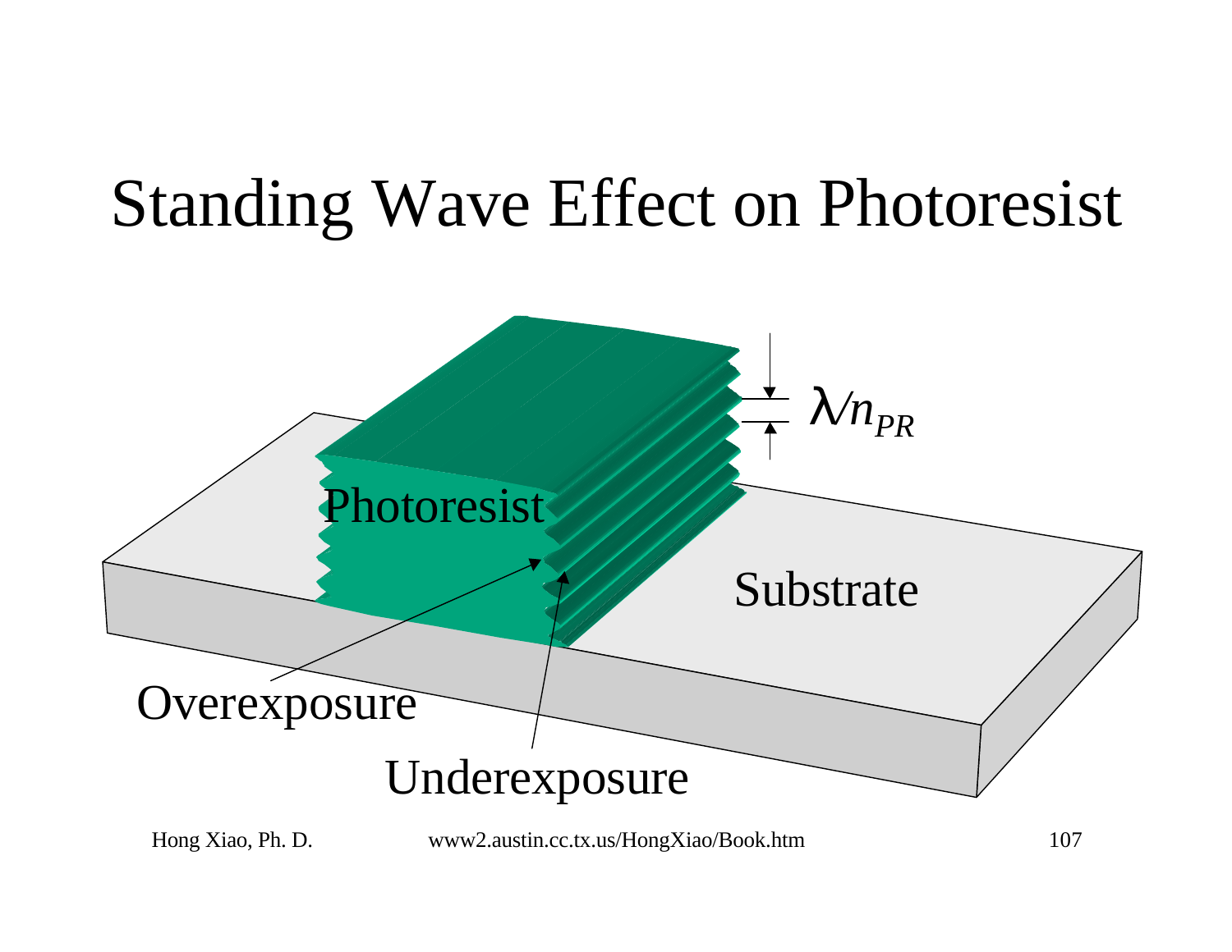# Standing Wave Effect on Photoresist

$\lambda/n_{PR}$

Photoresist

Substrate

Overexposure

Underexposure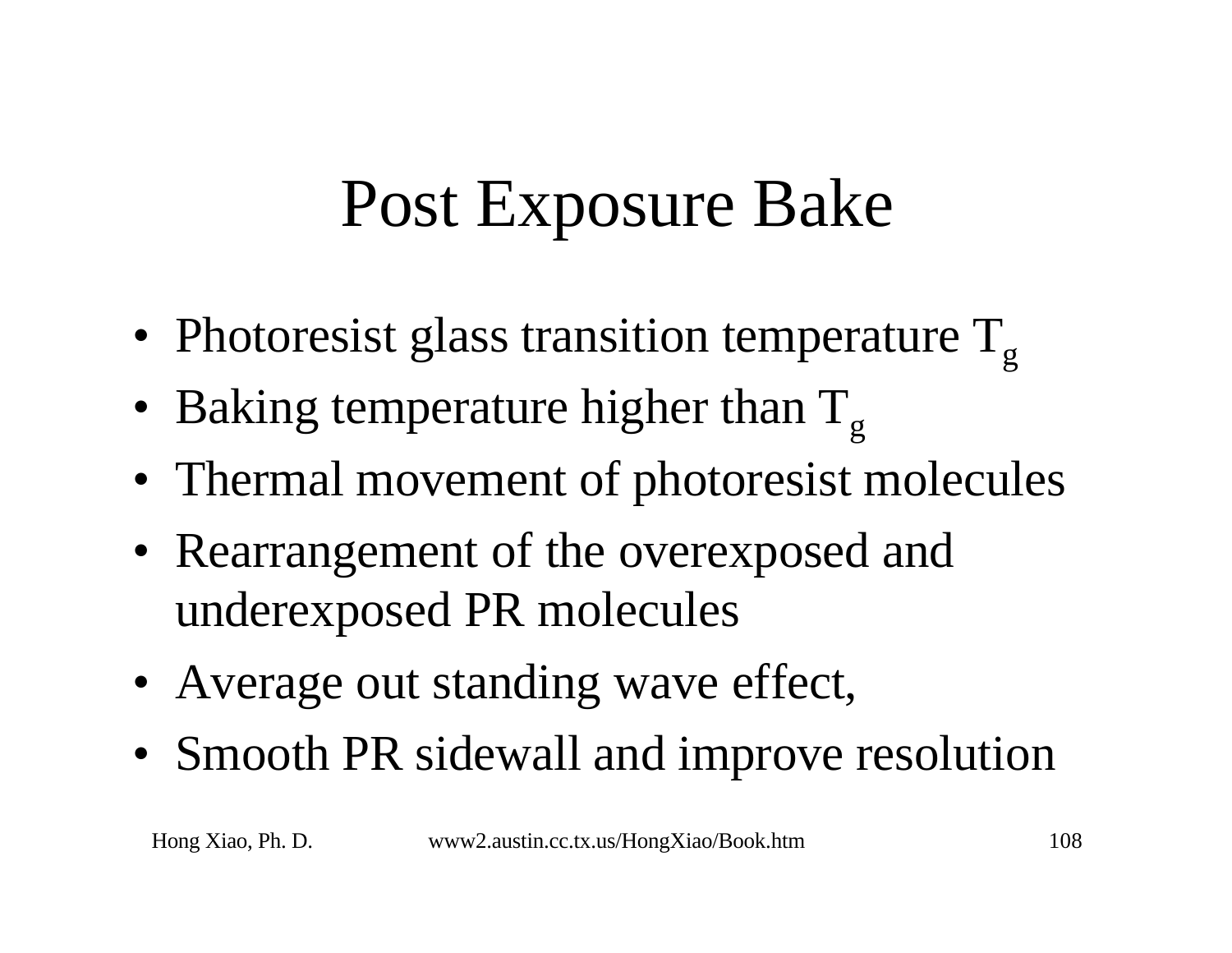# Post Exposure Bake

- Photoresist glass transition temperature $T_g$
- Baking temperature higher than $T_g$
- Thermal movement of photoresist molecules
- Rearrangement of the overexposed and underexposed PR molecules
- Average out standing wave effect,
- Smooth PR sidewall and improve resolution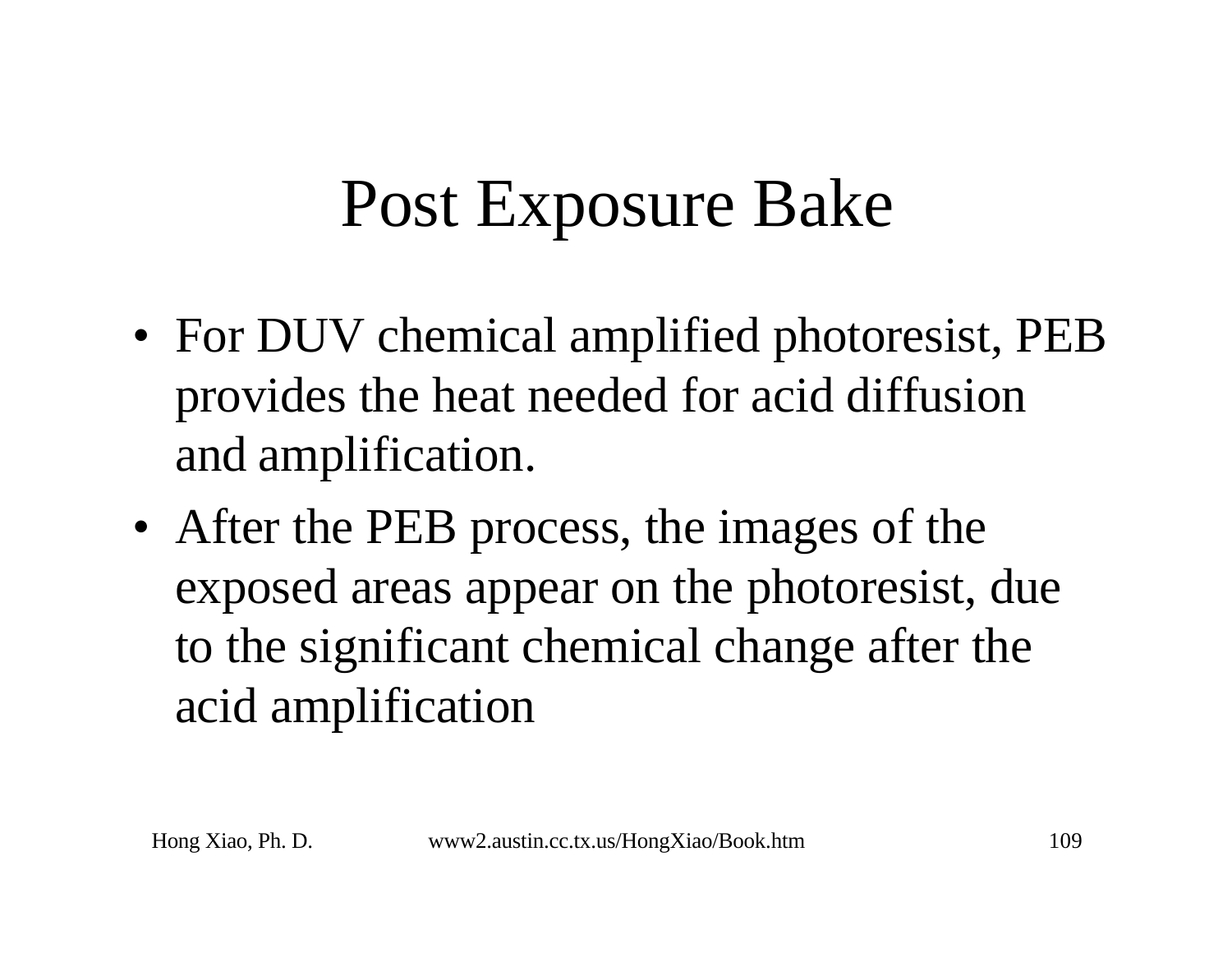# Post Exposure Bake

- For DUV chemical amplified photoresist, PEB provides the heat needed for acid diffusion and amplification.
- After the PEB process, the images of the exposed areas appear on the photoresist, due to the significant chemical change after the acid amplification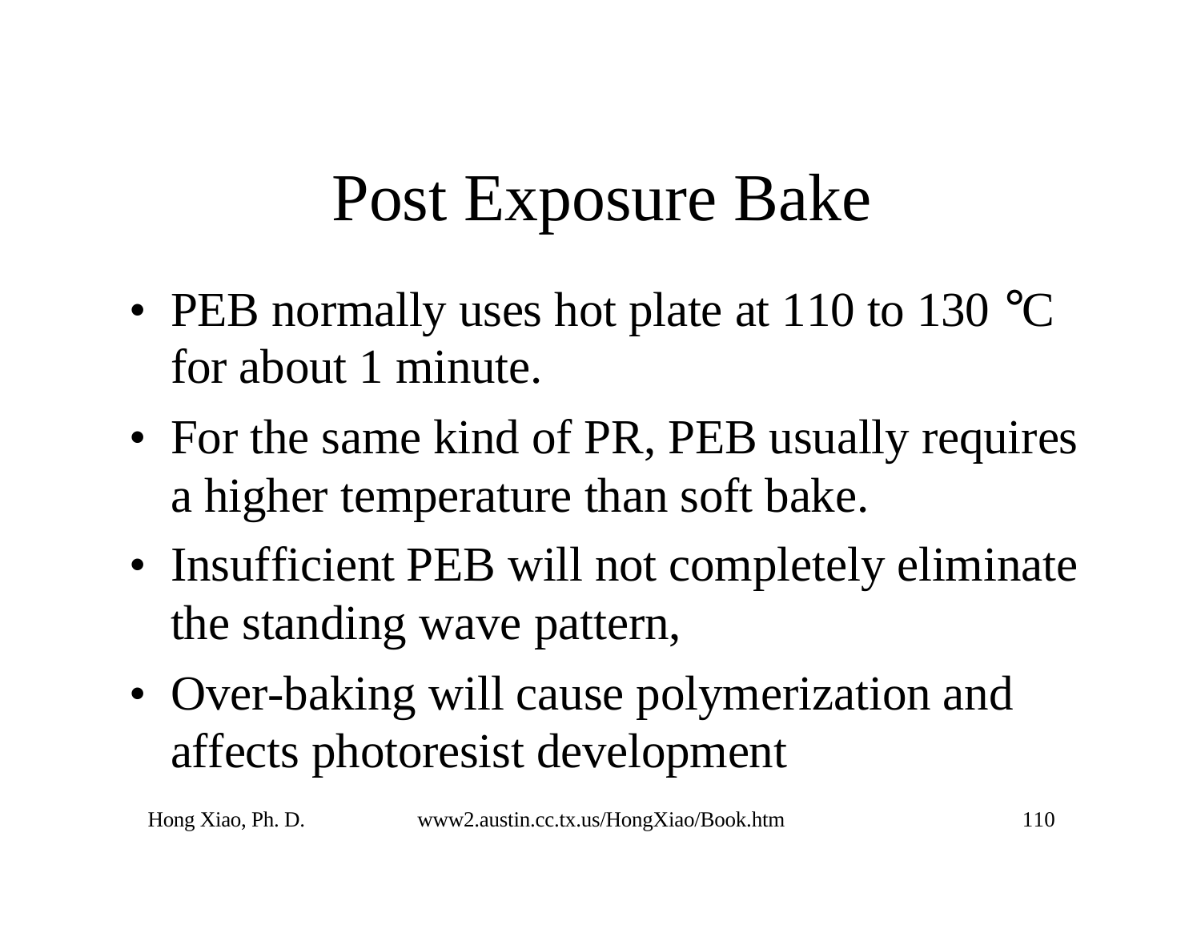# Post Exposure Bake

- PEB normally uses hot plate at 110 to 130 °C for about 1 minute.
- For the same kind of PR, PEB usually requires a higher temperature than soft bake.
- Insufficient PEB will not completely eliminate the standing wave pattern,
- Over-baking will cause polymerization and affects photoresist development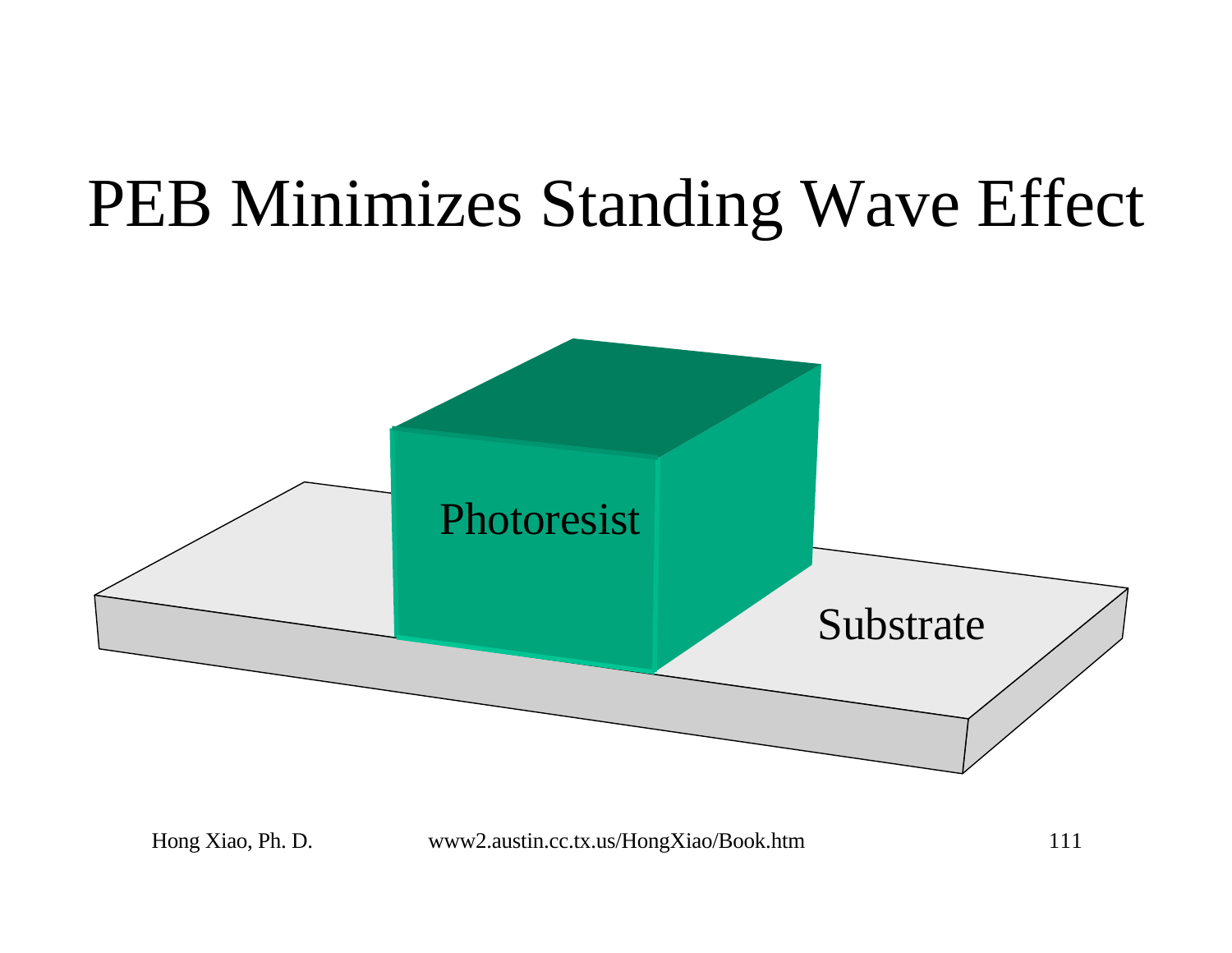# PEB Minimizes Standing Wave Effect

Photoresist

Substrate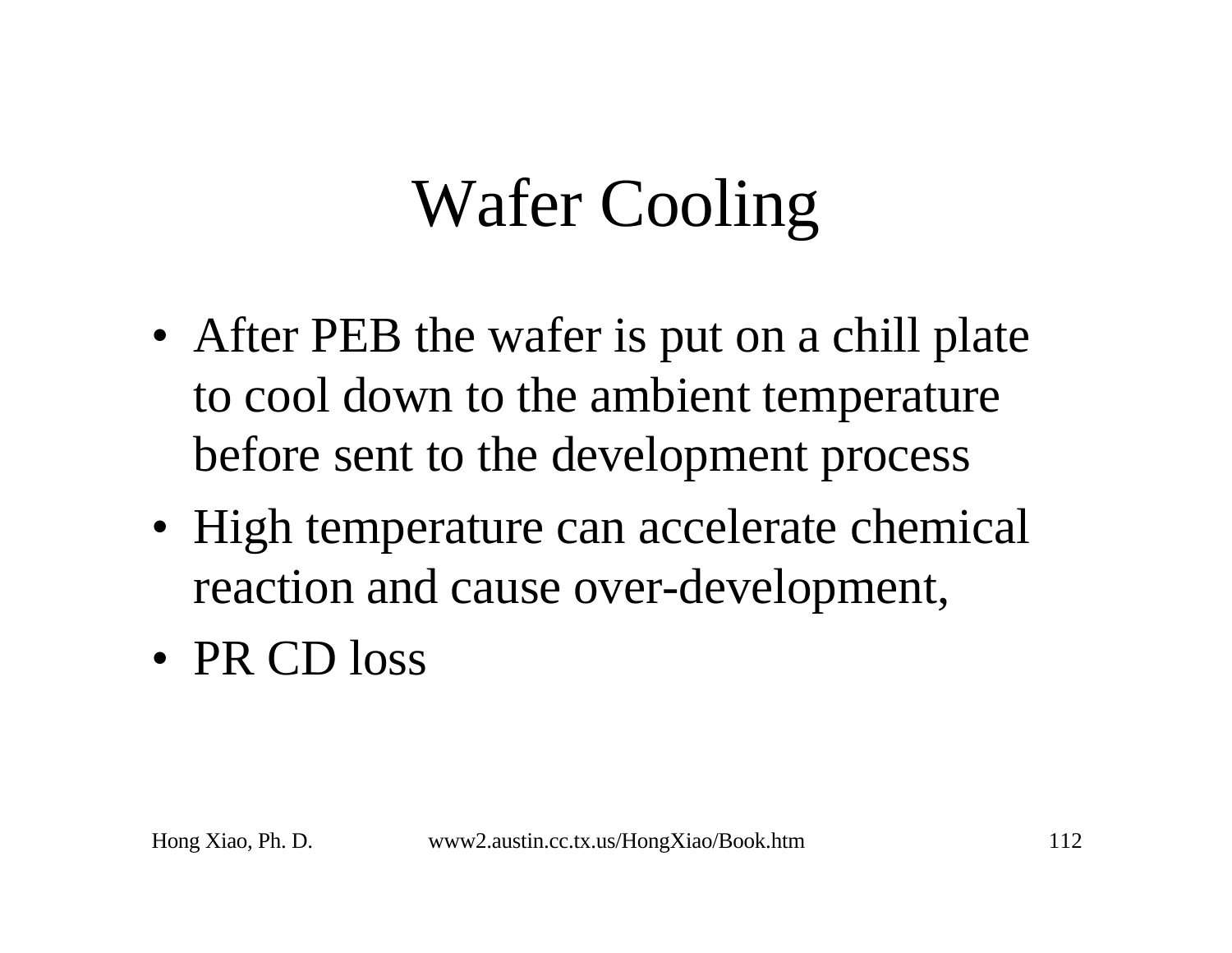# Wafer Cooling

- After PEB the wafer is put on a chill plate to cool down to the ambient temperature before sent to the development process
- High temperature can accelerate chemical reaction and cause over-development,
- PR CD loss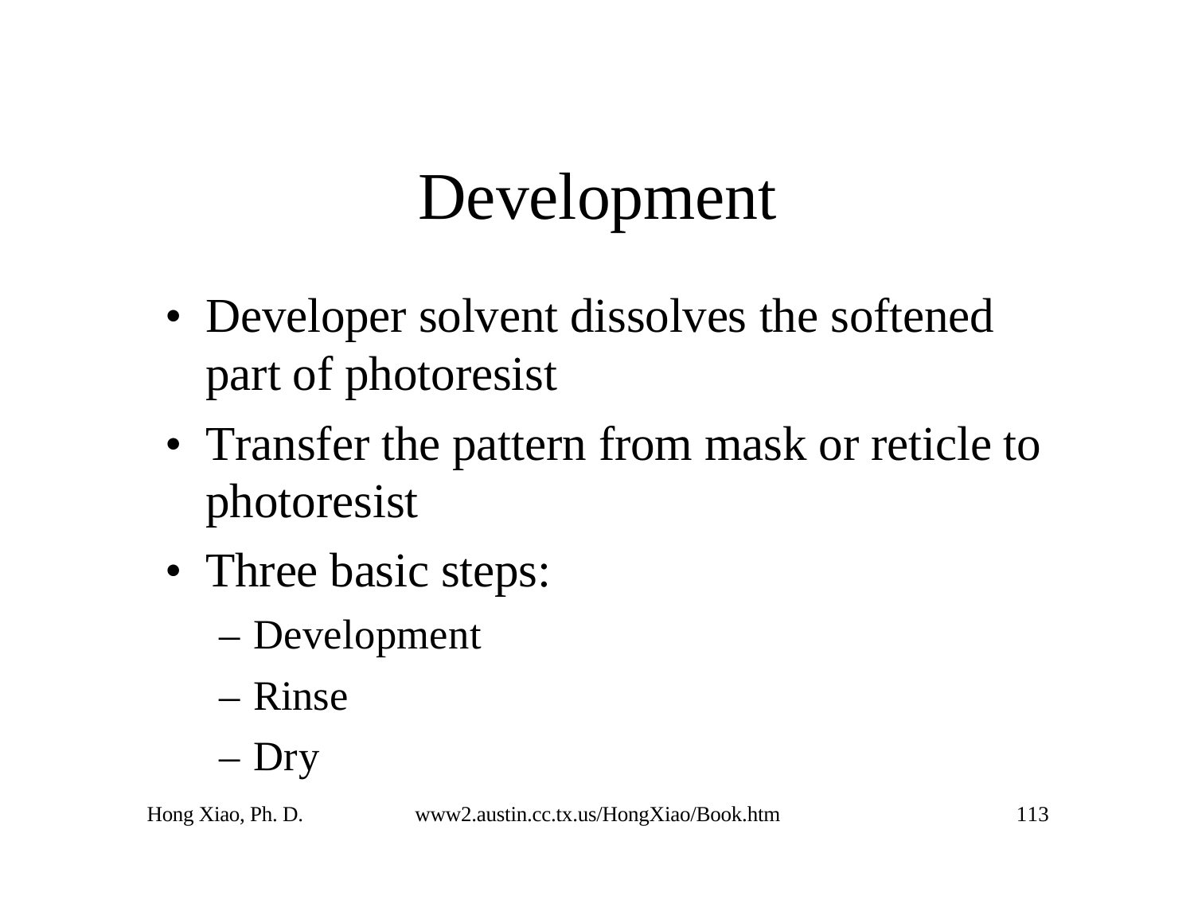# Development

- Developer solvent dissolves the softened part of photoresist
- Transfer the pattern from mask or reticle to photoresist
- Three basic steps:
  - Development
  - Rinse
  - Dry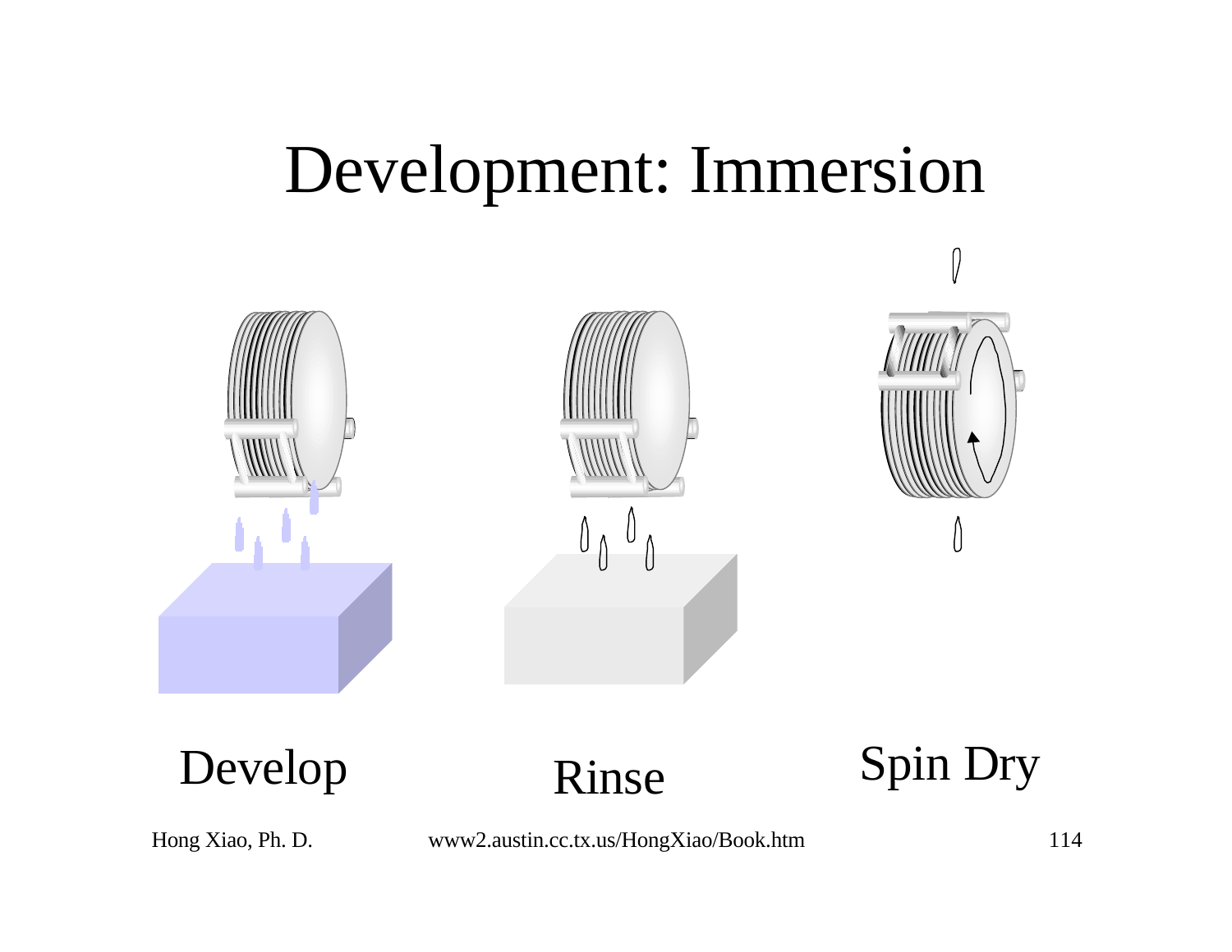# Development: Immersion

Develop

Rinse

Spin Dry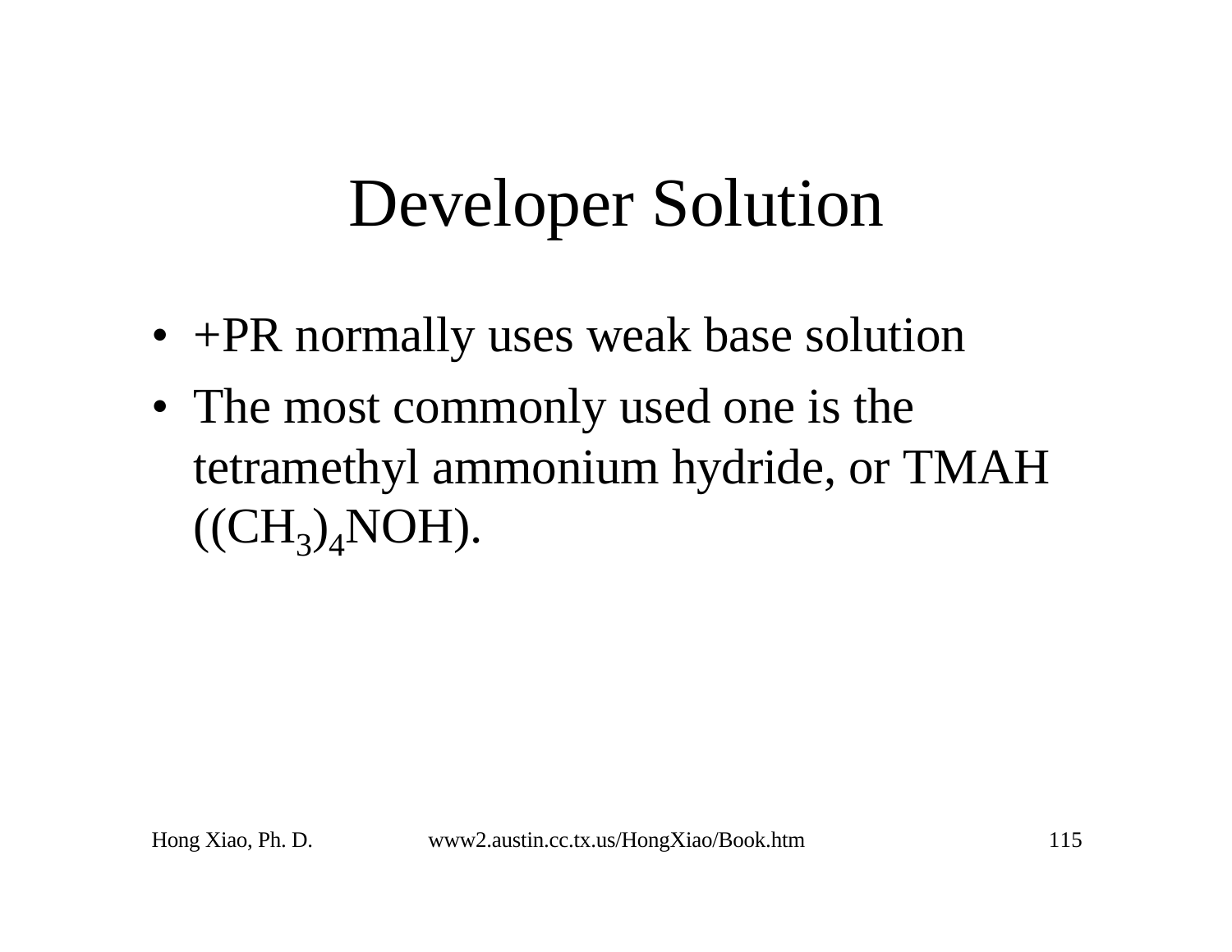# Developer Solution

- +PR normally uses weak base solution
- The most commonly used one is the tetramethyl ammonium hydride, or TMAH ($(CH_3)_4NOH$).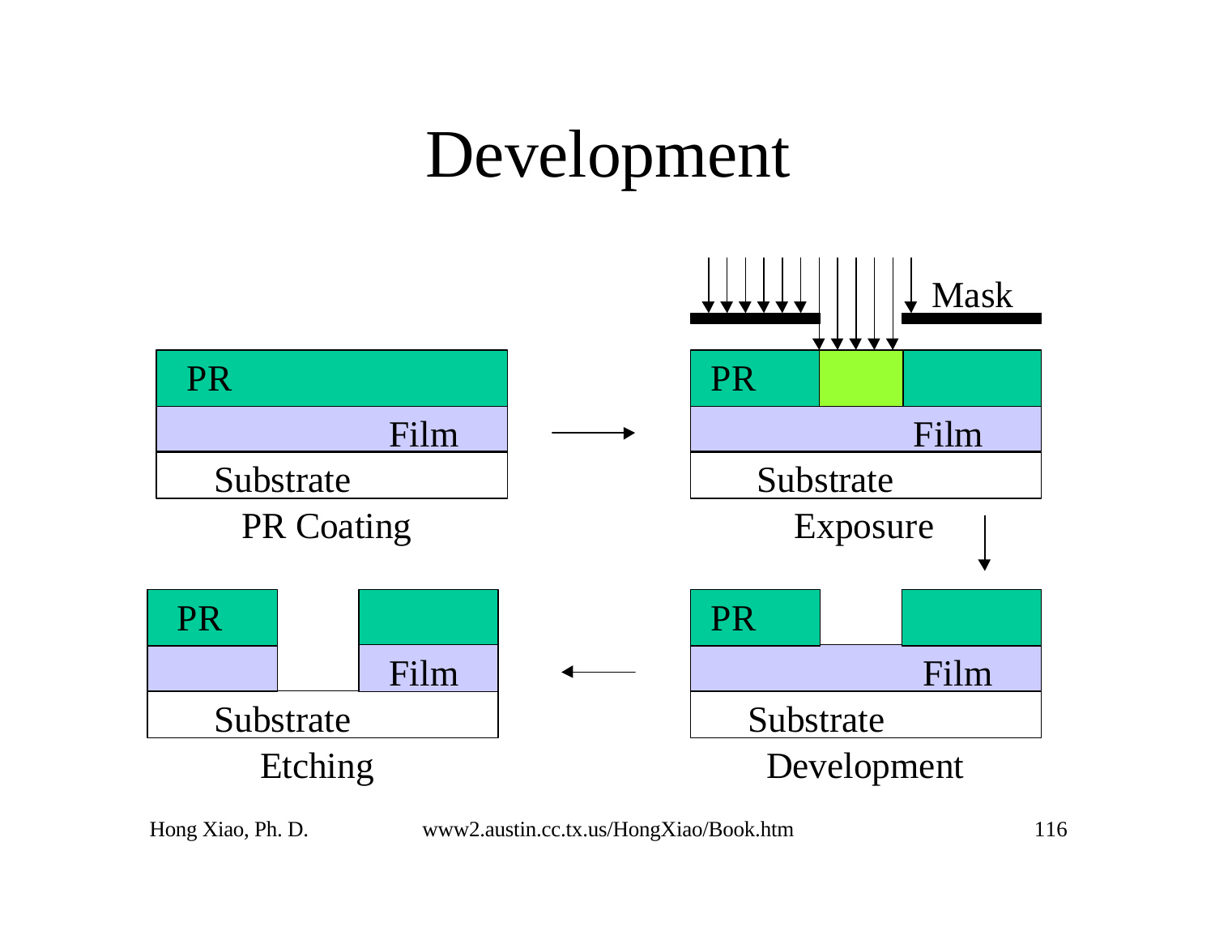# Development

PR

Film

Substrate

PR Coating

Mask

PR

Film

Substrate

Exposure

PR

Film

Substrate

Etching

PR

Film

Substrate

Development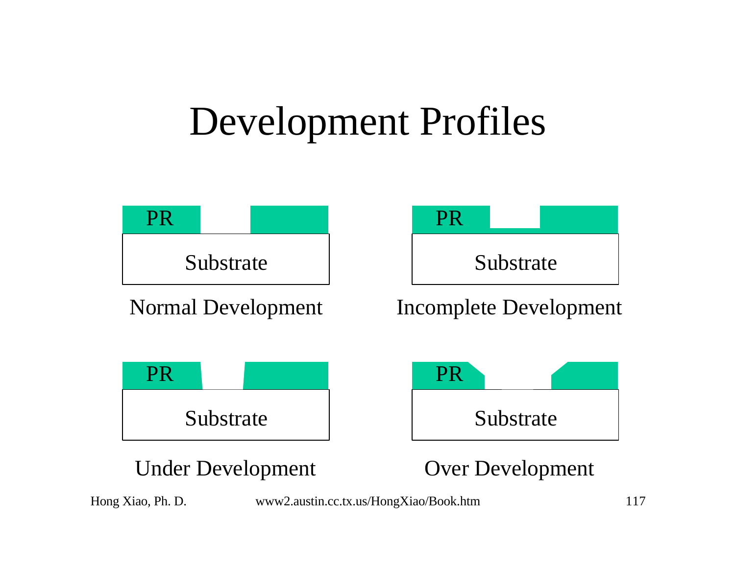# Development Profiles

PR

Substrate

Normal Development

PR

Substrate

Incomplete Development

PR

Substrate

Under Development

PR

Substrate

Over Development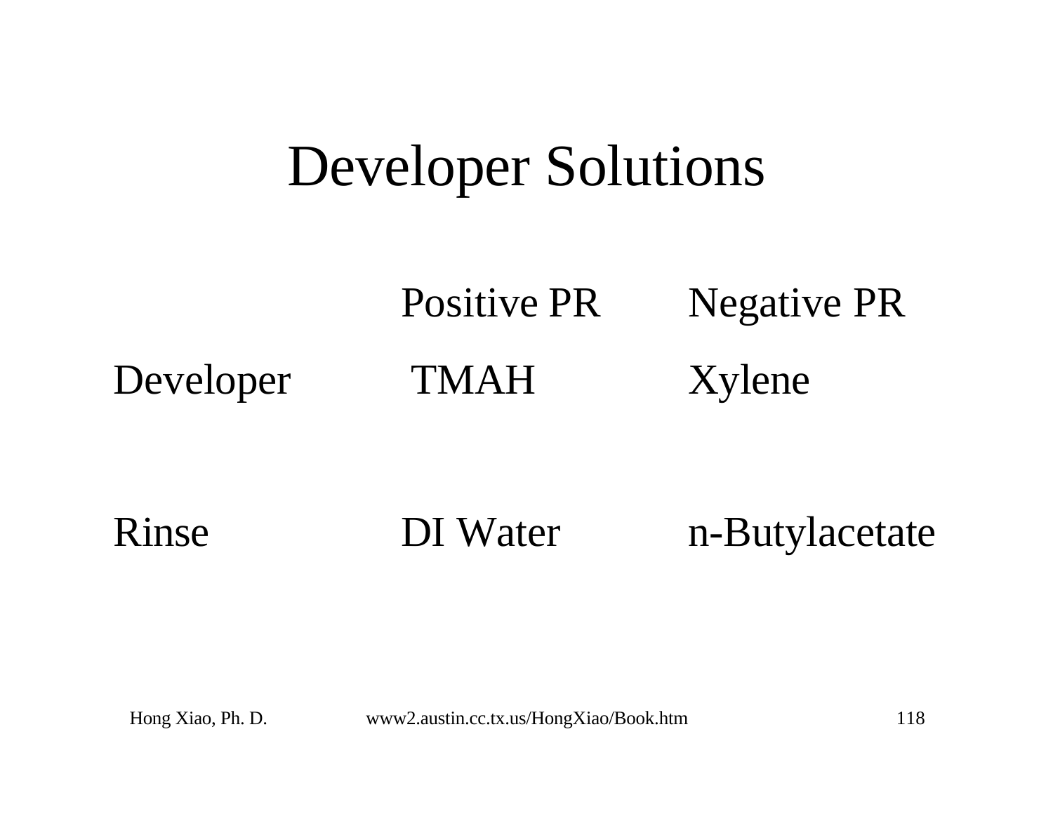# Developer Solutions

| | Positive PR | Negative PR |
|---|---|---|
| Developer | TMAH | Xylene |
| Rinse | DI Water | n-Butylacetate |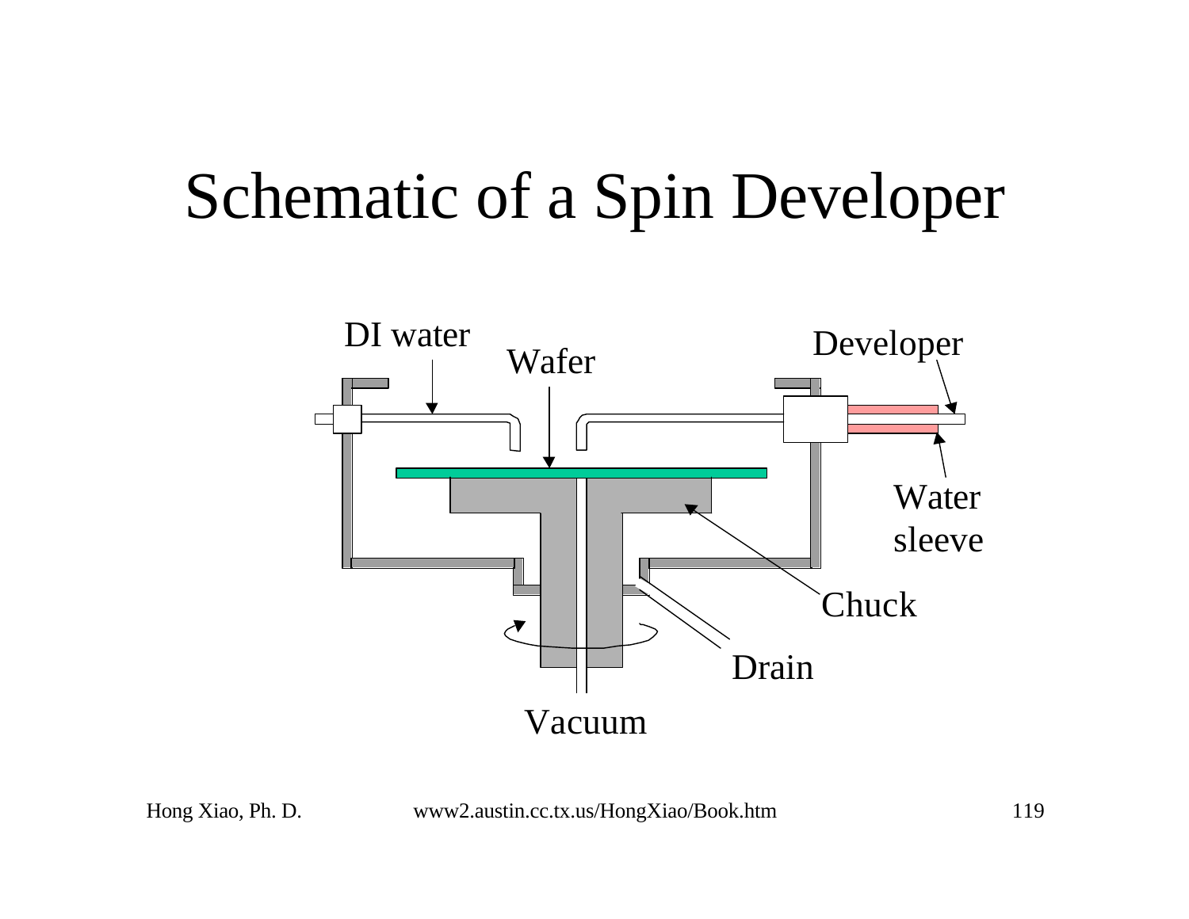# Schematic of a Spin Developer

DI water

Wafer

Developer

Water sleeve

Chuck

Drain

Vacuum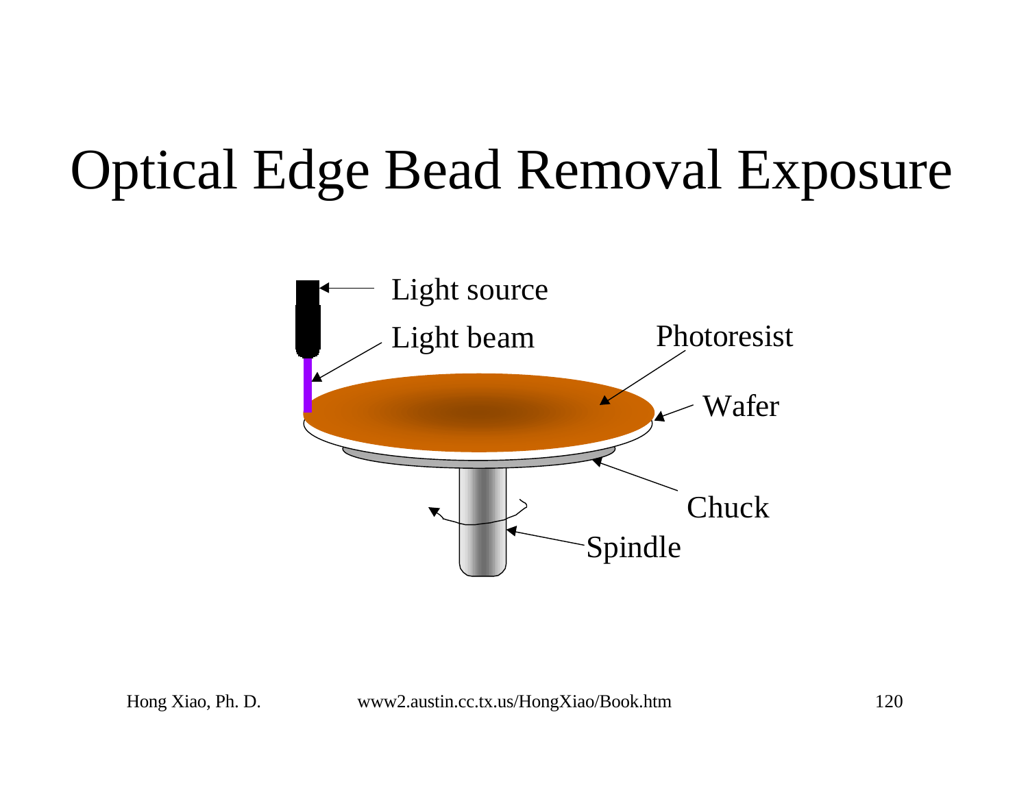# Optical Edge Bead Removal Exposure

Light source

Light beam

Photoresist

Wafer

Chuck

Spindle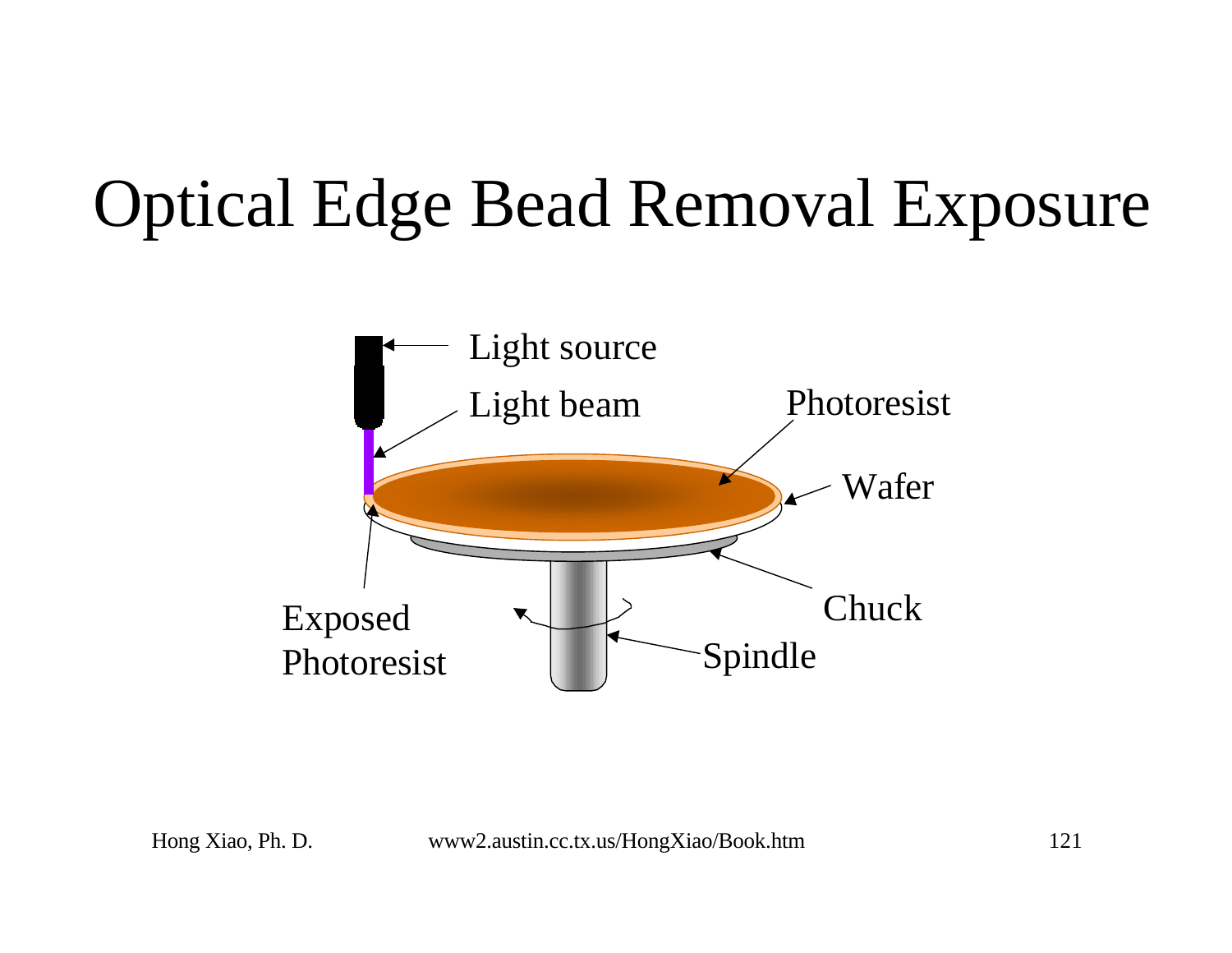# Optical Edge Bead Removal Exposure

Light source

Light beam

Photoresist

Wafer

Chuck

Spindle

Exposed Photoresist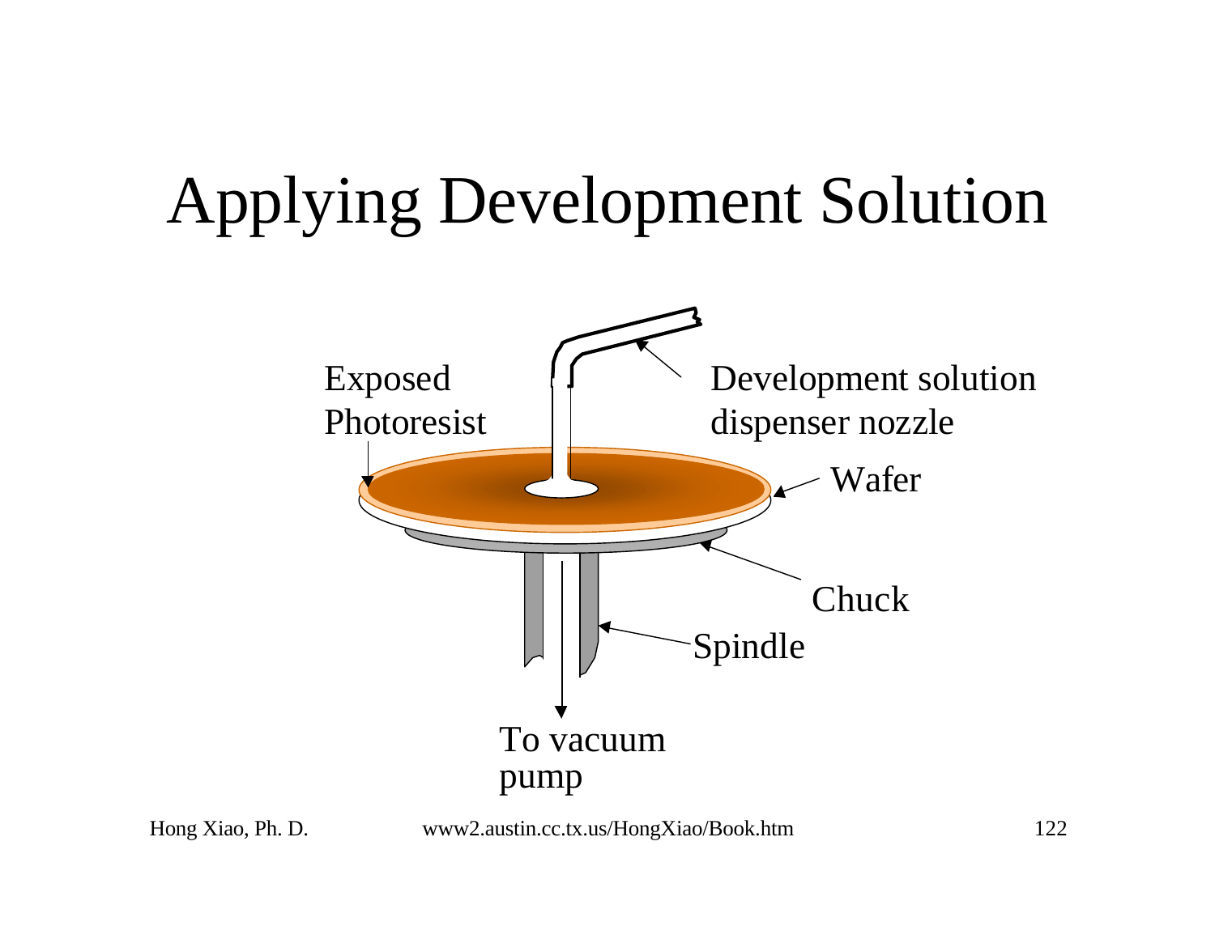# Applying Development Solution

Exposed Photoresist

Development solution dispenser nozzle

Wafer

Chuck

Spindle

To vacuum pump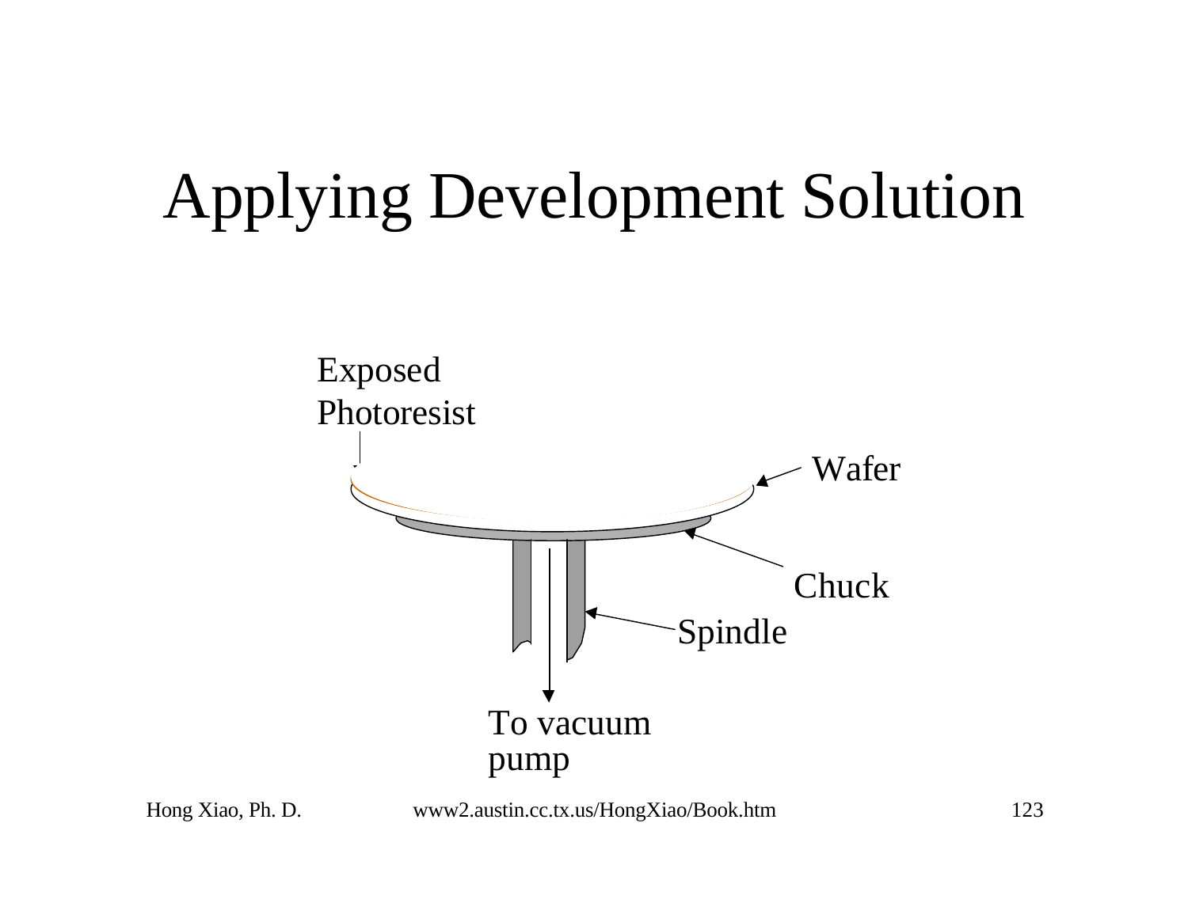# Applying Development Solution

Exposed Photoresist

Wafer

Chuck

Spindle

To vacuum pump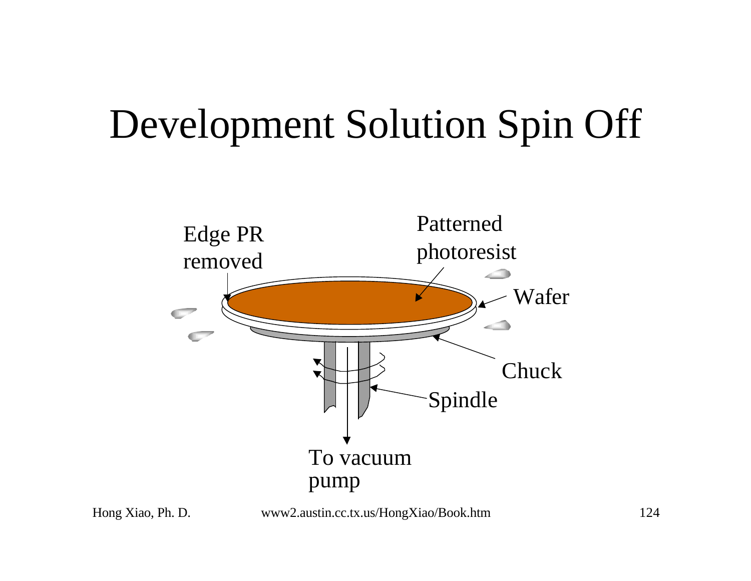# Development Solution Spin Off

Edge PR removed

Patterned photoresist

Wafer

Chuck

Spindle

To vacuum pump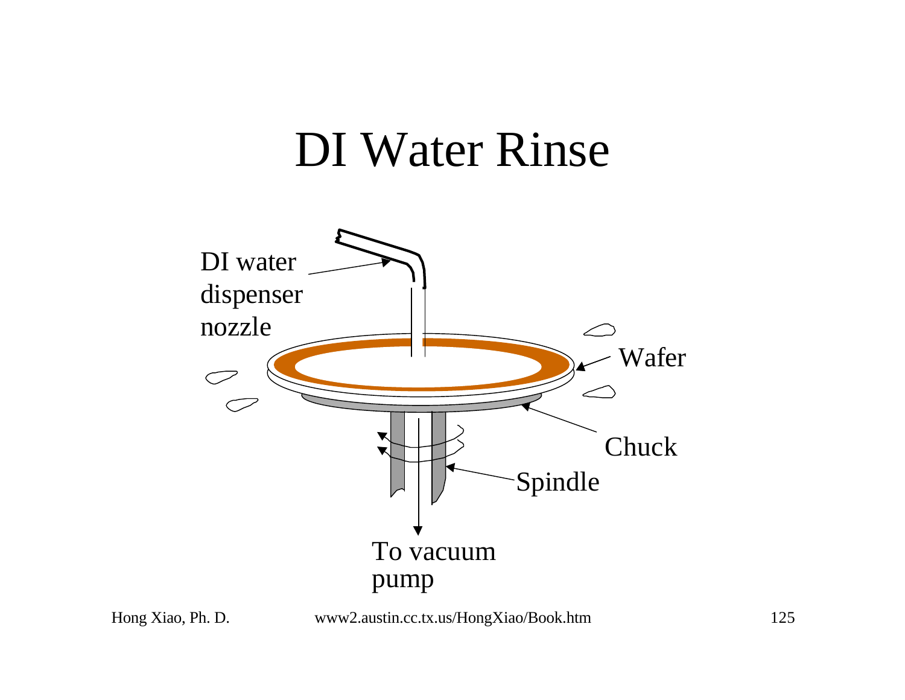# DI Water Rinse

DI water dispenser nozzle

Wafer

Chuck

Spindle

To vacuum pump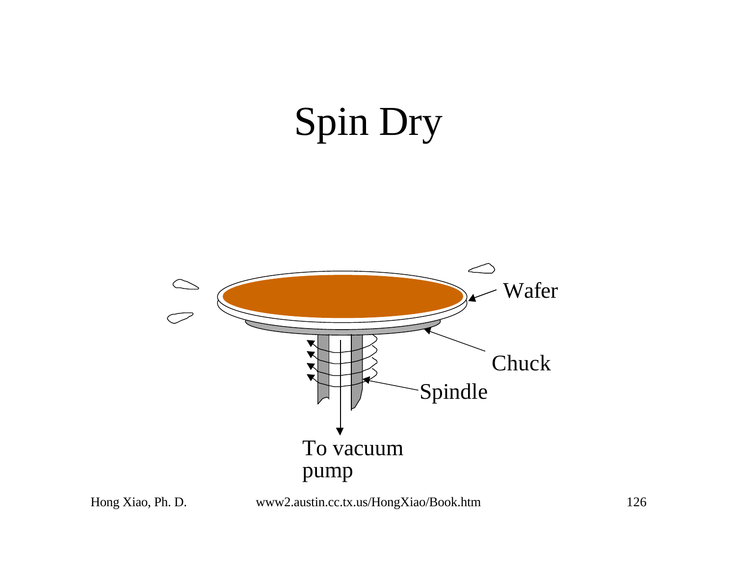# Spin Dry

Wafer

Chuck

Spindle

To vacuum pump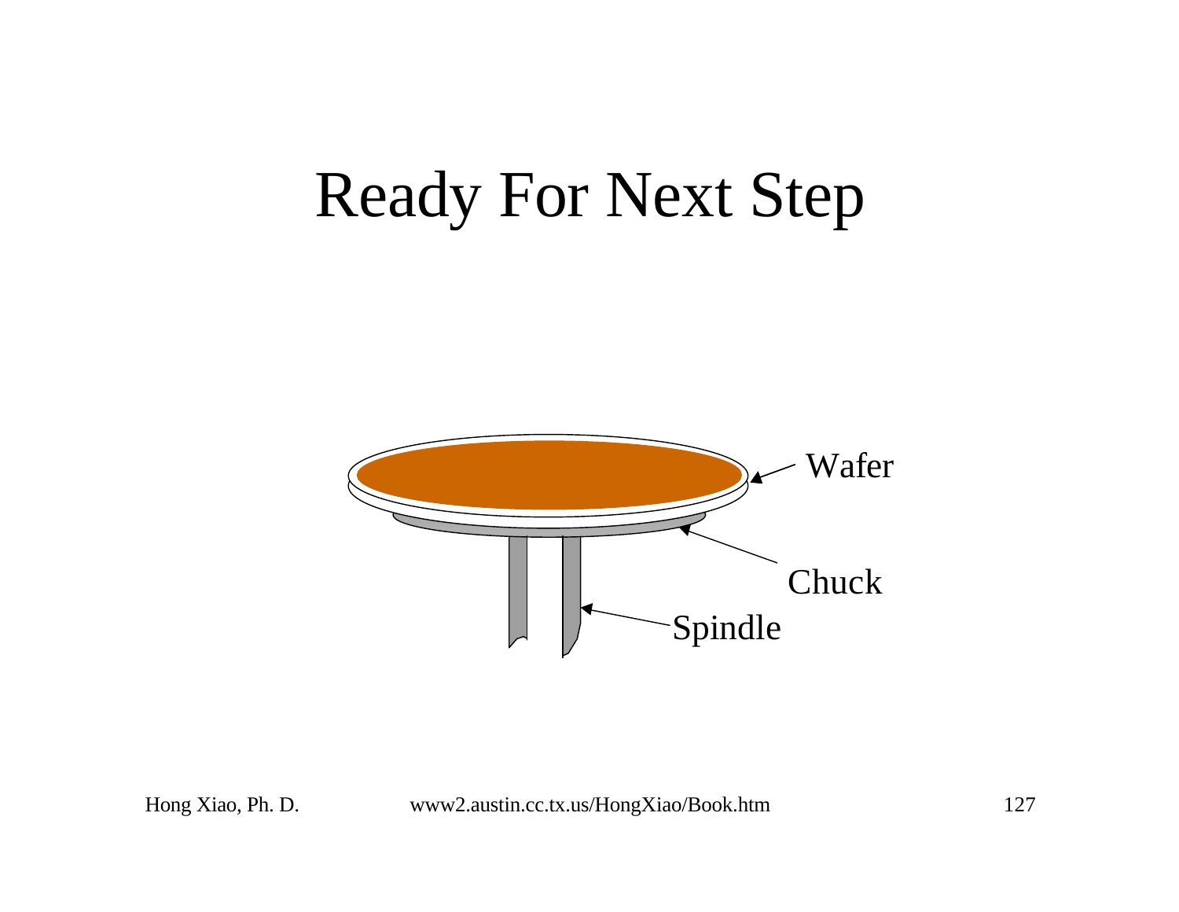# Ready For Next Step

Wafer

Chuck

Spindle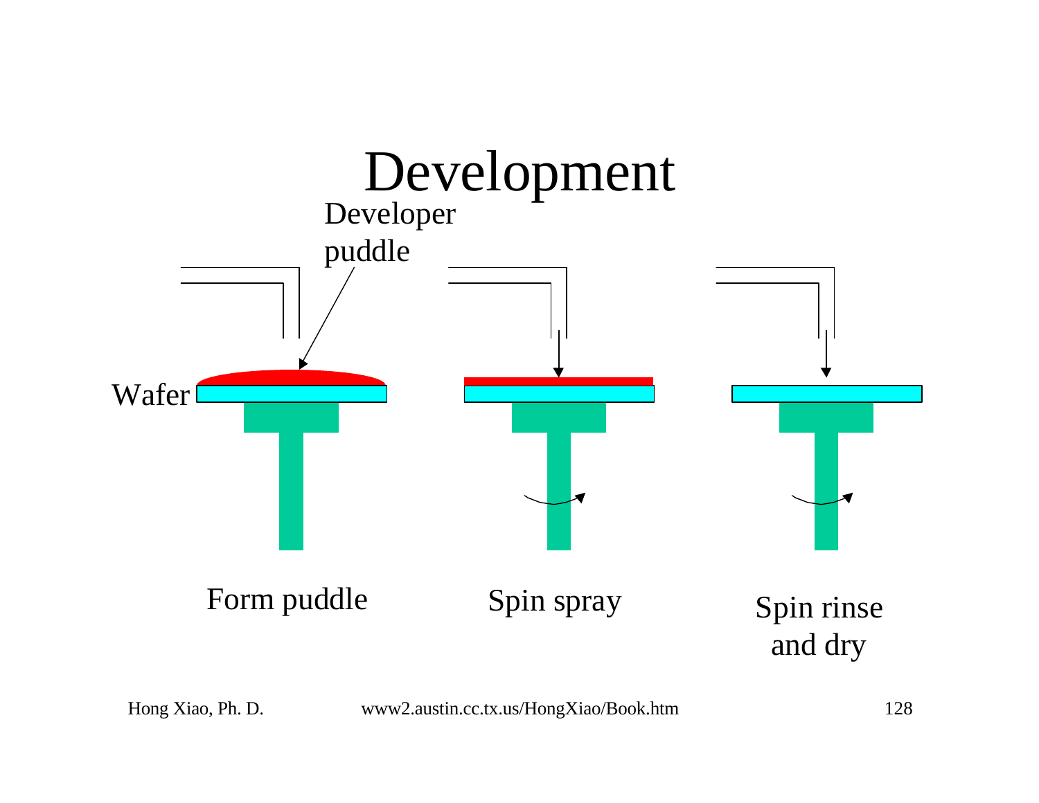# Development

Developer puddle

Wafer

Form puddle

Spin spray

Spin rinse and dry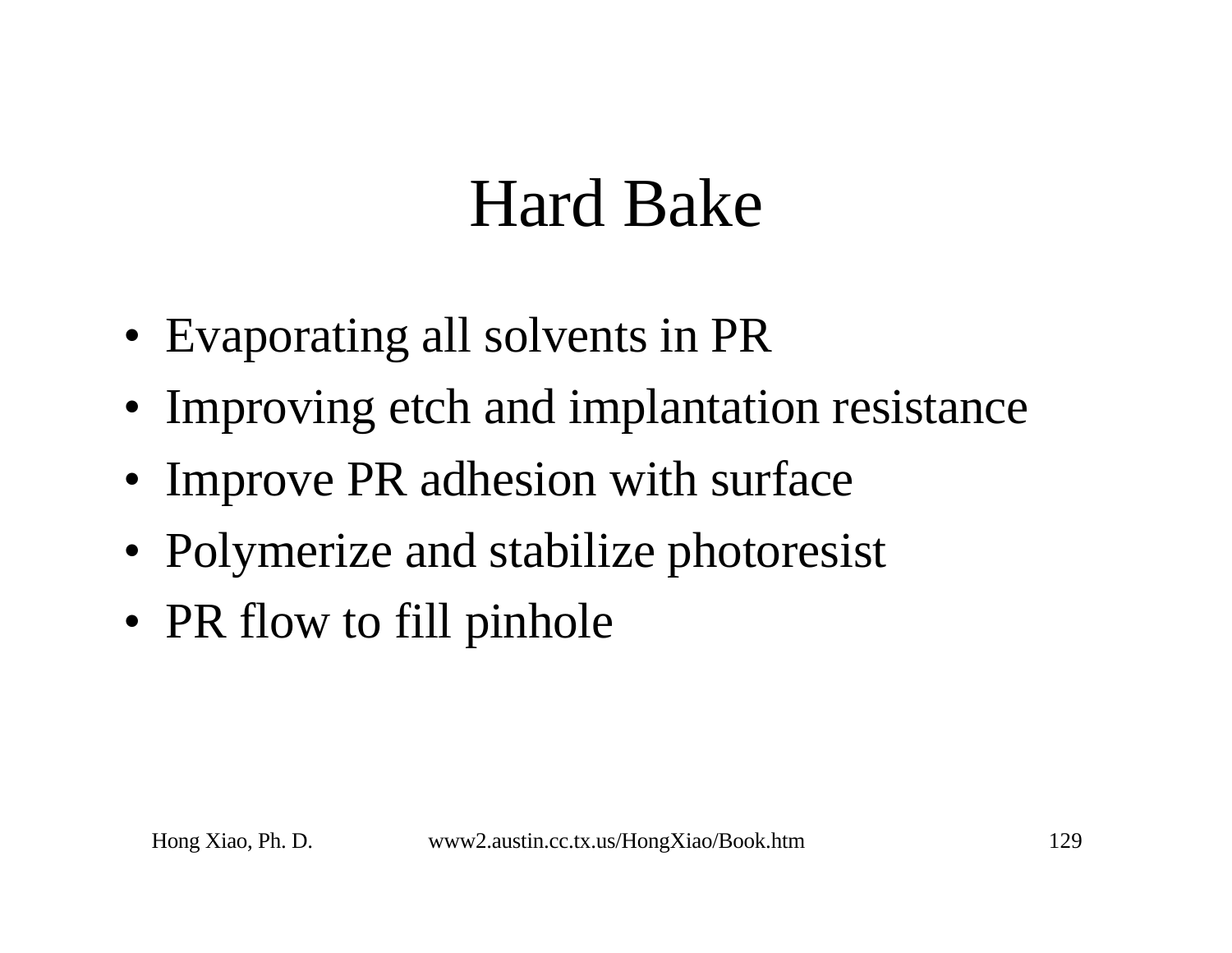# Hard Bake

- Evaporating all solvents in PR
- Improving etch and implantation resistance
- Improve PR adhesion with surface
- Polymerize and stabilize photoresist
- PR flow to fill pinhole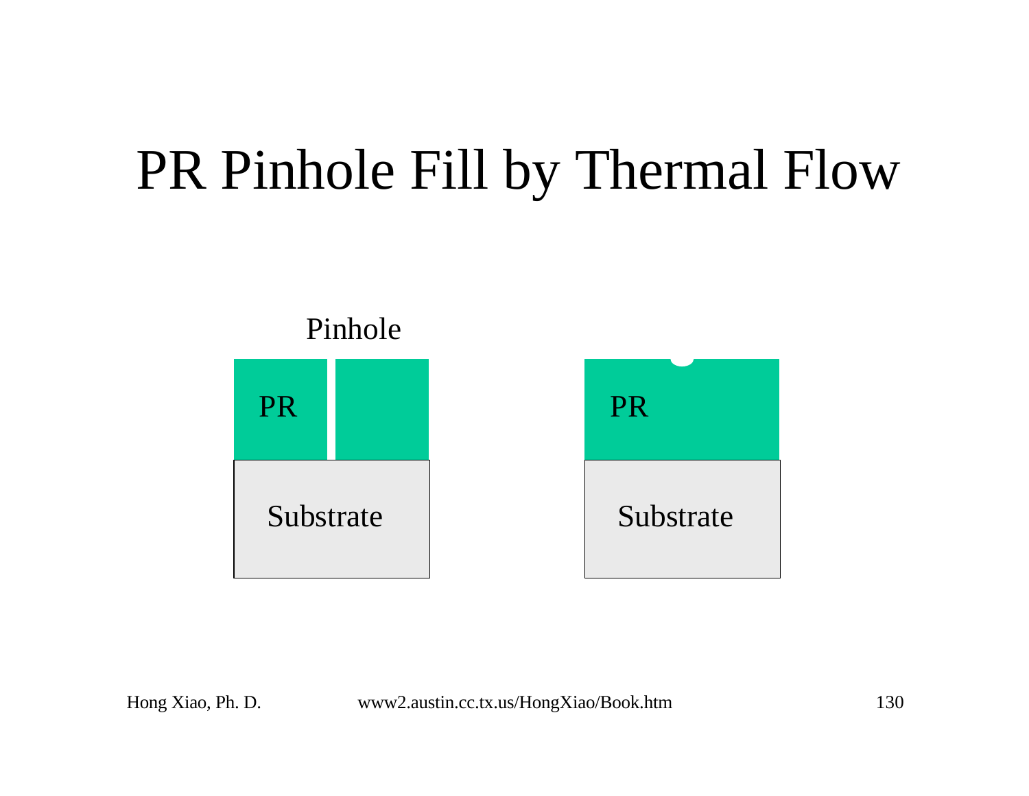# PR Pinhole Fill by Thermal Flow

Pinhole

PR

Substrate

PR

Substrate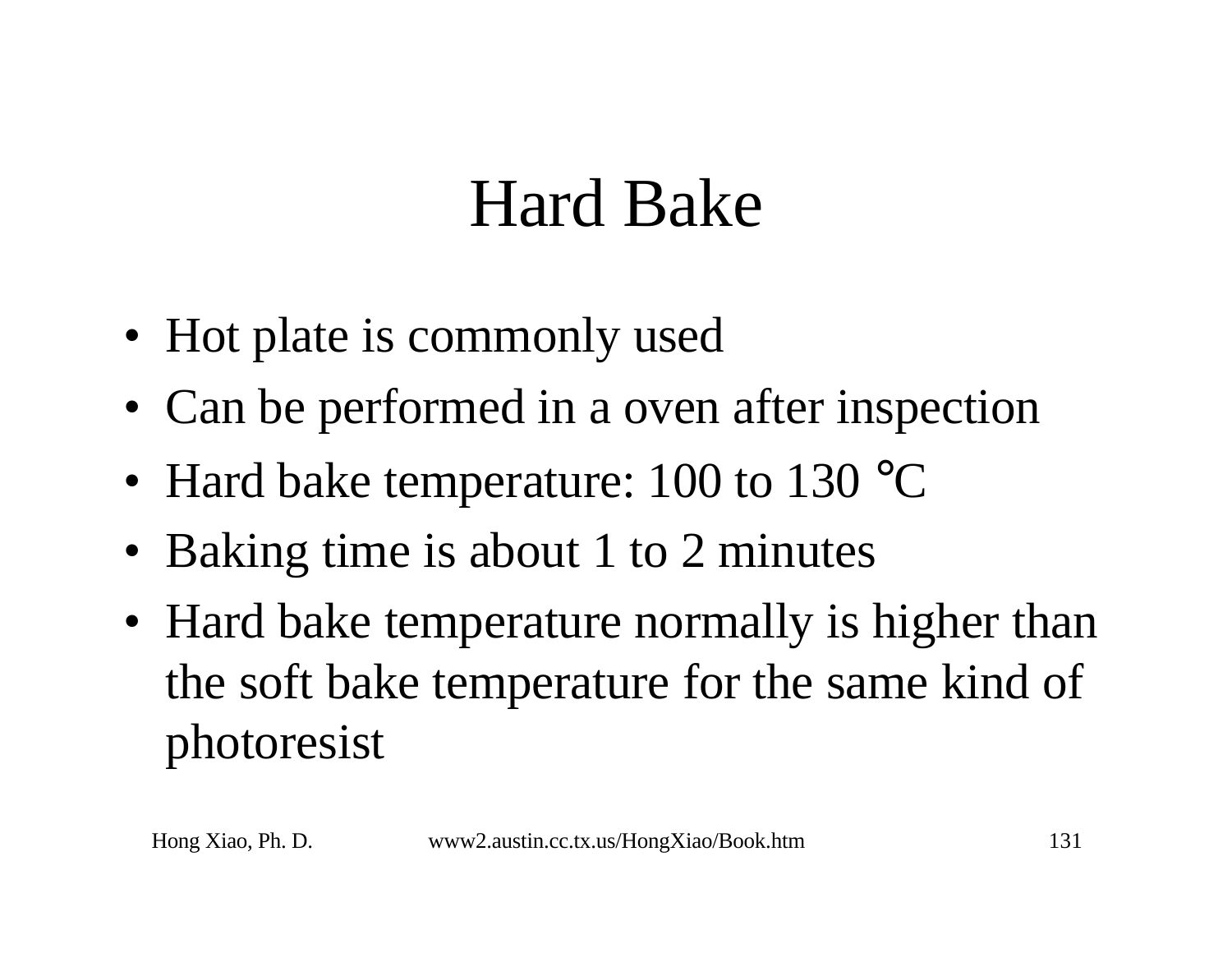# Hard Bake

- Hot plate is commonly used
- Can be performed in a oven after inspection
- Hard bake temperature: 100 to 130 °C
- Baking time is about 1 to 2 minutes
- Hard bake temperature normally is higher than the soft bake temperature for the same kind of photoresist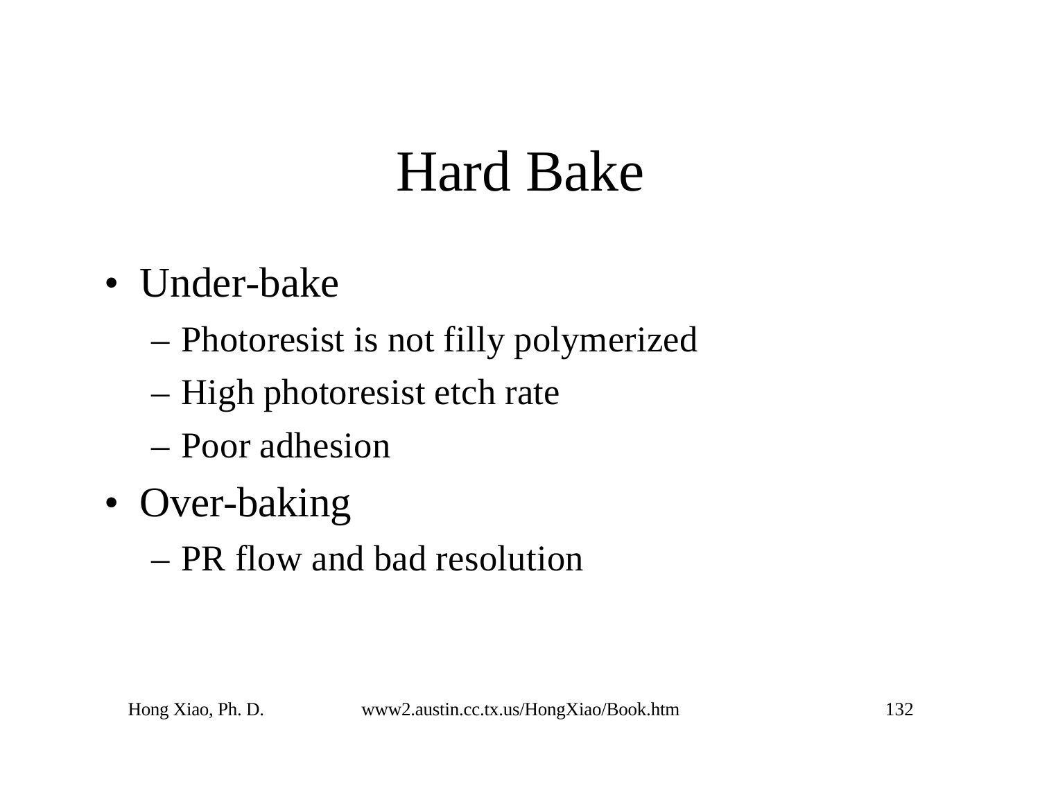# Hard Bake

- Under-bake
  - Photoresist is not filly polymerized
  - High photoresist etch rate
  - Poor adhesion
- Over-baking
  - PR flow and bad resolution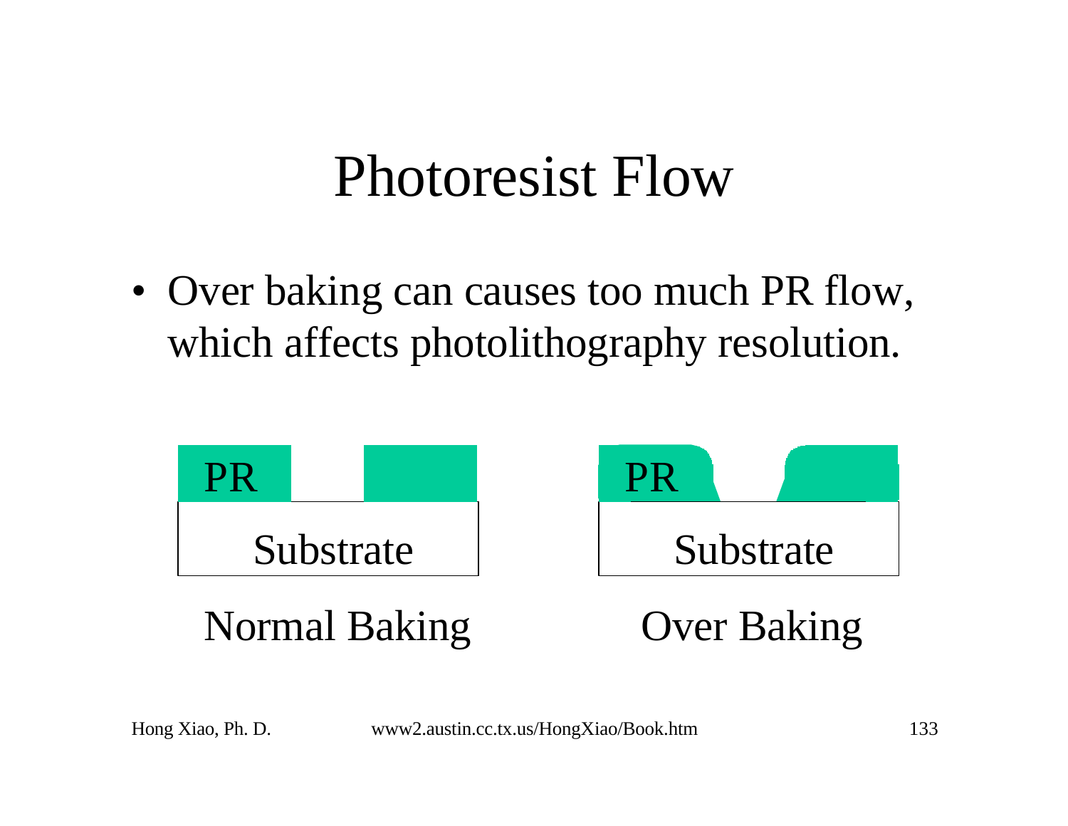# Photoresist Flow

- Over baking can causes too much PR flow, which affects photolithography resolution.

PR

Substrate

Normal Baking

PR

Substrate

Over Baking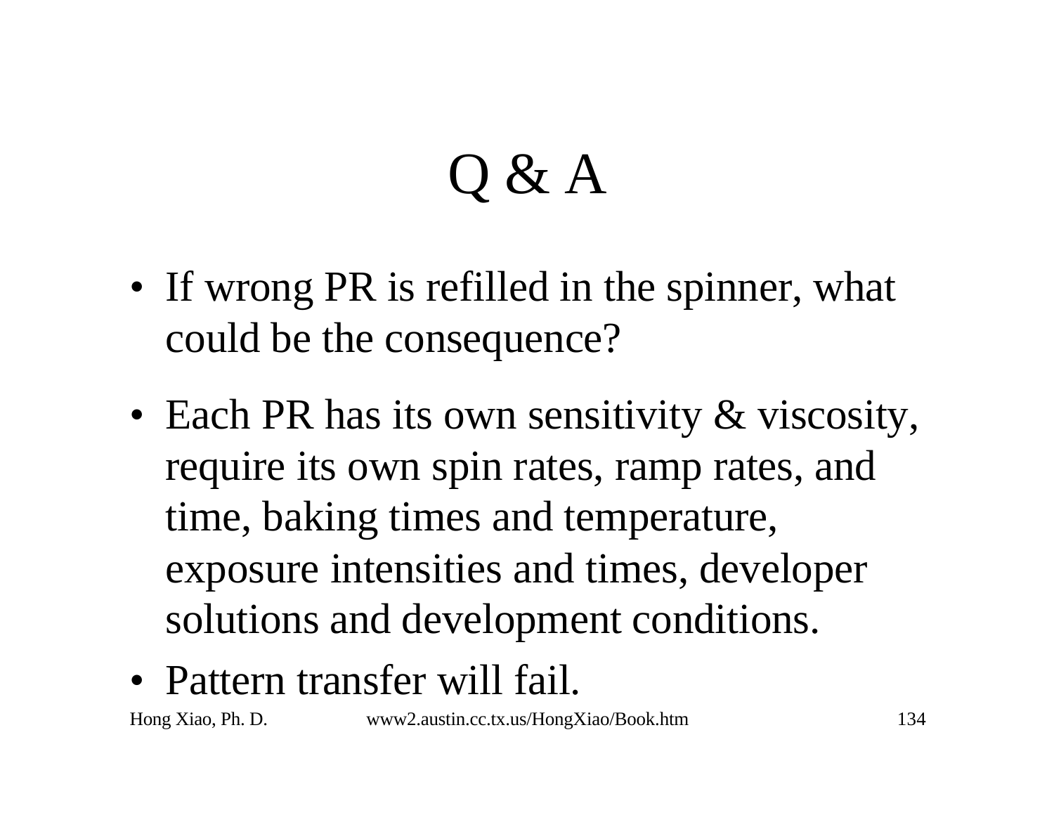# Q & A

- If wrong PR is refilled in the spinner, what could be the consequence?
- Each PR has its own sensitivity & viscosity, require its own spin rates, ramp rates, and time, baking times and temperature, exposure intensities and times, developer solutions and development conditions.
- Pattern transfer will fail.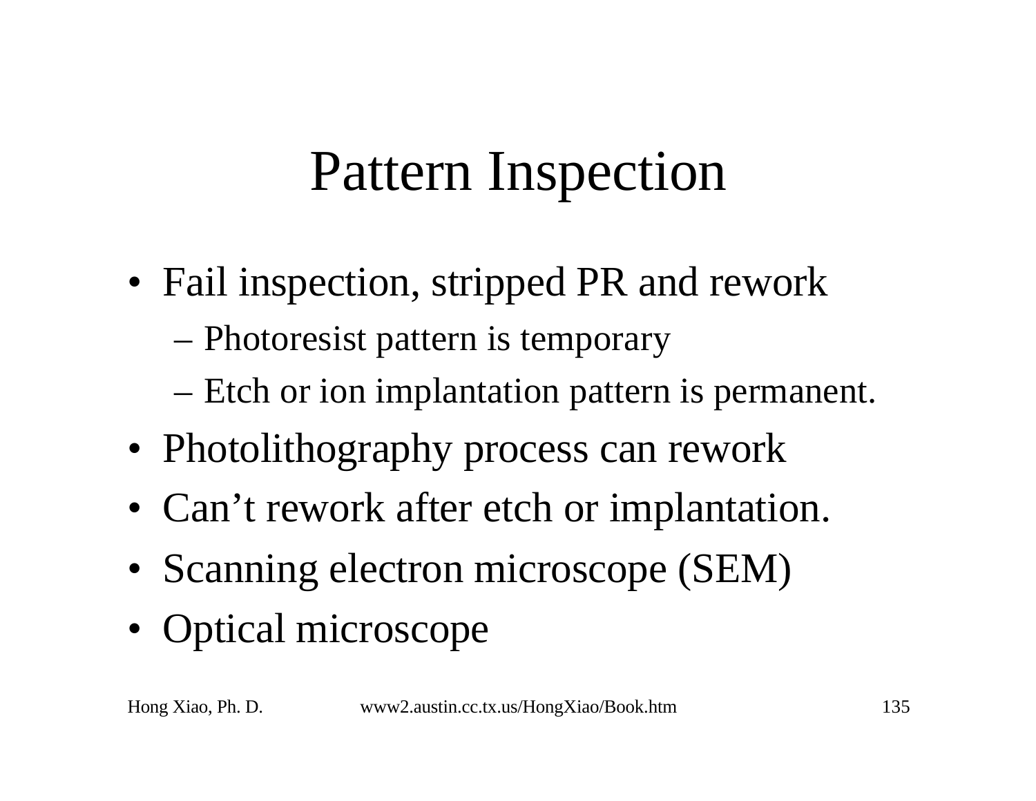# Pattern Inspection

- Fail inspection, stripped PR and rework
  - Photoresist pattern is temporary
  - Etch or ion implantation pattern is permanent.
- Photolithography process can rework
- Can’t rework after etch or implantation.
- Scanning electron microscope (SEM)
- Optical microscope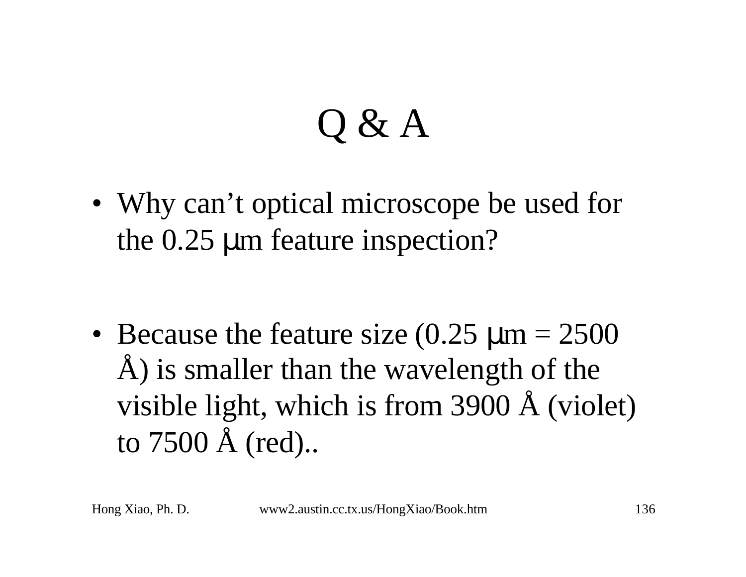# Q & A

- Why can't optical microscope be used for the 0.25 μm feature inspection?

- Because the feature size (0.25 μm = 2500 Å) is smaller than the wavelength of the visible light, which is from 3900 Å (violet) to 7500 Å (red)..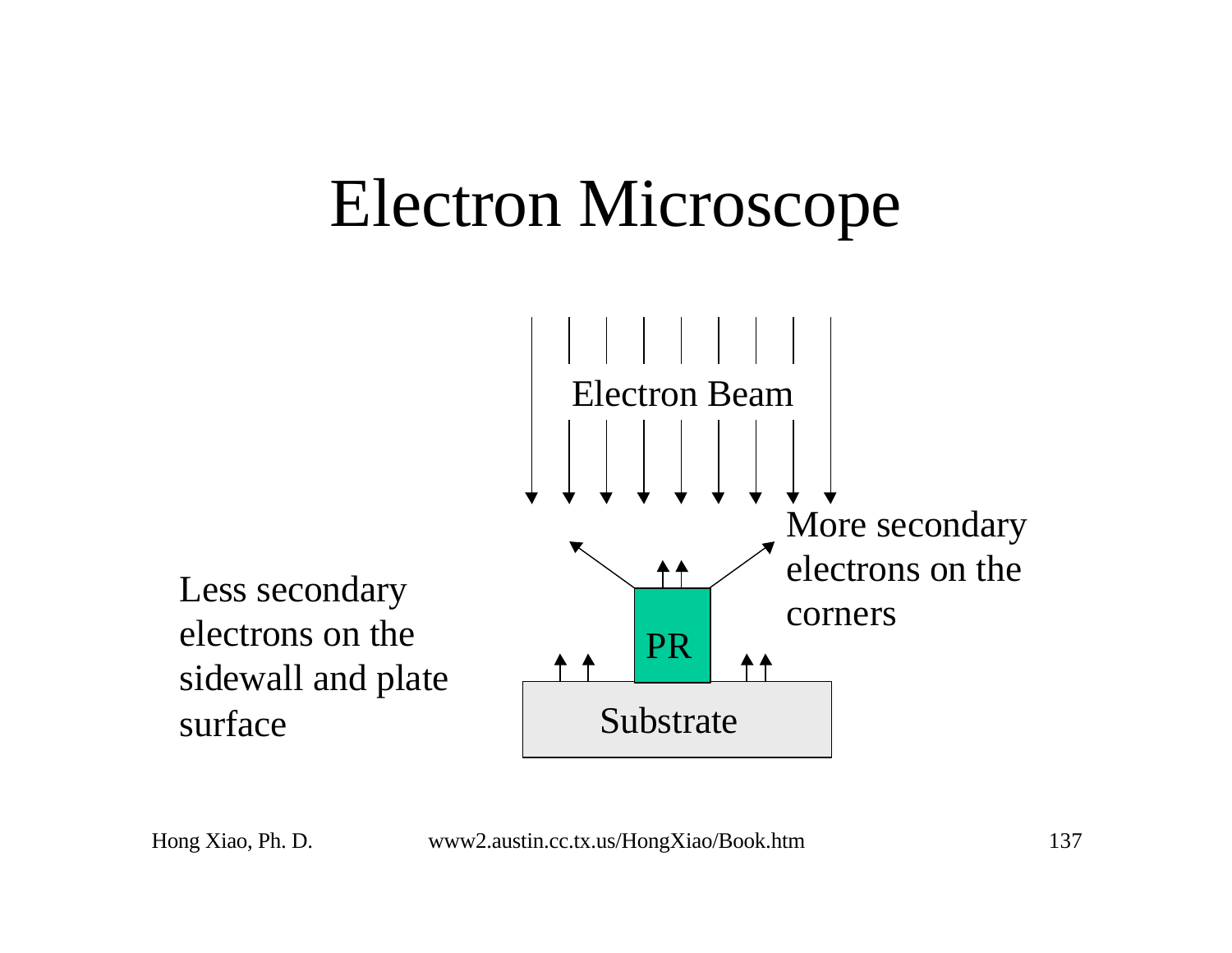# Electron Microscope

Electron Beam

More secondary electrons on the corners

Less secondary electrons on the sidewall and plate surface

PR

Substrate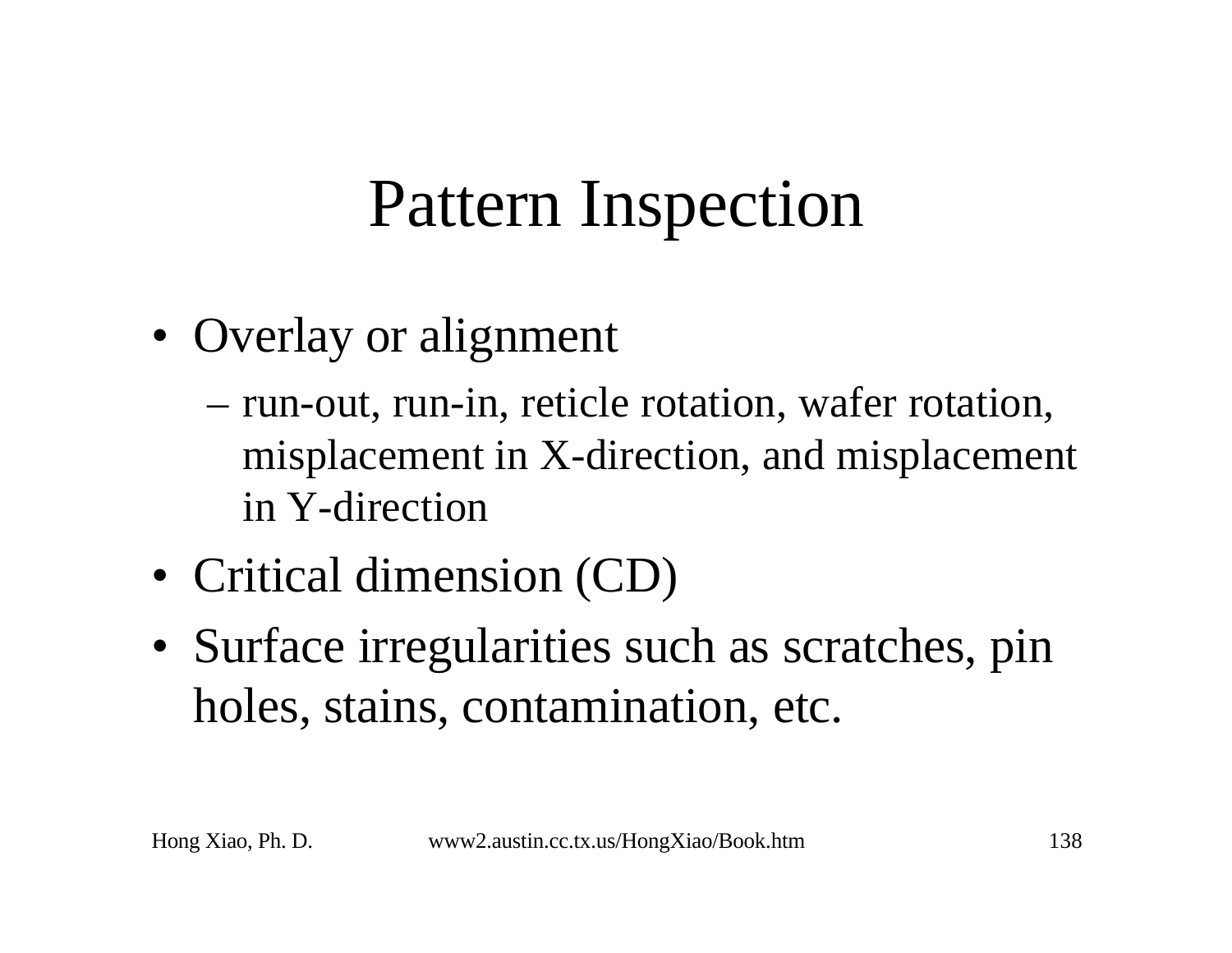# Pattern Inspection

- Overlay or alignment
  - run-out, run-in, reticle rotation, wafer rotation, misplacement in X-direction, and misplacement in Y-direction
- Critical dimension (CD)
- Surface irregularities such as scratches, pin holes, stains, contamination, etc.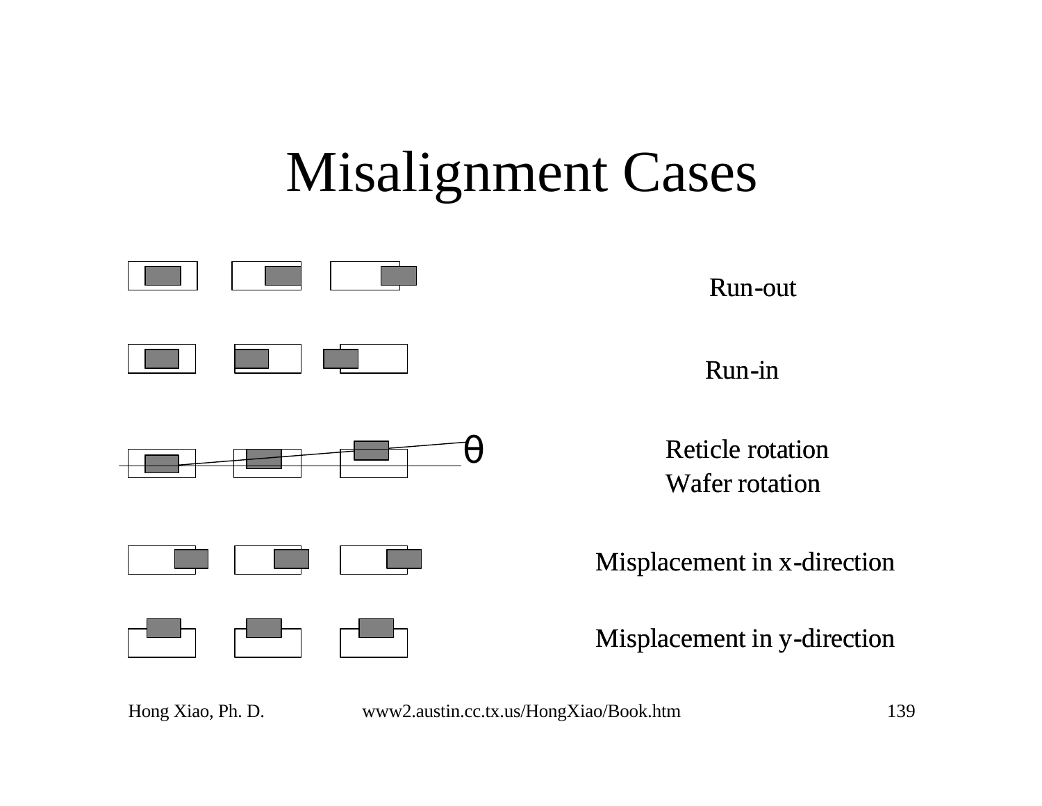# Misalignment Cases

θ

Run-out

Run-in

Reticle rotation
Wafer rotation

Misplacement in x-direction

Misplacement in y-direction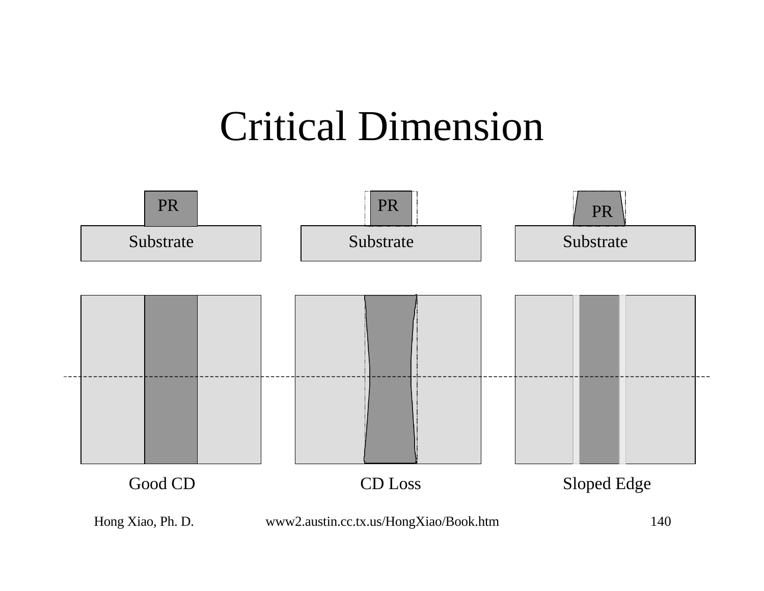# Critical Dimension

PR

Substrate

PR

Substrate

PR

Substrate

Good CD

CD Loss

Sloped Edge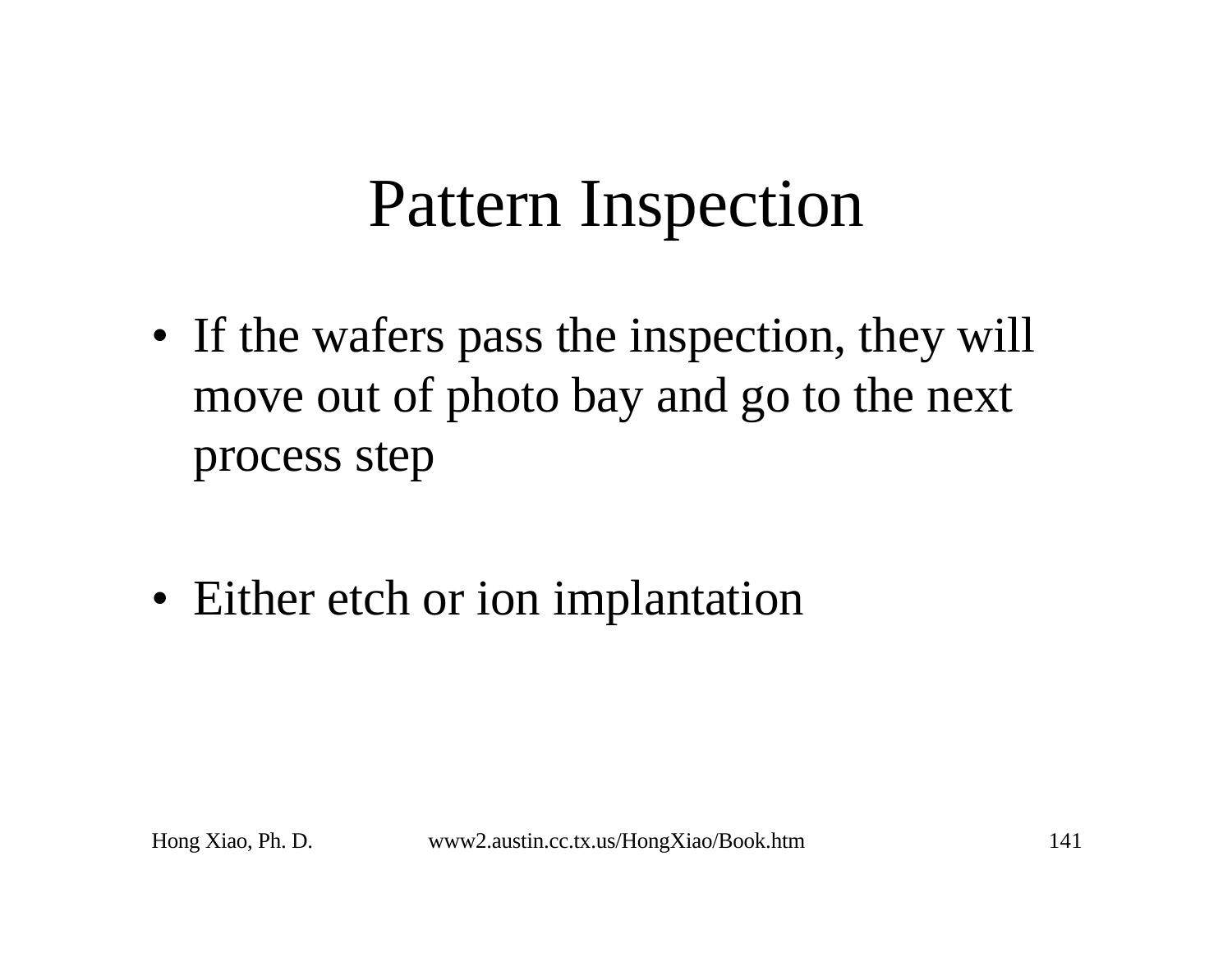# Pattern Inspection

- If the wafers pass the inspection, they will move out of photo bay and go to the next process step
- Either etch or ion implantation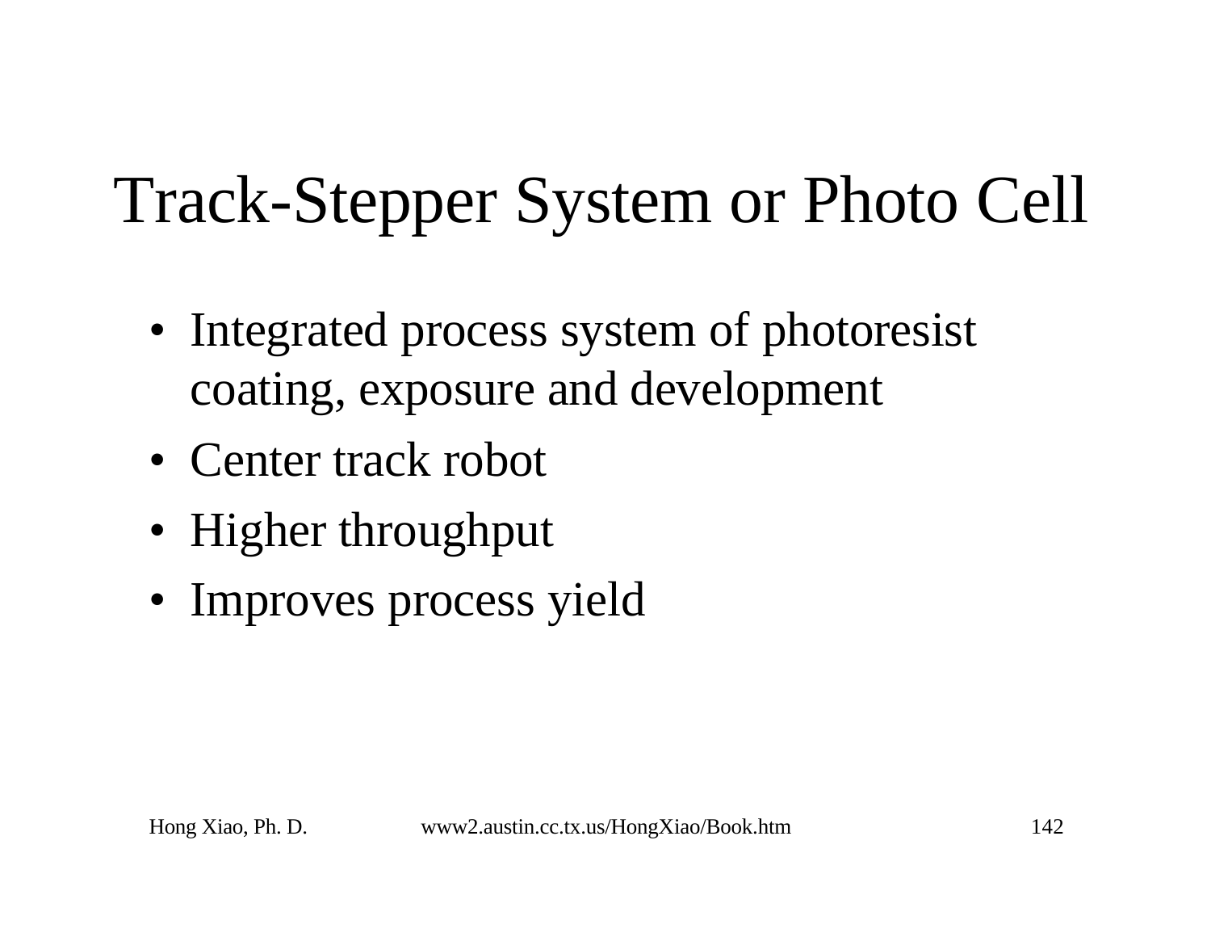# Track-Stepper System or Photo Cell

- Integrated process system of photoresist coating, exposure and development
- Center track robot
- Higher throughput
- Improves process yield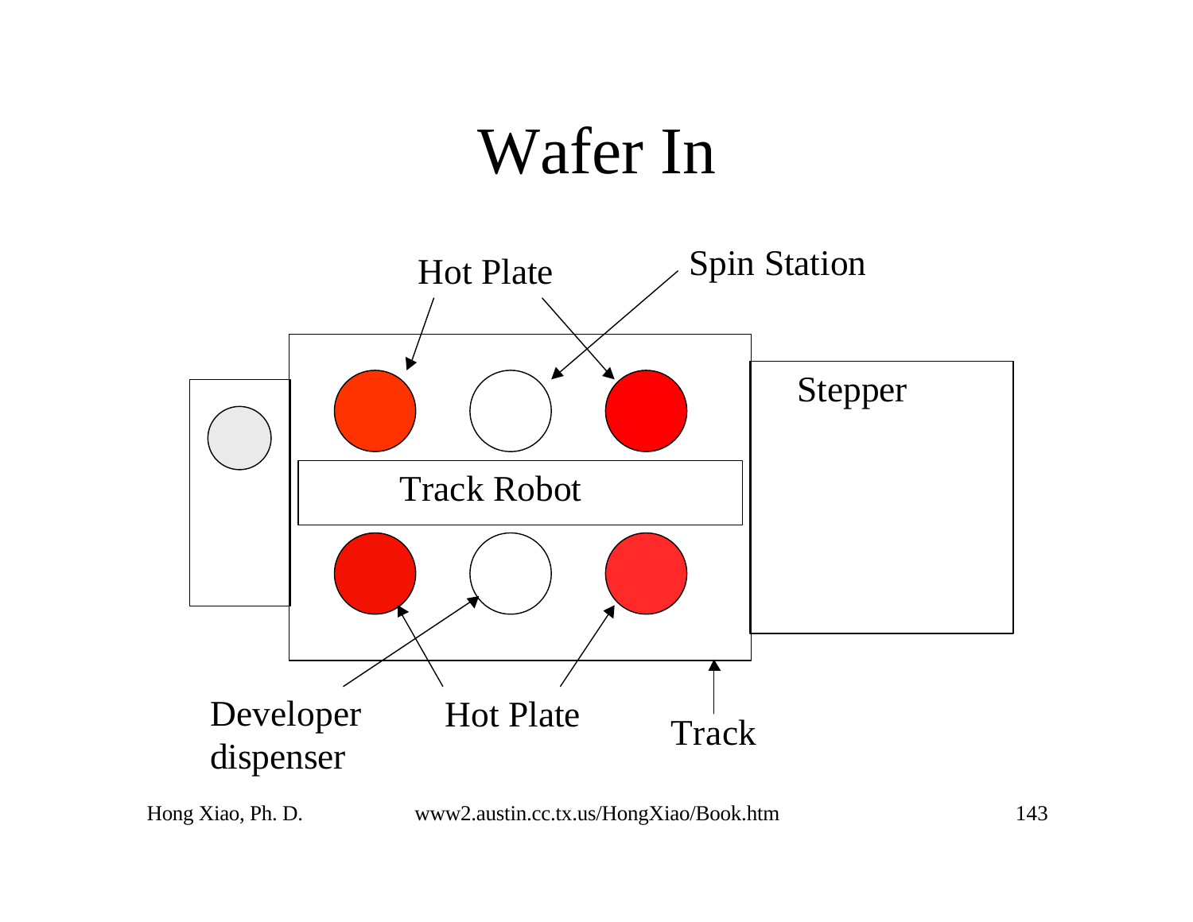# Wafer In

Hot Plate

Spin Station

Stepper

Track Robot

Developer dispenser

Hot Plate

Track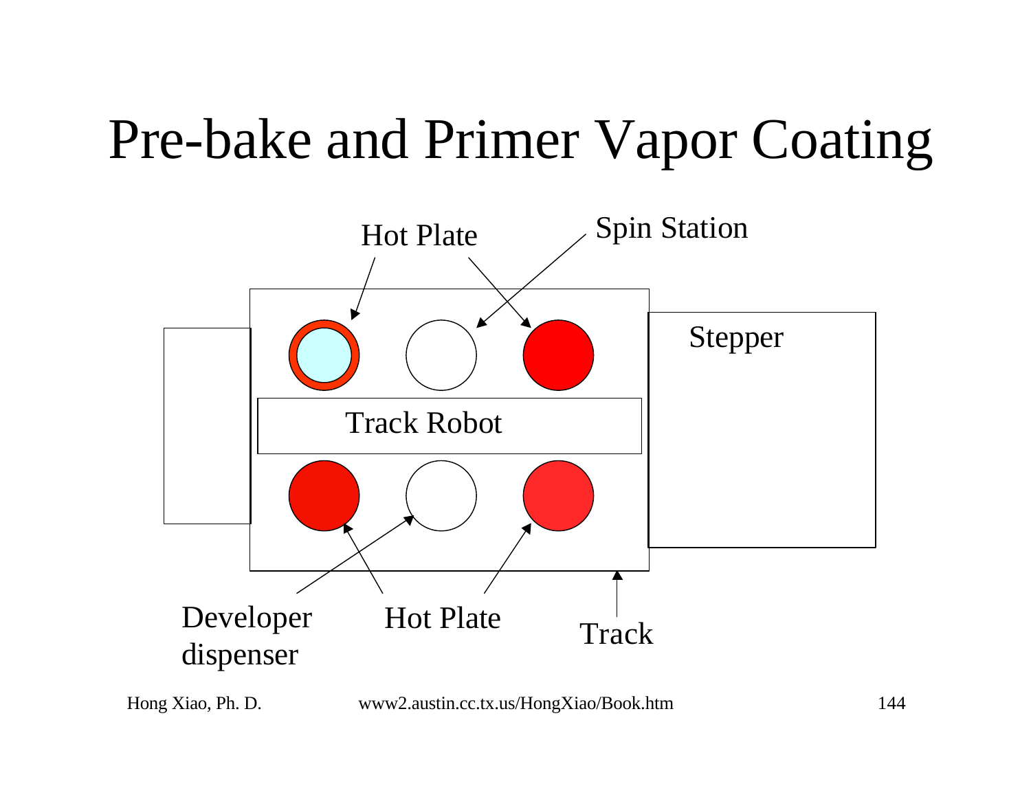# Pre-bake and Primer Vapor Coating

Hot Plate

Spin Station

Stepper

Track Robot

Developer dispenser

Hot Plate

Track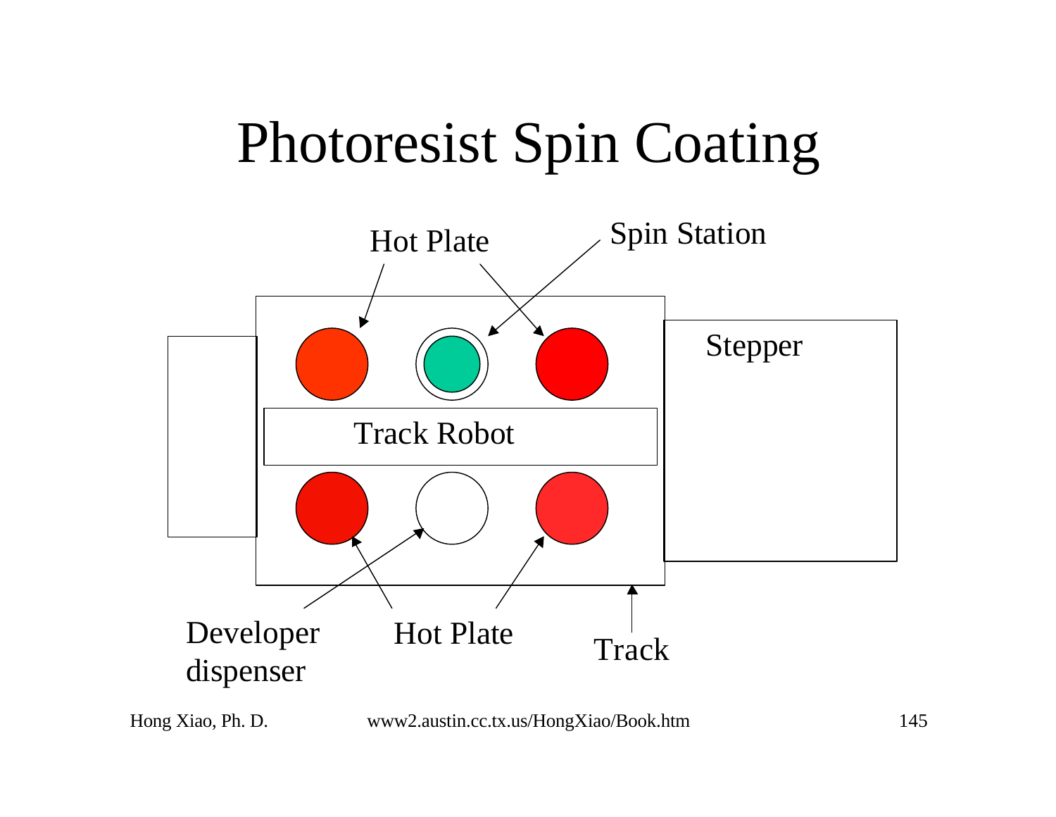# Photoresist Spin Coating

Hot Plate

Spin Station

Stepper

Track Robot

Developer dispenser

Hot Plate

Track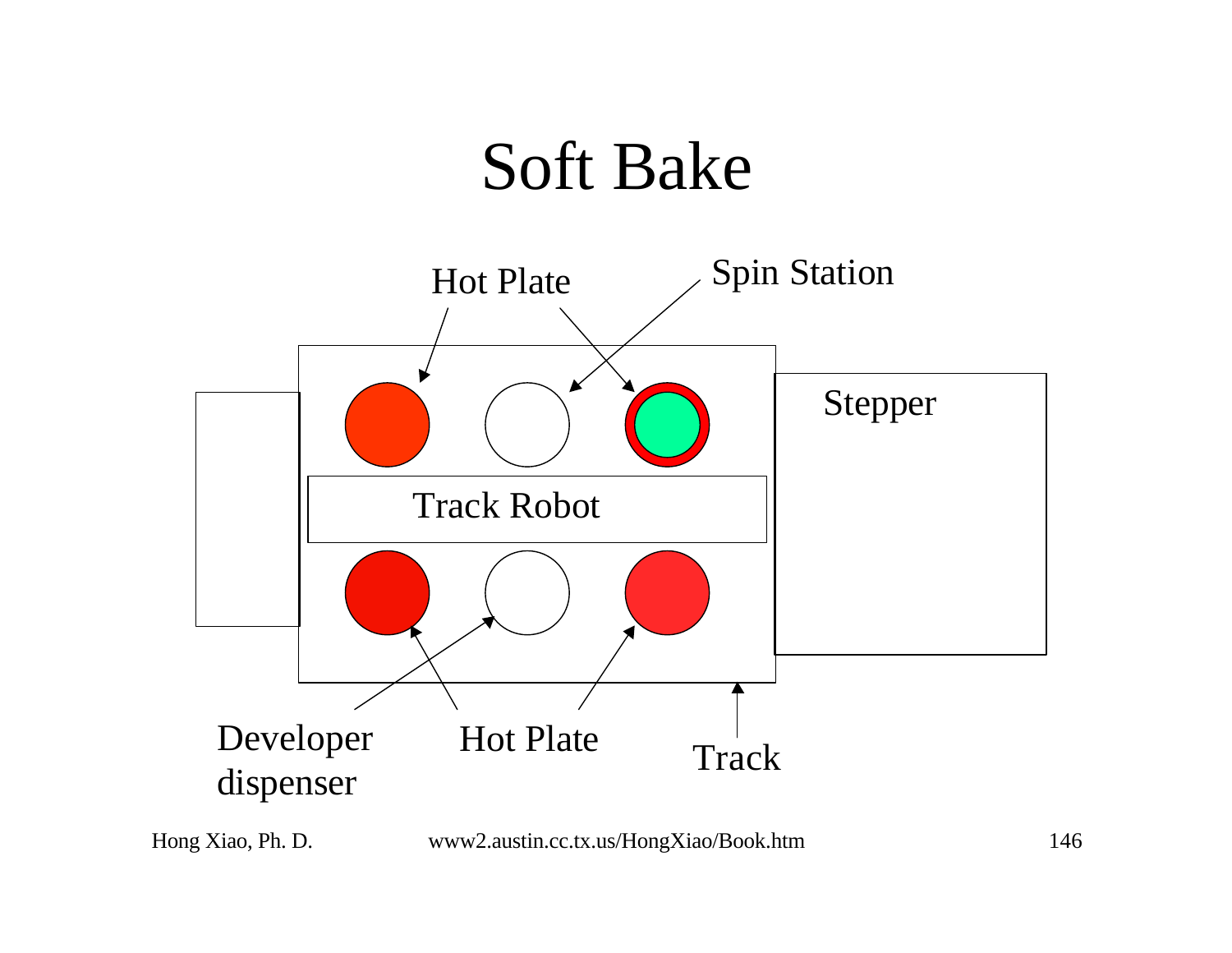# Soft Bake

Hot Plate

Spin Station

Stepper

Track Robot

Developer dispenser

Hot Plate

Track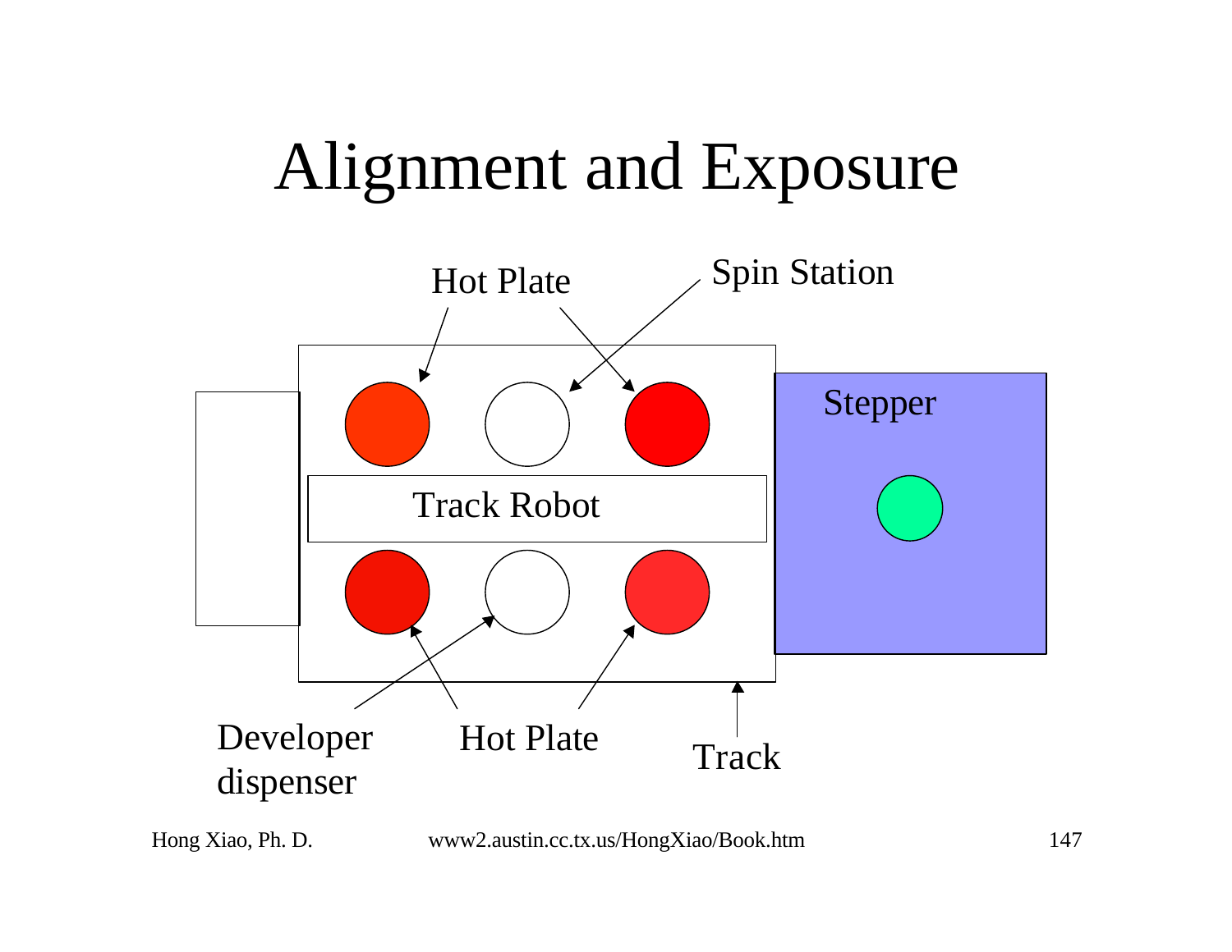# Alignment and Exposure

Hot Plate

Spin Station

Stepper

Track Robot

Developer dispenser

Hot Plate

Track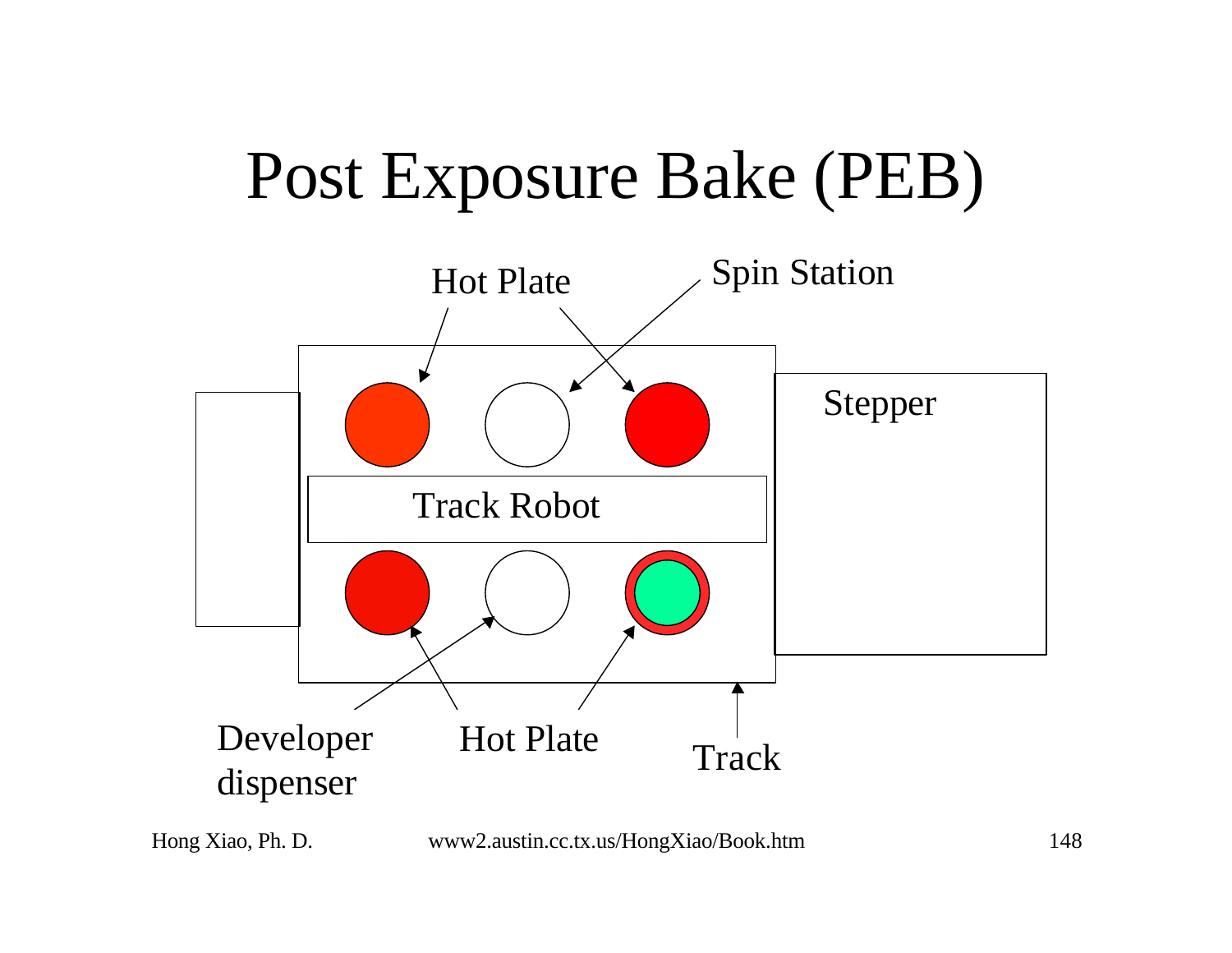# Post Exposure Bake (PEB)

Hot Plate

Spin Station

Stepper

Track Robot

Developer dispenser

Hot Plate

Track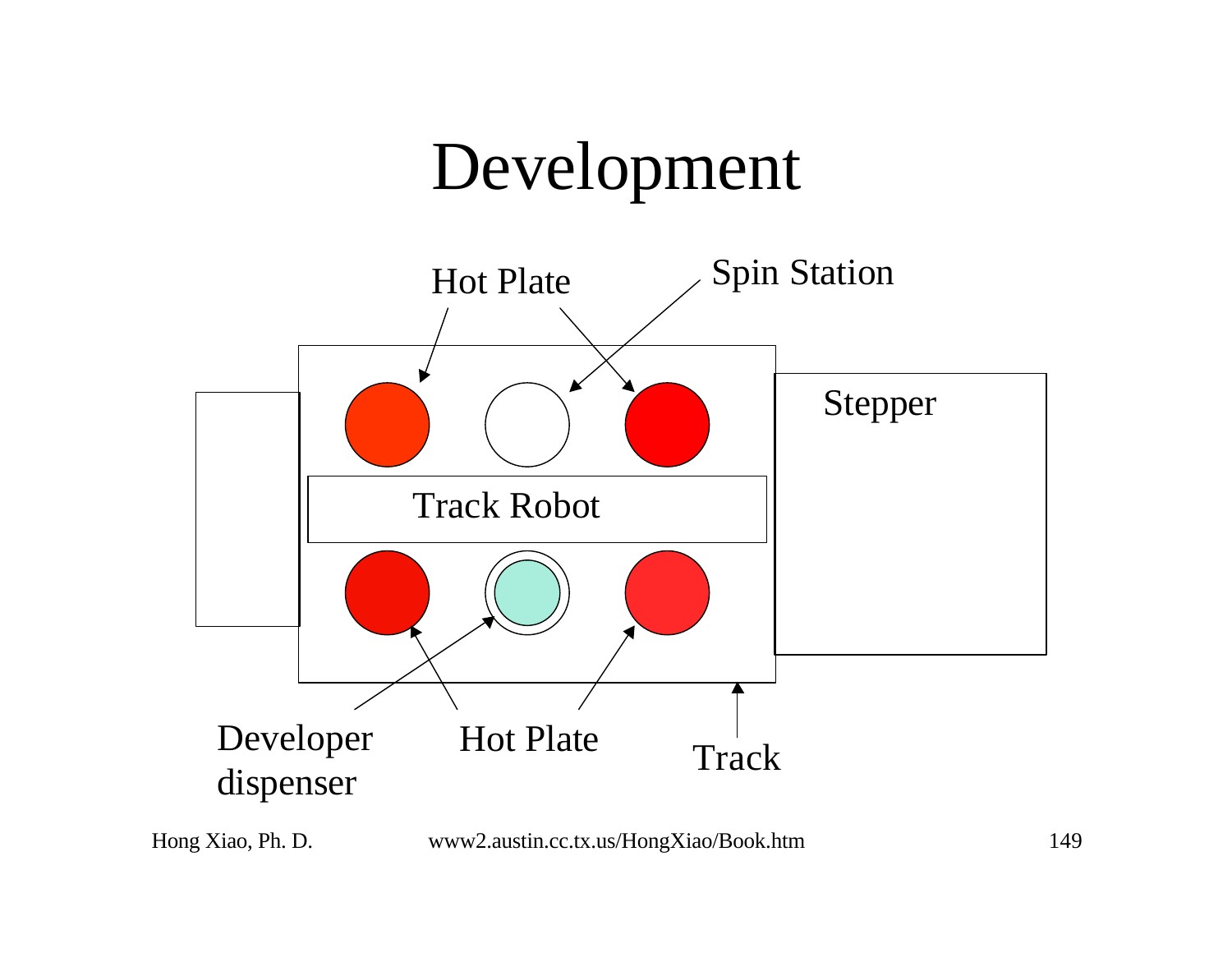# Development

Hot Plate

Spin Station

Stepper

Track Robot

Developer dispenser

Hot Plate

Track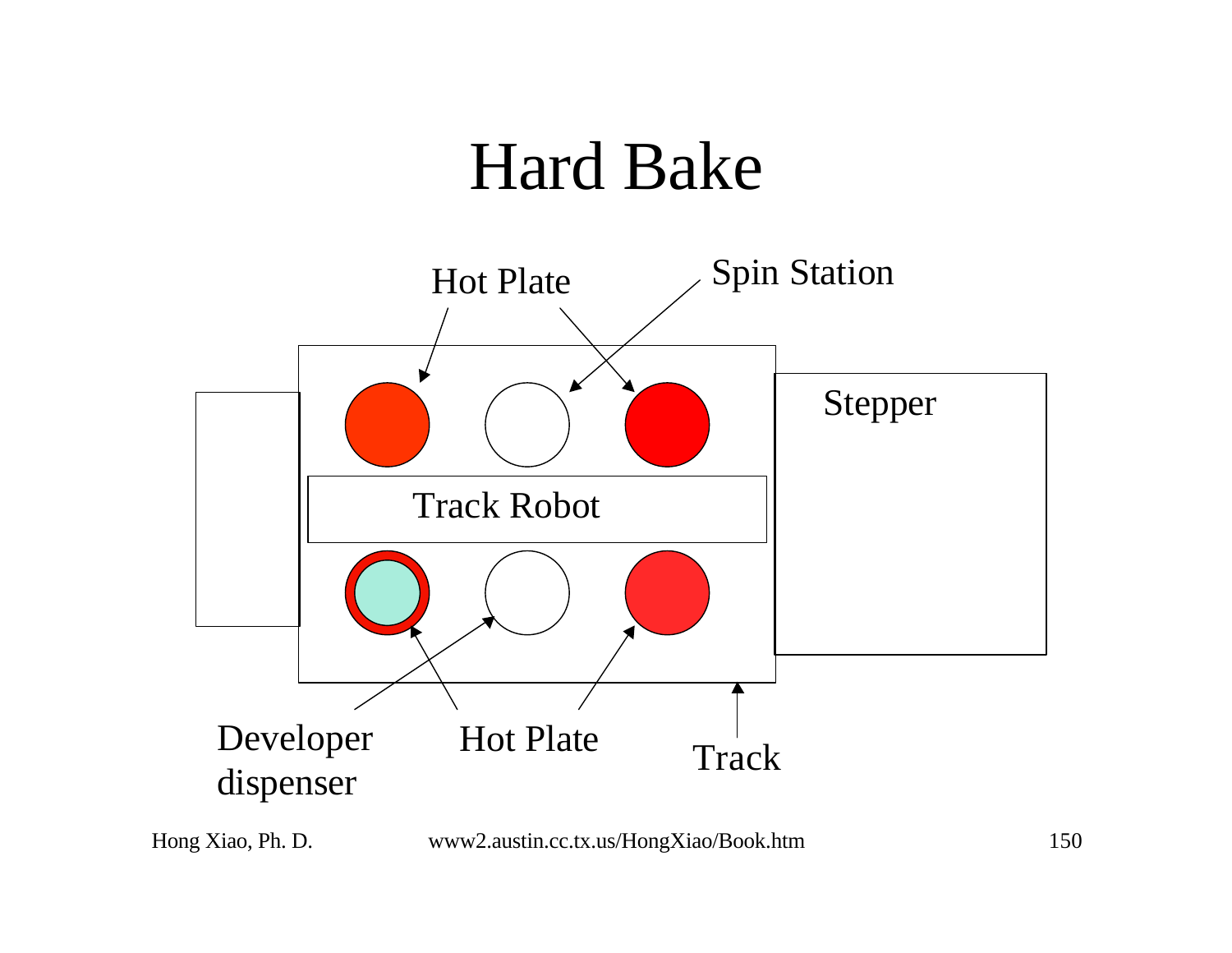# Hard Bake

Hot Plate

Spin Station

Stepper

Track Robot

Developer dispenser

Hot Plate

Track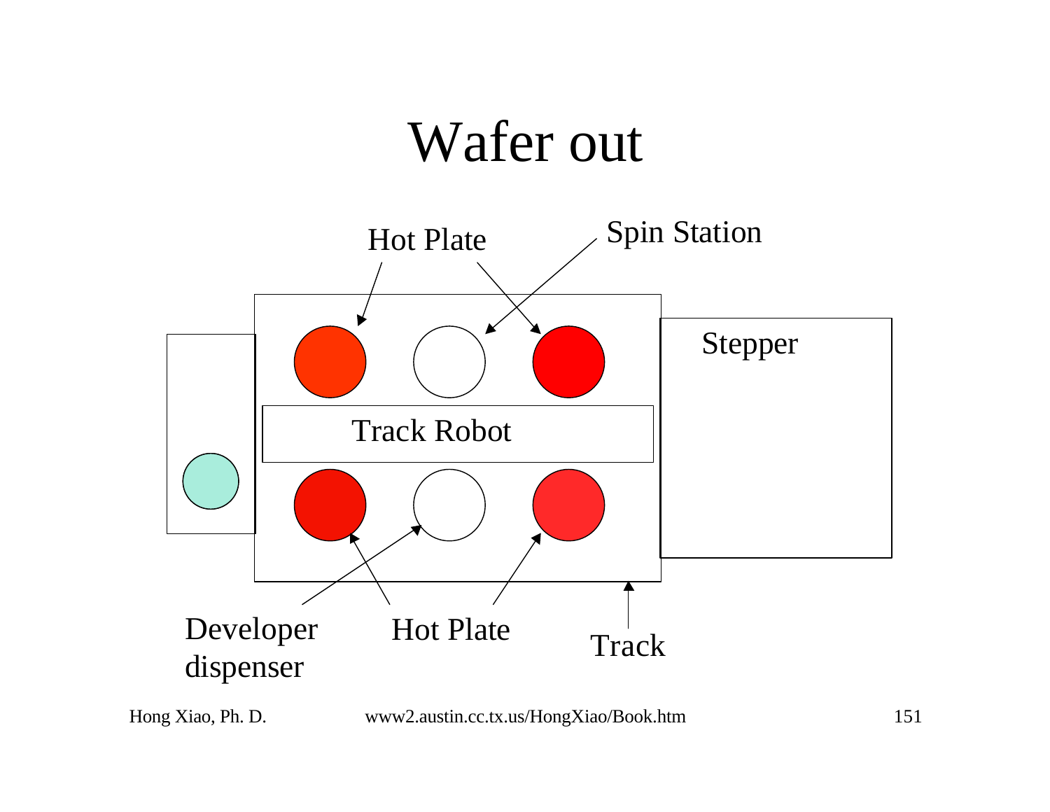# Wafer out

Hot Plate

Spin Station

Stepper

Track Robot

Developer dispenser

Hot Plate

Track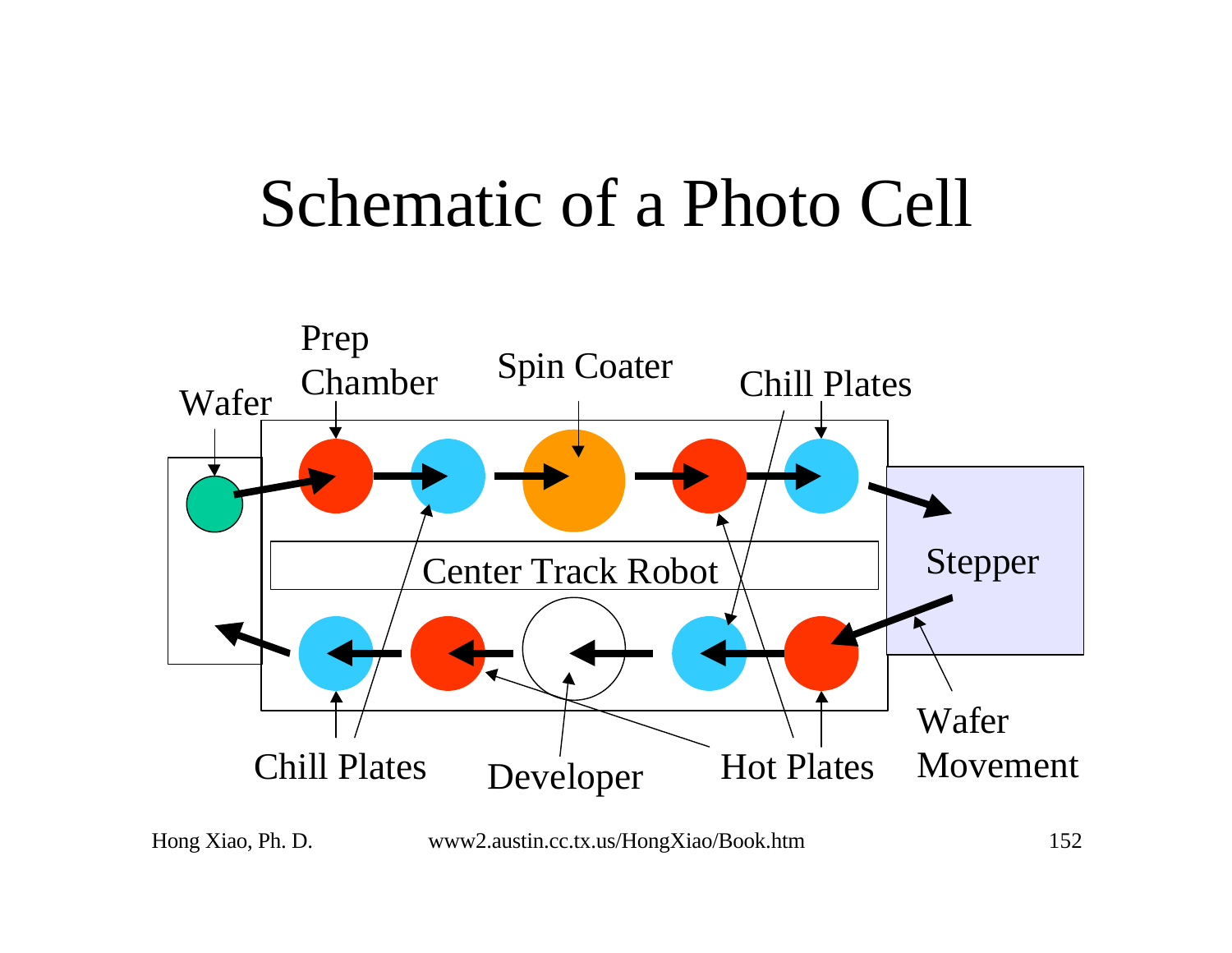# Schematic of a Photo Cell

Wafer

Prep Chamber

Spin Coater

Chill Plates

Center Track Robot

Stepper

Chill Plates

Developer

Hot Plates

Wafer Movement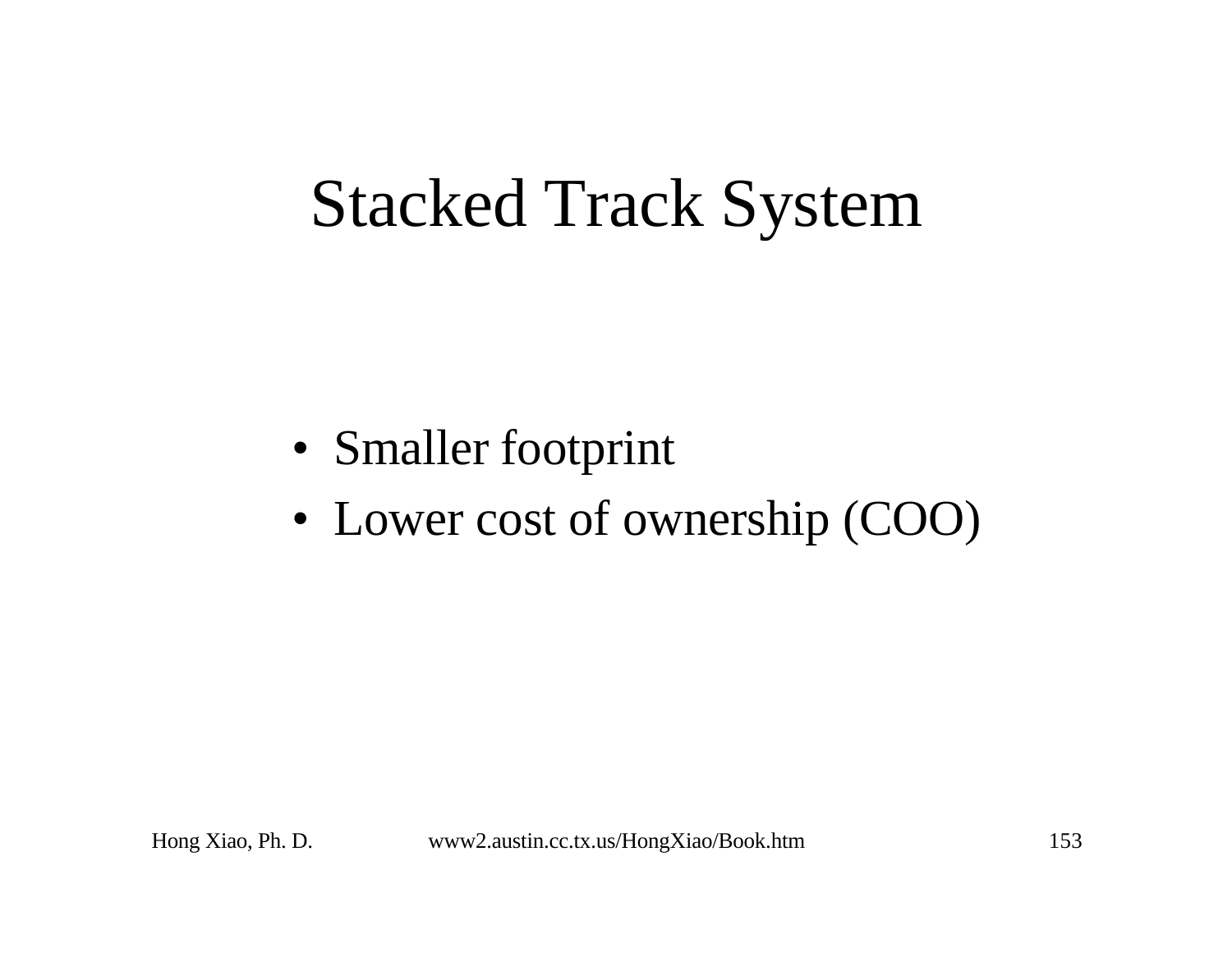# Stacked Track System

- Smaller footprint
- Lower cost of ownership (COO)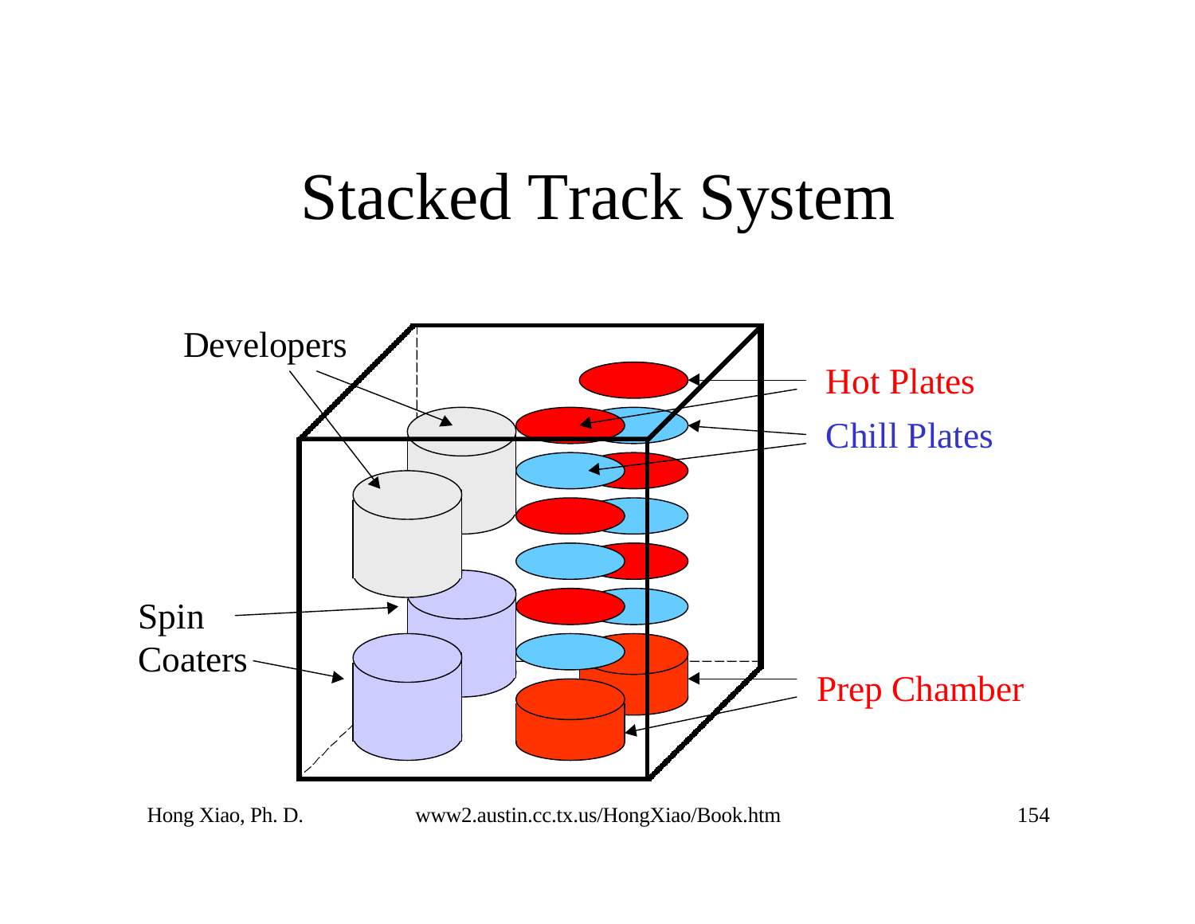# Stacked Track System

Developers

Hot Plates

Chill Plates

Spin Coaters

Prep Chamber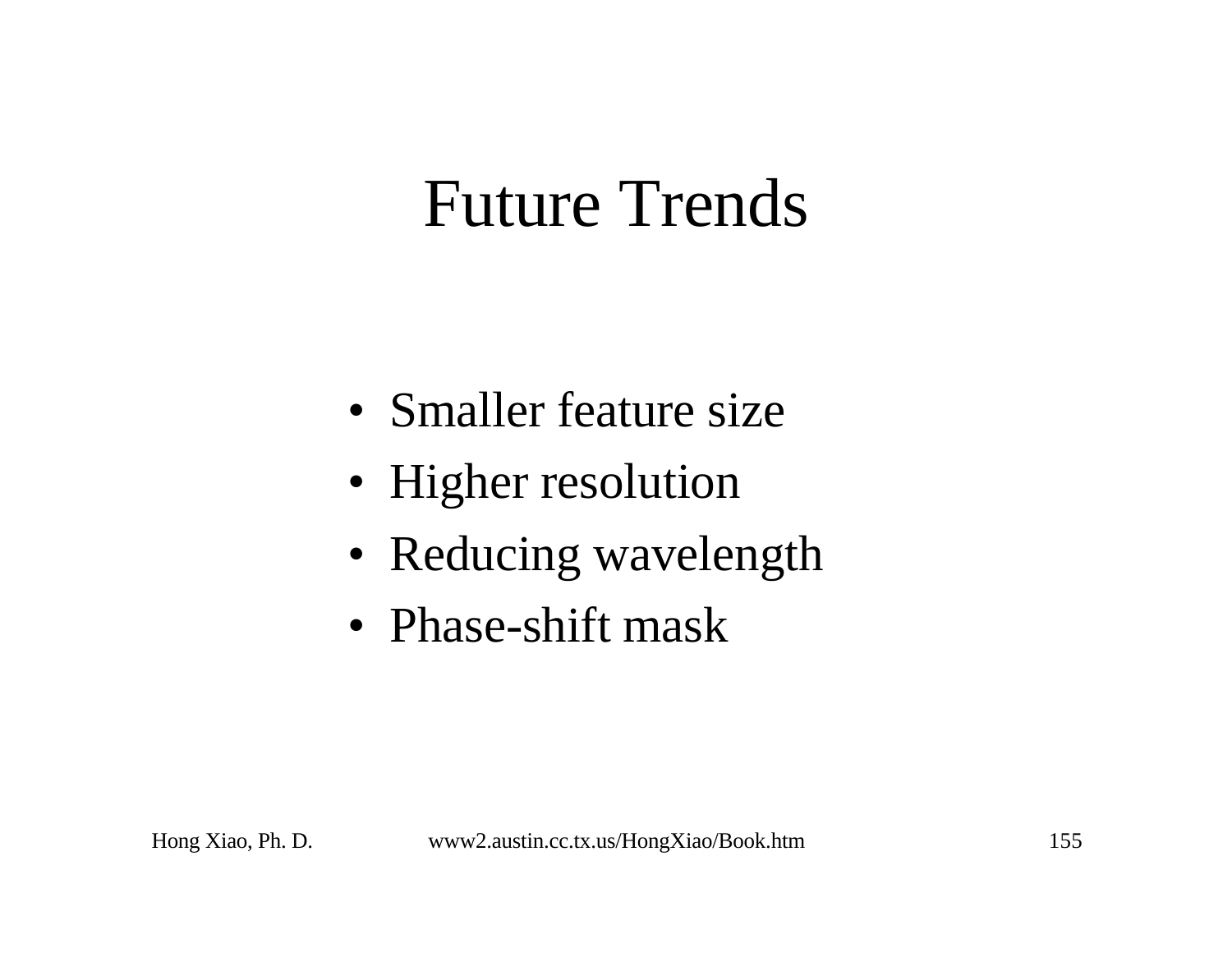# Future Trends

- Smaller feature size
- Higher resolution
- Reducing wavelength
- Phase-shift mask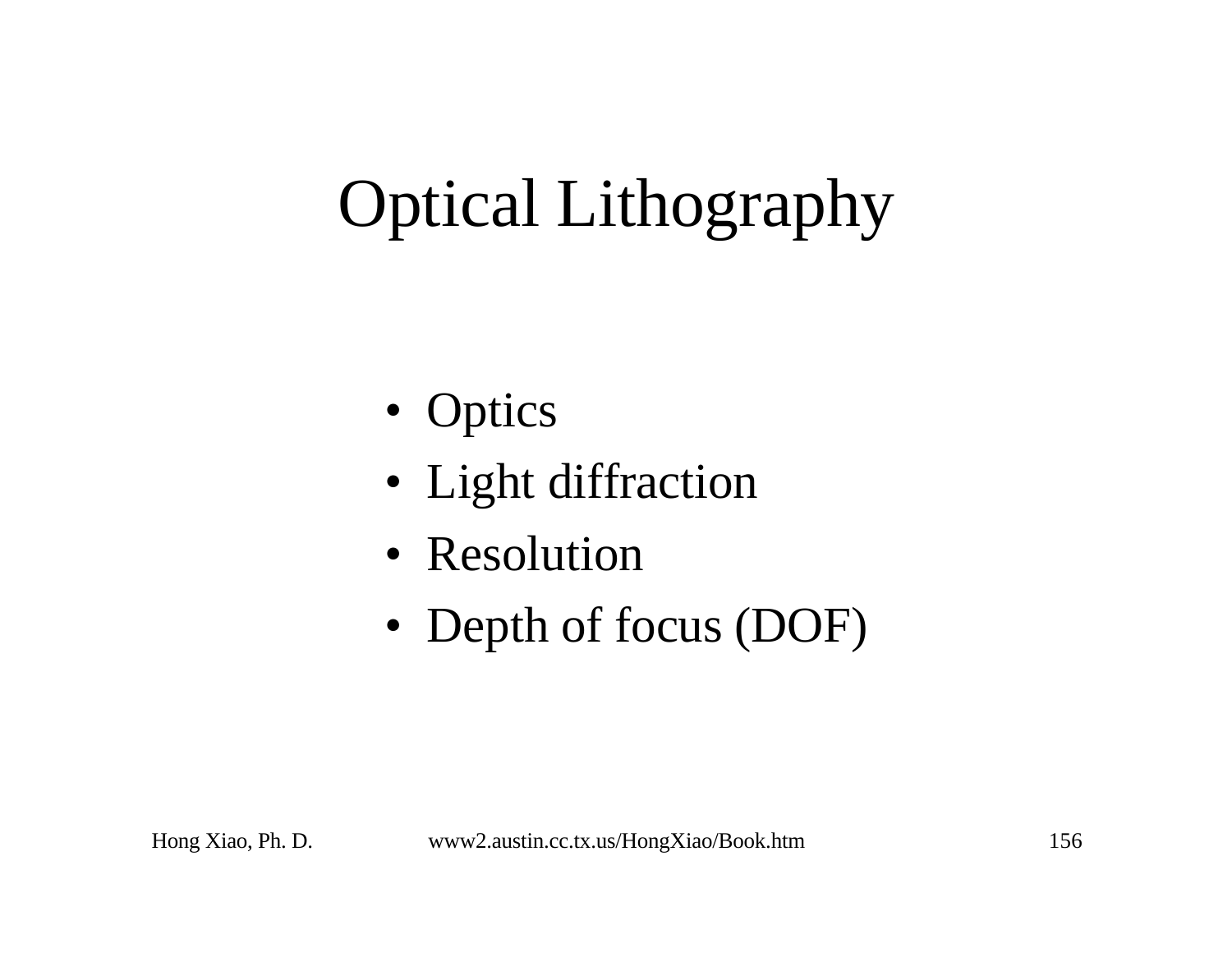# Optical Lithography

- Optics
- Light diffraction
- Resolution
- Depth of focus (DOF)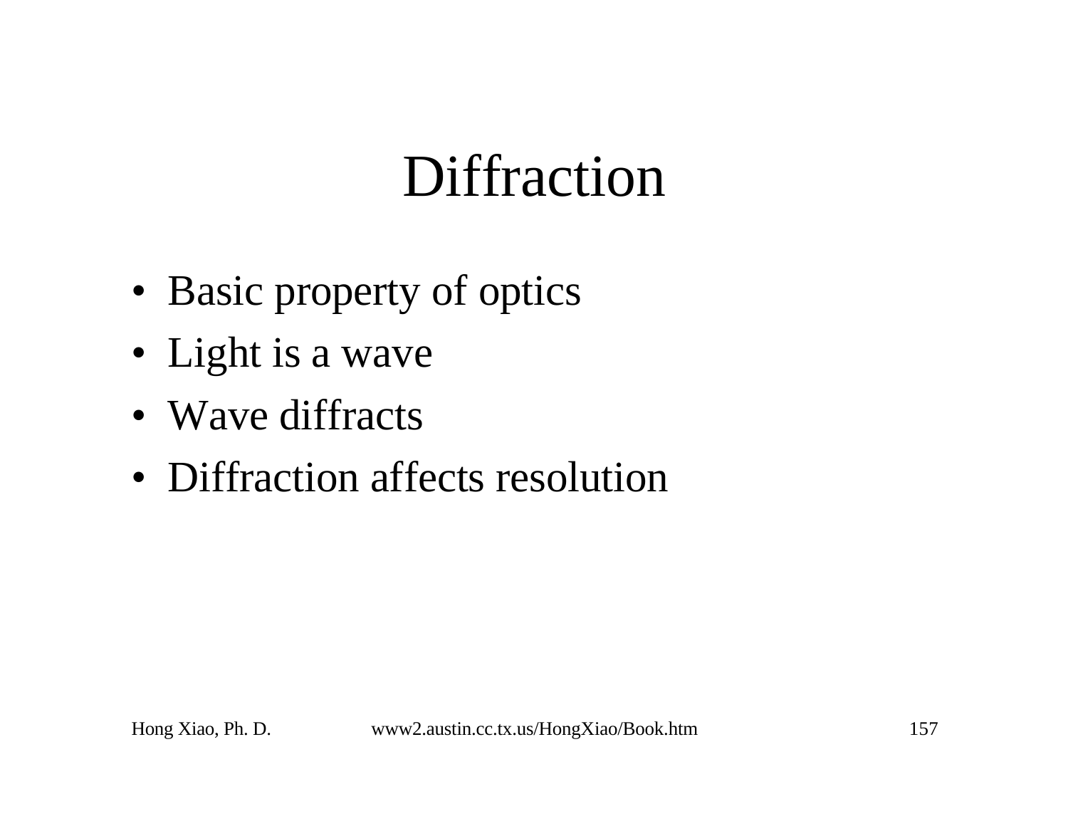# Diffraction

- Basic property of optics
- Light is a wave
- Wave diffracts
- Diffraction affects resolution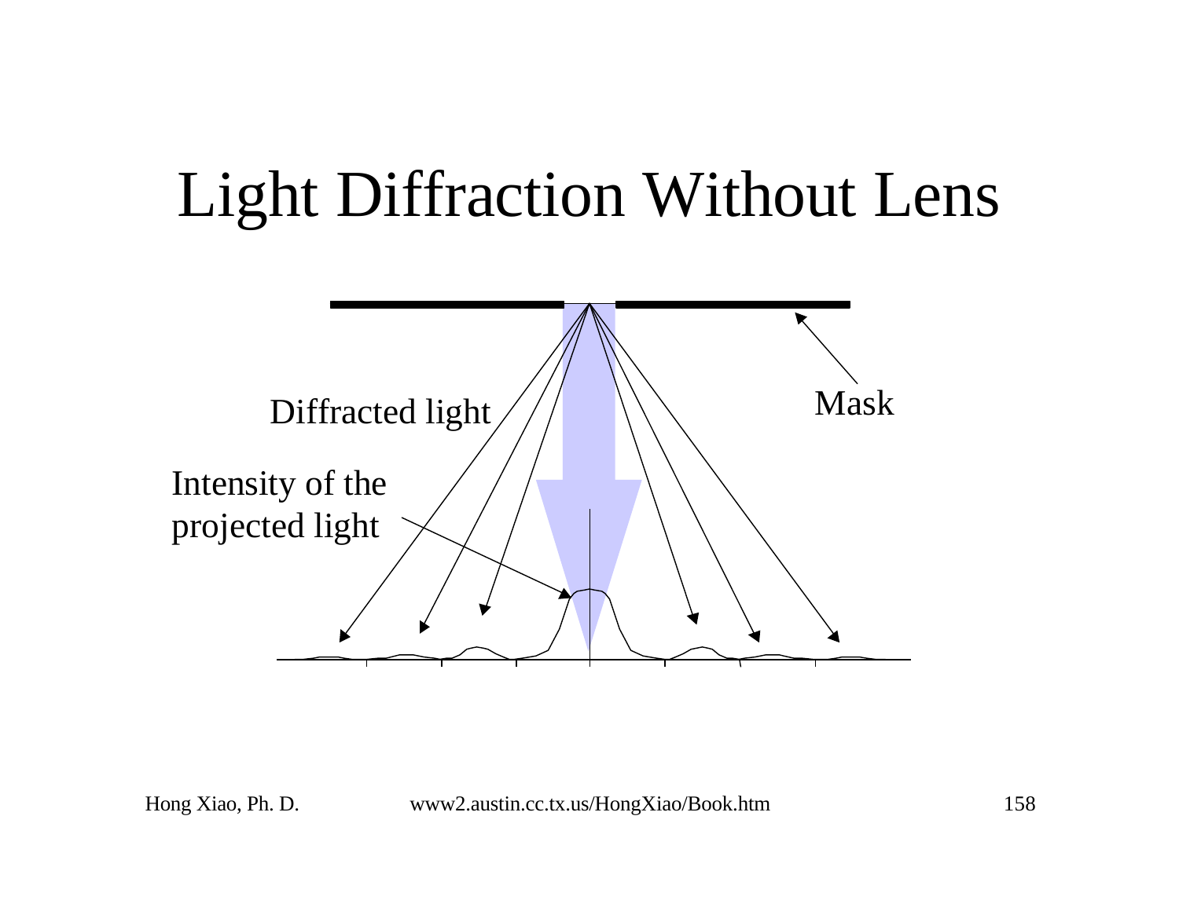# Light Diffraction Without Lens

Diffracted light

Mask

Intensity of the projected light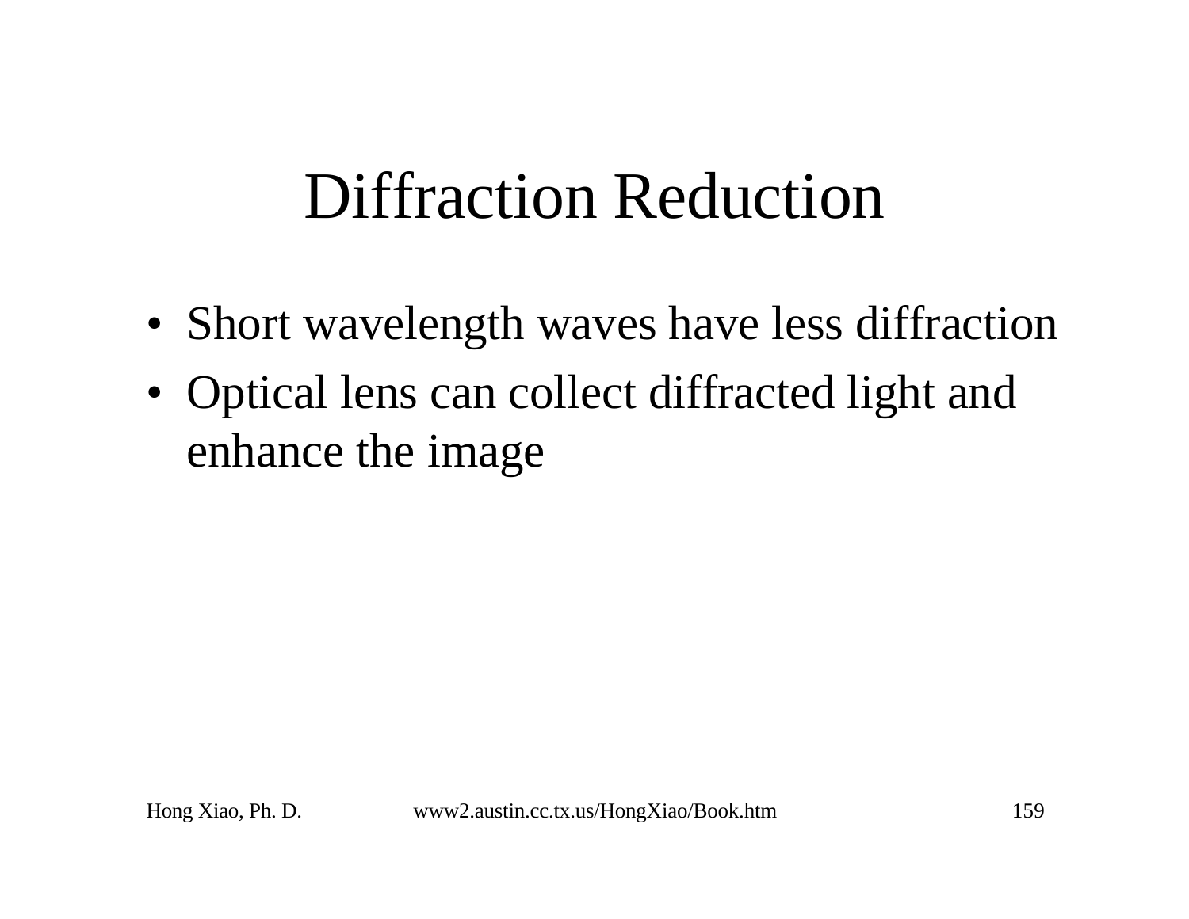# Diffraction Reduction

- Short wavelength waves have less diffraction
- Optical lens can collect diffracted light and enhance the image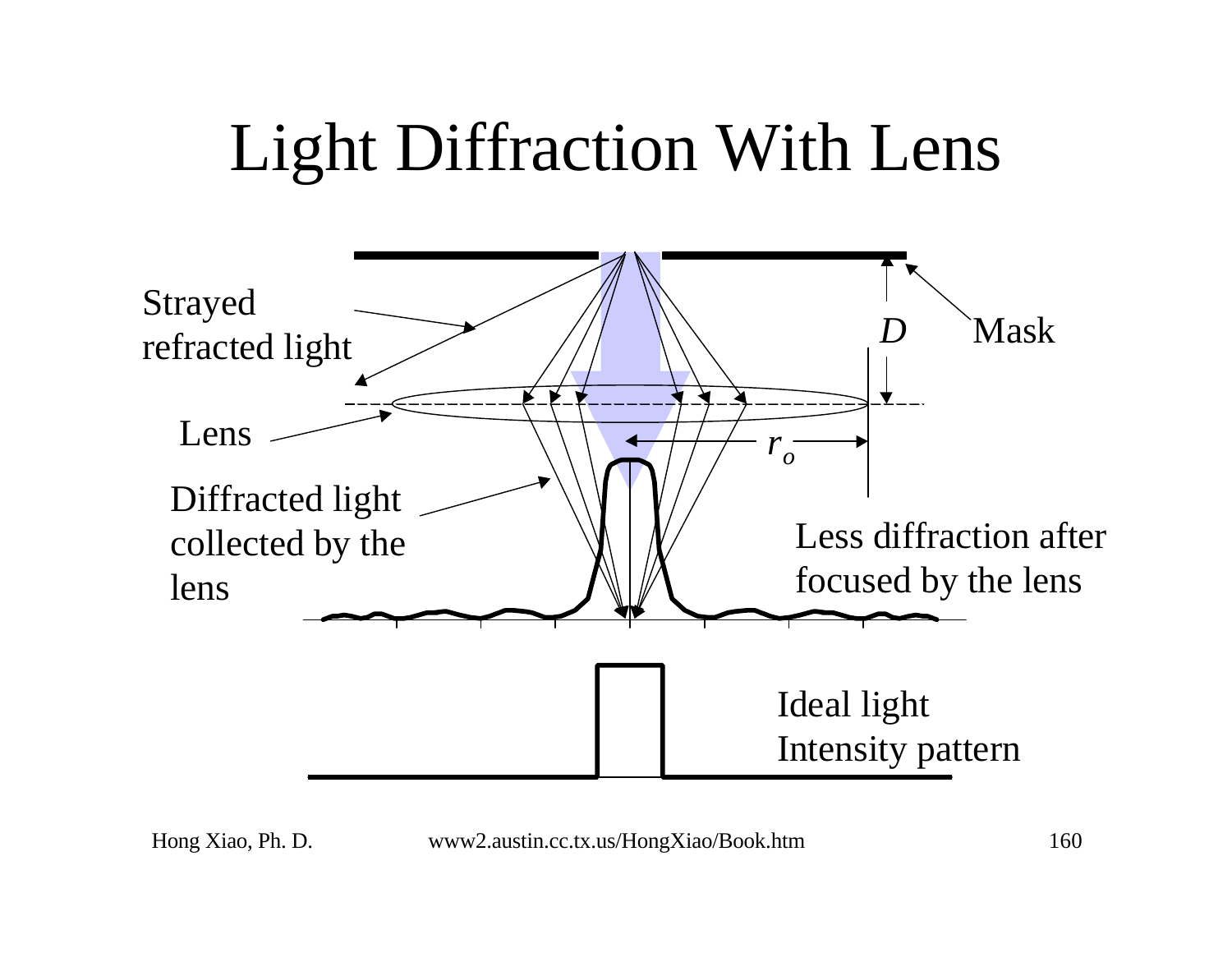# Light Diffraction With Lens

Strayed refracted light

Lens

Diffracted light collected by the lens

$D$

Mask

$r_o$

Less diffraction after focused by the lens

Ideal light Intensity pattern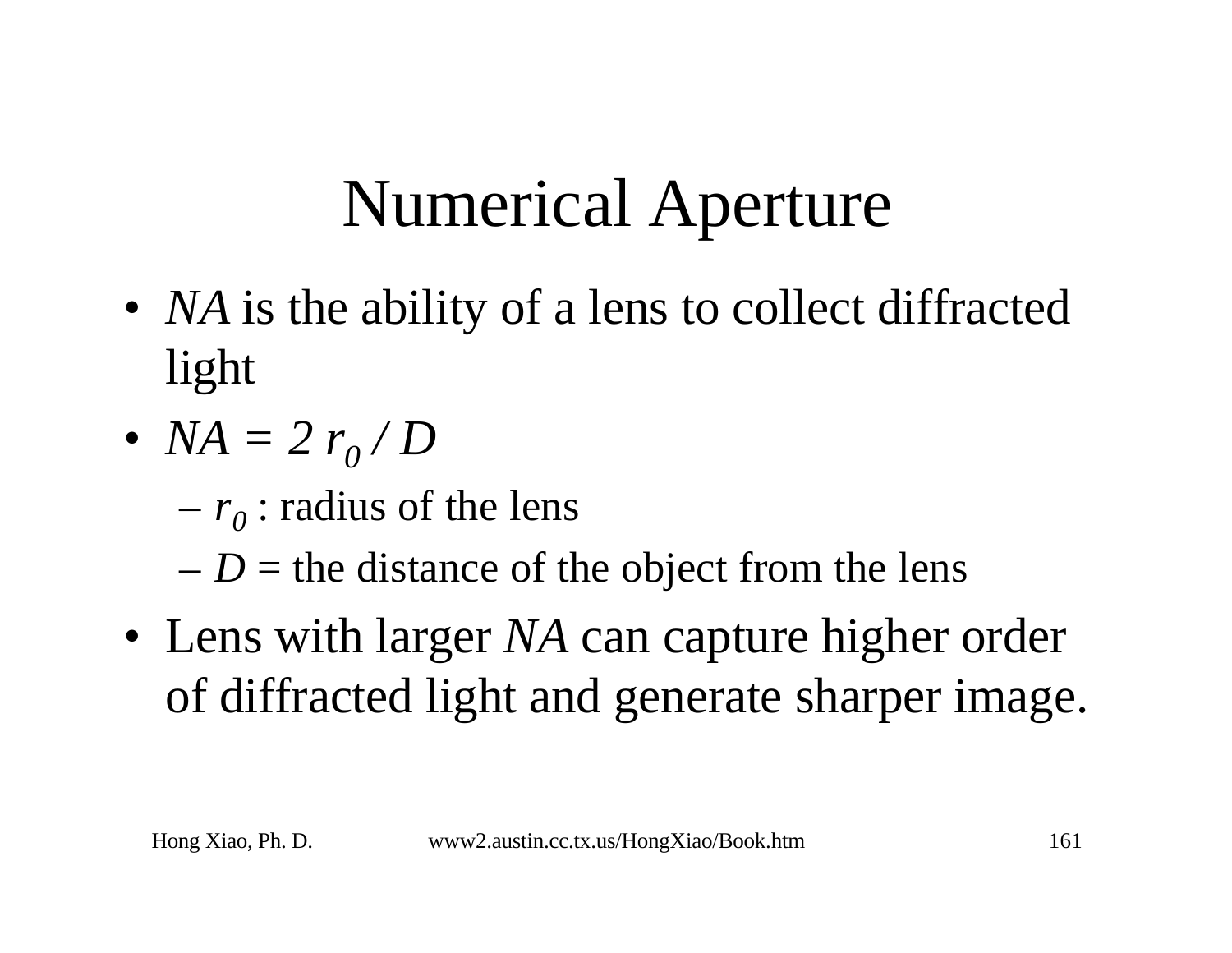# Numerical Aperture

- *NA* is the ability of a lens to collect diffracted light
- $NA = 2\,r_0 / D$
  - $r_0$ : radius of the lens
  - $D$ = the distance of the object from the lens
- Lens with larger *NA* can capture higher order of diffracted light and generate sharper image.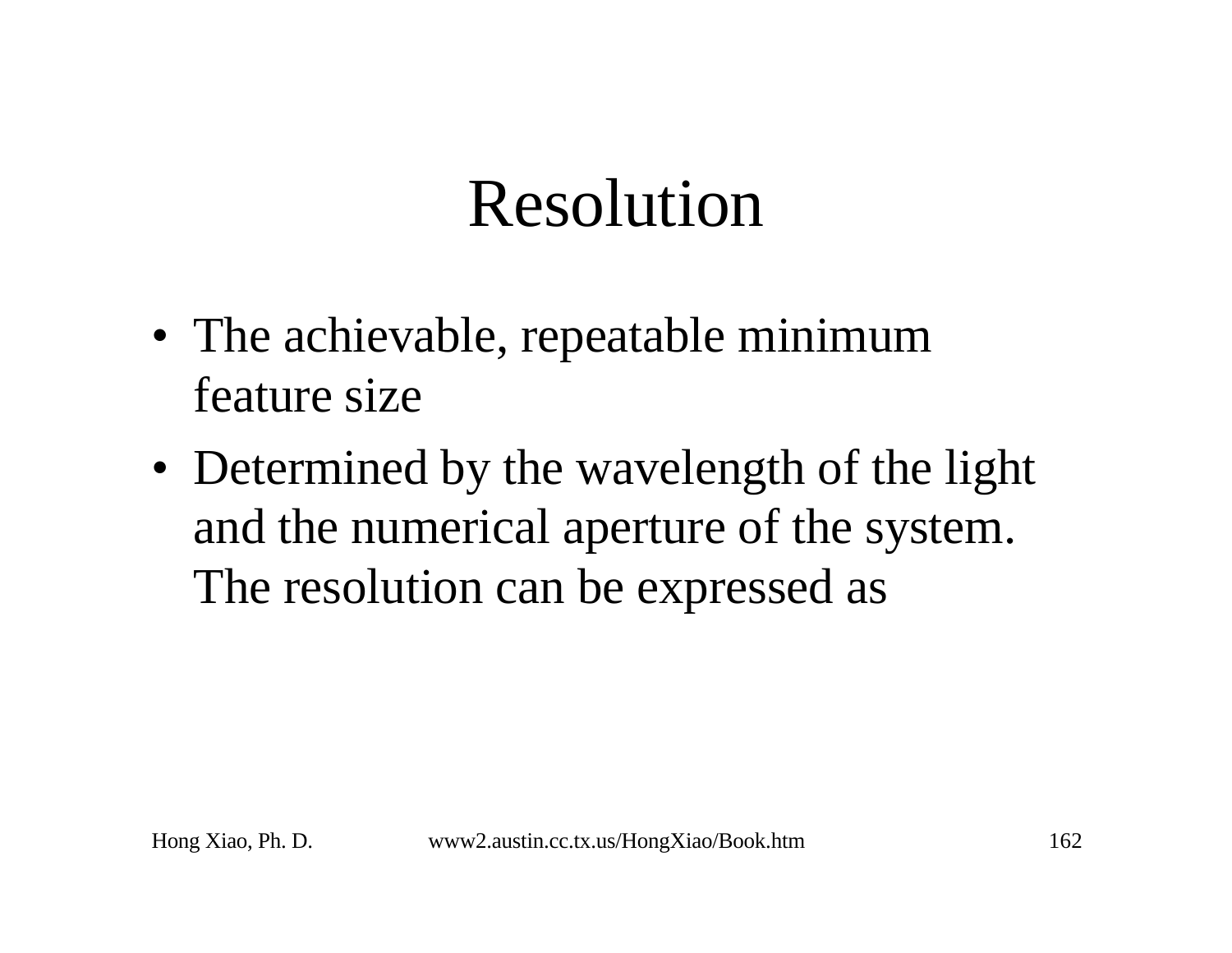# Resolution

- The achievable, repeatable minimum feature size
- Determined by the wavelength of the light and the numerical aperture of the system. The resolution can be expressed as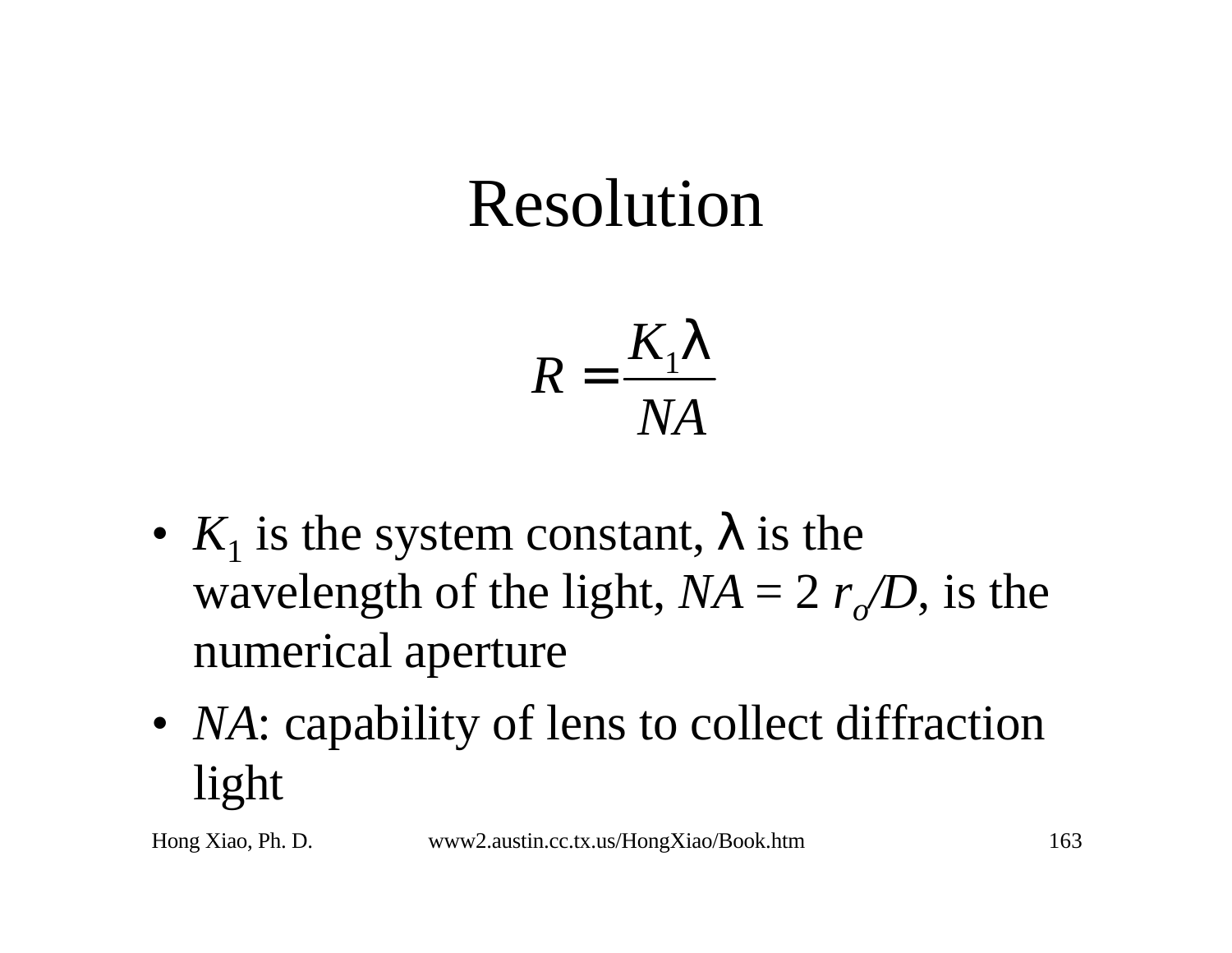# Resolution

$$R = \frac{K_1 \lambda}{NA}$$

- $K_1$ is the system constant, $\lambda$ is the wavelength of the light, $NA = 2\, r_o/D$, is the numerical aperture
- *NA*: capability of lens to collect diffraction light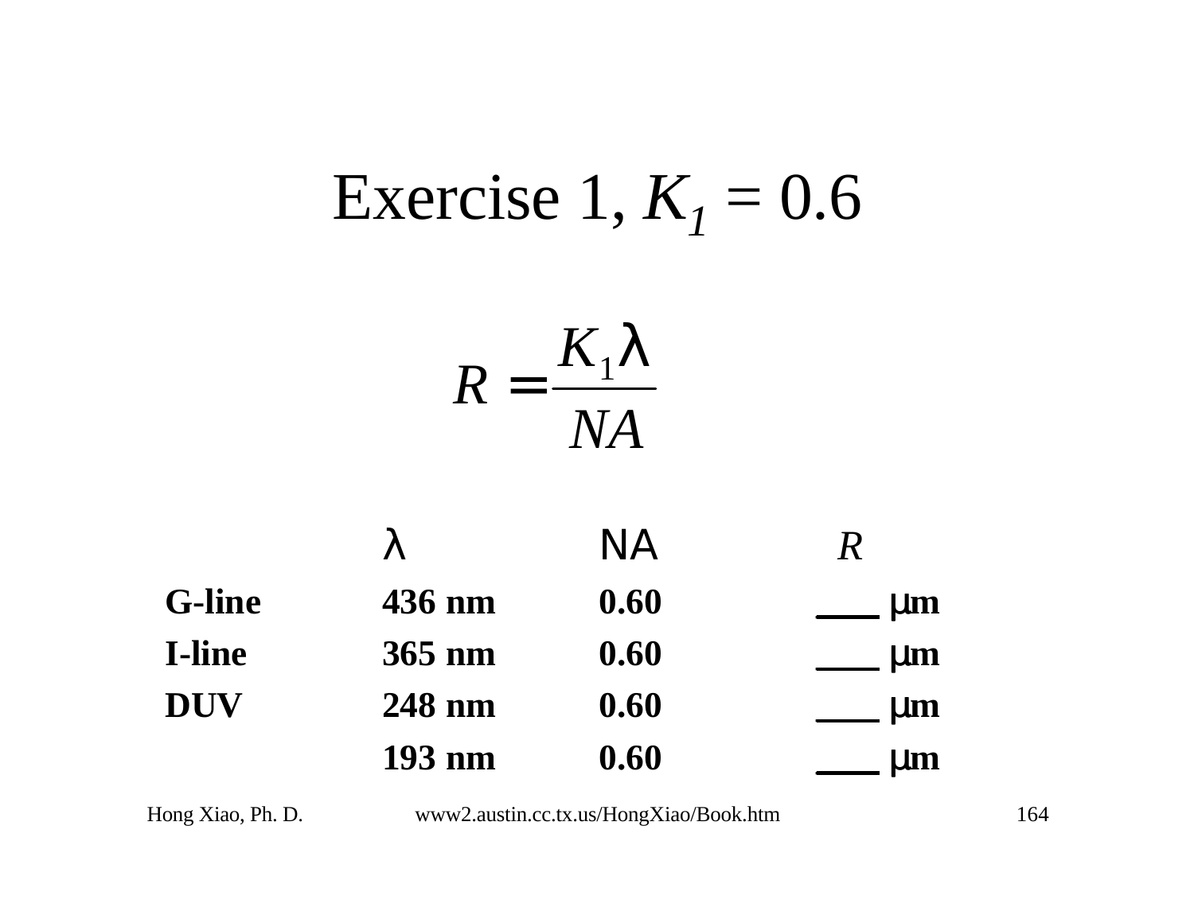# Exercise 1, $K_1$ = 0.6

$$R = \frac{K_1 \lambda}{NA}$$

| | λ | NA | *R* |
|---|---|---|---|
| **G-line** | **436 nm** | **0.60** | ___ **μm** |
| **I-line** | **365 nm** | **0.60** | ___ **μm** |
| **DUV** | **248 nm** | **0.60** | ___ **μm** |
| | **193 nm** | **0.60** | ___ **μm** |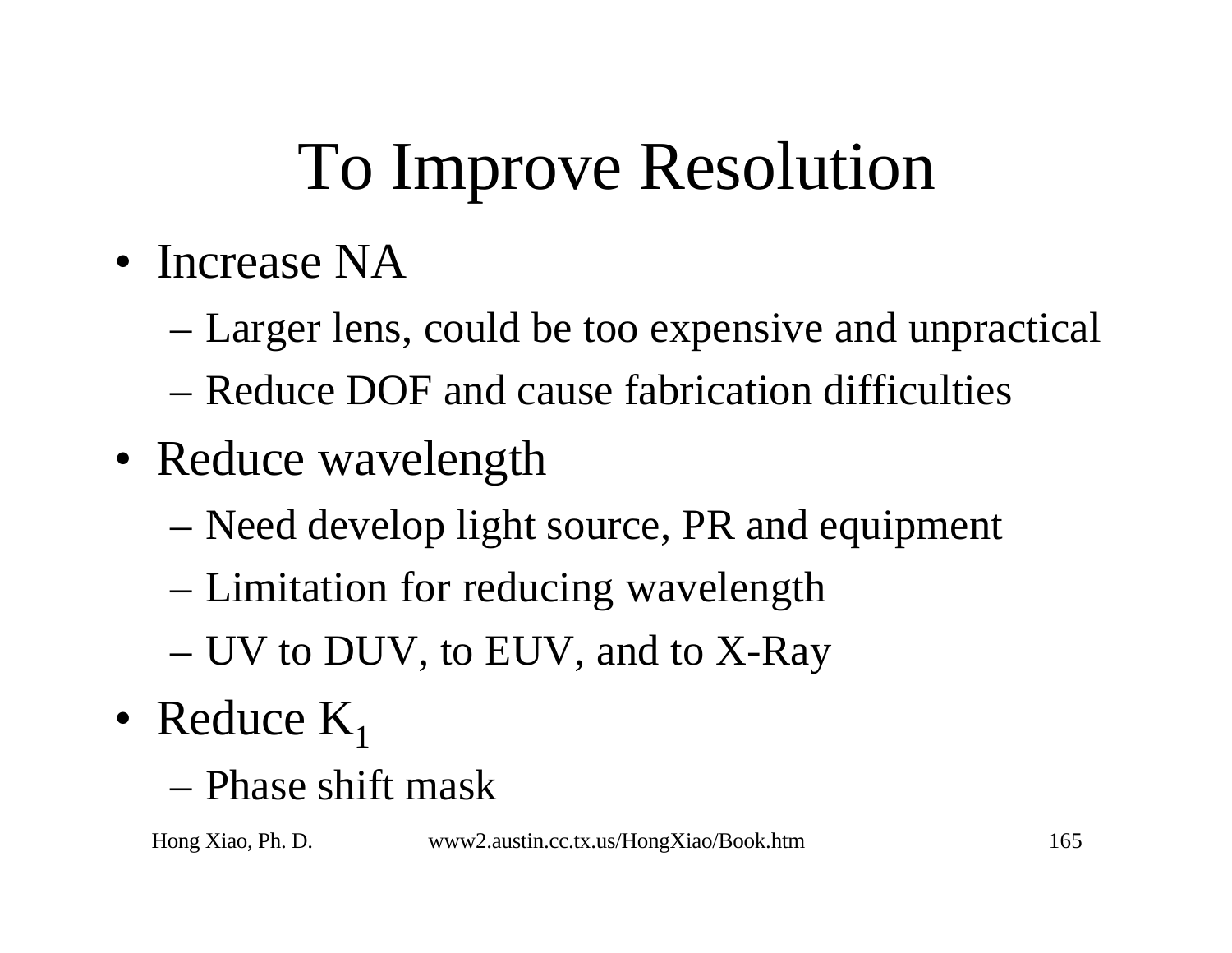# To Improve Resolution

- Increase NA
  - Larger lens, could be too expensive and unpractical
  - Reduce DOF and cause fabrication difficulties
- Reduce wavelength
  - Need develop light source, PR and equipment
  - Limitation for reducing wavelength
  - UV to DUV, to EUV, and to X-Ray
- Reduce $K_1$
  - Phase shift mask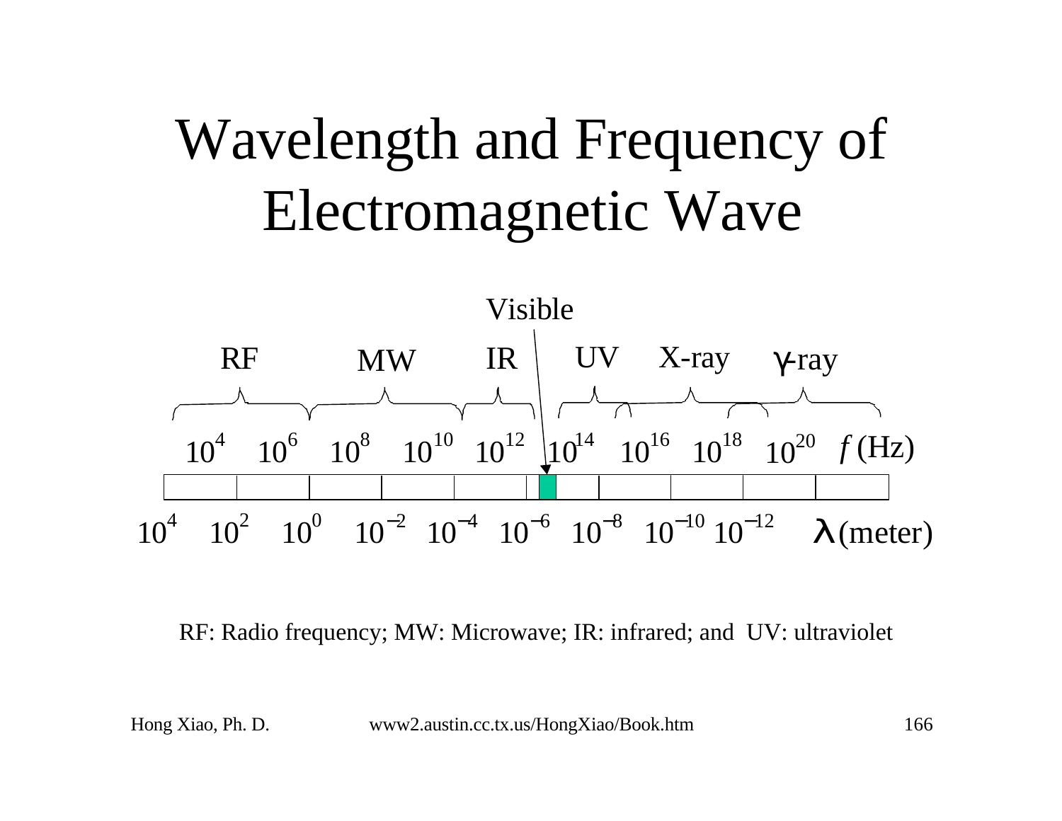# Wavelength and Frequency of Electromagnetic Wave

Visible

RF MW IR UV X-ray γ-ray

$10^4$ $10^6$ $10^8$ $10^{10}$ $10^{12}$ $10^{14}$ $10^{16}$ $10^{18}$ $10^{20}$ $f$ (Hz)

$10^4$ $10^2$ $10^0$ $10^{-2}$ $10^{-4}$ $10^{-6}$ $10^{-8}$ $10^{-10}$ $10^{-12}$ $\lambda$ (meter)

RF: Radio frequency; MW: Microwave; IR: infrared; and UV: ultraviolet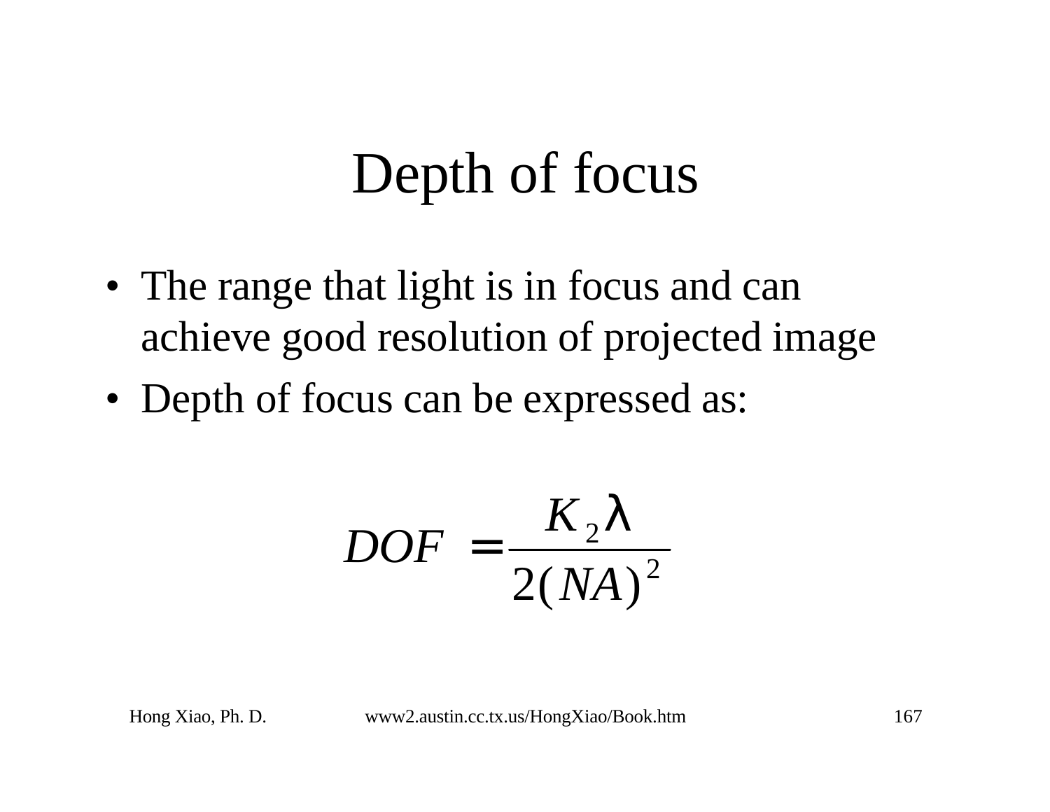# Depth of focus

- The range that light is in focus and can achieve good resolution of projected image
- Depth of focus can be expressed as:

$$DOF = \frac{K_2 \lambda}{2(NA)^2}$$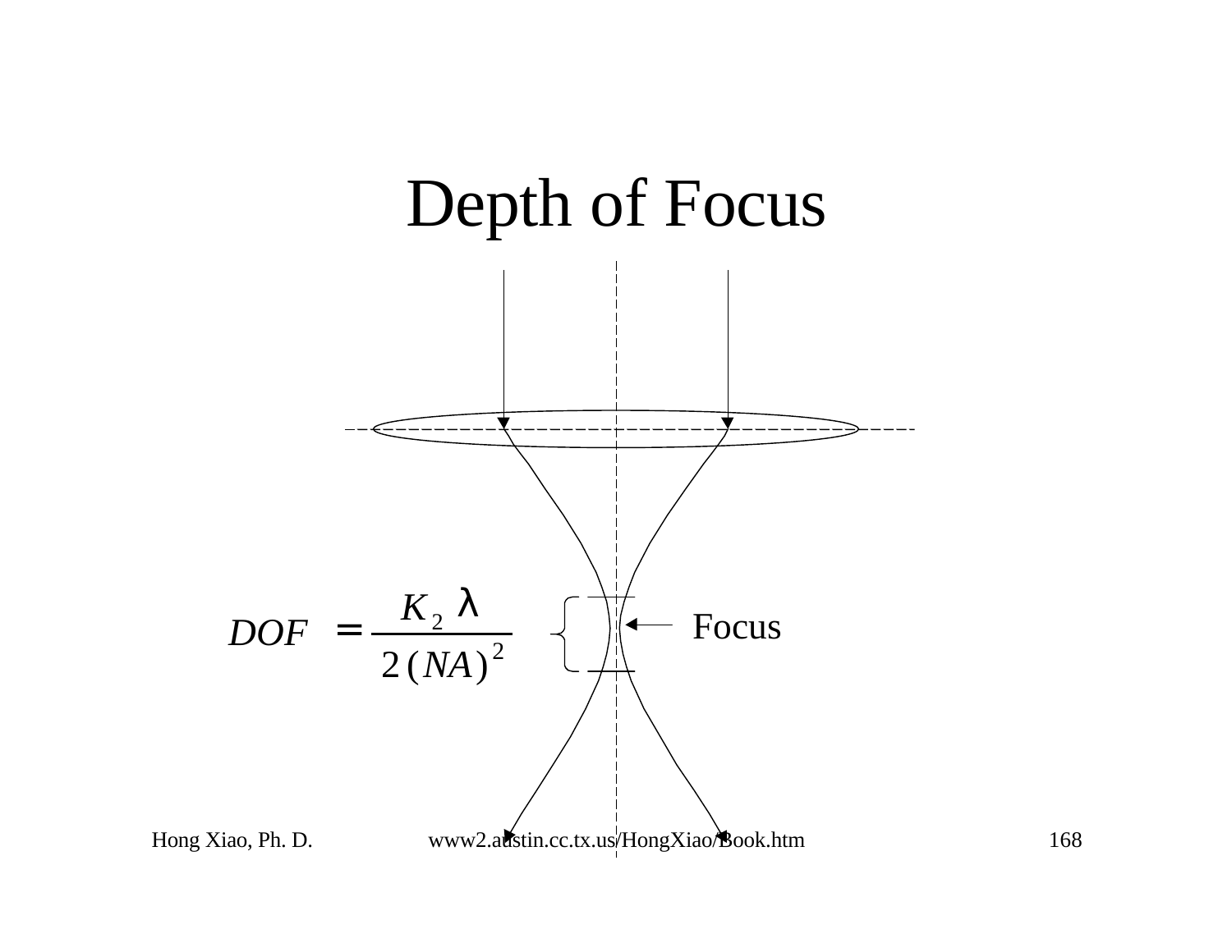# Depth of Focus

$$DOF = \frac{K_2 \lambda}{2(NA)^2}$$

Focus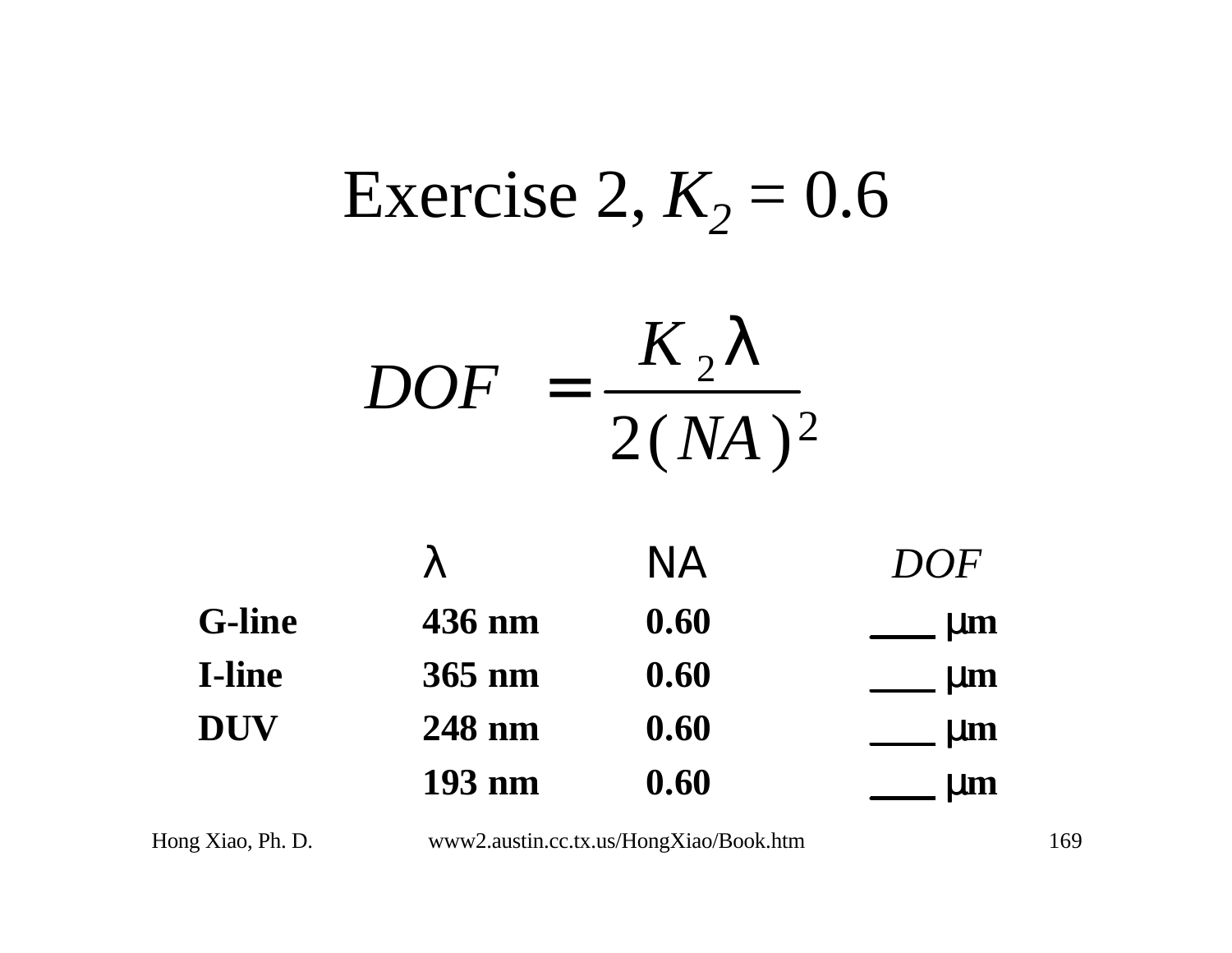# Exercise 2, $K_2 = 0.6$

$$DOF = \frac{K_2 \lambda}{2(NA)^2}$$

| | λ | NA | *DOF* |
|---|---|---|---|
| **G-line** | **436 nm** | **0.60** | ___ μm |
| **I-line** | **365 nm** | **0.60** | ___ μm |
| **DUV** | **248 nm** | **0.60** | ___ μm |
| | **193 nm** | **0.60** | ___ μm |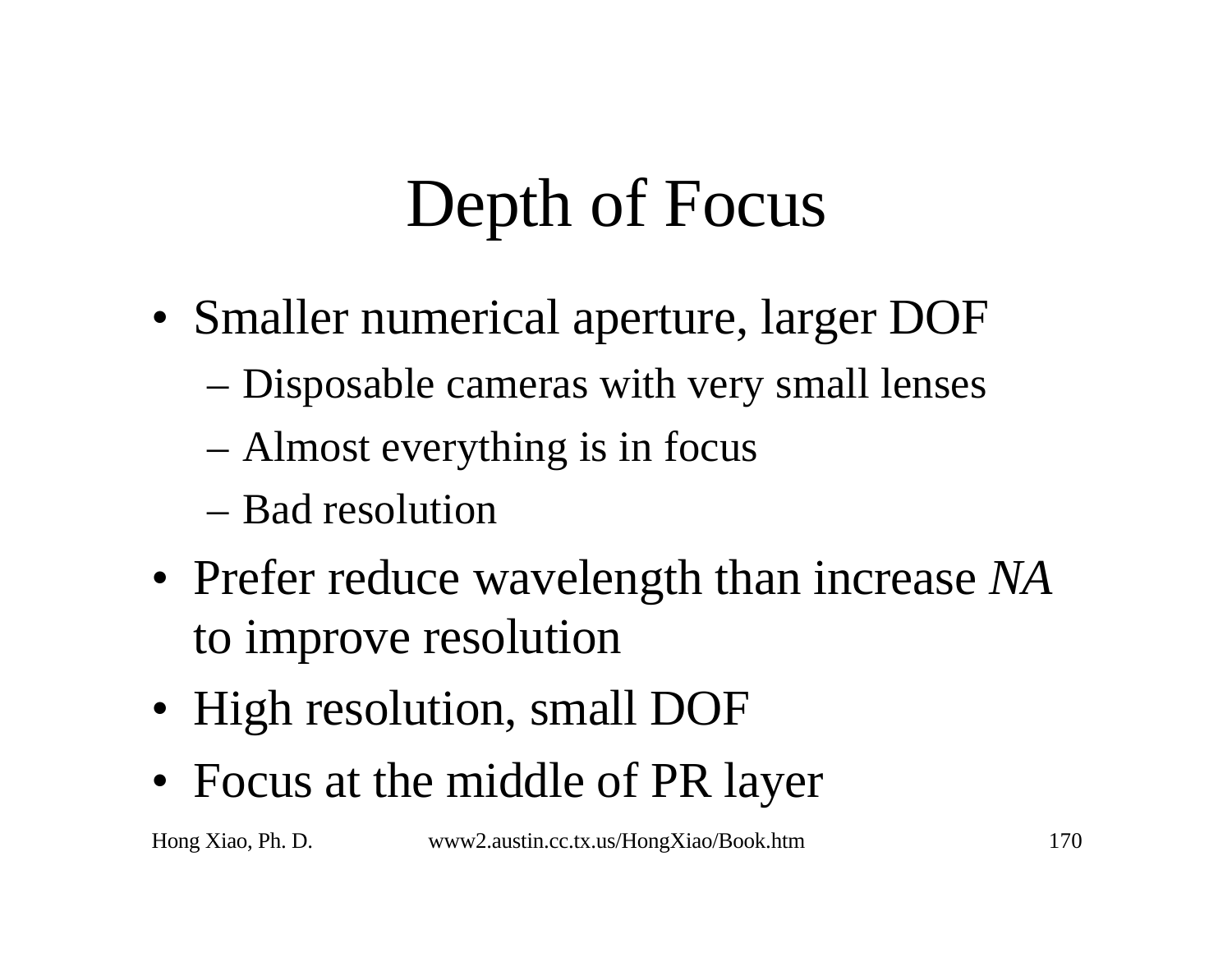# Depth of Focus

- Smaller numerical aperture, larger DOF
  - Disposable cameras with very small lenses
  - Almost everything is in focus
  - Bad resolution
- Prefer reduce wavelength than increase *NA* to improve resolution
- High resolution, small DOF
- Focus at the middle of PR layer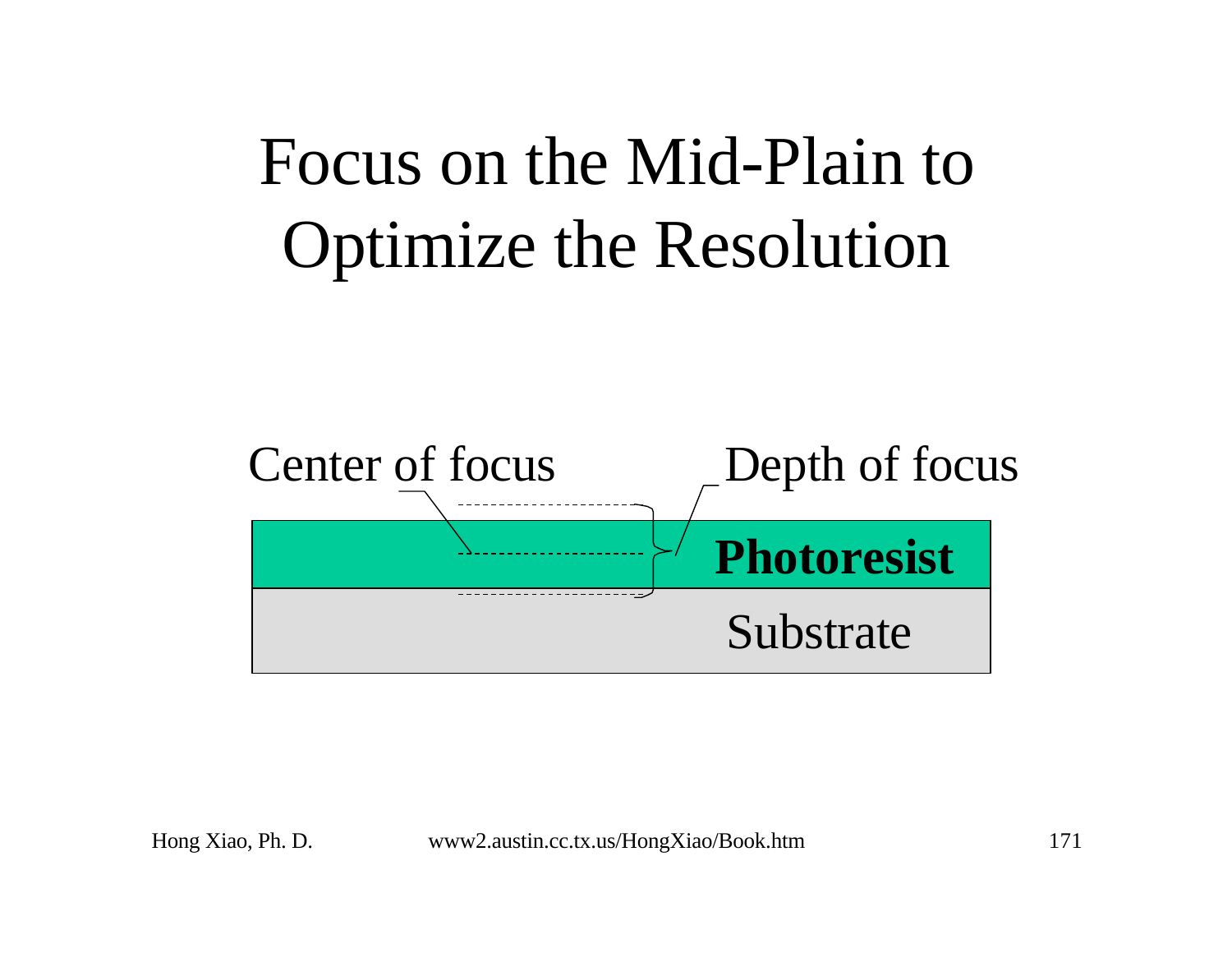# Focus on the Mid-Plain to Optimize the Resolution

Center of focus

Depth of focus

**Photoresist**

Substrate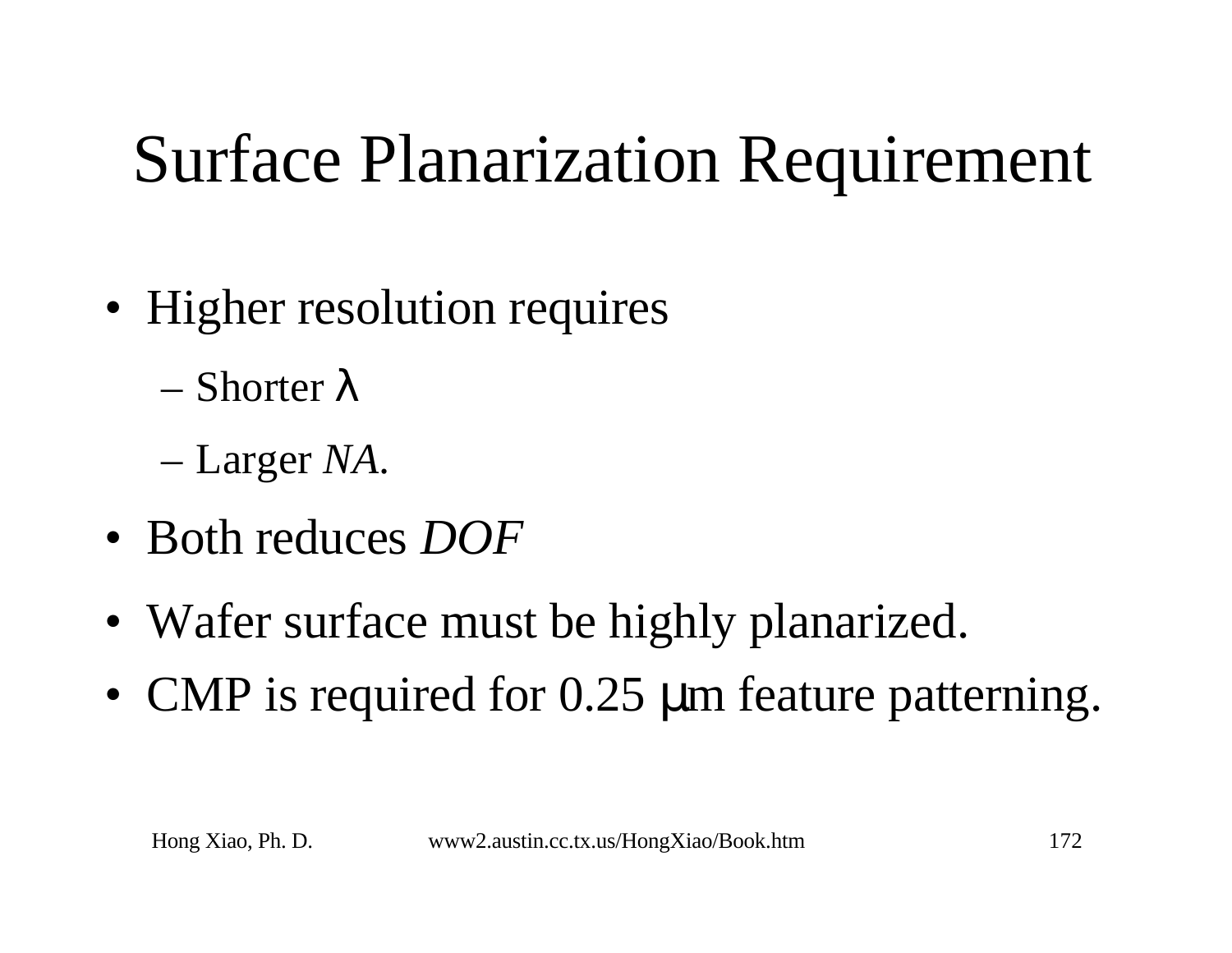# Surface Planarization Requirement

- Higher resolution requires
  - Shorter $\lambda$
  - Larger *NA*.
- Both reduces *DOF*
- Wafer surface must be highly planarized.
- CMP is required for 0.25 $\mu$m feature patterning.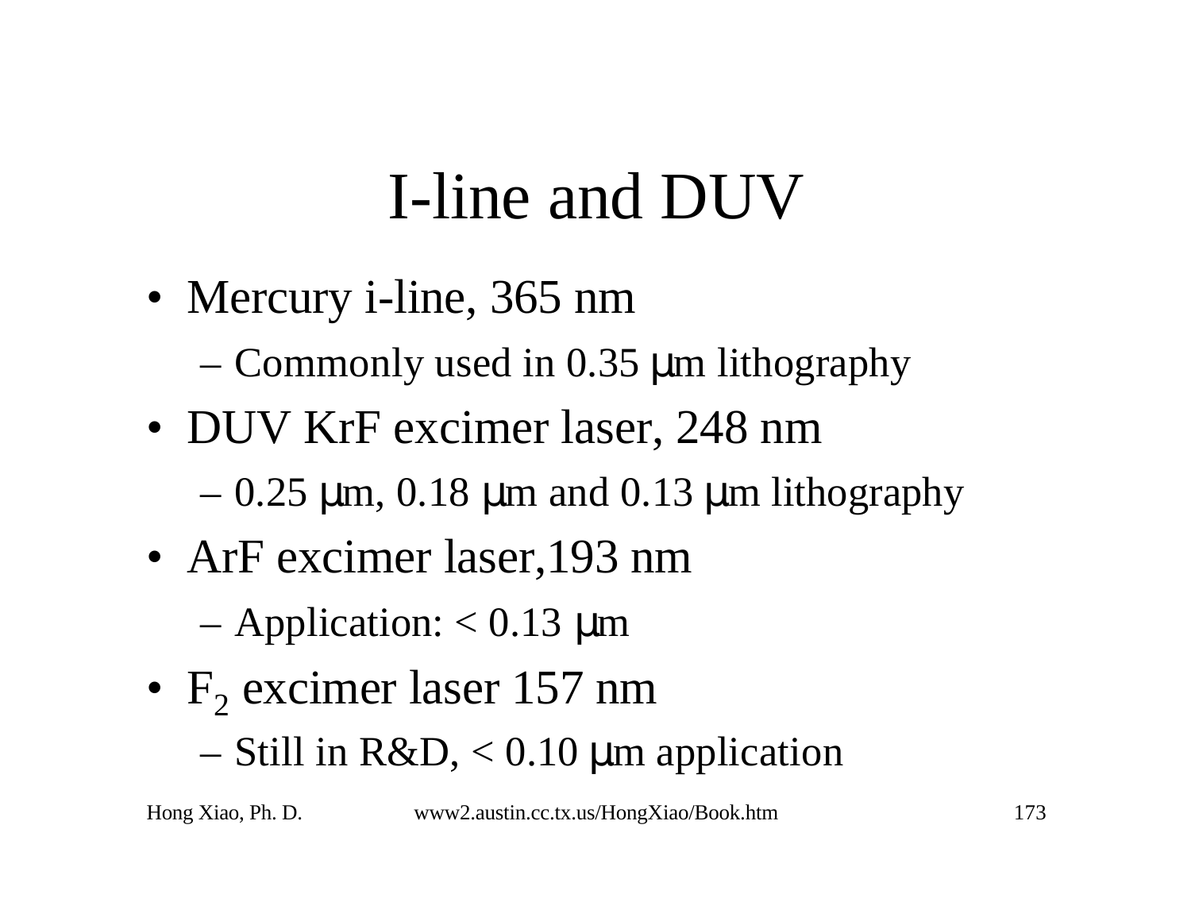# I-line and DUV

- Mercury i-line, 365 nm
  - Commonly used in 0.35 μm lithography
- DUV KrF excimer laser, 248 nm
  - 0.25 μm, 0.18 μm and 0.13 μm lithography
- ArF excimer laser,193 nm
  - Application: < 0.13 μm
- $F_2$ excimer laser 157 nm
  - Still in R&D, < 0.10 μm application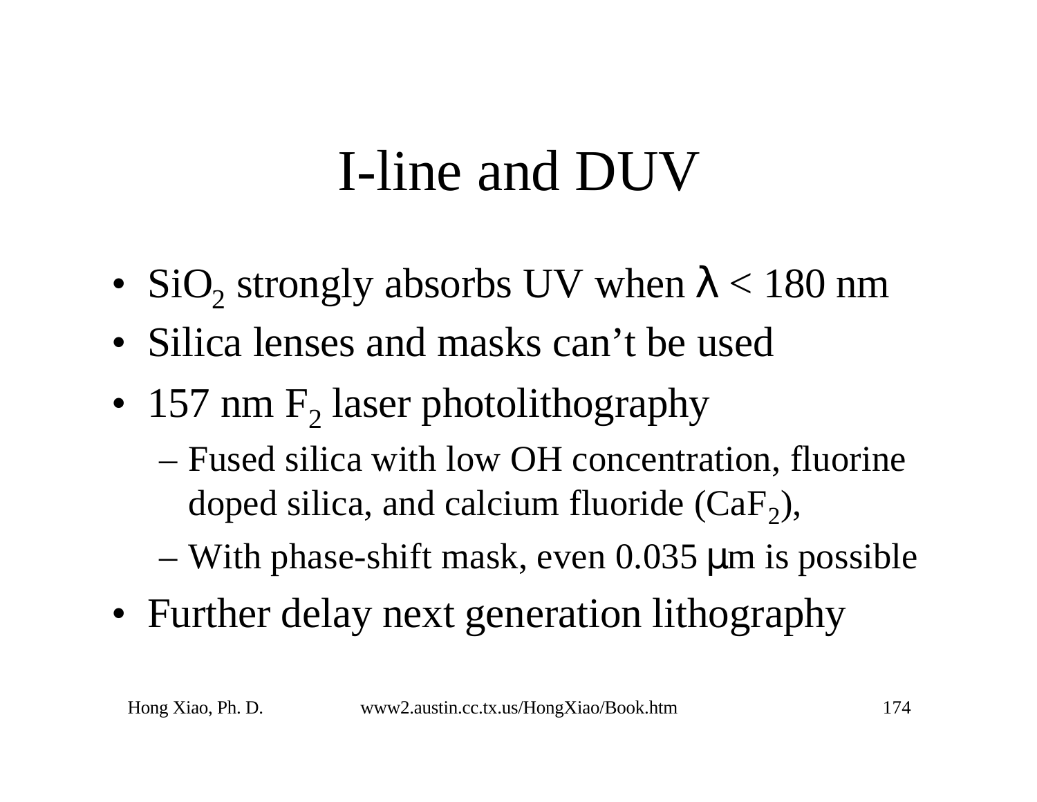# I-line and DUV

- $SiO_2$ strongly absorbs UV when $\lambda < 180$ nm
- Silica lenses and masks can't be used
- 157 nm $F_2$ laser photolithography
  - Fused silica with low OH concentration, fluorine doped silica, and calcium fluoride ($CaF_2$),
  - With phase-shift mask, even 0.035 μm is possible
- Further delay next generation lithography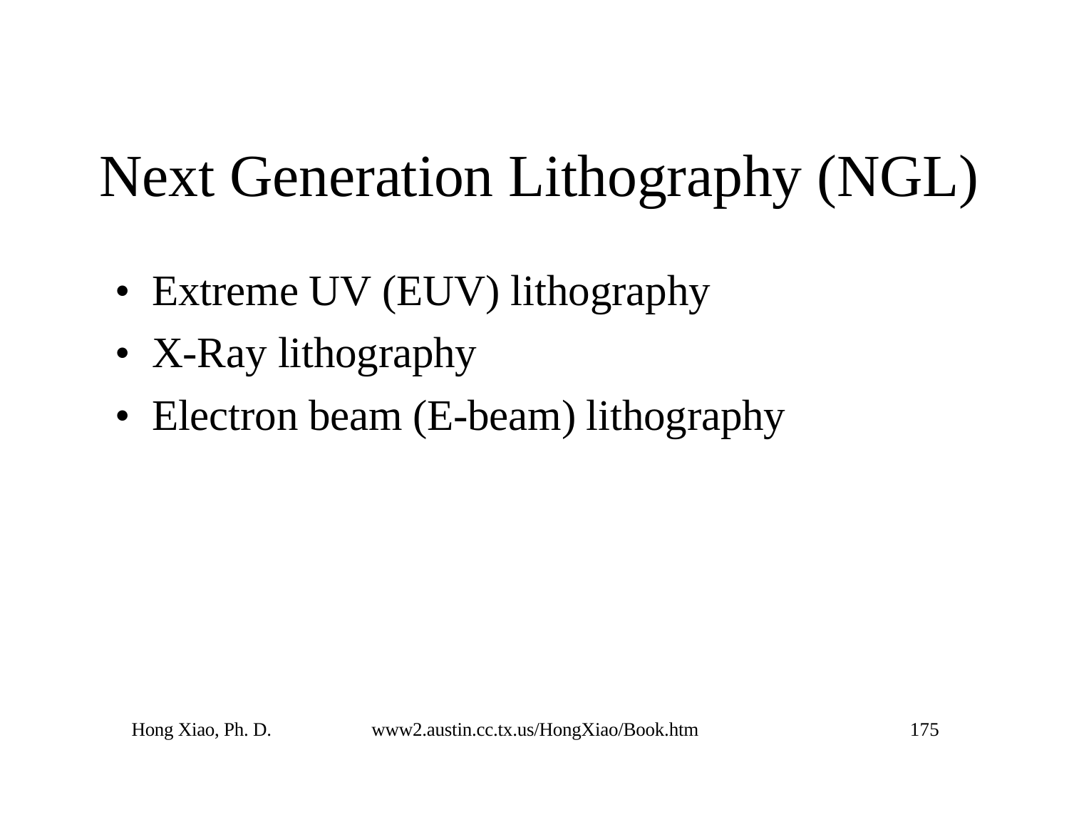# Next Generation Lithography (NGL)

- Extreme UV (EUV) lithography
- X-Ray lithography
- Electron beam (E-beam) lithography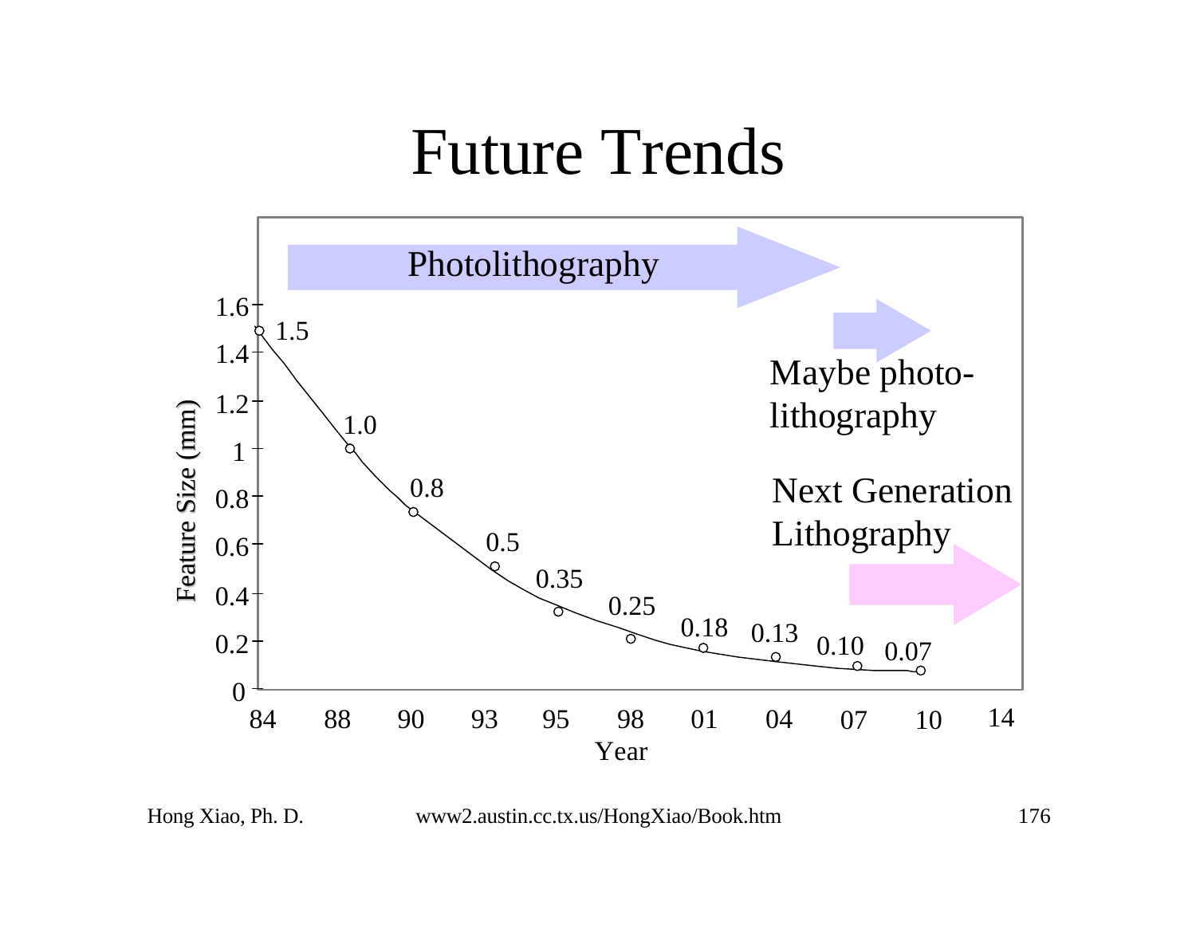# Future Trends

Photolithography

Maybe photo-lithography

Next Generation Lithography

| Year | 84 | 88 | 90 | 93 | 95 | 98 | 01 | 04 | 07 | 10 |
|---|---|---|---|---|---|---|---|---|---|---|
| Feature Size (mm) | 1.5 | 1.0 | 0.8 | 0.5 | 0.35 | 0.25 | 0.18 | 0.13 | 0.10 | 0.07 |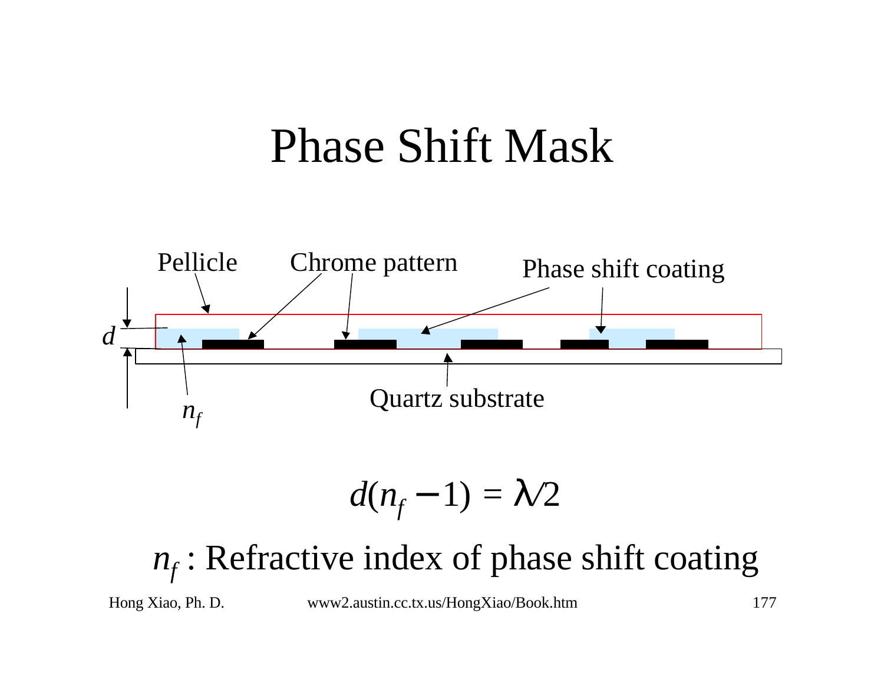# Phase Shift Mask

Pellicle

Chrome pattern

Phase shift coating

$d$

$n_f$

Quartz substrate

$$d(n_f - 1) = \lambda/2$$

$n_f$ : Refractive index of phase shift coating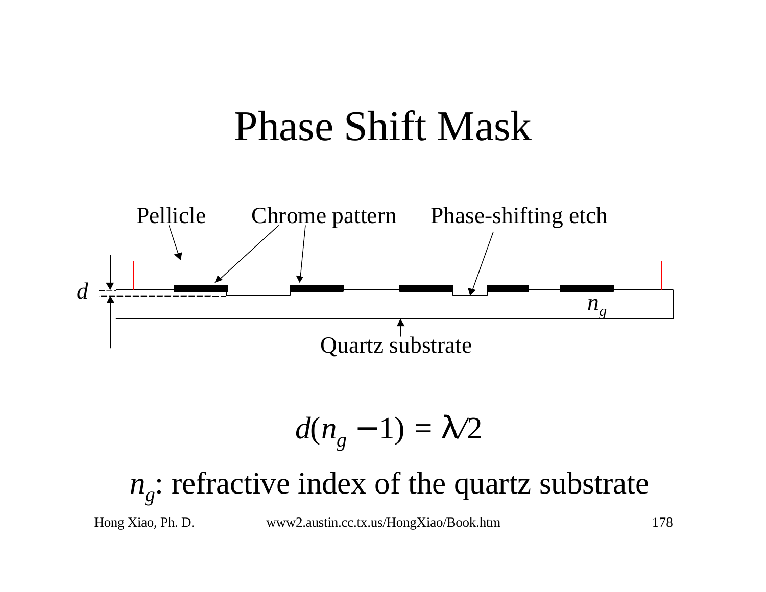# Phase Shift Mask

Pellicle

Chrome pattern

Phase-shifting etch

$d$

$n_g$

Quartz substrate

$$d(n_g - 1) = \lambda/2$$

$n_g$: refractive index of the quartz substrate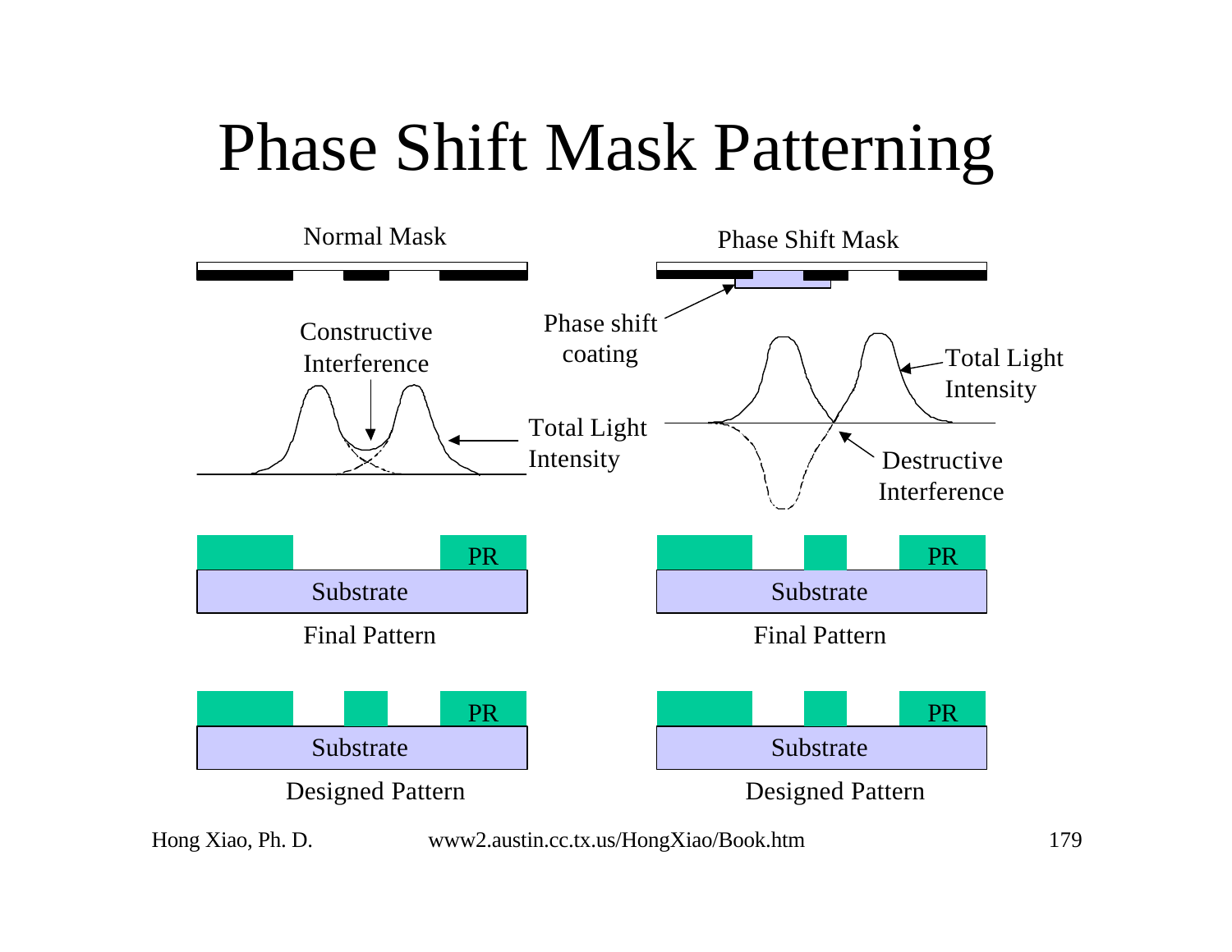# Phase Shift Mask Patterning

Normal Mask

Constructive Interference

Total Light Intensity

PR

Substrate

Final Pattern

PR

Substrate

Designed Pattern

Phase Shift Mask

Phase shift coating

Total Light Intensity

Destructive Interference

PR

Substrate

Final Pattern

PR

Substrate

Designed Pattern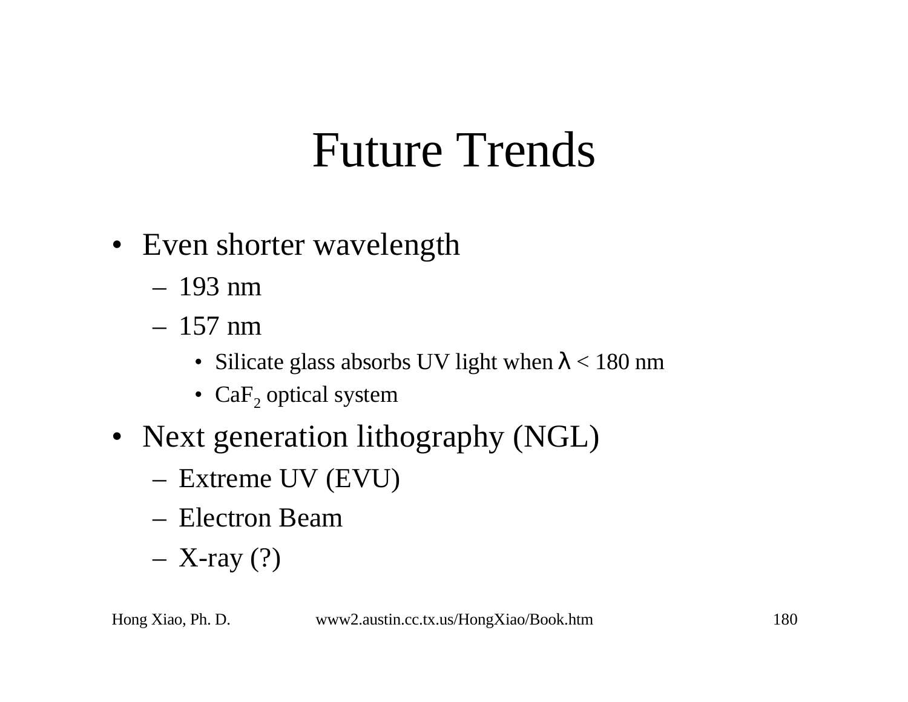# Future Trends

- Even shorter wavelength
  - 193 nm
  - 157 nm
    - Silicate glass absorbs UV light when $\lambda$ < 180 nm
    - $CaF_2$ optical system
- Next generation lithography (NGL)
  - Extreme UV (EVU)
  - Electron Beam
  - X-ray (?)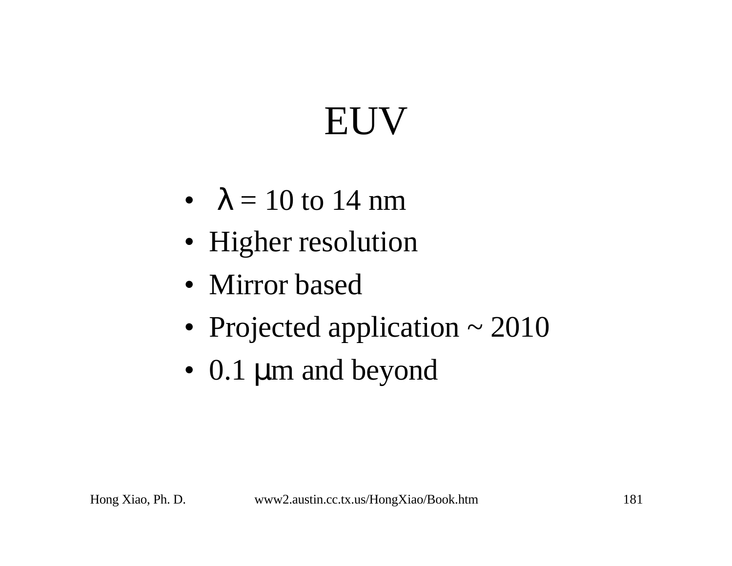# EUV

- $\lambda$ = 10 to 14 nm
- Higher resolution
- Mirror based
- Projected application ~ 2010
- 0.1 $\mu$m and beyond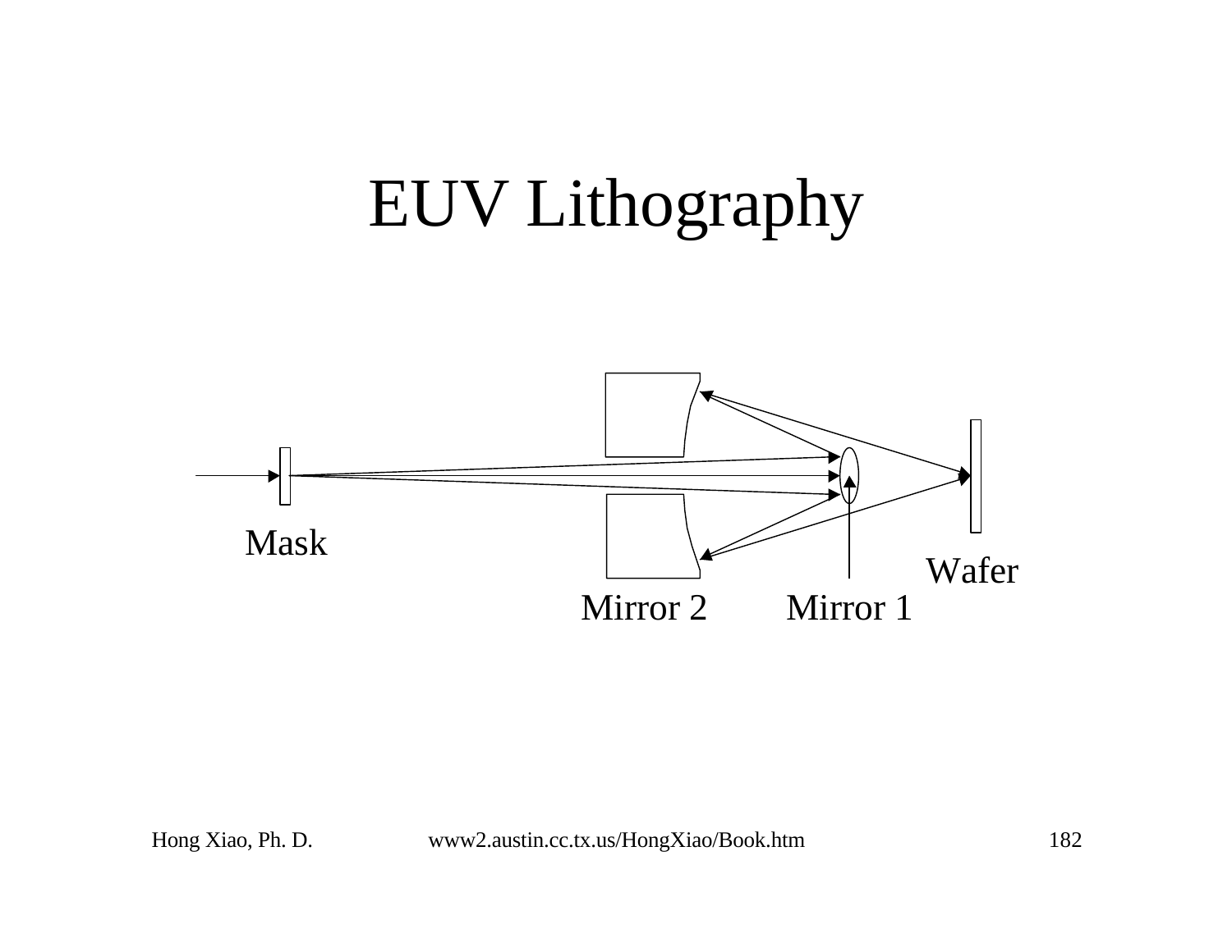# EUV Lithography

Mask

Mirror 2

Mirror 1

Wafer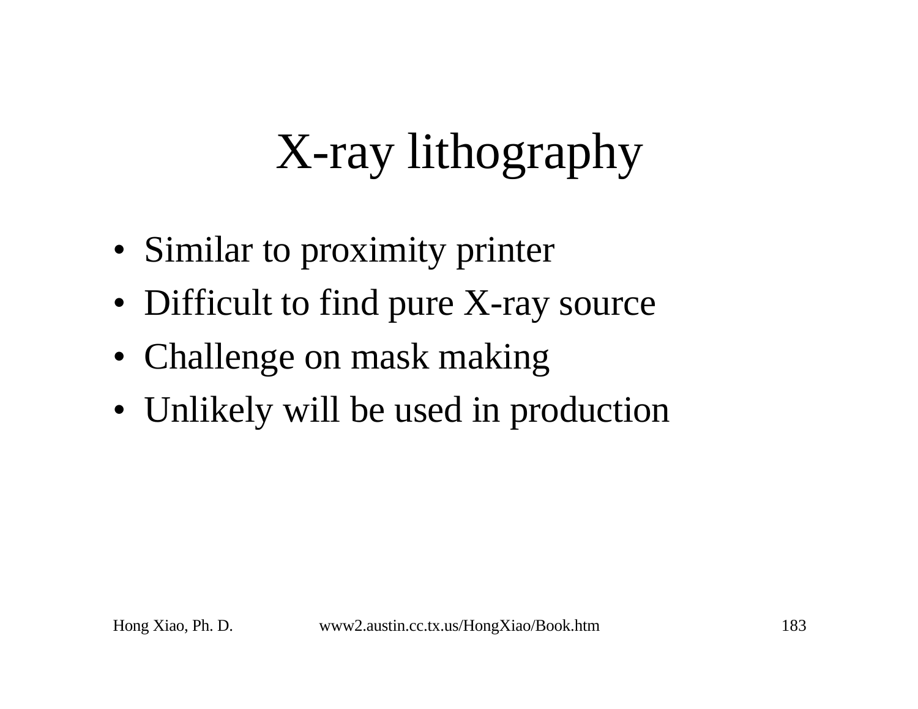# X-ray lithography

- Similar to proximity printer
- Difficult to find pure X-ray source
- Challenge on mask making
- Unlikely will be used in production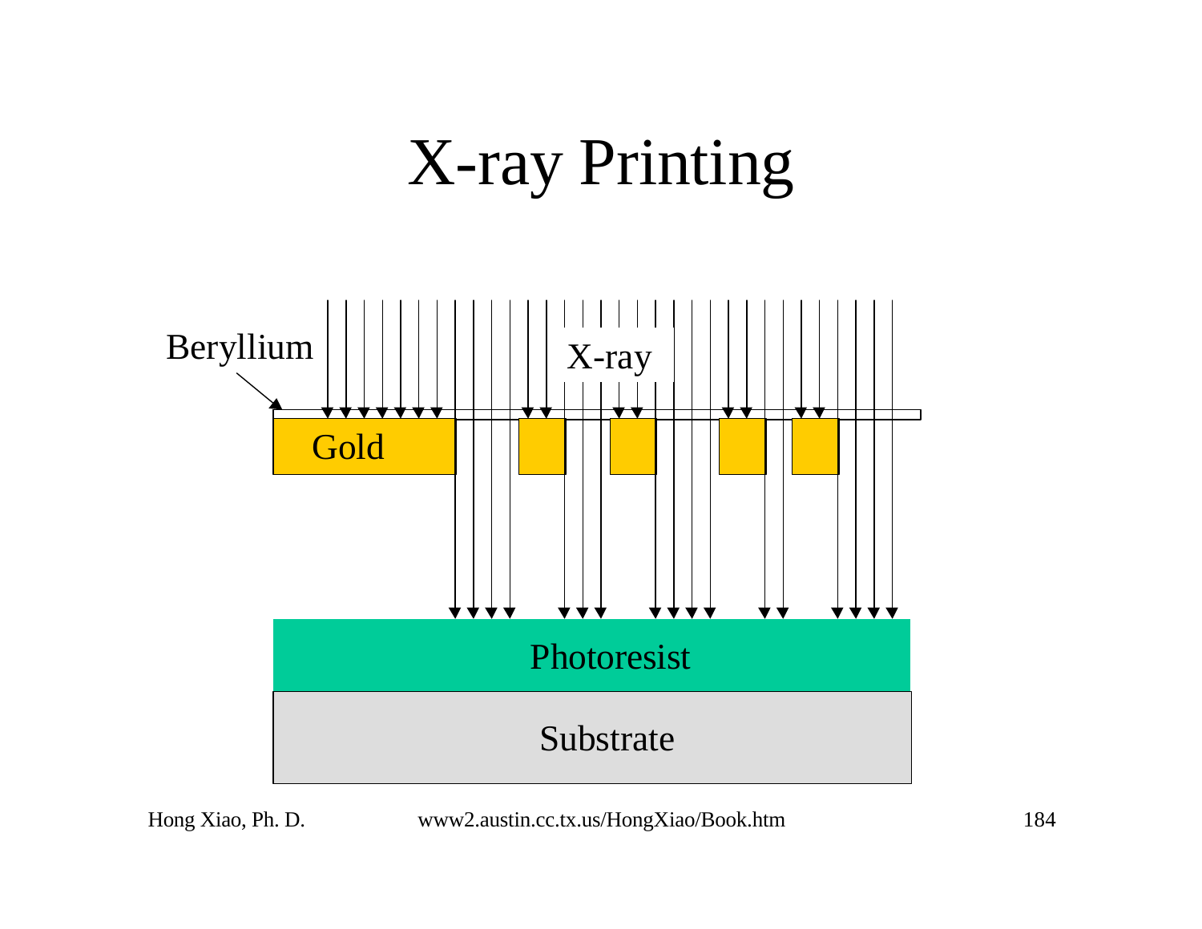# X-ray Printing

Beryllium

X-ray

Gold

Photoresist

Substrate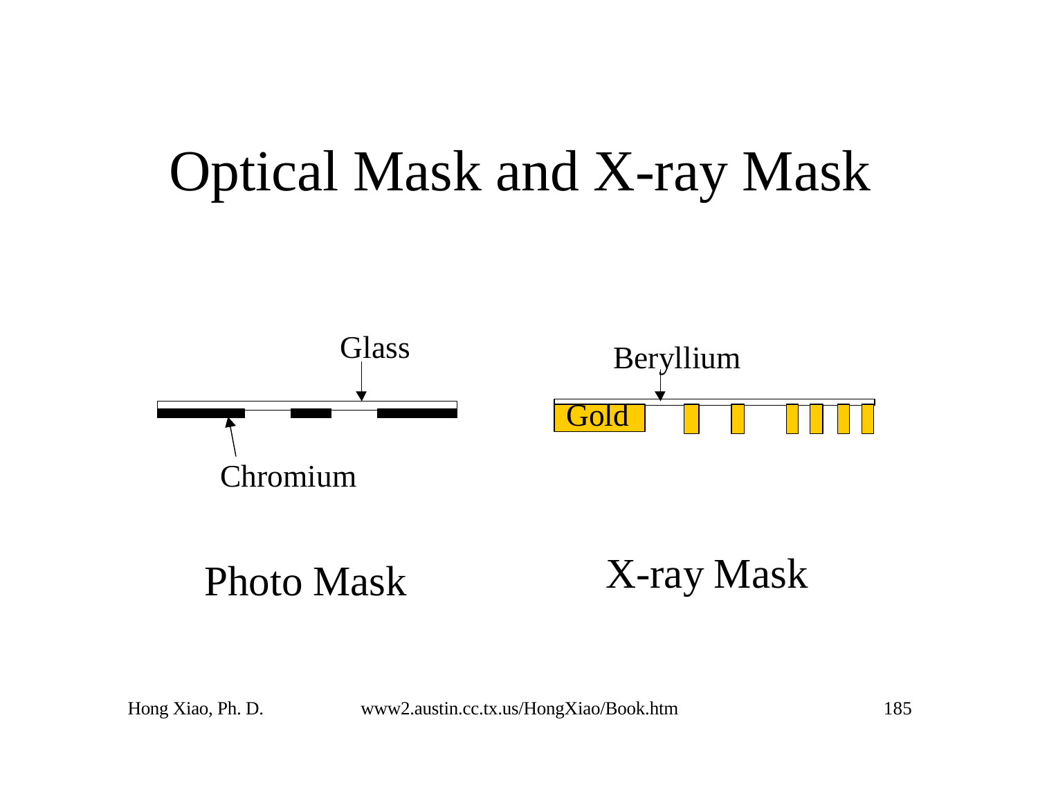# Optical Mask and X-ray Mask

Glass

Chromium

Photo Mask

Beryllium

Gold

X-ray Mask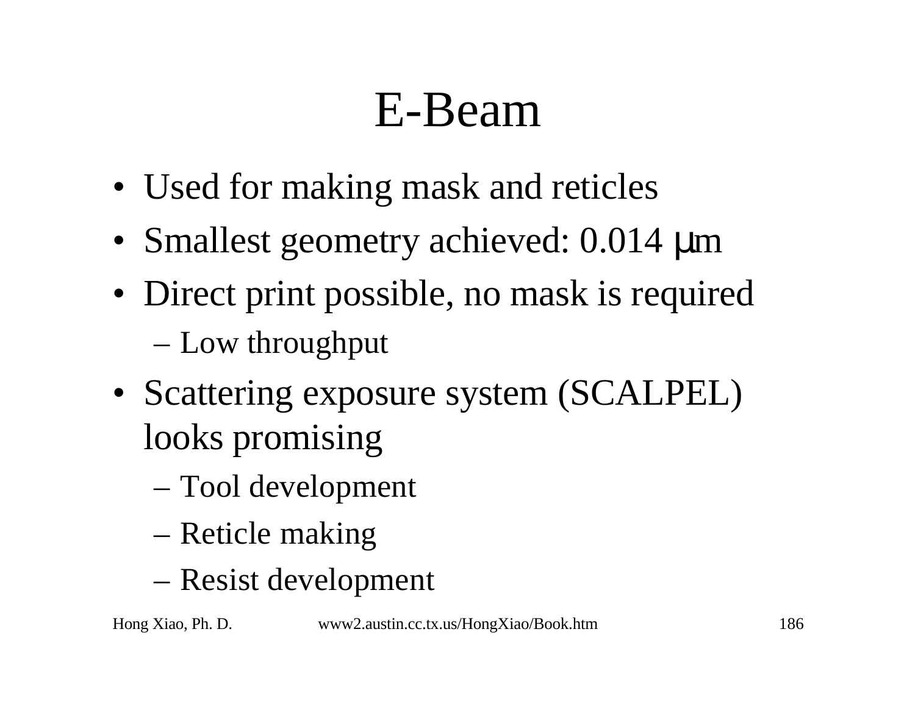# E-Beam

- Used for making mask and reticles
- Smallest geometry achieved: 0.014 μm
- Direct print possible, no mask is required
  - Low throughput
- Scattering exposure system (SCALPEL) looks promising
  - Tool development
  - Reticle making
  - Resist development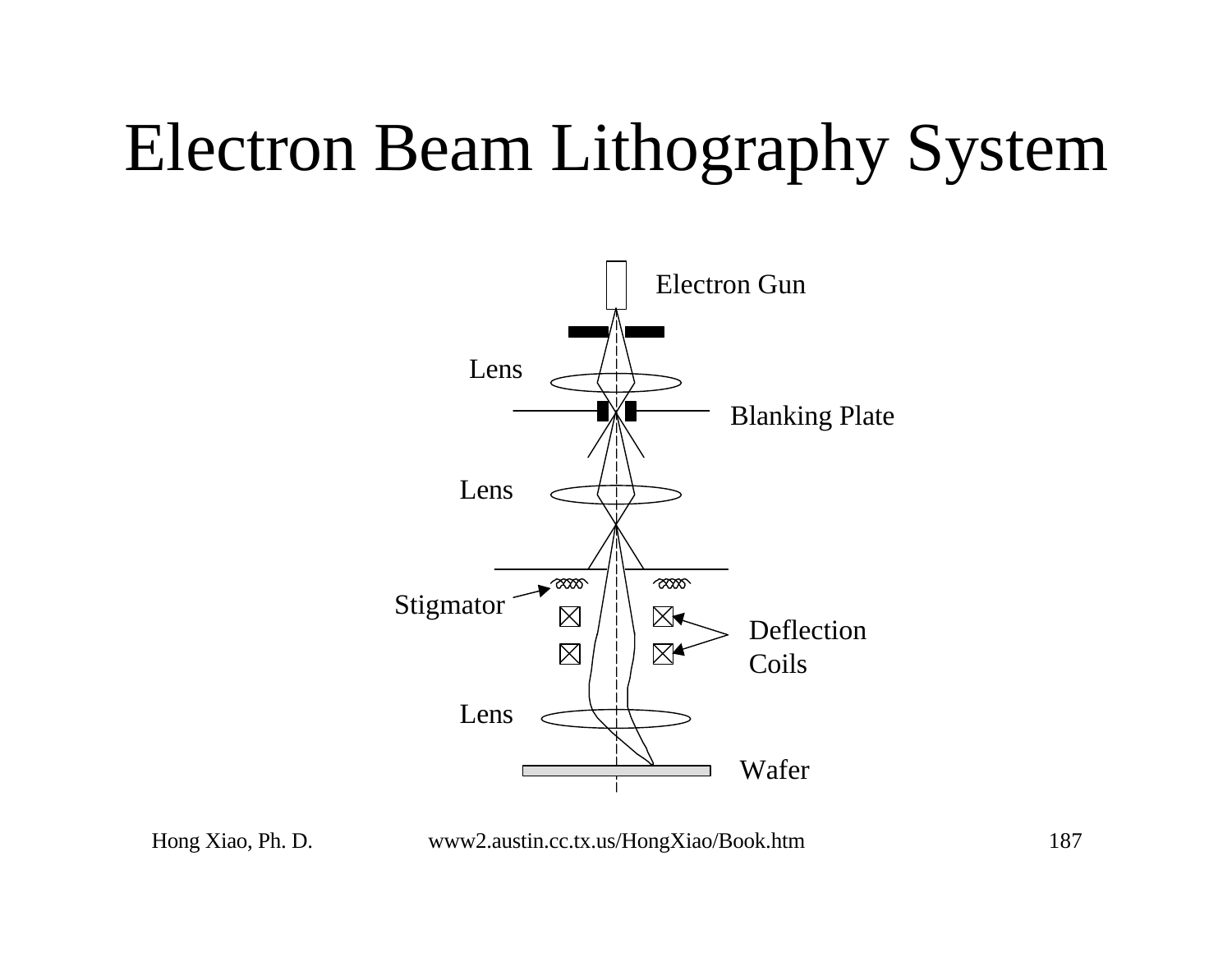# Electron Beam Lithography System

Electron Gun

Lens

Blanking Plate

Lens

Stigmator

Deflection Coils

Lens

Wafer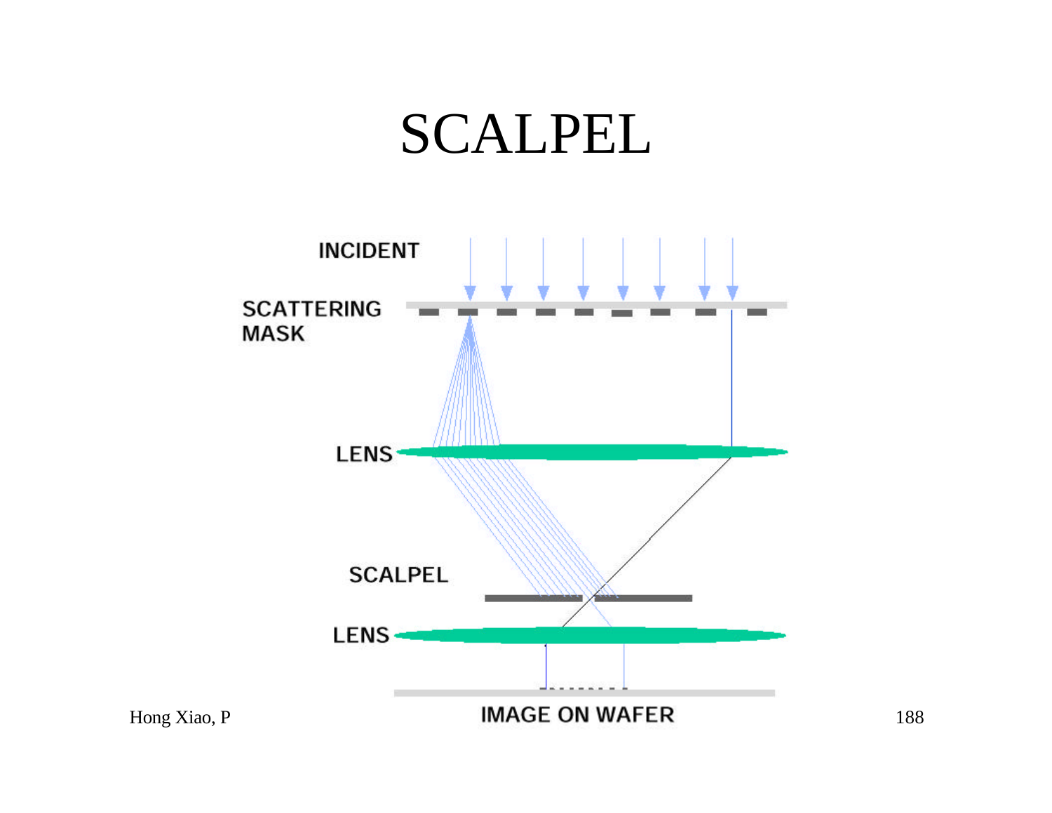# SCALPEL

INCIDENT

SCATTERING MASK

LENS

SCALPEL

LENS

IMAGE ON WAFER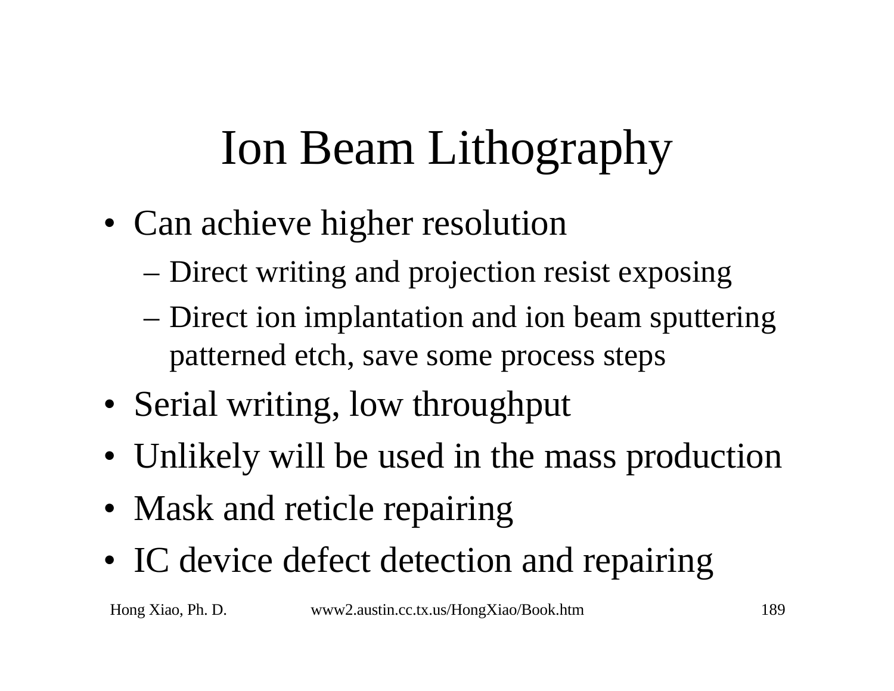# Ion Beam Lithography

- Can achieve higher resolution
  - Direct writing and projection resist exposing
  - Direct ion implantation and ion beam sputtering patterned etch, save some process steps
- Serial writing, low throughput
- Unlikely will be used in the mass production
- Mask and reticle repairing
- IC device defect detection and repairing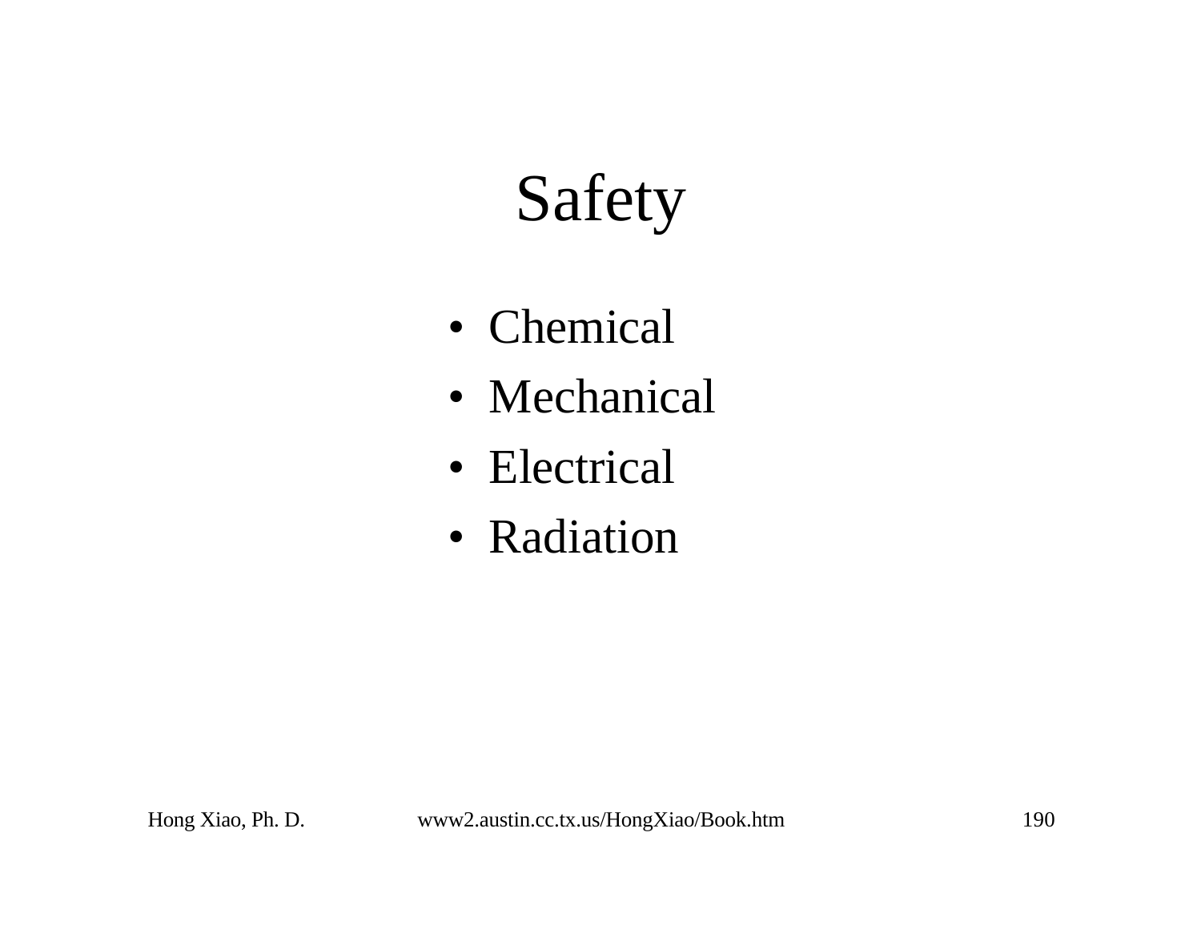# Safety

- Chemical
- Mechanical
- Electrical
- Radiation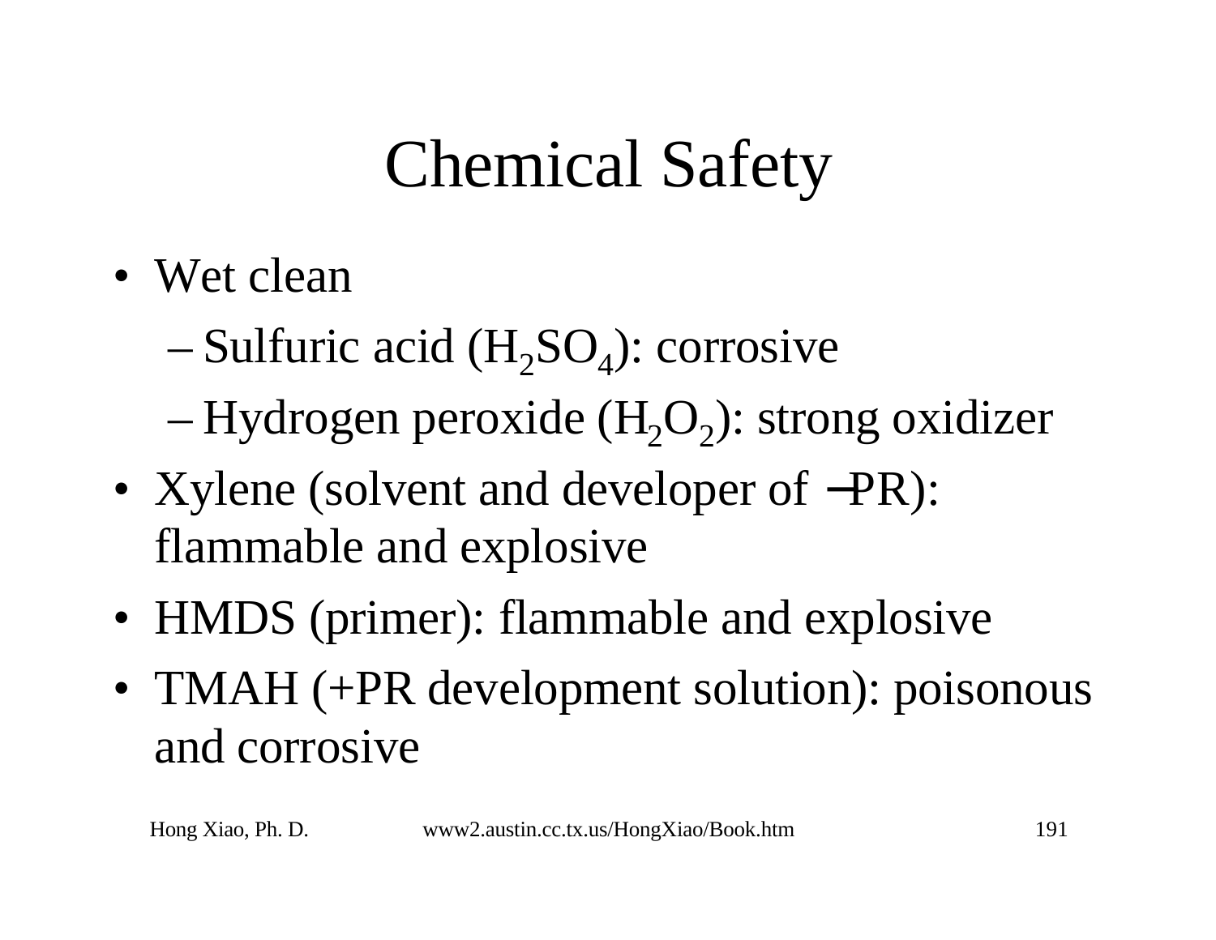# Chemical Safety

- Wet clean
  - Sulfuric acid ($H_2SO_4$): corrosive
  - Hydrogen peroxide ($H_2O_2$): strong oxidizer
- Xylene (solvent and developer of −PR): flammable and explosive
- HMDS (primer): flammable and explosive
- TMAH (+PR development solution): poisonous and corrosive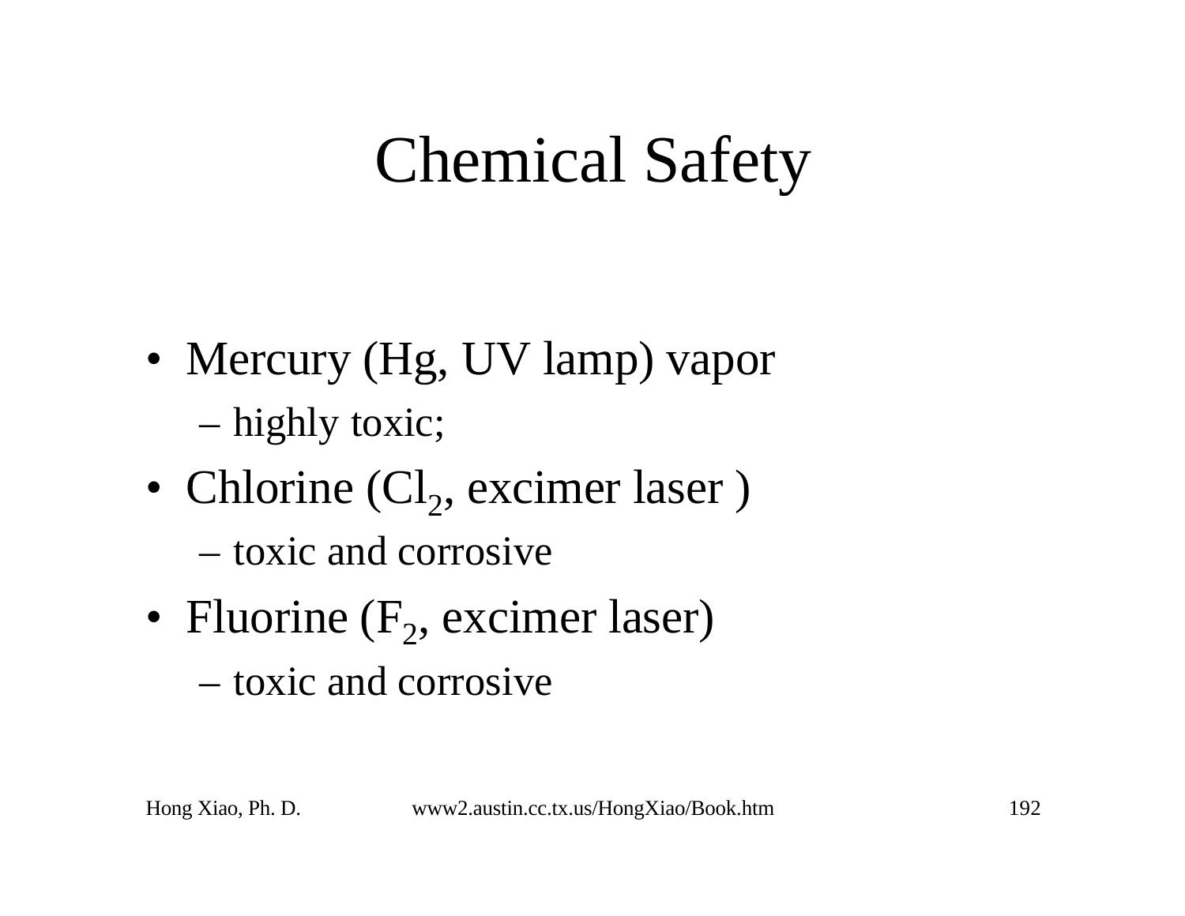# Chemical Safety

- Mercury (Hg, UV lamp) vapor
  - highly toxic;
- Chlorine ($Cl_2$, excimer laser )
  - toxic and corrosive
- Fluorine ($F_2$, excimer laser)
  - toxic and corrosive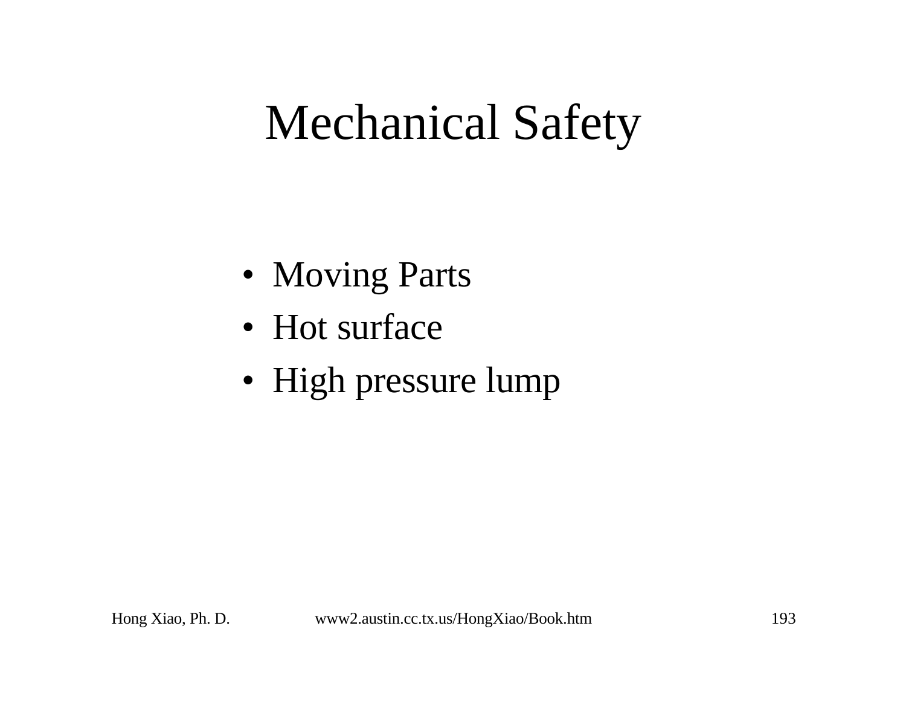# Mechanical Safety

- Moving Parts
- Hot surface
- High pressure lump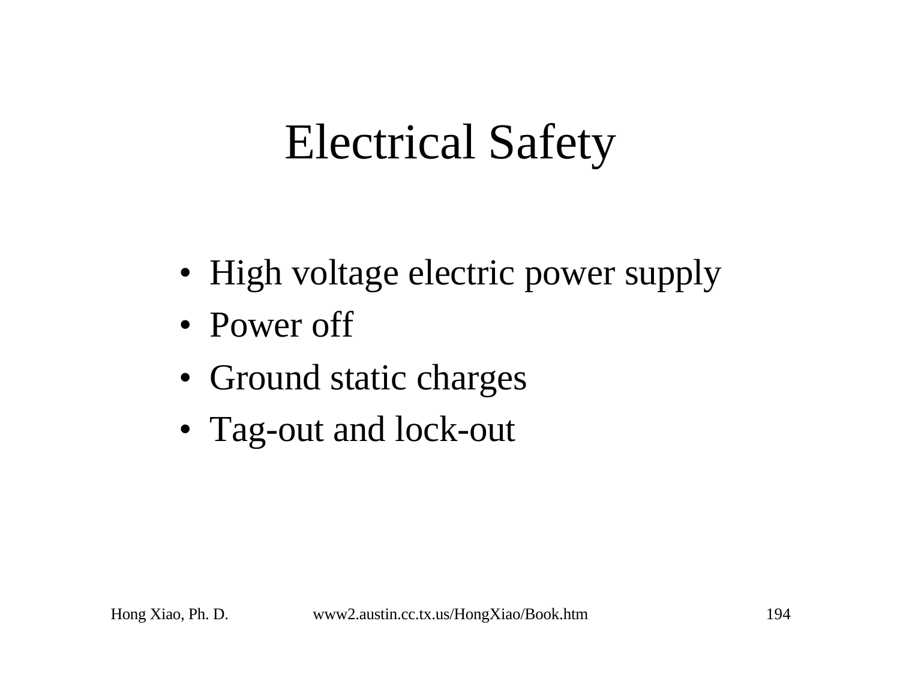# Electrical Safety

- High voltage electric power supply
- Power off
- Ground static charges
- Tag-out and lock-out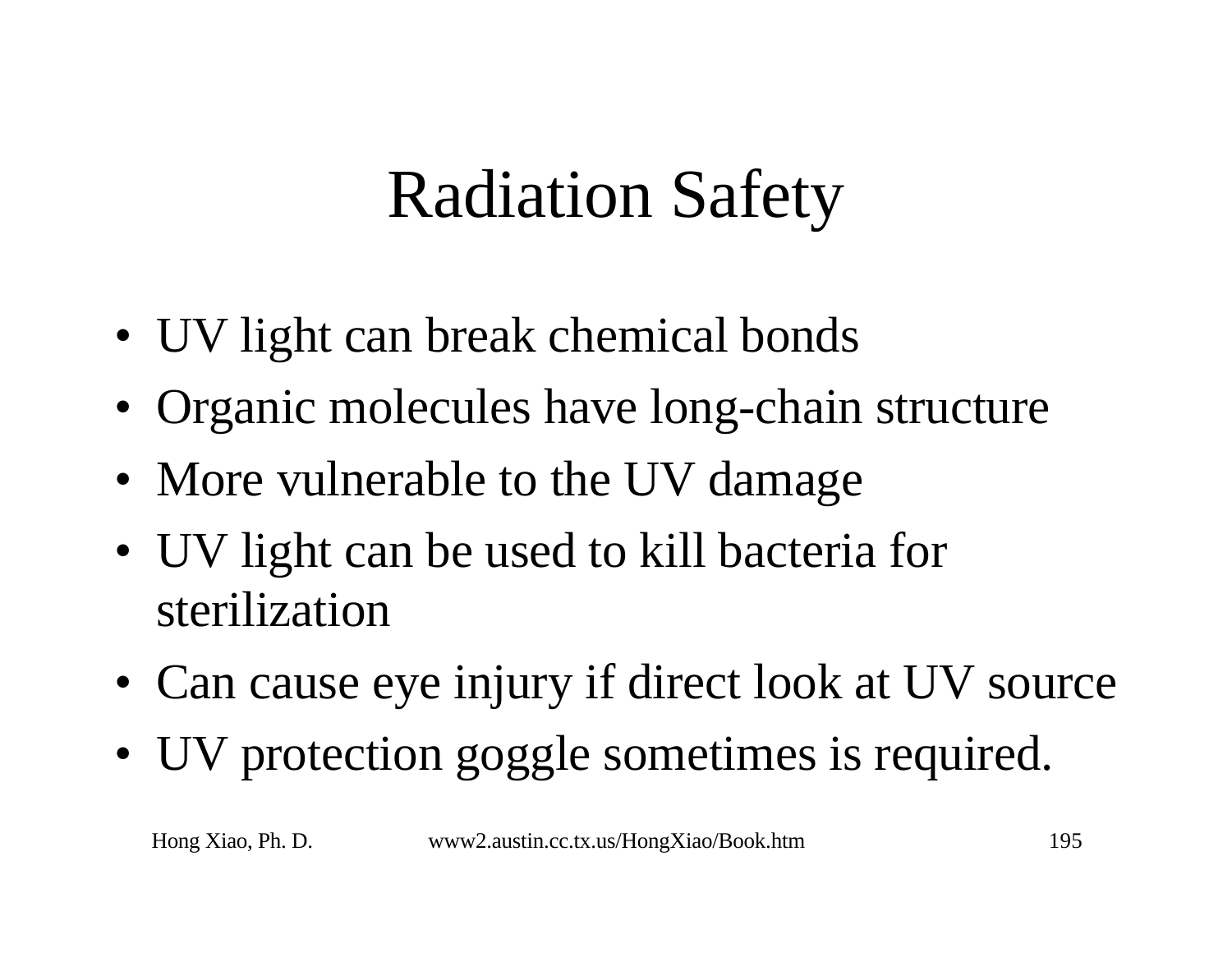# Radiation Safety

- UV light can break chemical bonds
- Organic molecules have long-chain structure
- More vulnerable to the UV damage
- UV light can be used to kill bacteria for sterilization
- Can cause eye injury if direct look at UV source
- UV protection goggle sometimes is required.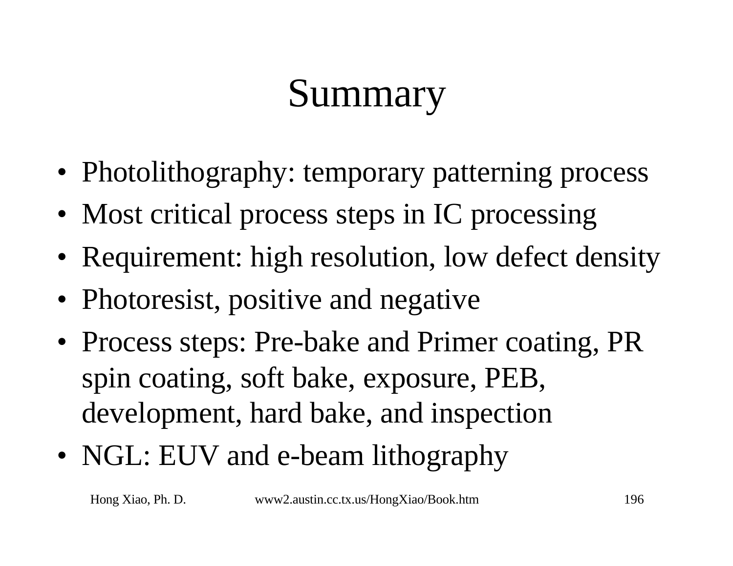# Summary

- Photolithography: temporary patterning process
- Most critical process steps in IC processing
- Requirement: high resolution, low defect density
- Photoresist, positive and negative
- Process steps: Pre-bake and Primer coating, PR spin coating, soft bake, exposure, PEB, development, hard bake, and inspection
- NGL: EUV and e-beam lithography